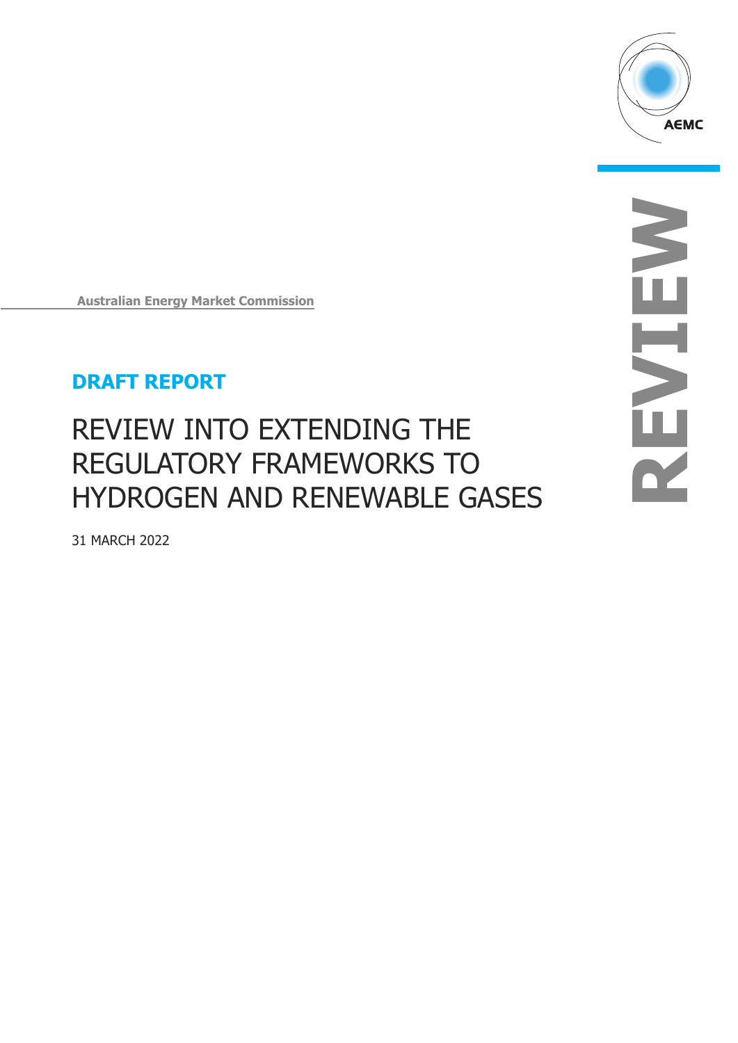Australian Energy Market Commission

**DRAFT REPORT**

# REVIEW INTO EXTENDING THE REGULATORY FRAMEWORKS TO HYDROGEN AND RENEWABLE GASES

31 MARCH 2022

REVIEW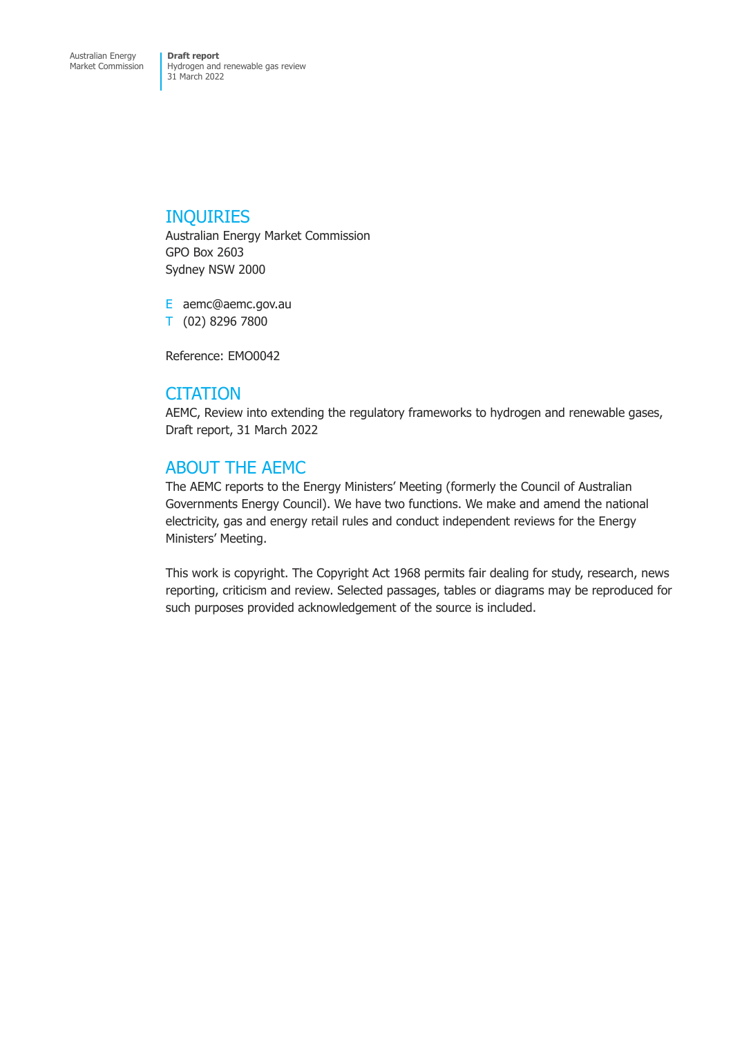## INQUIRIES

Australian Energy Market Commission
GPO Box 2603
Sydney NSW 2000

E aemc@aemc.gov.au
T (02) 8296 7800

Reference: EMO0042

## CITATION

AEMC, Review into extending the regulatory frameworks to hydrogen and renewable gases, Draft report, 31 March 2022

## ABOUT THE AEMC

The AEMC reports to the Energy Ministers' Meeting (formerly the Council of Australian Governments Energy Council). We have two functions. We make and amend the national electricity, gas and energy retail rules and conduct independent reviews for the Energy Ministers' Meeting.

This work is copyright. The Copyright Act 1968 permits fair dealing for study, research, news reporting, criticism and review. Selected passages, tables or diagrams may be reproduced for such purposes provided acknowledgement of the source is included.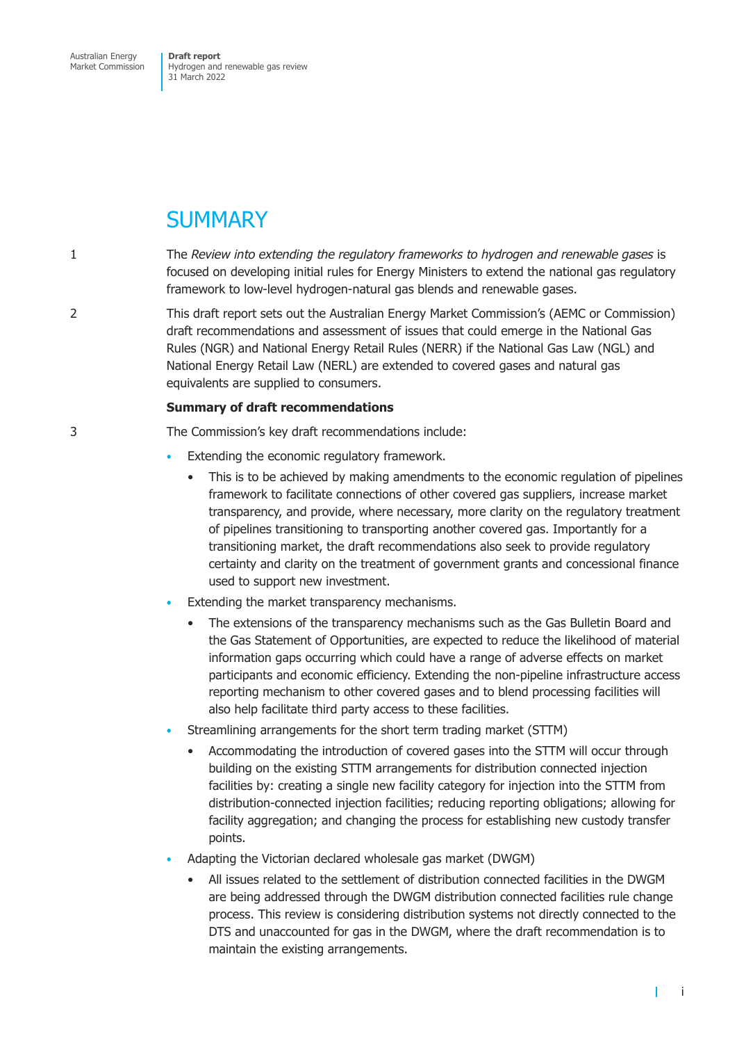# SUMMARY

1 The *Review into extending the regulatory frameworks to hydrogen and renewable gases* is focused on developing initial rules for Energy Ministers to extend the national gas regulatory framework to low-level hydrogen-natural gas blends and renewable gases.

2 This draft report sets out the Australian Energy Market Commission's (AEMC or Commission) draft recommendations and assessment of issues that could emerge in the National Gas Rules (NGR) and National Energy Retail Rules (NERR) if the National Gas Law (NGL) and National Energy Retail Law (NERL) are extended to covered gases and natural gas equivalents are supplied to consumers.

**Summary of draft recommendations**

3 The Commission's key draft recommendations include:

- Extending the economic regulatory framework.
  - This is to be achieved by making amendments to the economic regulation of pipelines framework to facilitate connections of other covered gas suppliers, increase market transparency, and provide, where necessary, more clarity on the regulatory treatment of pipelines transitioning to transporting another covered gas. Importantly for a transitioning market, the draft recommendations also seek to provide regulatory certainty and clarity on the treatment of government grants and concessional finance used to support new investment.
- Extending the market transparency mechanisms.
  - The extensions of the transparency mechanisms such as the Gas Bulletin Board and the Gas Statement of Opportunities, are expected to reduce the likelihood of material information gaps occurring which could have a range of adverse effects on market participants and economic efficiency. Extending the non-pipeline infrastructure access reporting mechanism to other covered gases and to blend processing facilities will also help facilitate third party access to these facilities.
- Streamlining arrangements for the short term trading market (STTM)
  - Accommodating the introduction of covered gases into the STTM will occur through building on the existing STTM arrangements for distribution connected injection facilities by: creating a single new facility category for injection into the STTM from distribution-connected injection facilities; reducing reporting obligations; allowing for facility aggregation; and changing the process for establishing new custody transfer points.
- Adapting the Victorian declared wholesale gas market (DWGM)
  - All issues related to the settlement of distribution connected facilities in the DWGM are being addressed through the DWGM distribution connected facilities rule change process. This review is considering distribution systems not directly connected to the DTS and unaccounted for gas in the DWGM, where the draft recommendation is to maintain the existing arrangements.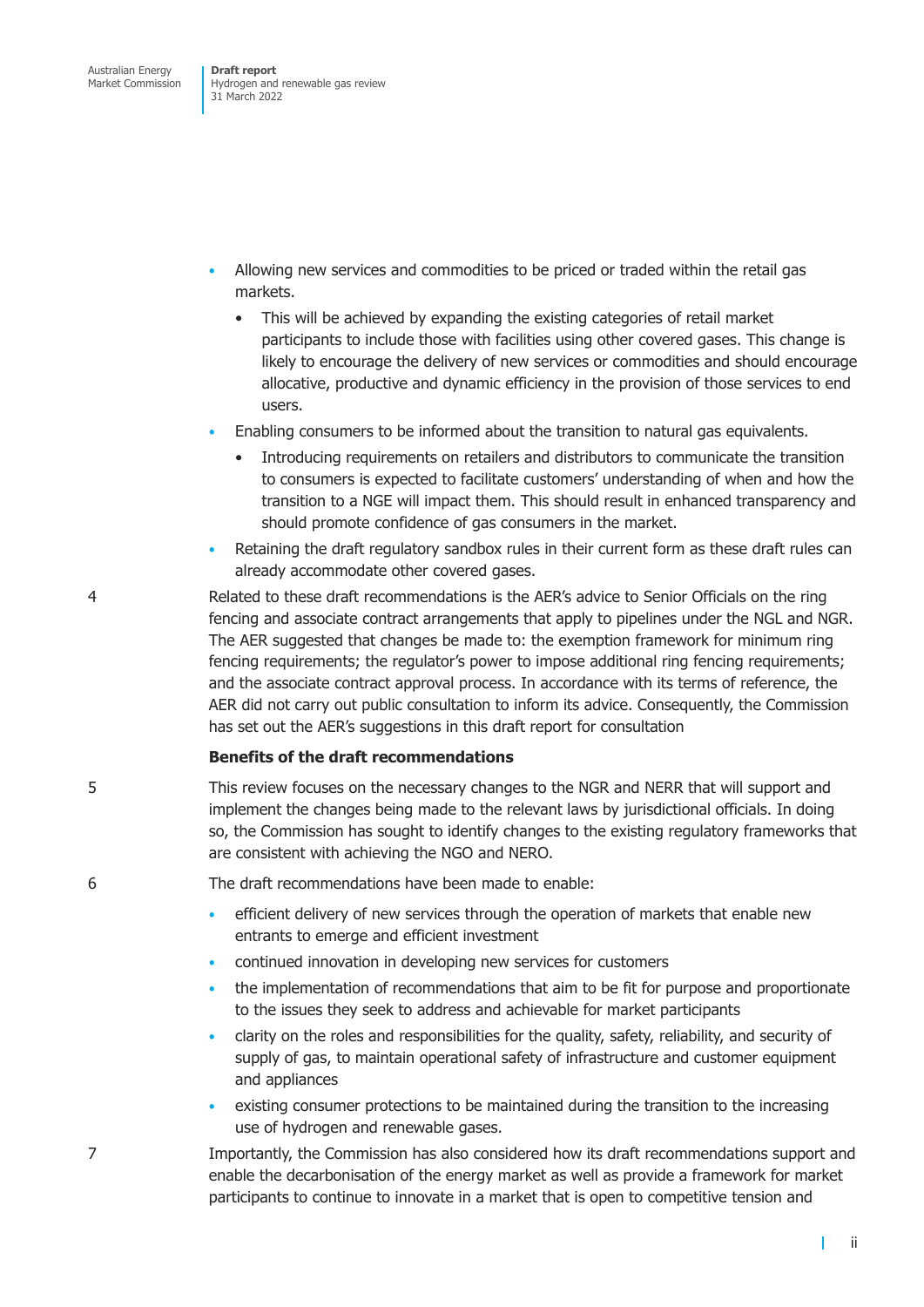- Allowing new services and commodities to be priced or traded within the retail gas markets.
  - This will be achieved by expanding the existing categories of retail market participants to include those with facilities using other covered gases. This change is likely to encourage the delivery of new services or commodities and should encourage allocative, productive and dynamic efficiency in the provision of those services to end users.
- Enabling consumers to be informed about the transition to natural gas equivalents.
  - Introducing requirements on retailers and distributors to communicate the transition to consumers is expected to facilitate customers' understanding of when and how the transition to a NGE will impact them. This should result in enhanced transparency and should promote confidence of gas consumers in the market.
- Retaining the draft regulatory sandbox rules in their current form as these draft rules can already accommodate other covered gases.

4 Related to these draft recommendations is the AER's advice to Senior Officials on the ring fencing and associate contract arrangements that apply to pipelines under the NGL and NGR. The AER suggested that changes be made to: the exemption framework for minimum ring fencing requirements; the regulator's power to impose additional ring fencing requirements; and the associate contract approval process. In accordance with its terms of reference, the AER did not carry out public consultation to inform its advice. Consequently, the Commission has set out the AER's suggestions in this draft report for consultation

**Benefits of the draft recommendations**

5 This review focuses on the necessary changes to the NGR and NERR that will support and implement the changes being made to the relevant laws by jurisdictional officials. In doing so, the Commission has sought to identify changes to the existing regulatory frameworks that are consistent with achieving the NGO and NERO.

6 The draft recommendations have been made to enable:

- efficient delivery of new services through the operation of markets that enable new entrants to emerge and efficient investment
- continued innovation in developing new services for customers
- the implementation of recommendations that aim to be fit for purpose and proportionate to the issues they seek to address and achievable for market participants
- clarity on the roles and responsibilities for the quality, safety, reliability, and security of supply of gas, to maintain operational safety of infrastructure and customer equipment and appliances
- existing consumer protections to be maintained during the transition to the increasing use of hydrogen and renewable gases.

7 Importantly, the Commission has also considered how its draft recommendations support and enable the decarbonisation of the energy market as well as provide a framework for market participants to continue to innovate in a market that is open to competitive tension and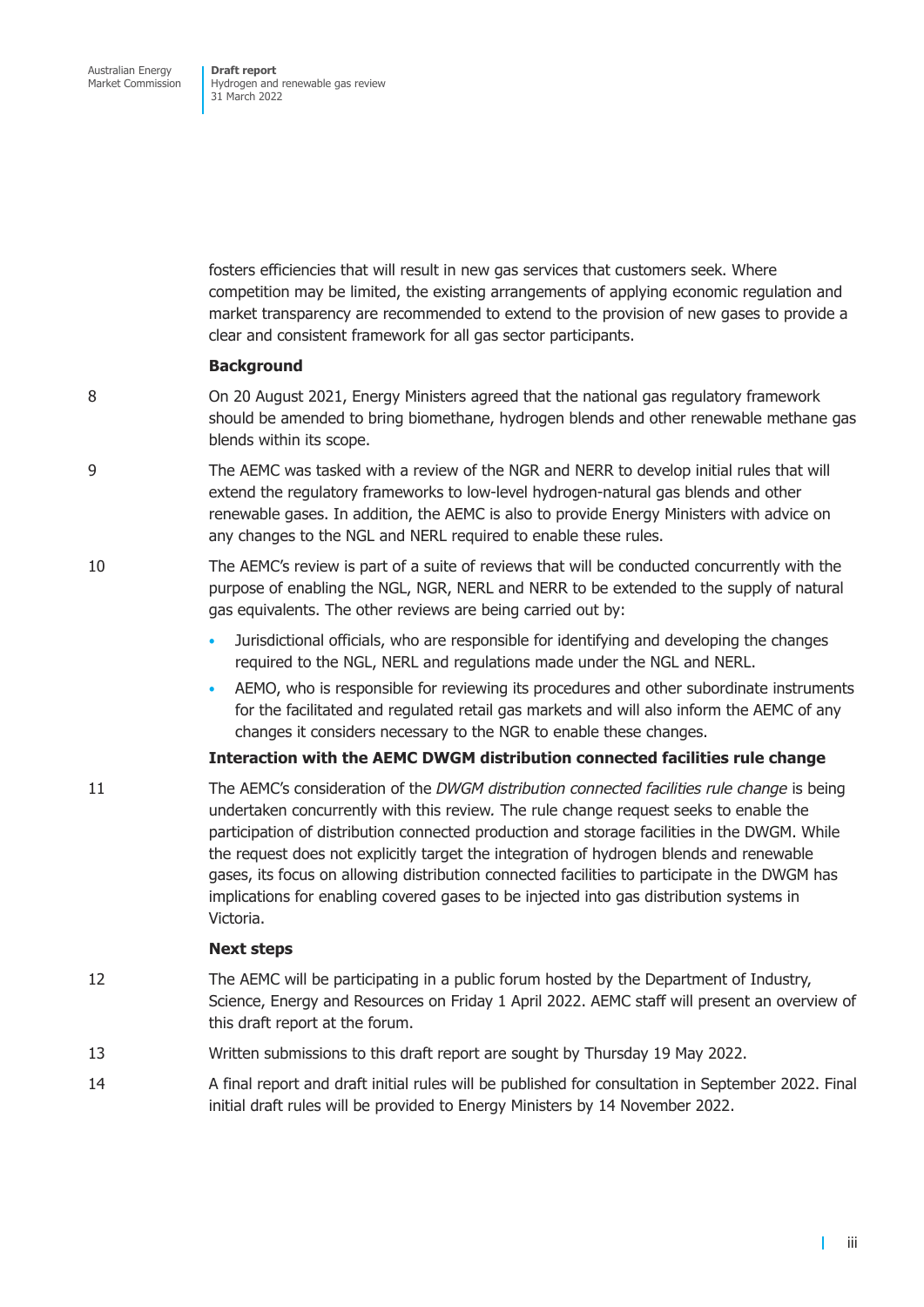fosters efficiencies that will result in new gas services that customers seek. Where competition may be limited, the existing arrangements of applying economic regulation and market transparency are recommended to extend to the provision of new gases to provide a clear and consistent framework for all gas sector participants.

**Background**

8 On 20 August 2021, Energy Ministers agreed that the national gas regulatory framework should be amended to bring biomethane, hydrogen blends and other renewable methane gas blends within its scope.

9 The AEMC was tasked with a review of the NGR and NERR to develop initial rules that will extend the regulatory frameworks to low-level hydrogen-natural gas blends and other renewable gases. In addition, the AEMC is also to provide Energy Ministers with advice on any changes to the NGL and NERL required to enable these rules.

10 The AEMC's review is part of a suite of reviews that will be conducted concurrently with the purpose of enabling the NGL, NGR, NERL and NERR to be extended to the supply of natural gas equivalents. The other reviews are being carried out by:

- Jurisdictional officials, who are responsible for identifying and developing the changes required to the NGL, NERL and regulations made under the NGL and NERL.
- AEMO, who is responsible for reviewing its procedures and other subordinate instruments for the facilitated and regulated retail gas markets and will also inform the AEMC of any changes it considers necessary to the NGR to enable these changes.

**Interaction with the AEMC DWGM distribution connected facilities rule change**

11 The AEMC's consideration of the *DWGM distribution connected facilities rule change* is being undertaken concurrently with this review. The rule change request seeks to enable the participation of distribution connected production and storage facilities in the DWGM. While the request does not explicitly target the integration of hydrogen blends and renewable gases, its focus on allowing distribution connected facilities to participate in the DWGM has implications for enabling covered gases to be injected into gas distribution systems in Victoria.

**Next steps**

12 The AEMC will be participating in a public forum hosted by the Department of Industry, Science, Energy and Resources on Friday 1 April 2022. AEMC staff will present an overview of this draft report at the forum.

13 Written submissions to this draft report are sought by Thursday 19 May 2022.

14 A final report and draft initial rules will be published for consultation in September 2022. Final initial draft rules will be provided to Energy Ministers by 14 November 2022.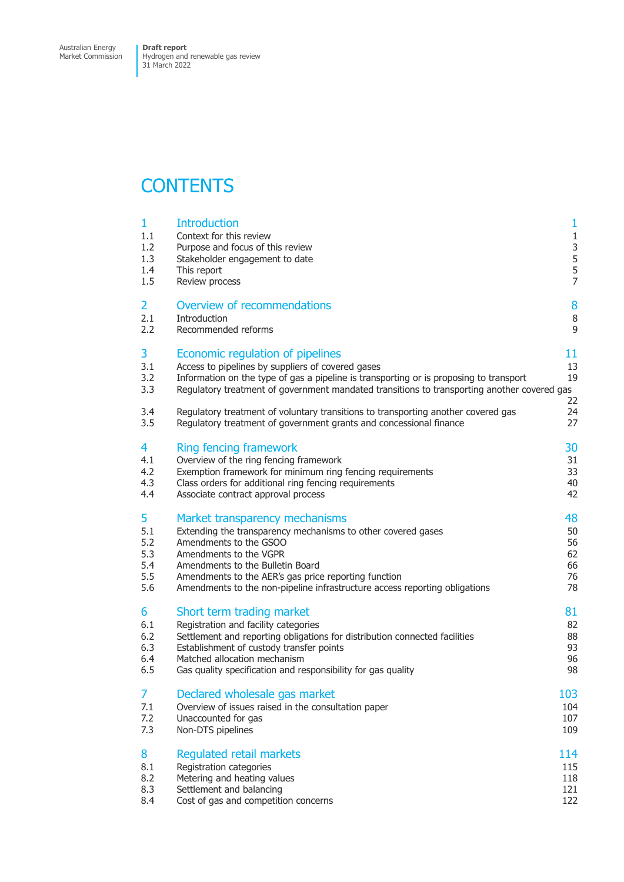# CONTENTS

| | | |
|---|---|---|
| **1** | **Introduction** | **1** |
| 1.1 | Context for this review | 1 |
| 1.2 | Purpose and focus of this review | 3 |
| 1.3 | Stakeholder engagement to date | 5 |
| 1.4 | This report | 5 |
| 1.5 | Review process | 7 |
| **2** | **Overview of recommendations** | **8** |
| 2.1 | Introduction | 8 |
| 2.2 | Recommended reforms | 9 |
| **3** | **Economic regulation of pipelines** | **11** |
| 3.1 | Access to pipelines by suppliers of covered gases | 13 |
| 3.2 | Information on the type of gas a pipeline is transporting or is proposing to transport | 19 |
| 3.3 | Regulatory treatment of government mandated transitions to transporting another covered gas | 22 |
| 3.4 | Regulatory treatment of voluntary transitions to transporting another covered gas | 24 |
| 3.5 | Regulatory treatment of government grants and concessional finance | 27 |
| **4** | **Ring fencing framework** | **30** |
| 4.1 | Overview of the ring fencing framework | 31 |
| 4.2 | Exemption framework for minimum ring fencing requirements | 33 |
| 4.3 | Class orders for additional ring fencing requirements | 40 |
| 4.4 | Associate contract approval process | 42 |
| **5** | **Market transparency mechanisms** | **48** |
| 5.1 | Extending the transparency mechanisms to other covered gases | 50 |
| 5.2 | Amendments to the GSOO | 56 |
| 5.3 | Amendments to the VGPR | 62 |
| 5.4 | Amendments to the Bulletin Board | 66 |
| 5.5 | Amendments to the AER's gas price reporting function | 76 |
| 5.6 | Amendments to the non-pipeline infrastructure access reporting obligations | 78 |
| **6** | **Short term trading market** | **81** |
| 6.1 | Registration and facility categories | 82 |
| 6.2 | Settlement and reporting obligations for distribution connected facilities | 88 |
| 6.3 | Establishment of custody transfer points | 93 |
| 6.4 | Matched allocation mechanism | 96 |
| 6.5 | Gas quality specification and responsibility for gas quality | 98 |
| **7** | **Declared wholesale gas market** | **103** |
| 7.1 | Overview of issues raised in the consultation paper | 104 |
| 7.2 | Unaccounted for gas | 107 |
| 7.3 | Non-DTS pipelines | 109 |
| **8** | **Regulated retail markets** | **114** |
| 8.1 | Registration categories | 115 |
| 8.2 | Metering and heating values | 118 |
| 8.3 | Settlement and balancing | 121 |
| 8.4 | Cost of gas and competition concerns | 122 |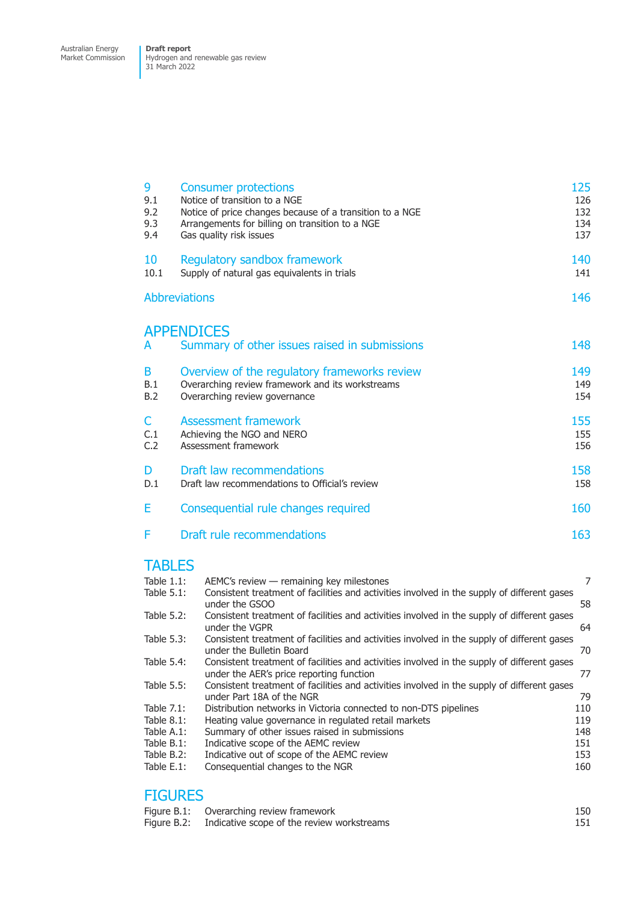| | | |
|---|---|---|
| 9 | Consumer protections | 125 |
| 9.1 | Notice of transition to a NGE | 126 |
| 9.2 | Notice of price changes because of a transition to a NGE | 132 |
| 9.3 | Arrangements for billing on transition to a NGE | 134 |
| 9.4 | Gas quality risk issues | 137 |
| 10 | Regulatory sandbox framework | 140 |
| 10.1 | Supply of natural gas equivalents in trials | 141 |
| | Abbreviations | 146 |

## APPENDICES

| | | |
|---|---|---|
| A | Summary of other issues raised in submissions | 148 |
| B | Overview of the regulatory frameworks review | 149 |
| B.1 | Overarching review framework and its workstreams | 149 |
| B.2 | Overarching review governance | 154 |
| C | Assessment framework | 155 |
| C.1 | Achieving the NGO and NERO | 155 |
| C.2 | Assessment framework | 156 |
| D | Draft law recommendations | 158 |
| D.1 | Draft law recommendations to Official's review | 158 |
| E | Consequential rule changes required | 160 |
| F | Draft rule recommendations | 163 |

## TABLES

| | | |
|---|---|---|
| Table 1.1: | AEMC's review — remaining key milestones | 7 |
| Table 5.1: | Consistent treatment of facilities and activities involved in the supply of different gases under the GSOO | 58 |
| Table 5.2: | Consistent treatment of facilities and activities involved in the supply of different gases under the VGPR | 64 |
| Table 5.3: | Consistent treatment of facilities and activities involved in the supply of different gases under the Bulletin Board | 70 |
| Table 5.4: | Consistent treatment of facilities and activities involved in the supply of different gases under the AER's price reporting function | 77 |
| Table 5.5: | Consistent treatment of facilities and activities involved in the supply of different gases under Part 18A of the NGR | 79 |
| Table 7.1: | Distribution networks in Victoria connected to non-DTS pipelines | 110 |
| Table 8.1: | Heating value governance in regulated retail markets | 119 |
| Table A.1: | Summary of other issues raised in submissions | 148 |
| Table B.1: | Indicative scope of the AEMC review | 151 |
| Table B.2: | Indicative out of scope of the AEMC review | 153 |
| Table E.1: | Consequential changes to the NGR | 160 |

## FIGURES

| | | |
|---|---|---|
| Figure B.1: | Overarching review framework | 150 |
| Figure B.2: | Indicative scope of the review workstreams | 151 |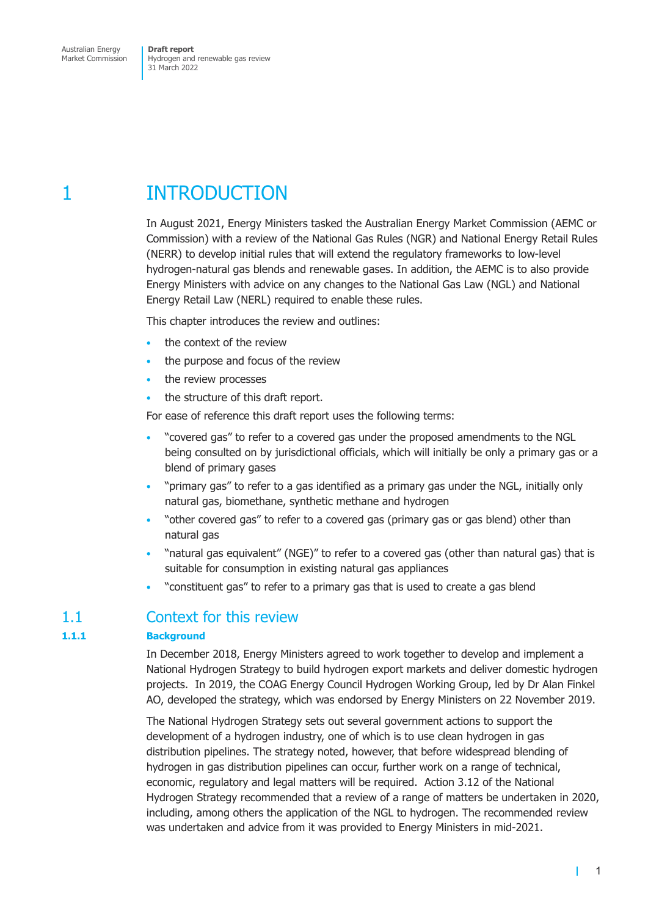# 1 INTRODUCTION

In August 2021, Energy Ministers tasked the Australian Energy Market Commission (AEMC or Commission) with a review of the National Gas Rules (NGR) and National Energy Retail Rules (NERR) to develop initial rules that will extend the regulatory frameworks to low-level hydrogen-natural gas blends and renewable gases. In addition, the AEMC is to also provide Energy Ministers with advice on any changes to the National Gas Law (NGL) and National Energy Retail Law (NERL) required to enable these rules.

This chapter introduces the review and outlines:

- the context of the review
- the purpose and focus of the review
- the review processes
- the structure of this draft report.

For ease of reference this draft report uses the following terms:

- "covered gas" to refer to a covered gas under the proposed amendments to the NGL being consulted on by jurisdictional officials, which will initially be only a primary gas or a blend of primary gases
- "primary gas" to refer to a gas identified as a primary gas under the NGL, initially only natural gas, biomethane, synthetic methane and hydrogen
- "other covered gas" to refer to a covered gas (primary gas or gas blend) other than natural gas
- "natural gas equivalent" (NGE)" to refer to a covered gas (other than natural gas) that is suitable for consumption in existing natural gas appliances
- "constituent gas" to refer to a primary gas that is used to create a gas blend

## 1.1 Context for this review

### 1.1.1 Background

In December 2018, Energy Ministers agreed to work together to develop and implement a National Hydrogen Strategy to build hydrogen export markets and deliver domestic hydrogen projects. In 2019, the COAG Energy Council Hydrogen Working Group, led by Dr Alan Finkel AO, developed the strategy, which was endorsed by Energy Ministers on 22 November 2019.

The National Hydrogen Strategy sets out several government actions to support the development of a hydrogen industry, one of which is to use clean hydrogen in gas distribution pipelines. The strategy noted, however, that before widespread blending of hydrogen in gas distribution pipelines can occur, further work on a range of technical, economic, regulatory and legal matters will be required. Action 3.12 of the National Hydrogen Strategy recommended that a review of a range of matters be undertaken in 2020, including, among others the application of the NGL to hydrogen. The recommended review was undertaken and advice from it was provided to Energy Ministers in mid-2021.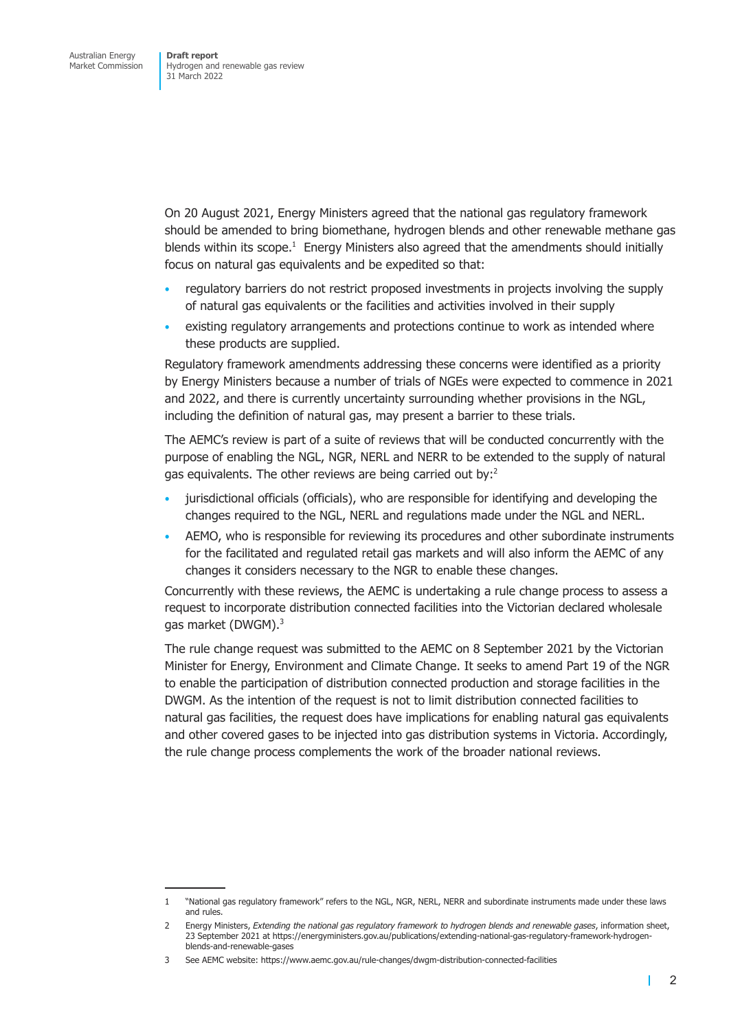On 20 August 2021, Energy Ministers agreed that the national gas regulatory framework should be amended to bring biomethane, hydrogen blends and other renewable methane gas blends within its scope.[1] Energy Ministers also agreed that the amendments should initially focus on natural gas equivalents and be expedited so that:

- regulatory barriers do not restrict proposed investments in projects involving the supply of natural gas equivalents or the facilities and activities involved in their supply
- existing regulatory arrangements and protections continue to work as intended where these products are supplied.

Regulatory framework amendments addressing these concerns were identified as a priority by Energy Ministers because a number of trials of NGEs were expected to commence in 2021 and 2022, and there is currently uncertainty surrounding whether provisions in the NGL, including the definition of natural gas, may present a barrier to these trials.

The AEMC's review is part of a suite of reviews that will be conducted concurrently with the purpose of enabling the NGL, NGR, NERL and NERR to be extended to the supply of natural gas equivalents. The other reviews are being carried out by:[2]

- jurisdictional officials (officials), who are responsible for identifying and developing the changes required to the NGL, NERL and regulations made under the NGL and NERL.
- AEMO, who is responsible for reviewing its procedures and other subordinate instruments for the facilitated and regulated retail gas markets and will also inform the AEMC of any changes it considers necessary to the NGR to enable these changes.

Concurrently with these reviews, the AEMC is undertaking a rule change process to assess a request to incorporate distribution connected facilities into the Victorian declared wholesale gas market (DWGM).[3]

The rule change request was submitted to the AEMC on 8 September 2021 by the Victorian Minister for Energy, Environment and Climate Change. It seeks to amend Part 19 of the NGR to enable the participation of distribution connected production and storage facilities in the DWGM. As the intention of the request is not to limit distribution connected facilities to natural gas facilities, the request does have implications for enabling natural gas equivalents and other covered gases to be injected into gas distribution systems in Victoria. Accordingly, the rule change process complements the work of the broader national reviews.

---

1 "National gas regulatory framework" refers to the NGL, NGR, NERL, NERR and subordinate instruments made under these laws and rules.

2 Energy Ministers, *Extending the national gas regulatory framework to hydrogen blends and renewable gases*, information sheet, 23 September 2021 at https://energyministers.gov.au/publications/extending-national-gas-regulatory-framework-hydrogen-blends-and-renewable-gases

3 See AEMC website: https://www.aemc.gov.au/rule-changes/dwgm-distribution-connected-facilities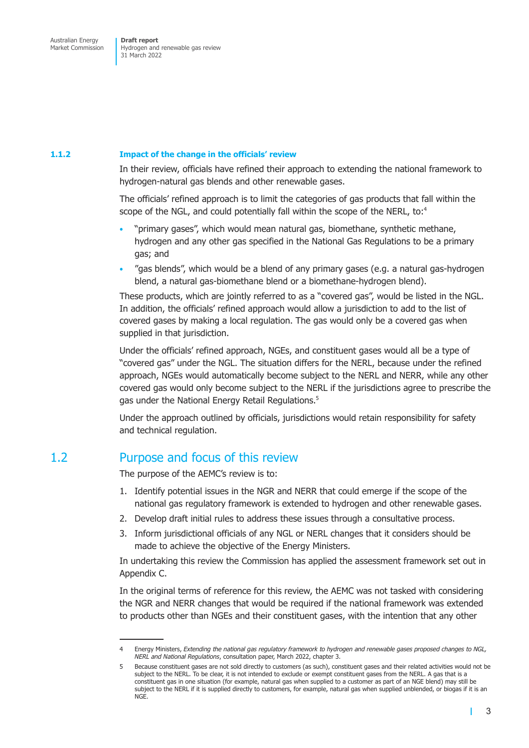### 1.1.2 Impact of the change in the officials' review

In their review, officials have refined their approach to extending the national framework to hydrogen-natural gas blends and other renewable gases.

The officials' refined approach is to limit the categories of gas products that fall within the scope of the NGL, and could potentially fall within the scope of the NERL, to:[4]

- "primary gases", which would mean natural gas, biomethane, synthetic methane, hydrogen and any other gas specified in the National Gas Regulations to be a primary gas; and
- "gas blends", which would be a blend of any primary gases (e.g. a natural gas-hydrogen blend, a natural gas-biomethane blend or a biomethane-hydrogen blend).

These products, which are jointly referred to as a "covered gas", would be listed in the NGL. In addition, the officials' refined approach would allow a jurisdiction to add to the list of covered gases by making a local regulation. The gas would only be a covered gas when supplied in that jurisdiction.

Under the officials' refined approach, NGEs, and constituent gases would all be a type of "covered gas" under the NGL. The situation differs for the NERL, because under the refined approach, NGEs would automatically become subject to the NERL and NERR, while any other covered gas would only become subject to the NERL if the jurisdictions agree to prescribe the gas under the National Energy Retail Regulations.[5]

Under the approach outlined by officials, jurisdictions would retain responsibility for safety and technical regulation.

## 1.2 Purpose and focus of this review

The purpose of the AEMC's review is to:

1. Identify potential issues in the NGR and NERR that could emerge if the scope of the national gas regulatory framework is extended to hydrogen and other renewable gases.
2. Develop draft initial rules to address these issues through a consultative process.
3. Inform jurisdictional officials of any NGL or NERL changes that it considers should be made to achieve the objective of the Energy Ministers.

In undertaking this review the Commission has applied the assessment framework set out in Appendix C.

In the original terms of reference for this review, the AEMC was not tasked with considering the NGR and NERR changes that would be required if the national framework was extended to products other than NGEs and their constituent gases, with the intention that any other

---

4 Energy Ministers, *Extending the national gas regulatory framework to hydrogen and renewable gases proposed changes to NGL, NERL and National Regulations*, consultation paper, March 2022, chapter 3.

5 Because constituent gases are not sold directly to customers (as such), constituent gases and their related activities would not be subject to the NERL. To be clear, it is not intended to exclude or exempt constituent gases from the NERL. A gas that is a constituent gas in one situation (for example, natural gas when supplied to a customer as part of an NGE blend) may still be subject to the NERL if it is supplied directly to customers, for example, natural gas when supplied unblended, or biogas if it is an NGE.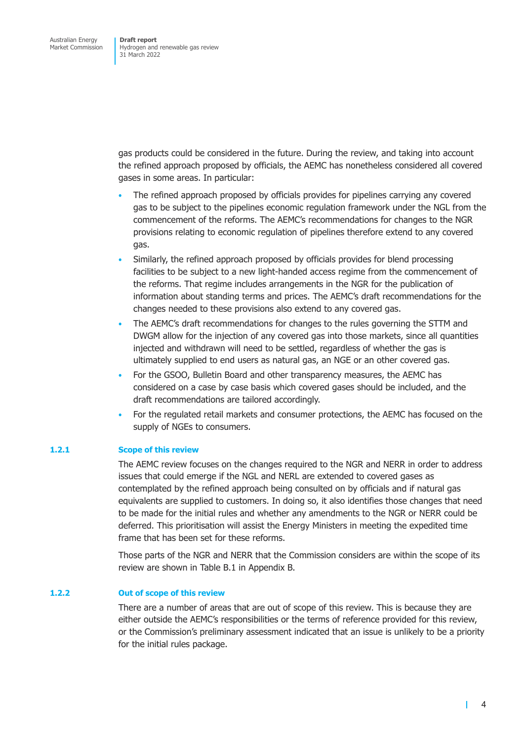gas products could be considered in the future. During the review, and taking into account the refined approach proposed by officials, the AEMC has nonetheless considered all covered gases in some areas. In particular:

- The refined approach proposed by officials provides for pipelines carrying any covered gas to be subject to the pipelines economic regulation framework under the NGL from the commencement of the reforms. The AEMC's recommendations for changes to the NGR provisions relating to economic regulation of pipelines therefore extend to any covered gas.
- Similarly, the refined approach proposed by officials provides for blend processing facilities to be subject to a new light-handed access regime from the commencement of the reforms. That regime includes arrangements in the NGR for the publication of information about standing terms and prices. The AEMC's draft recommendations for the changes needed to these provisions also extend to any covered gas.
- The AEMC's draft recommendations for changes to the rules governing the STTM and DWGM allow for the injection of any covered gas into those markets, since all quantities injected and withdrawn will need to be settled, regardless of whether the gas is ultimately supplied to end users as natural gas, an NGE or an other covered gas.
- For the GSOO, Bulletin Board and other transparency measures, the AEMC has considered on a case by case basis which covered gases should be included, and the draft recommendations are tailored accordingly.
- For the regulated retail markets and consumer protections, the AEMC has focused on the supply of NGEs to consumers.

### 1.2.1 Scope of this review

The AEMC review focuses on the changes required to the NGR and NERR in order to address issues that could emerge if the NGL and NERL are extended to covered gases as contemplated by the refined approach being consulted on by officials and if natural gas equivalents are supplied to customers. In doing so, it also identifies those changes that need to be made for the initial rules and whether any amendments to the NGR or NERR could be deferred. This prioritisation will assist the Energy Ministers in meeting the expedited time frame that has been set for these reforms.

Those parts of the NGR and NERR that the Commission considers are within the scope of its review are shown in Table B.1 in Appendix B.

### 1.2.2 Out of scope of this review

There are a number of areas that are out of scope of this review. This is because they are either outside the AEMC's responsibilities or the terms of reference provided for this review, or the Commission's preliminary assessment indicated that an issue is unlikely to be a priority for the initial rules package.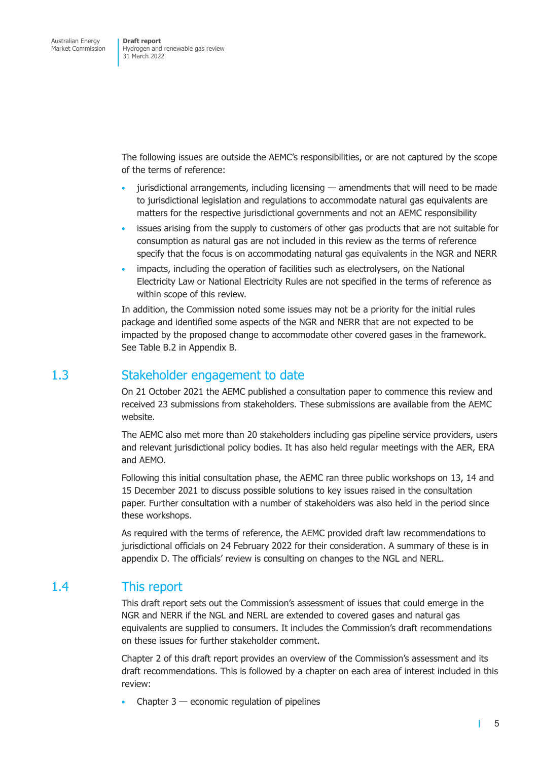The following issues are outside the AEMC's responsibilities, or are not captured by the scope of the terms of reference:

- jurisdictional arrangements, including licensing — amendments that will need to be made to jurisdictional legislation and regulations to accommodate natural gas equivalents are matters for the respective jurisdictional governments and not an AEMC responsibility
- issues arising from the supply to customers of other gas products that are not suitable for consumption as natural gas are not included in this review as the terms of reference specify that the focus is on accommodating natural gas equivalents in the NGR and NERR
- impacts, including the operation of facilities such as electrolysers, on the National Electricity Law or National Electricity Rules are not specified in the terms of reference as within scope of this review.

In addition, the Commission noted some issues may not be a priority for the initial rules package and identified some aspects of the NGR and NERR that are not expected to be impacted by the proposed change to accommodate other covered gases in the framework. See Table B.2 in Appendix B.

## 1.3 Stakeholder engagement to date

On 21 October 2021 the AEMC published a consultation paper to commence this review and received 23 submissions from stakeholders. These submissions are available from the AEMC website.

The AEMC also met more than 20 stakeholders including gas pipeline service providers, users and relevant jurisdictional policy bodies. It has also held regular meetings with the AER, ERA and AEMO.

Following this initial consultation phase, the AEMC ran three public workshops on 13, 14 and 15 December 2021 to discuss possible solutions to key issues raised in the consultation paper. Further consultation with a number of stakeholders was also held in the period since these workshops.

As required with the terms of reference, the AEMC provided draft law recommendations to jurisdictional officials on 24 February 2022 for their consideration. A summary of these is in appendix D. The officials' review is consulting on changes to the NGL and NERL.

## 1.4 This report

This draft report sets out the Commission's assessment of issues that could emerge in the NGR and NERR if the NGL and NERL are extended to covered gases and natural gas equivalents are supplied to consumers. It includes the Commission's draft recommendations on these issues for further stakeholder comment.

Chapter 2 of this draft report provides an overview of the Commission's assessment and its draft recommendations. This is followed by a chapter on each area of interest included in this review:

- Chapter 3 — economic regulation of pipelines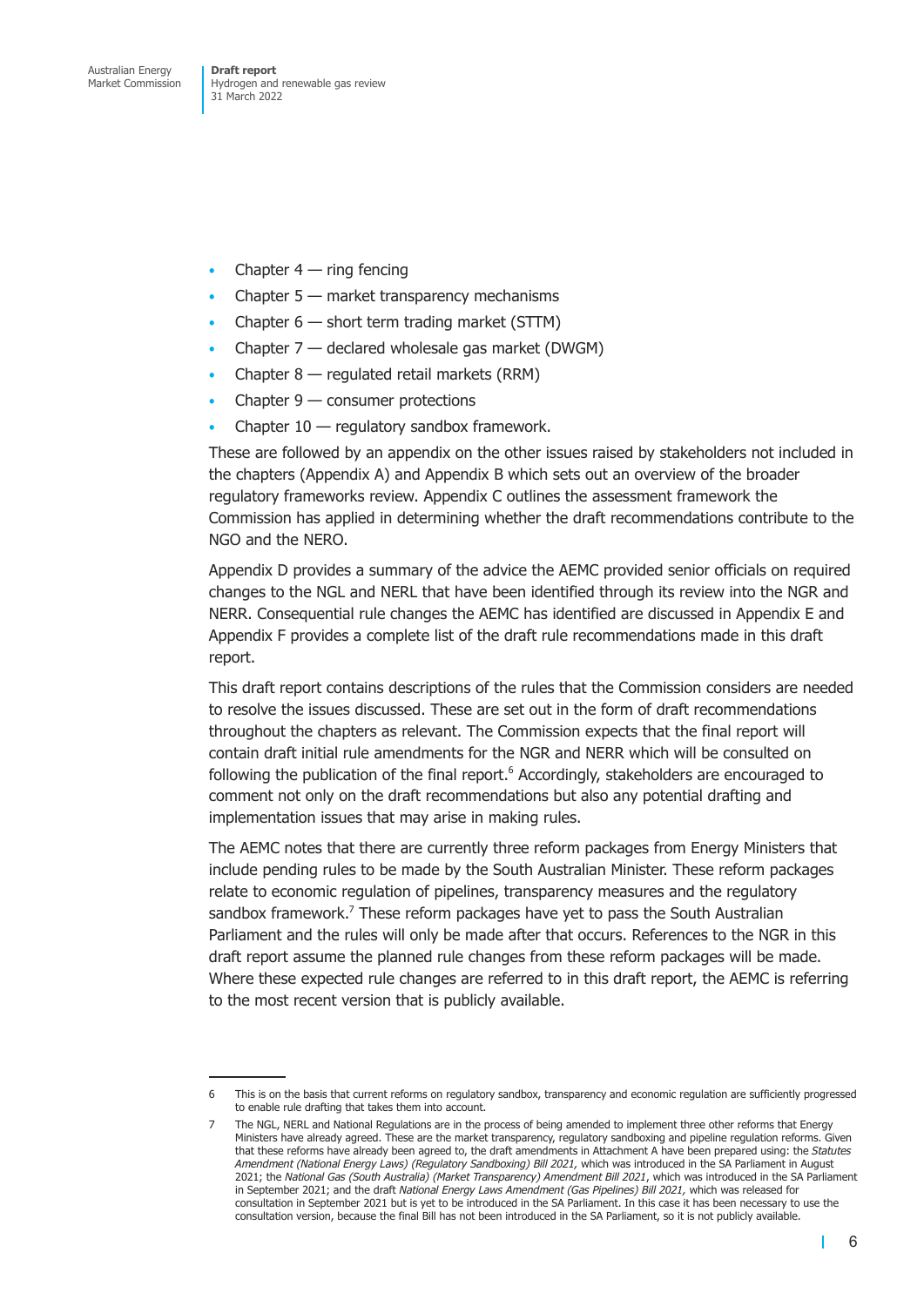- Chapter 4 — ring fencing
- Chapter 5 — market transparency mechanisms
- Chapter 6 — short term trading market (STTM)
- Chapter 7 — declared wholesale gas market (DWGM)
- Chapter 8 — regulated retail markets (RRM)
- Chapter 9 — consumer protections
- Chapter 10 — regulatory sandbox framework.

These are followed by an appendix on the other issues raised by stakeholders not included in the chapters (Appendix A) and Appendix B which sets out an overview of the broader regulatory frameworks review. Appendix C outlines the assessment framework the Commission has applied in determining whether the draft recommendations contribute to the NGO and the NERO.

Appendix D provides a summary of the advice the AEMC provided senior officials on required changes to the NGL and NERL that have been identified through its review into the NGR and NERR. Consequential rule changes the AEMC has identified are discussed in Appendix E and Appendix F provides a complete list of the draft rule recommendations made in this draft report.

This draft report contains descriptions of the rules that the Commission considers are needed to resolve the issues discussed. These are set out in the form of draft recommendations throughout the chapters as relevant. The Commission expects that the final report will contain draft initial rule amendments for the NGR and NERR which will be consulted on following the publication of the final report.[6] Accordingly, stakeholders are encouraged to comment not only on the draft recommendations but also any potential drafting and implementation issues that may arise in making rules.

The AEMC notes that there are currently three reform packages from Energy Ministers that include pending rules to be made by the South Australian Minister. These reform packages relate to economic regulation of pipelines, transparency measures and the regulatory sandbox framework.[7] These reform packages have yet to pass the South Australian Parliament and the rules will only be made after that occurs. References to the NGR in this draft report assume the planned rule changes from these reform packages will be made. Where these expected rule changes are referred to in this draft report, the AEMC is referring to the most recent version that is publicly available.

---

6 This is on the basis that current reforms on regulatory sandbox, transparency and economic regulation are sufficiently progressed to enable rule drafting that takes them into account.

7 The NGL, NERL and National Regulations are in the process of being amended to implement three other reforms that Energy Ministers have already agreed. These are the market transparency, regulatory sandboxing and pipeline regulation reforms. Given that these reforms have already been agreed to, the draft amendments in Attachment A have been prepared using: the *Statutes Amendment (National Energy Laws) (Regulatory Sandboxing) Bill 2021,* which was introduced in the SA Parliament in August 2021; the *National Gas (South Australia) (Market Transparency) Amendment Bill 2021*, which was introduced in the SA Parliament in September 2021; and the draft *National Energy Laws Amendment (Gas Pipelines) Bill 2021,* which was released for consultation in September 2021 but is yet to be introduced in the SA Parliament. In this case it has been necessary to use the consultation version, because the final Bill has not been introduced in the SA Parliament, so it is not publicly available.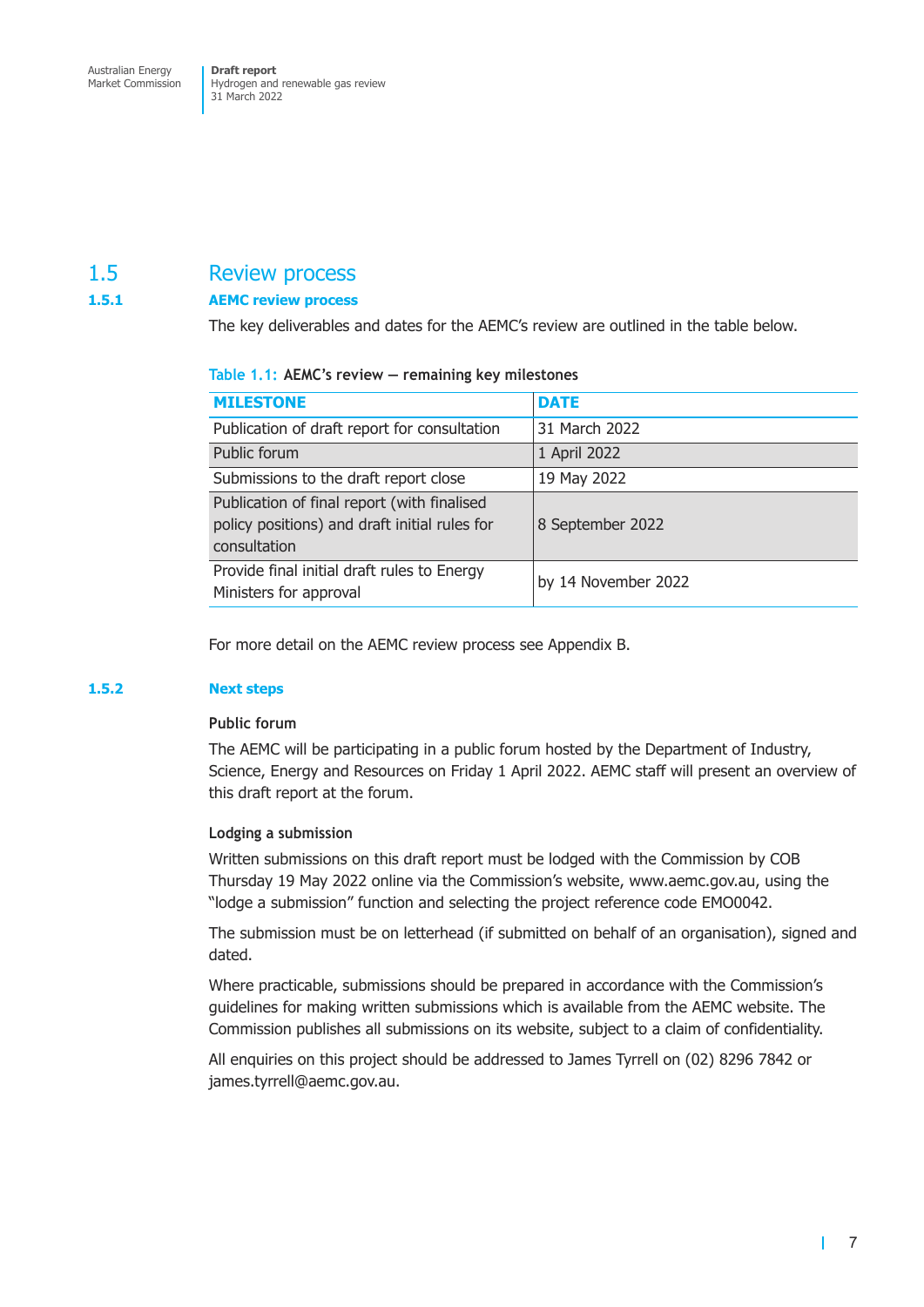## 1.5 Review process

### 1.5.1 AEMC review process

The key deliverables and dates for the AEMC's review are outlined in the table below.

**Table 1.1: AEMC's review — remaining key milestones**

| MILESTONE | DATE |
|---|---|
| Publication of draft report for consultation | 31 March 2022 |
| Public forum | 1 April 2022 |
| Submissions to the draft report close | 19 May 2022 |
| Publication of final report (with finalised policy positions) and draft initial rules for consultation | 8 September 2022 |
| Provide final initial draft rules to Energy Ministers for approval | by 14 November 2022 |

For more detail on the AEMC review process see Appendix B.

### 1.5.2 Next steps

#### Public forum

The AEMC will be participating in a public forum hosted by the Department of Industry, Science, Energy and Resources on Friday 1 April 2022. AEMC staff will present an overview of this draft report at the forum.

#### Lodging a submission

Written submissions on this draft report must be lodged with the Commission by COB Thursday 19 May 2022 online via the Commission's website, www.aemc.gov.au, using the "lodge a submission" function and selecting the project reference code EMO0042.

The submission must be on letterhead (if submitted on behalf of an organisation), signed and dated.

Where practicable, submissions should be prepared in accordance with the Commission's guidelines for making written submissions which is available from the AEMC website. The Commission publishes all submissions on its website, subject to a claim of confidentiality.

All enquiries on this project should be addressed to James Tyrrell on (02) 8296 7842 or james.tyrrell@aemc.gov.au.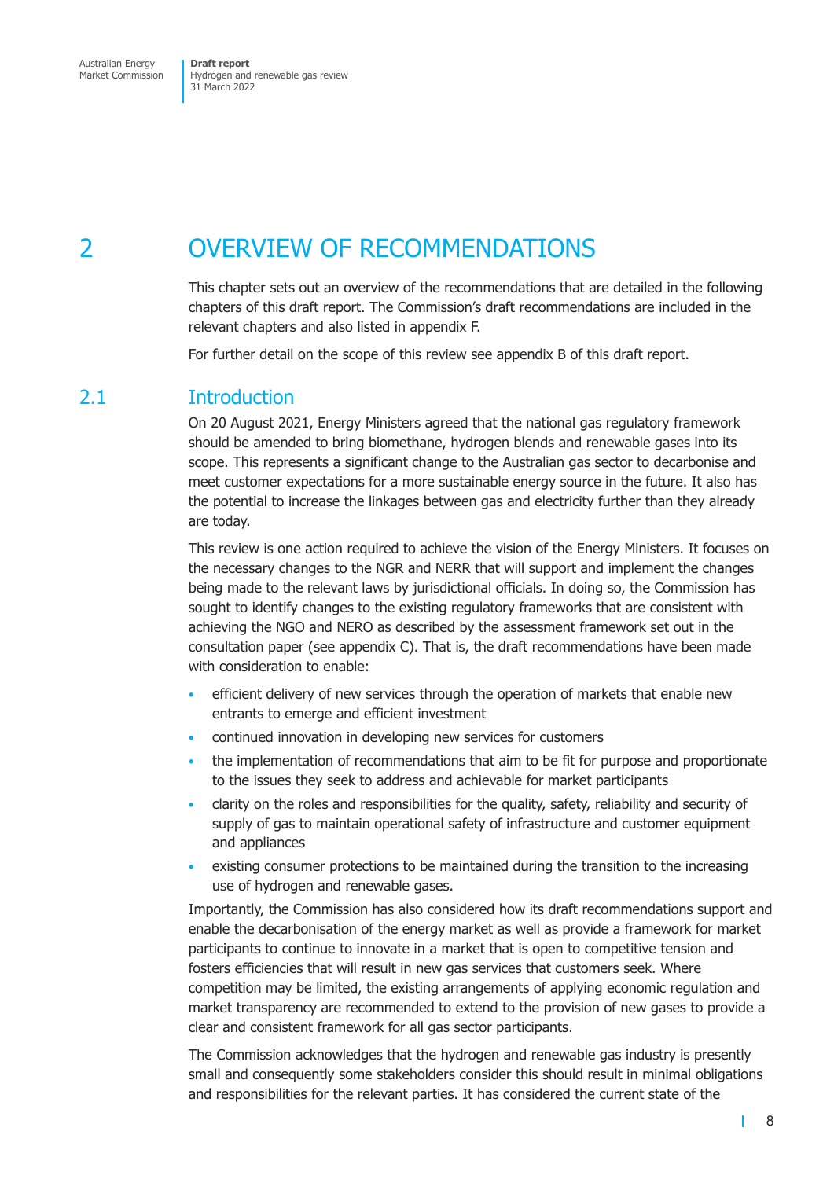# 2 OVERVIEW OF RECOMMENDATIONS

This chapter sets out an overview of the recommendations that are detailed in the following chapters of this draft report. The Commission's draft recommendations are included in the relevant chapters and also listed in appendix F.

For further detail on the scope of this review see appendix B of this draft report.

## 2.1 Introduction

On 20 August 2021, Energy Ministers agreed that the national gas regulatory framework should be amended to bring biomethane, hydrogen blends and renewable gases into its scope. This represents a significant change to the Australian gas sector to decarbonise and meet customer expectations for a more sustainable energy source in the future. It also has the potential to increase the linkages between gas and electricity further than they already are today.

This review is one action required to achieve the vision of the Energy Ministers. It focuses on the necessary changes to the NGR and NERR that will support and implement the changes being made to the relevant laws by jurisdictional officials. In doing so, the Commission has sought to identify changes to the existing regulatory frameworks that are consistent with achieving the NGO and NERO as described by the assessment framework set out in the consultation paper (see appendix C). That is, the draft recommendations have been made with consideration to enable:

- efficient delivery of new services through the operation of markets that enable new entrants to emerge and efficient investment
- continued innovation in developing new services for customers
- the implementation of recommendations that aim to be fit for purpose and proportionate to the issues they seek to address and achievable for market participants
- clarity on the roles and responsibilities for the quality, safety, reliability and security of supply of gas to maintain operational safety of infrastructure and customer equipment and appliances
- existing consumer protections to be maintained during the transition to the increasing use of hydrogen and renewable gases.

Importantly, the Commission has also considered how its draft recommendations support and enable the decarbonisation of the energy market as well as provide a framework for market participants to continue to innovate in a market that is open to competitive tension and fosters efficiencies that will result in new gas services that customers seek. Where competition may be limited, the existing arrangements of applying economic regulation and market transparency are recommended to extend to the provision of new gases to provide a clear and consistent framework for all gas sector participants.

The Commission acknowledges that the hydrogen and renewable gas industry is presently small and consequently some stakeholders consider this should result in minimal obligations and responsibilities for the relevant parties. It has considered the current state of the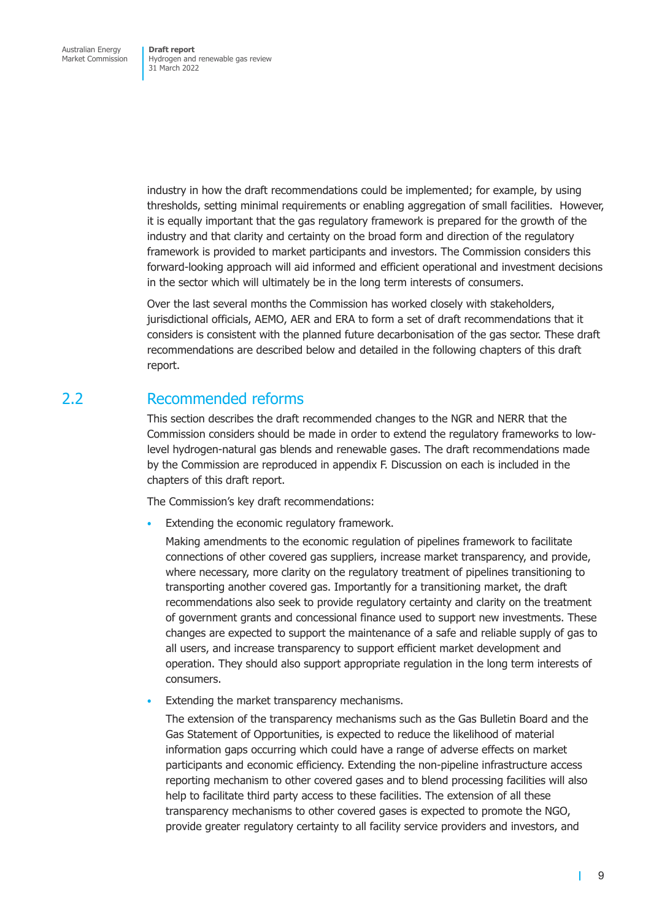industry in how the draft recommendations could be implemented; for example, by using thresholds, setting minimal requirements or enabling aggregation of small facilities. However, it is equally important that the gas regulatory framework is prepared for the growth of the industry and that clarity and certainty on the broad form and direction of the regulatory framework is provided to market participants and investors. The Commission considers this forward-looking approach will aid informed and efficient operational and investment decisions in the sector which will ultimately be in the long term interests of consumers.

Over the last several months the Commission has worked closely with stakeholders, jurisdictional officials, AEMO, AER and ERA to form a set of draft recommendations that it considers is consistent with the planned future decarbonisation of the gas sector. These draft recommendations are described below and detailed in the following chapters of this draft report.

## 2.2 Recommended reforms

This section describes the draft recommended changes to the NGR and NERR that the Commission considers should be made in order to extend the regulatory frameworks to low-level hydrogen-natural gas blends and renewable gases. The draft recommendations made by the Commission are reproduced in appendix F. Discussion on each is included in the chapters of this draft report.

The Commission's key draft recommendations:

- Extending the economic regulatory framework.

  Making amendments to the economic regulation of pipelines framework to facilitate connections of other covered gas suppliers, increase market transparency, and provide, where necessary, more clarity on the regulatory treatment of pipelines transitioning to transporting another covered gas. Importantly for a transitioning market, the draft recommendations also seek to provide regulatory certainty and clarity on the treatment of government grants and concessional finance used to support new investments. These changes are expected to support the maintenance of a safe and reliable supply of gas to all users, and increase transparency to support efficient market development and operation. They should also support appropriate regulation in the long term interests of consumers.

- Extending the market transparency mechanisms.

  The extension of the transparency mechanisms such as the Gas Bulletin Board and the Gas Statement of Opportunities, is expected to reduce the likelihood of material information gaps occurring which could have a range of adverse effects on market participants and economic efficiency. Extending the non-pipeline infrastructure access reporting mechanism to other covered gases and to blend processing facilities will also help to facilitate third party access to these facilities. The extension of all these transparency mechanisms to other covered gases is expected to promote the NGO, provide greater regulatory certainty to all facility service providers and investors, and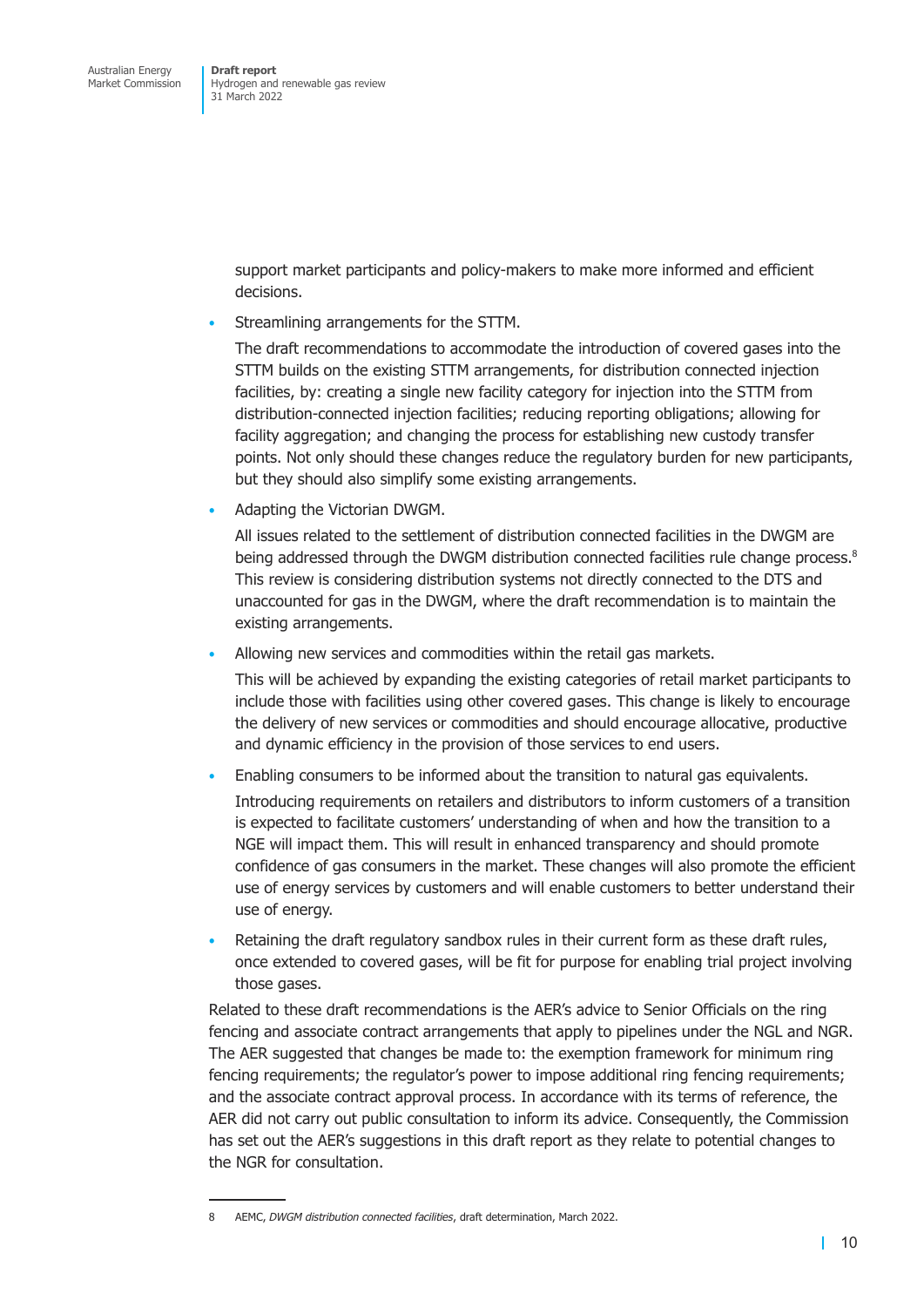support market participants and policy-makers to make more informed and efficient decisions.

- Streamlining arrangements for the STTM.

  The draft recommendations to accommodate the introduction of covered gases into the STTM builds on the existing STTM arrangements, for distribution connected injection facilities, by: creating a single new facility category for injection into the STTM from distribution-connected injection facilities; reducing reporting obligations; allowing for facility aggregation; and changing the process for establishing new custody transfer points. Not only should these changes reduce the regulatory burden for new participants, but they should also simplify some existing arrangements.

- Adapting the Victorian DWGM.

  All issues related to the settlement of distribution connected facilities in the DWGM are being addressed through the DWGM distribution connected facilities rule change process.[8] This review is considering distribution systems not directly connected to the DTS and unaccounted for gas in the DWGM, where the draft recommendation is to maintain the existing arrangements.

- Allowing new services and commodities within the retail gas markets.

  This will be achieved by expanding the existing categories of retail market participants to include those with facilities using other covered gases. This change is likely to encourage the delivery of new services or commodities and should encourage allocative, productive and dynamic efficiency in the provision of those services to end users.

- Enabling consumers to be informed about the transition to natural gas equivalents.

  Introducing requirements on retailers and distributors to inform customers of a transition is expected to facilitate customers' understanding of when and how the transition to a NGE will impact them. This will result in enhanced transparency and should promote confidence of gas consumers in the market. These changes will also promote the efficient use of energy services by customers and will enable customers to better understand their use of energy.

- Retaining the draft regulatory sandbox rules in their current form as these draft rules, once extended to covered gases, will be fit for purpose for enabling trial project involving those gases.

Related to these draft recommendations is the AER's advice to Senior Officials on the ring fencing and associate contract arrangements that apply to pipelines under the NGL and NGR. The AER suggested that changes be made to: the exemption framework for minimum ring fencing requirements; the regulator's power to impose additional ring fencing requirements; and the associate contract approval process. In accordance with its terms of reference, the AER did not carry out public consultation to inform its advice. Consequently, the Commission has set out the AER's suggestions in this draft report as they relate to potential changes to the NGR for consultation.

---

8 AEMC, *DWGM distribution connected facilities*, draft determination, March 2022.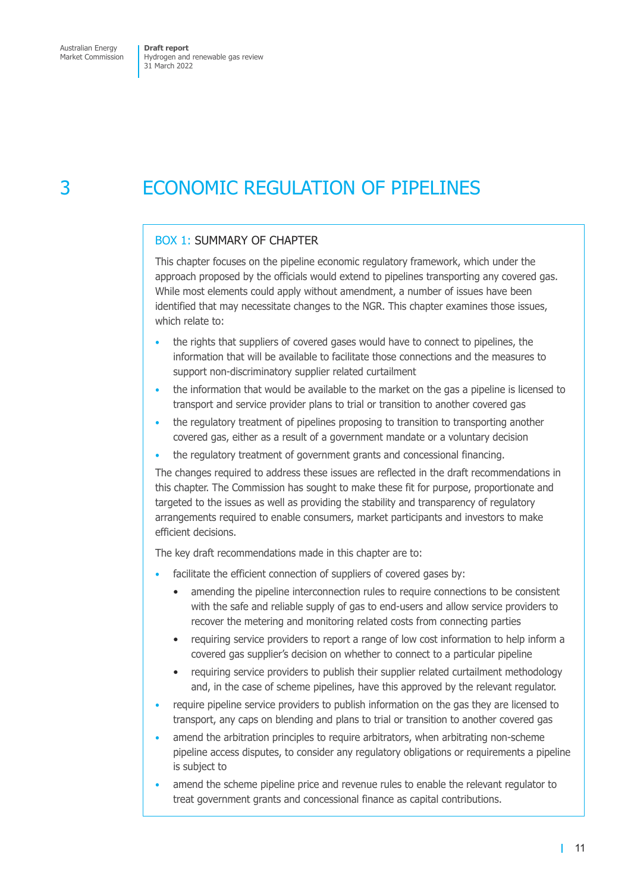# 3 ECONOMIC REGULATION OF PIPELINES

## BOX 1: SUMMARY OF CHAPTER

This chapter focuses on the pipeline economic regulatory framework, which under the approach proposed by the officials would extend to pipelines transporting any covered gas. While most elements could apply without amendment, a number of issues have been identified that may necessitate changes to the NGR. This chapter examines those issues, which relate to:

- the rights that suppliers of covered gases would have to connect to pipelines, the information that will be available to facilitate those connections and the measures to support non-discriminatory supplier related curtailment
- the information that would be available to the market on the gas a pipeline is licensed to transport and service provider plans to trial or transition to another covered gas
- the regulatory treatment of pipelines proposing to transition to transporting another covered gas, either as a result of a government mandate or a voluntary decision
- the regulatory treatment of government grants and concessional financing.

The changes required to address these issues are reflected in the draft recommendations in this chapter. The Commission has sought to make these fit for purpose, proportionate and targeted to the issues as well as providing the stability and transparency of regulatory arrangements required to enable consumers, market participants and investors to make efficient decisions.

The key draft recommendations made in this chapter are to:

- facilitate the efficient connection of suppliers of covered gases by:
  - amending the pipeline interconnection rules to require connections to be consistent with the safe and reliable supply of gas to end-users and allow service providers to recover the metering and monitoring related costs from connecting parties
  - requiring service providers to report a range of low cost information to help inform a covered gas supplier's decision on whether to connect to a particular pipeline
  - requiring service providers to publish their supplier related curtailment methodology and, in the case of scheme pipelines, have this approved by the relevant regulator.
- require pipeline service providers to publish information on the gas they are licensed to transport, any caps on blending and plans to trial or transition to another covered gas
- amend the arbitration principles to require arbitrators, when arbitrating non-scheme pipeline access disputes, to consider any regulatory obligations or requirements a pipeline is subject to
- amend the scheme pipeline price and revenue rules to enable the relevant regulator to treat government grants and concessional finance as capital contributions.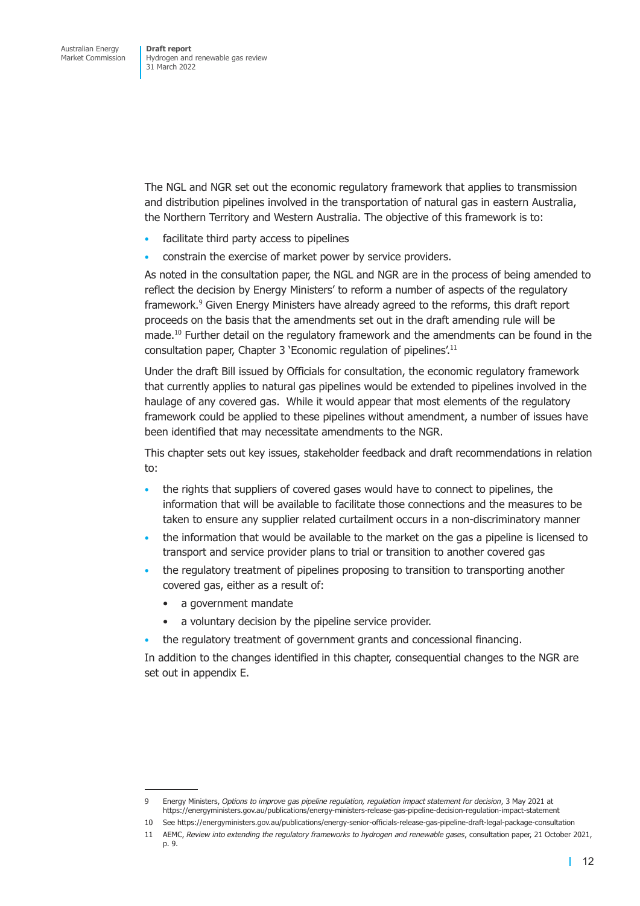The NGL and NGR set out the economic regulatory framework that applies to transmission and distribution pipelines involved in the transportation of natural gas in eastern Australia, the Northern Territory and Western Australia. The objective of this framework is to:

- facilitate third party access to pipelines
- constrain the exercise of market power by service providers.

As noted in the consultation paper, the NGL and NGR are in the process of being amended to reflect the decision by Energy Ministers' to reform a number of aspects of the regulatory framework.[9] Given Energy Ministers have already agreed to the reforms, this draft report proceeds on the basis that the amendments set out in the draft amending rule will be made.[10] Further detail on the regulatory framework and the amendments can be found in the consultation paper, Chapter 3 'Economic regulation of pipelines'.[11]

Under the draft Bill issued by Officials for consultation, the economic regulatory framework that currently applies to natural gas pipelines would be extended to pipelines involved in the haulage of any covered gas. While it would appear that most elements of the regulatory framework could be applied to these pipelines without amendment, a number of issues have been identified that may necessitate amendments to the NGR.

This chapter sets out key issues, stakeholder feedback and draft recommendations in relation to:

- the rights that suppliers of covered gases would have to connect to pipelines, the information that will be available to facilitate those connections and the measures to be taken to ensure any supplier related curtailment occurs in a non-discriminatory manner
- the information that would be available to the market on the gas a pipeline is licensed to transport and service provider plans to trial or transition to another covered gas
- the regulatory treatment of pipelines proposing to transition to transporting another covered gas, either as a result of:
  - a government mandate
  - a voluntary decision by the pipeline service provider.
- the regulatory treatment of government grants and concessional financing.

In addition to the changes identified in this chapter, consequential changes to the NGR are set out in appendix E.

---

9 Energy Ministers, *Options to improve gas pipeline regulation, regulation impact statement for decision*, 3 May 2021 at https://energyministers.gov.au/publications/energy-ministers-release-gas-pipeline-decision-regulation-impact-statement

10 See https://energyministers.gov.au/publications/energy-senior-officials-release-gas-pipeline-draft-legal-package-consultation

11 AEMC, *Review into extending the regulatory frameworks to hydrogen and renewable gases*, consultation paper, 21 October 2021, p. 9.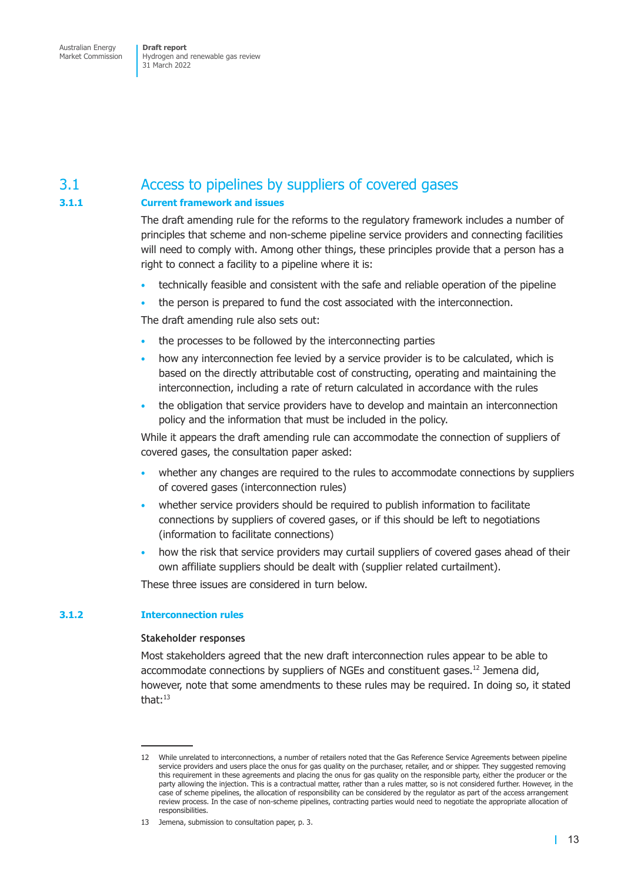## 3.1 Access to pipelines by suppliers of covered gases

### 3.1.1 Current framework and issues

The draft amending rule for the reforms to the regulatory framework includes a number of principles that scheme and non-scheme pipeline service providers and connecting facilities will need to comply with. Among other things, these principles provide that a person has a right to connect a facility to a pipeline where it is:

- technically feasible and consistent with the safe and reliable operation of the pipeline
- the person is prepared to fund the cost associated with the interconnection.

The draft amending rule also sets out:

- the processes to be followed by the interconnecting parties
- how any interconnection fee levied by a service provider is to be calculated, which is based on the directly attributable cost of constructing, operating and maintaining the interconnection, including a rate of return calculated in accordance with the rules
- the obligation that service providers have to develop and maintain an interconnection policy and the information that must be included in the policy.

While it appears the draft amending rule can accommodate the connection of suppliers of covered gases, the consultation paper asked:

- whether any changes are required to the rules to accommodate connections by suppliers of covered gases (interconnection rules)
- whether service providers should be required to publish information to facilitate connections by suppliers of covered gases, or if this should be left to negotiations (information to facilitate connections)
- how the risk that service providers may curtail suppliers of covered gases ahead of their own affiliate suppliers should be dealt with (supplier related curtailment).

These three issues are considered in turn below.

### 3.1.2 Interconnection rules

**Stakeholder responses**

Most stakeholders agreed that the new draft interconnection rules appear to be able to accommodate connections by suppliers of NGEs and constituent gases.[12] Jemena did, however, note that some amendments to these rules may be required. In doing so, it stated that:[13]

---

12 While unrelated to interconnections, a number of retailers noted that the Gas Reference Service Agreements between pipeline service providers and users place the onus for gas quality on the purchaser, retailer, and or shipper. They suggested removing this requirement in these agreements and placing the onus for gas quality on the responsible party, either the producer or the party allowing the injection. This is a contractual matter, rather than a rules matter, so is not considered further. However, in the case of scheme pipelines, the allocation of responsibility can be considered by the regulator as part of the access arrangement review process. In the case of non-scheme pipelines, contracting parties would need to negotiate the appropriate allocation of responsibilities.

13 Jemena, submission to consultation paper, p. 3.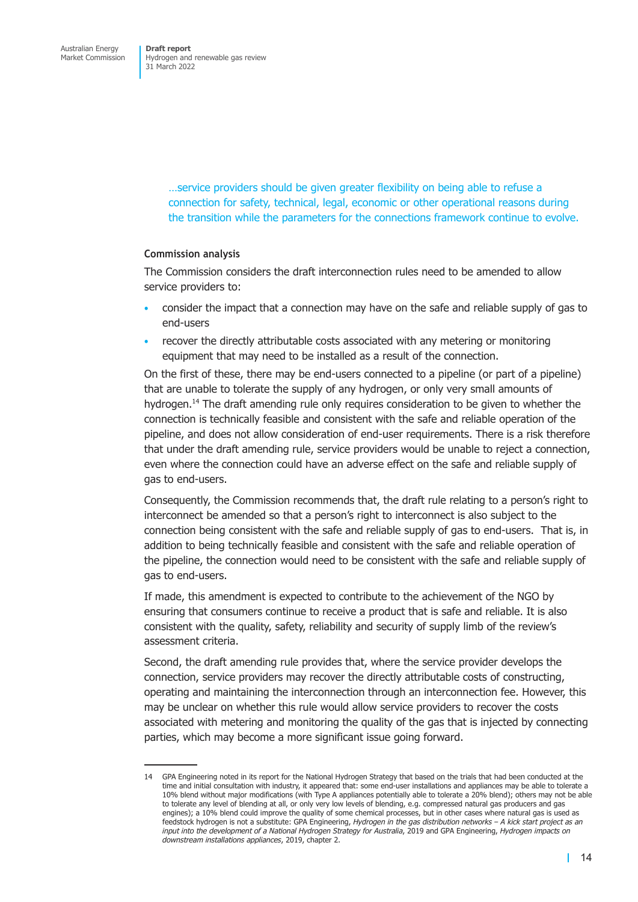> …service providers should be given greater flexibility on being able to refuse a connection for safety, technical, legal, economic or other operational reasons during the transition while the parameters for the connections framework continue to evolve.

**Commission analysis**

The Commission considers the draft interconnection rules need to be amended to allow service providers to:

- consider the impact that a connection may have on the safe and reliable supply of gas to end-users
- recover the directly attributable costs associated with any metering or monitoring equipment that may need to be installed as a result of the connection.

On the first of these, there may be end-users connected to a pipeline (or part of a pipeline) that are unable to tolerate the supply of any hydrogen, or only very small amounts of hydrogen.[14] The draft amending rule only requires consideration to be given to whether the connection is technically feasible and consistent with the safe and reliable operation of the pipeline, and does not allow consideration of end-user requirements. There is a risk therefore that under the draft amending rule, service providers would be unable to reject a connection, even where the connection could have an adverse effect on the safe and reliable supply of gas to end-users.

Consequently, the Commission recommends that, the draft rule relating to a person's right to interconnect be amended so that a person's right to interconnect is also subject to the connection being consistent with the safe and reliable supply of gas to end-users. That is, in addition to being technically feasible and consistent with the safe and reliable operation of the pipeline, the connection would need to be consistent with the safe and reliable supply of gas to end-users.

If made, this amendment is expected to contribute to the achievement of the NGO by ensuring that consumers continue to receive a product that is safe and reliable. It is also consistent with the quality, safety, reliability and security of supply limb of the review's assessment criteria.

Second, the draft amending rule provides that, where the service provider develops the connection, service providers may recover the directly attributable costs of constructing, operating and maintaining the interconnection through an interconnection fee. However, this may be unclear on whether this rule would allow service providers to recover the costs associated with metering and monitoring the quality of the gas that is injected by connecting parties, which may become a more significant issue going forward.

---

14 GPA Engineering noted in its report for the National Hydrogen Strategy that based on the trials that had been conducted at the time and initial consultation with industry, it appeared that: some end-user installations and appliances may be able to tolerate a 10% blend without major modifications (with Type A appliances potentially able to tolerate a 20% blend); others may not be able to tolerate any level of blending at all, or only very low levels of blending, e.g. compressed natural gas producers and gas engines); a 10% blend could improve the quality of some chemical processes, but in other cases where natural gas is used as feedstock hydrogen is not a substitute: GPA Engineering, *Hydrogen in the gas distribution networks – A kick start project as an input into the development of a National Hydrogen Strategy for Australia*, 2019 and GPA Engineering, *Hydrogen impacts on downstream installations appliances*, 2019, chapter 2.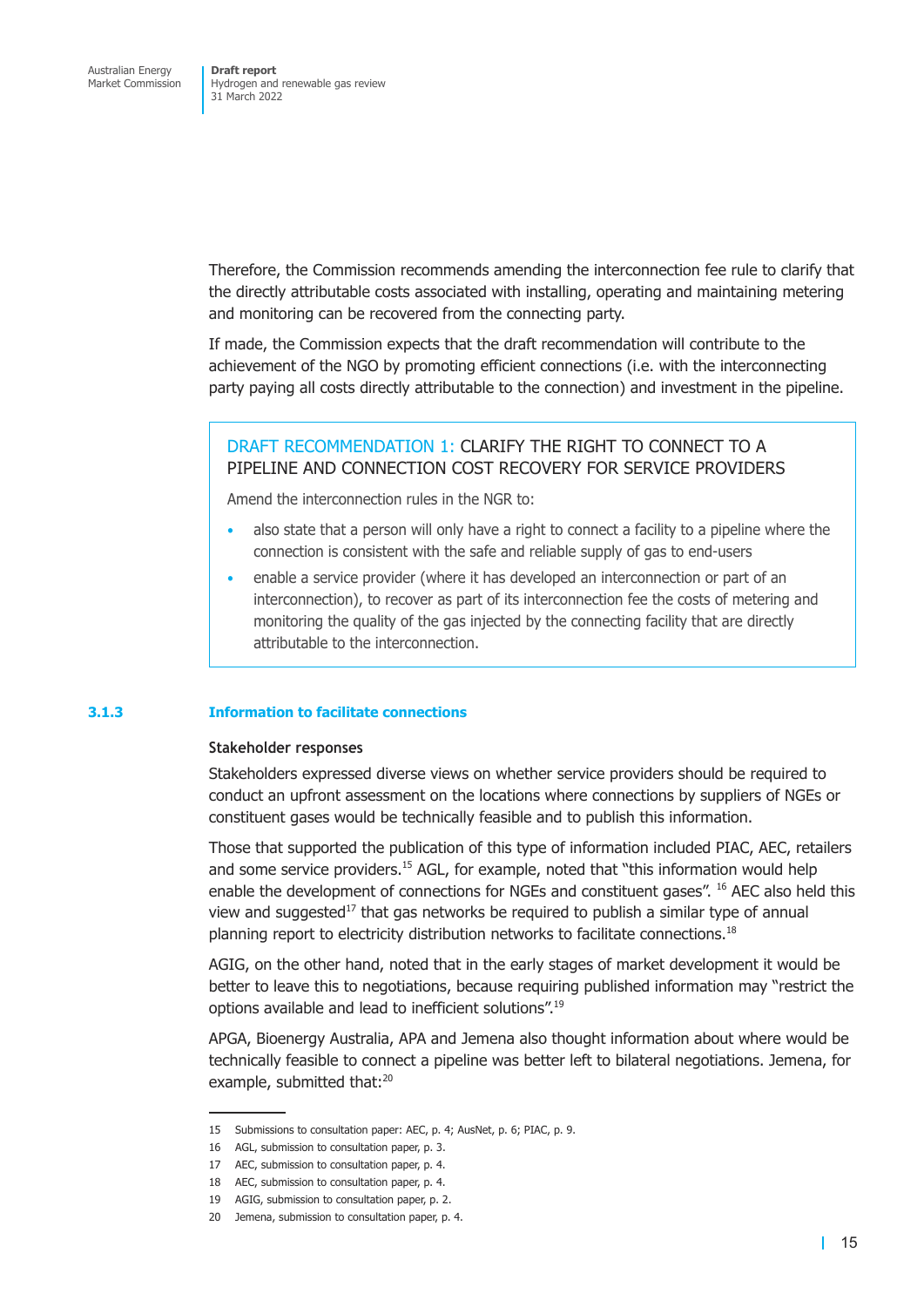Therefore, the Commission recommends amending the interconnection fee rule to clarify that the directly attributable costs associated with installing, operating and maintaining metering and monitoring can be recovered from the connecting party.

If made, the Commission expects that the draft recommendation will contribute to the achievement of the NGO by promoting efficient connections (i.e. with the interconnecting party paying all costs directly attributable to the connection) and investment in the pipeline.

> **DRAFT RECOMMENDATION 1:** CLARIFY THE RIGHT TO CONNECT TO A PIPELINE AND CONNECTION COST RECOVERY FOR SERVICE PROVIDERS
>
> Amend the interconnection rules in the NGR to:
>
> - also state that a person will only have a right to connect a facility to a pipeline where the connection is consistent with the safe and reliable supply of gas to end-users
> - enable a service provider (where it has developed an interconnection or part of an interconnection), to recover as part of its interconnection fee the costs of metering and monitoring the quality of the gas injected by the connecting facility that are directly attributable to the interconnection.

### 3.1.3 Information to facilitate connections

#### Stakeholder responses

Stakeholders expressed diverse views on whether service providers should be required to conduct an upfront assessment on the locations where connections by suppliers of NGEs or constituent gases would be technically feasible and to publish this information.

Those that supported the publication of this type of information included PIAC, AEC, retailers and some service providers.[15] AGL, for example, noted that "this information would help enable the development of connections for NGEs and constituent gases". [16] AEC also held this view and suggested[17] that gas networks be required to publish a similar type of annual planning report to electricity distribution networks to facilitate connections.[18]

AGIG, on the other hand, noted that in the early stages of market development it would be better to leave this to negotiations, because requiring published information may "restrict the options available and lead to inefficient solutions".[19]

APGA, Bioenergy Australia, APA and Jemena also thought information about where would be technically feasible to connect a pipeline was better left to bilateral negotiations. Jemena, for example, submitted that:[20]

---

15 Submissions to consultation paper: AEC, p. 4; AusNet, p. 6; PIAC, p. 9.

16 AGL, submission to consultation paper, p. 3.

17 AEC, submission to consultation paper, p. 4.

18 AEC, submission to consultation paper, p. 4.

19 AGIG, submission to consultation paper, p. 2.

20 Jemena, submission to consultation paper, p. 4.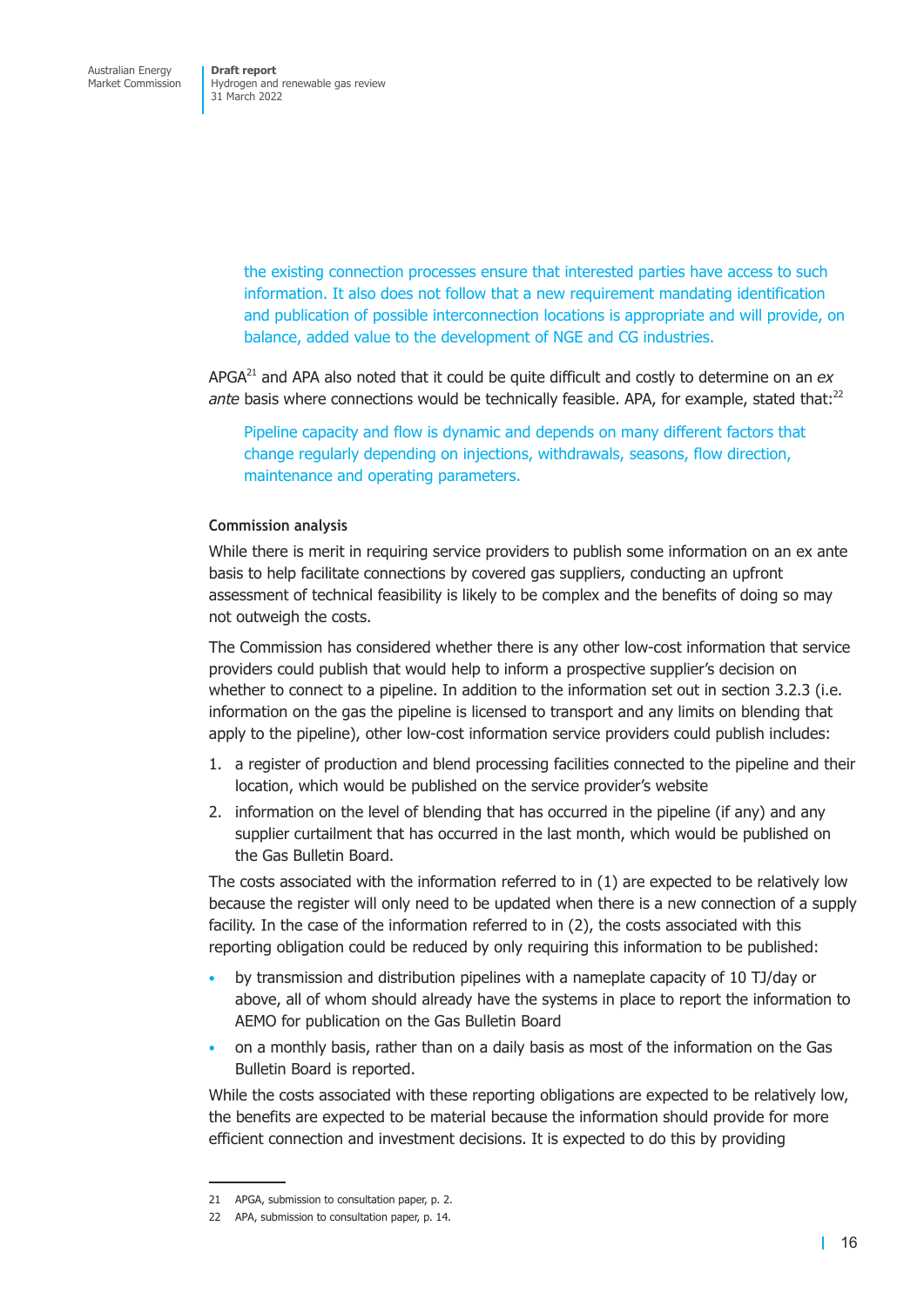> the existing connection processes ensure that interested parties have access to such information. It also does not follow that a new requirement mandating identification and publication of possible interconnection locations is appropriate and will provide, on balance, added value to the development of NGE and CG industries.

APGA[21] and APA also noted that it could be quite difficult and costly to determine on an *ex ante* basis where connections would be technically feasible. APA, for example, stated that:[22]

> Pipeline capacity and flow is dynamic and depends on many different factors that change regularly depending on injections, withdrawals, seasons, flow direction, maintenance and operating parameters.

#### Commission analysis

While there is merit in requiring service providers to publish some information on an ex ante basis to help facilitate connections by covered gas suppliers, conducting an upfront assessment of technical feasibility is likely to be complex and the benefits of doing so may not outweigh the costs.

The Commission has considered whether there is any other low-cost information that service providers could publish that would help to inform a prospective supplier's decision on whether to connect to a pipeline. In addition to the information set out in section 3.2.3 (i.e. information on the gas the pipeline is licensed to transport and any limits on blending that apply to the pipeline), other low-cost information service providers could publish includes:

1. a register of production and blend processing facilities connected to the pipeline and their location, which would be published on the service provider's website
2. information on the level of blending that has occurred in the pipeline (if any) and any supplier curtailment that has occurred in the last month, which would be published on the Gas Bulletin Board.

The costs associated with the information referred to in (1) are expected to be relatively low because the register will only need to be updated when there is a new connection of a supply facility. In the case of the information referred to in (2), the costs associated with this reporting obligation could be reduced by only requiring this information to be published:

- by transmission and distribution pipelines with a nameplate capacity of 10 TJ/day or above, all of whom should already have the systems in place to report the information to AEMO for publication on the Gas Bulletin Board
- on a monthly basis, rather than on a daily basis as most of the information on the Gas Bulletin Board is reported.

While the costs associated with these reporting obligations are expected to be relatively low, the benefits are expected to be material because the information should provide for more efficient connection and investment decisions. It is expected to do this by providing

---

21 APGA, submission to consultation paper, p. 2.

22 APA, submission to consultation paper, p. 14.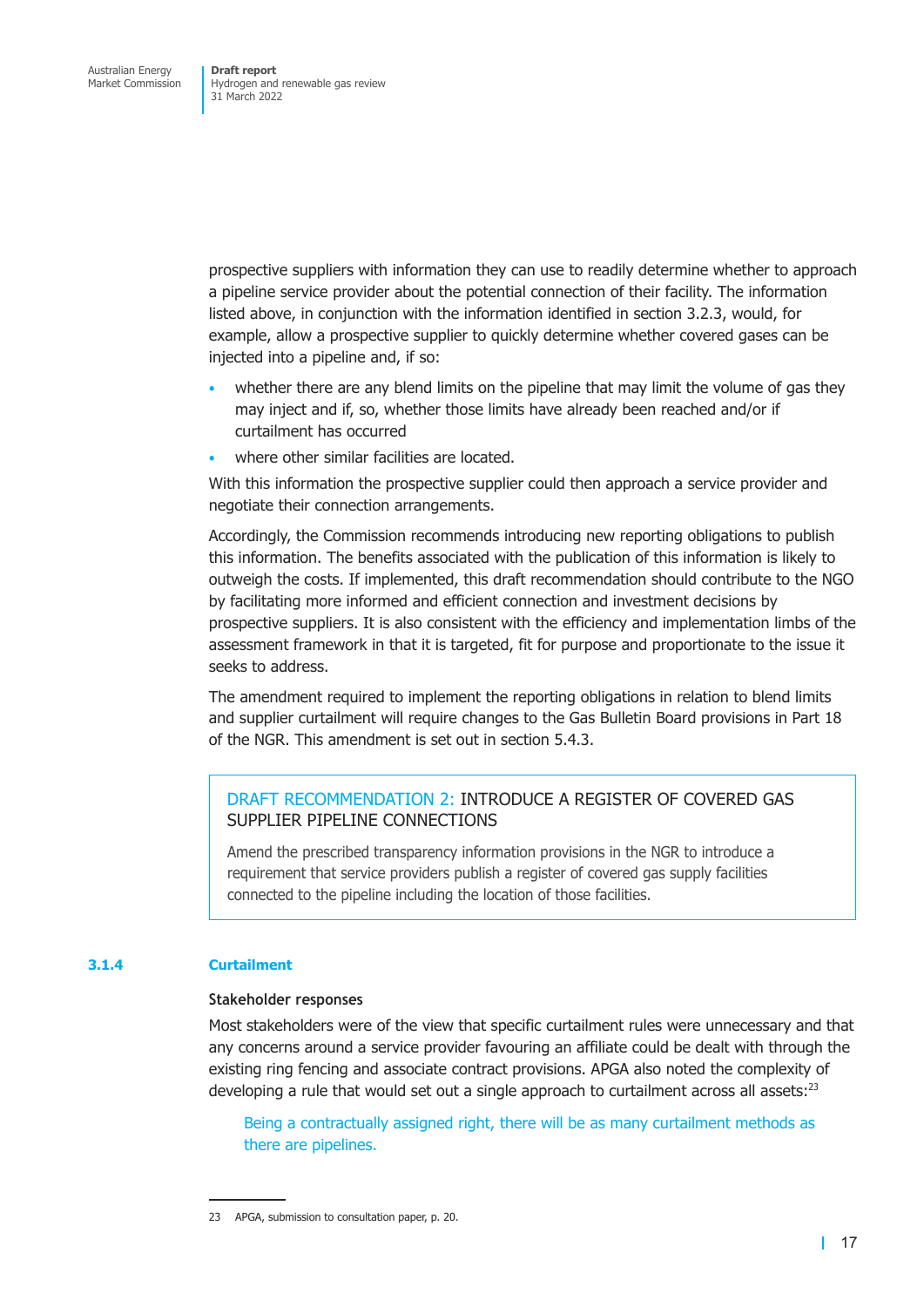prospective suppliers with information they can use to readily determine whether to approach a pipeline service provider about the potential connection of their facility. The information listed above, in conjunction with the information identified in section 3.2.3, would, for example, allow a prospective supplier to quickly determine whether covered gases can be injected into a pipeline and, if so:

- whether there are any blend limits on the pipeline that may limit the volume of gas they may inject and if, so, whether those limits have already been reached and/or if curtailment has occurred
- where other similar facilities are located.

With this information the prospective supplier could then approach a service provider and negotiate their connection arrangements.

Accordingly, the Commission recommends introducing new reporting obligations to publish this information. The benefits associated with the publication of this information is likely to outweigh the costs. If implemented, this draft recommendation should contribute to the NGO by facilitating more informed and efficient connection and investment decisions by prospective suppliers. It is also consistent with the efficiency and implementation limbs of the assessment framework in that it is targeted, fit for purpose and proportionate to the issue it seeks to address.

The amendment required to implement the reporting obligations in relation to blend limits and supplier curtailment will require changes to the Gas Bulletin Board provisions in Part 18 of the NGR. This amendment is set out in section 5.4.3.

> **DRAFT RECOMMENDATION 2: INTRODUCE A REGISTER OF COVERED GAS SUPPLIER PIPELINE CONNECTIONS**
>
> Amend the prescribed transparency information provisions in the NGR to introduce a requirement that service providers publish a register of covered gas supply facilities connected to the pipeline including the location of those facilities.

### 3.1.4 Curtailment

#### Stakeholder responses

Most stakeholders were of the view that specific curtailment rules were unnecessary and that any concerns around a service provider favouring an affiliate could be dealt with through the existing ring fencing and associate contract provisions. APGA also noted the complexity of developing a rule that would set out a single approach to curtailment across all assets:[23]

> Being a contractually assigned right, there will be as many curtailment methods as there are pipelines.

23 APGA, submission to consultation paper, p. 20.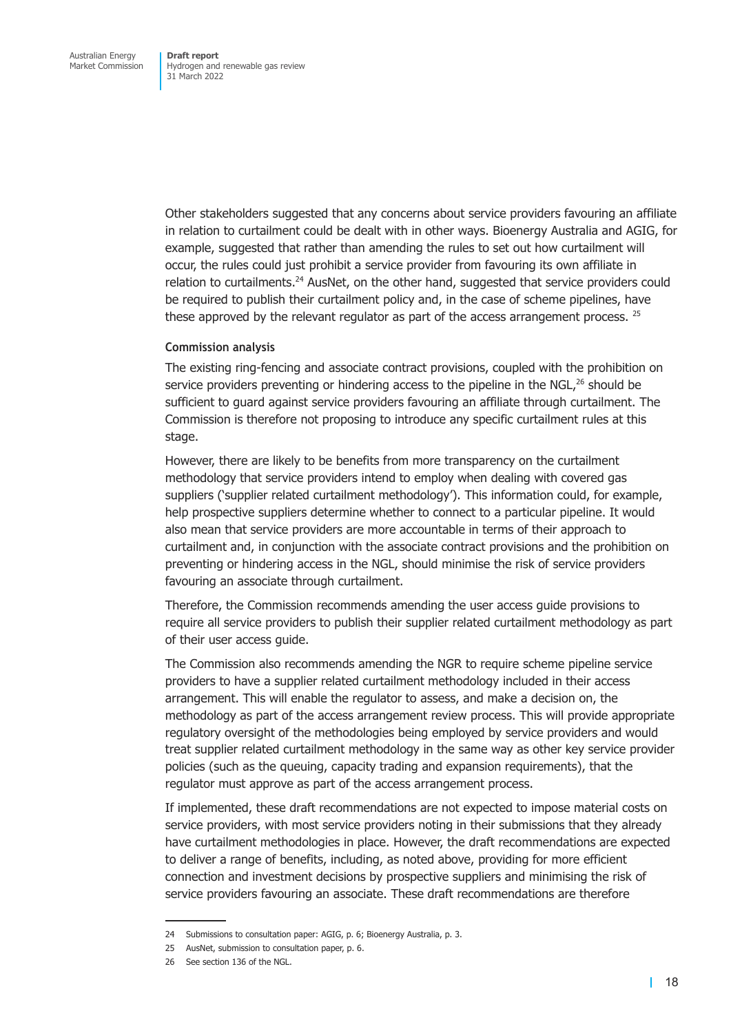Other stakeholders suggested that any concerns about service providers favouring an affiliate in relation to curtailment could be dealt with in other ways. Bioenergy Australia and AGIG, for example, suggested that rather than amending the rules to set out how curtailment will occur, the rules could just prohibit a service provider from favouring its own affiliate in relation to curtailments.[24] AusNet, on the other hand, suggested that service providers could be required to publish their curtailment policy and, in the case of scheme pipelines, have these approved by the relevant regulator as part of the access arrangement process. [25]

#### Commission analysis

The existing ring-fencing and associate contract provisions, coupled with the prohibition on service providers preventing or hindering access to the pipeline in the NGL,[26] should be sufficient to guard against service providers favouring an affiliate through curtailment. The Commission is therefore not proposing to introduce any specific curtailment rules at this stage.

However, there are likely to be benefits from more transparency on the curtailment methodology that service providers intend to employ when dealing with covered gas suppliers ('supplier related curtailment methodology'). This information could, for example, help prospective suppliers determine whether to connect to a particular pipeline. It would also mean that service providers are more accountable in terms of their approach to curtailment and, in conjunction with the associate contract provisions and the prohibition on preventing or hindering access in the NGL, should minimise the risk of service providers favouring an associate through curtailment.

Therefore, the Commission recommends amending the user access guide provisions to require all service providers to publish their supplier related curtailment methodology as part of their user access guide.

The Commission also recommends amending the NGR to require scheme pipeline service providers to have a supplier related curtailment methodology included in their access arrangement. This will enable the regulator to assess, and make a decision on, the methodology as part of the access arrangement review process. This will provide appropriate regulatory oversight of the methodologies being employed by service providers and would treat supplier related curtailment methodology in the same way as other key service provider policies (such as the queuing, capacity trading and expansion requirements), that the regulator must approve as part of the access arrangement process.

If implemented, these draft recommendations are not expected to impose material costs on service providers, with most service providers noting in their submissions that they already have curtailment methodologies in place. However, the draft recommendations are expected to deliver a range of benefits, including, as noted above, providing for more efficient connection and investment decisions by prospective suppliers and minimising the risk of service providers favouring an associate. These draft recommendations are therefore

---

24 Submissions to consultation paper: AGIG, p. 6; Bioenergy Australia, p. 3.

25 AusNet, submission to consultation paper, p. 6.

26 See section 136 of the NGL.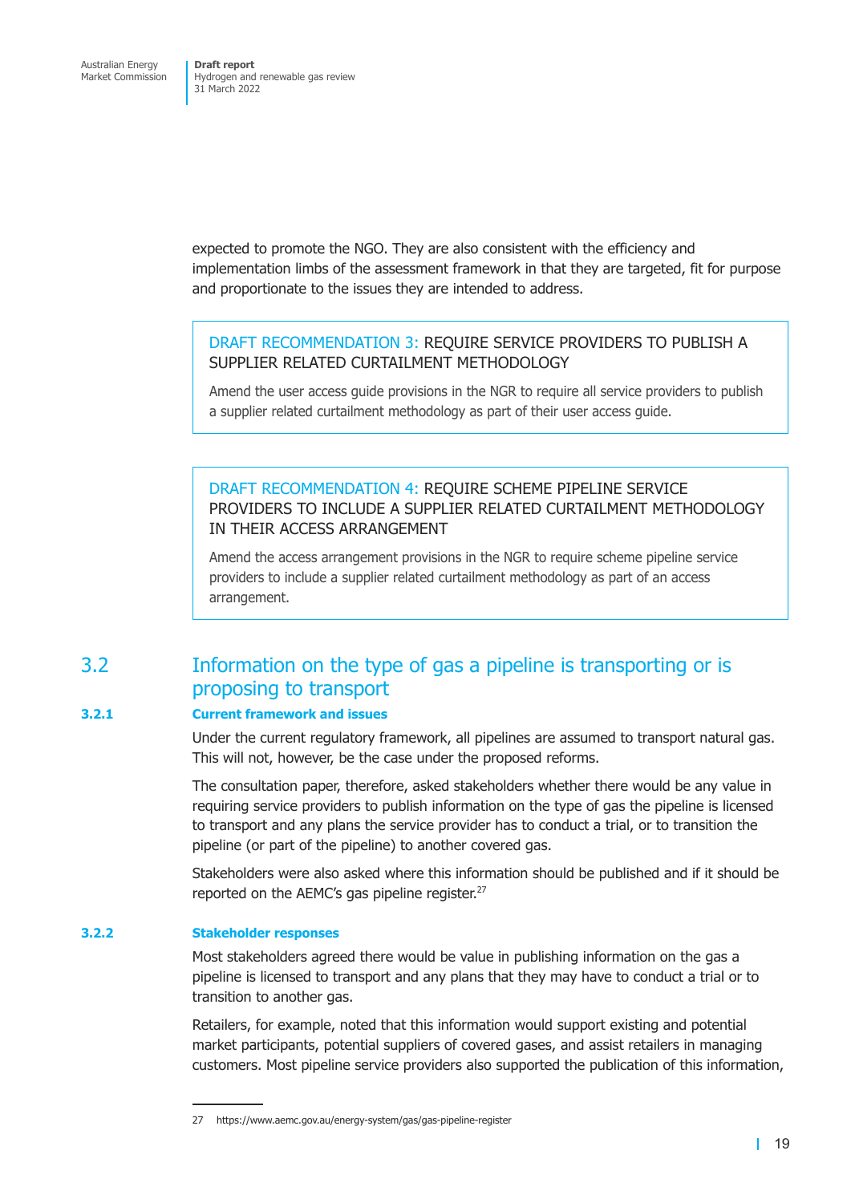expected to promote the NGO. They are also consistent with the efficiency and implementation limbs of the assessment framework in that they are targeted, fit for purpose and proportionate to the issues they are intended to address.

> **DRAFT RECOMMENDATION 3: REQUIRE SERVICE PROVIDERS TO PUBLISH A SUPPLIER RELATED CURTAILMENT METHODOLOGY**
>
> Amend the user access guide provisions in the NGR to require all service providers to publish a supplier related curtailment methodology as part of their user access guide.

> **DRAFT RECOMMENDATION 4: REQUIRE SCHEME PIPELINE SERVICE PROVIDERS TO INCLUDE A SUPPLIER RELATED CURTAILMENT METHODOLOGY IN THEIR ACCESS ARRANGEMENT**
>
> Amend the access arrangement provisions in the NGR to require scheme pipeline service providers to include a supplier related curtailment methodology as part of an access arrangement.

## 3.2 Information on the type of gas a pipeline is transporting or is proposing to transport

### 3.2.1 Current framework and issues

Under the current regulatory framework, all pipelines are assumed to transport natural gas. This will not, however, be the case under the proposed reforms.

The consultation paper, therefore, asked stakeholders whether there would be any value in requiring service providers to publish information on the type of gas the pipeline is licensed to transport and any plans the service provider has to conduct a trial, or to transition the pipeline (or part of the pipeline) to another covered gas.

Stakeholders were also asked where this information should be published and if it should be reported on the AEMC's gas pipeline register.[27]

### 3.2.2 Stakeholder responses

Most stakeholders agreed there would be value in publishing information on the gas a pipeline is licensed to transport and any plans that they may have to conduct a trial or to transition to another gas.

Retailers, for example, noted that this information would support existing and potential market participants, potential suppliers of covered gases, and assist retailers in managing customers. Most pipeline service providers also supported the publication of this information,

---

27 https://www.aemc.gov.au/energy-system/gas/gas-pipeline-register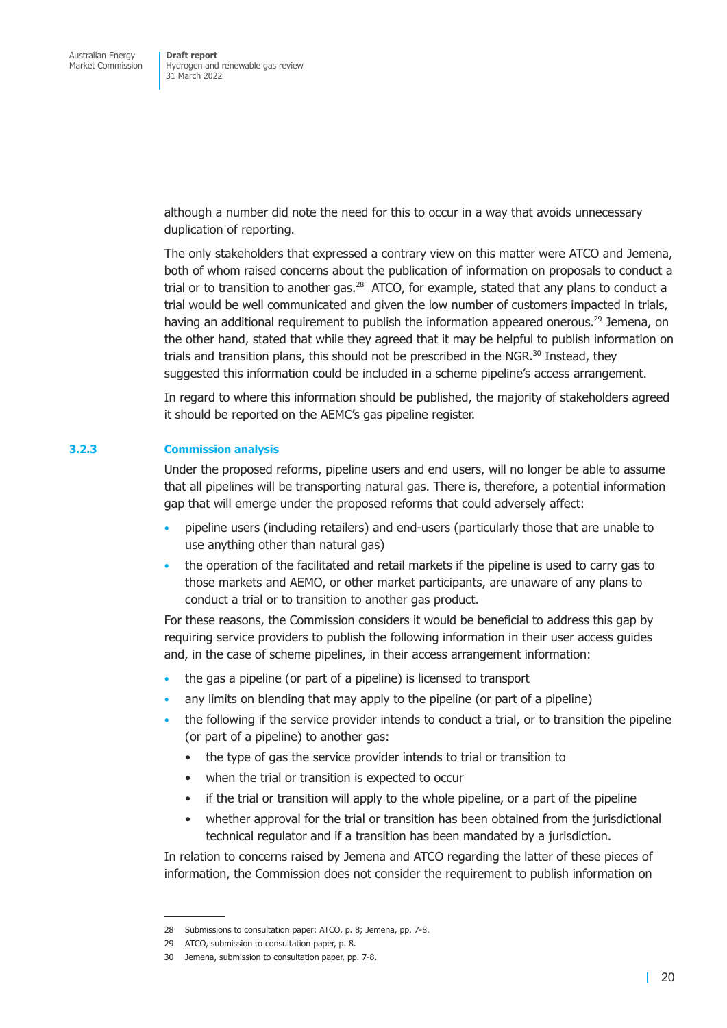although a number did note the need for this to occur in a way that avoids unnecessary duplication of reporting.

The only stakeholders that expressed a contrary view on this matter were ATCO and Jemena, both of whom raised concerns about the publication of information on proposals to conduct a trial or to transition to another gas.[28] ATCO, for example, stated that any plans to conduct a trial would be well communicated and given the low number of customers impacted in trials, having an additional requirement to publish the information appeared onerous.[29] Jemena, on the other hand, stated that while they agreed that it may be helpful to publish information on trials and transition plans, this should not be prescribed in the NGR.[30] Instead, they suggested this information could be included in a scheme pipeline's access arrangement.

In regard to where this information should be published, the majority of stakeholders agreed it should be reported on the AEMC's gas pipeline register.

### 3.2.3 Commission analysis

Under the proposed reforms, pipeline users and end users, will no longer be able to assume that all pipelines will be transporting natural gas. There is, therefore, a potential information gap that will emerge under the proposed reforms that could adversely affect:

- pipeline users (including retailers) and end-users (particularly those that are unable to use anything other than natural gas)
- the operation of the facilitated and retail markets if the pipeline is used to carry gas to those markets and AEMO, or other market participants, are unaware of any plans to conduct a trial or to transition to another gas product.

For these reasons, the Commission considers it would be beneficial to address this gap by requiring service providers to publish the following information in their user access guides and, in the case of scheme pipelines, in their access arrangement information:

- the gas a pipeline (or part of a pipeline) is licensed to transport
- any limits on blending that may apply to the pipeline (or part of a pipeline)
- the following if the service provider intends to conduct a trial, or to transition the pipeline (or part of a pipeline) to another gas:
  - the type of gas the service provider intends to trial or transition to
  - when the trial or transition is expected to occur
  - if the trial or transition will apply to the whole pipeline, or a part of the pipeline
  - whether approval for the trial or transition has been obtained from the jurisdictional technical regulator and if a transition has been mandated by a jurisdiction.

In relation to concerns raised by Jemena and ATCO regarding the latter of these pieces of information, the Commission does not consider the requirement to publish information on

---

28 Submissions to consultation paper: ATCO, p. 8; Jemena, pp. 7-8.

29 ATCO, submission to consultation paper, p. 8.

30 Jemena, submission to consultation paper, pp. 7-8.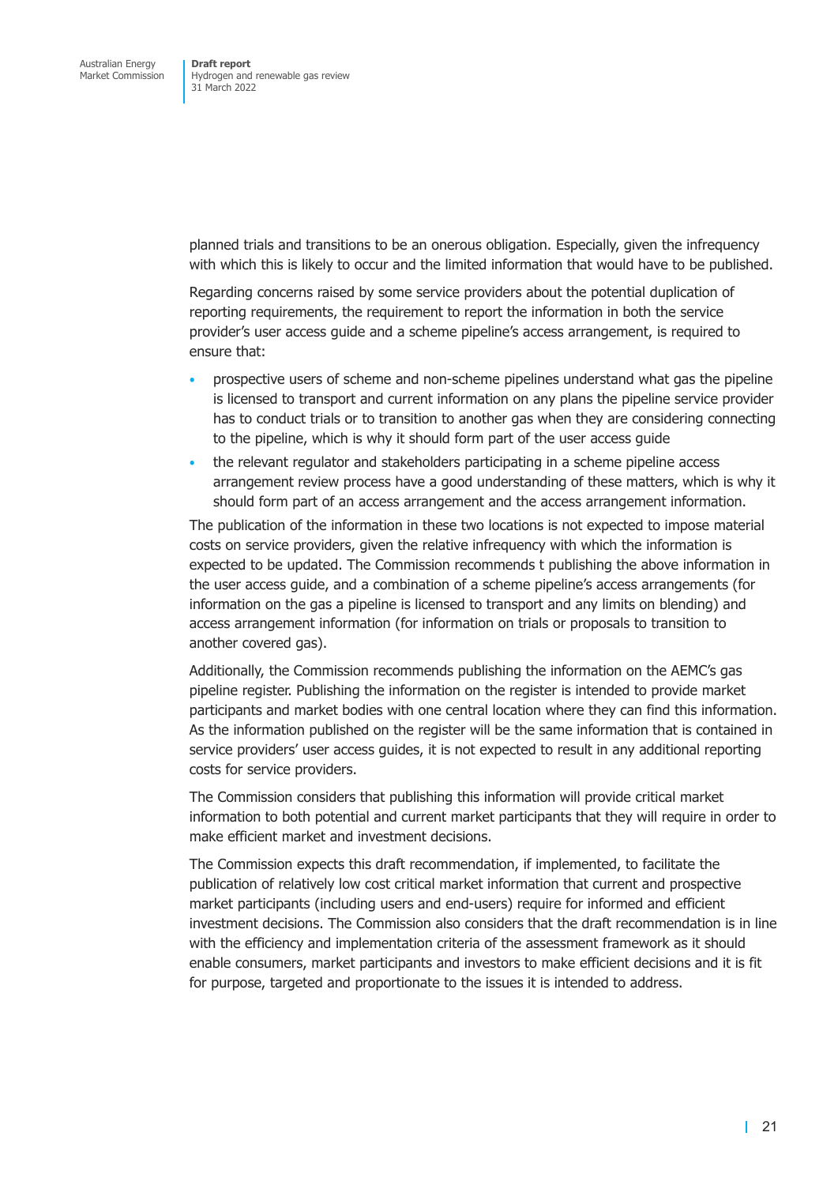planned trials and transitions to be an onerous obligation. Especially, given the infrequency with which this is likely to occur and the limited information that would have to be published.

Regarding concerns raised by some service providers about the potential duplication of reporting requirements, the requirement to report the information in both the service provider's user access guide and a scheme pipeline's access arrangement, is required to ensure that:

- prospective users of scheme and non-scheme pipelines understand what gas the pipeline is licensed to transport and current information on any plans the pipeline service provider has to conduct trials or to transition to another gas when they are considering connecting to the pipeline, which is why it should form part of the user access guide
- the relevant regulator and stakeholders participating in a scheme pipeline access arrangement review process have a good understanding of these matters, which is why it should form part of an access arrangement and the access arrangement information.

The publication of the information in these two locations is not expected to impose material costs on service providers, given the relative infrequency with which the information is expected to be updated. The Commission recommends t publishing the above information in the user access guide, and a combination of a scheme pipeline's access arrangements (for information on the gas a pipeline is licensed to transport and any limits on blending) and access arrangement information (for information on trials or proposals to transition to another covered gas).

Additionally, the Commission recommends publishing the information on the AEMC's gas pipeline register. Publishing the information on the register is intended to provide market participants and market bodies with one central location where they can find this information. As the information published on the register will be the same information that is contained in service providers' user access guides, it is not expected to result in any additional reporting costs for service providers.

The Commission considers that publishing this information will provide critical market information to both potential and current market participants that they will require in order to make efficient market and investment decisions.

The Commission expects this draft recommendation, if implemented, to facilitate the publication of relatively low cost critical market information that current and prospective market participants (including users and end-users) require for informed and efficient investment decisions. The Commission also considers that the draft recommendation is in line with the efficiency and implementation criteria of the assessment framework as it should enable consumers, market participants and investors to make efficient decisions and it is fit for purpose, targeted and proportionate to the issues it is intended to address.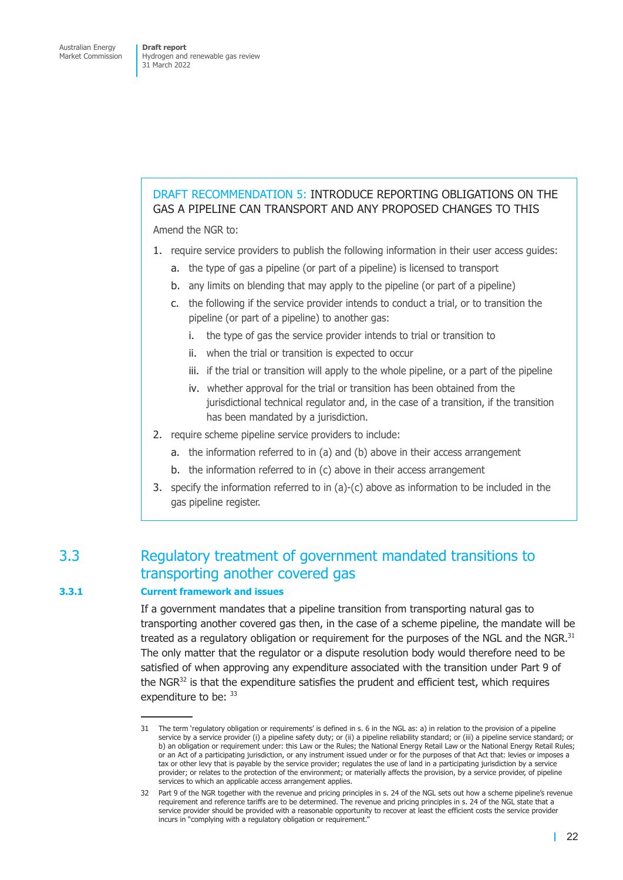> **DRAFT RECOMMENDATION 5: INTRODUCE REPORTING OBLIGATIONS ON THE GAS A PIPELINE CAN TRANSPORT AND ANY PROPOSED CHANGES TO THIS**
>
> Amend the NGR to:
>
> 1. require service providers to publish the following information in their user access guides:
>     a. the type of gas a pipeline (or part of a pipeline) is licensed to transport
>     b. any limits on blending that may apply to the pipeline (or part of a pipeline)
>     c. the following if the service provider intends to conduct a trial, or to transition the pipeline (or part of a pipeline) to another gas:
>         i. the type of gas the service provider intends to trial or transition to
>         ii. when the trial or transition is expected to occur
>         iii. if the trial or transition will apply to the whole pipeline, or a part of the pipeline
>         iv. whether approval for the trial or transition has been obtained from the jurisdictional technical regulator and, in the case of a transition, if the transition has been mandated by a jurisdiction.
> 2. require scheme pipeline service providers to include:
>     a. the information referred to in (a) and (b) above in their access arrangement
>     b. the information referred to in (c) above in their access arrangement
> 3. specify the information referred to in (a)-(c) above as information to be included in the gas pipeline register.

## 3.3 Regulatory treatment of government mandated transitions to transporting another covered gas

### 3.3.1 Current framework and issues

If a government mandates that a pipeline transition from transporting natural gas to transporting another covered gas then, in the case of a scheme pipeline, the mandate will be treated as a regulatory obligation or requirement for the purposes of the NGL and the NGR.[31] The only matter that the regulator or a dispute resolution body would therefore need to be satisfied of when approving any expenditure associated with the transition under Part 9 of the NGR[32] is that the expenditure satisfies the prudent and efficient test, which requires expenditure to be: [33]

---

31 The term 'regulatory obligation or requirements' is defined in s. 6 in the NGL as: a) in relation to the provision of a pipeline service by a service provider (i) a pipeline safety duty; or (ii) a pipeline reliability standard; or (iii) a pipeline service standard; or b) an obligation or requirement under: this Law or the Rules; the National Energy Retail Law or the National Energy Retail Rules; or an Act of a participating jurisdiction, or any instrument issued under or for the purposes of that Act that: levies or imposes a tax or other levy that is payable by the service provider; regulates the use of land in a participating jurisdiction by a service provider; or relates to the protection of the environment; or materially affects the provision, by a service provider, of pipeline services to which an applicable access arrangement applies.

32 Part 9 of the NGR together with the revenue and pricing principles in s. 24 of the NGL sets out how a scheme pipeline's revenue requirement and reference tariffs are to be determined. The revenue and pricing principles in s. 24 of the NGL state that a service provider should be provided with a reasonable opportunity to recover at least the efficient costs the service provider incurs in "complying with a regulatory obligation or requirement."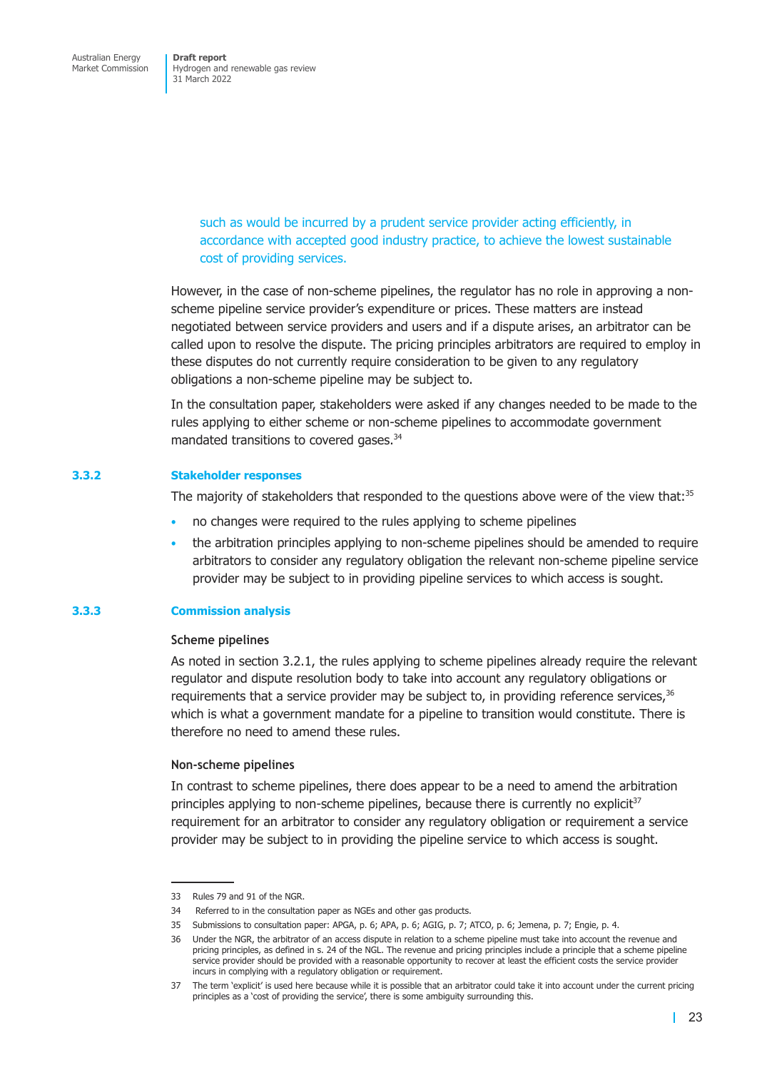> such as would be incurred by a prudent service provider acting efficiently, in accordance with accepted good industry practice, to achieve the lowest sustainable cost of providing services.

However, in the case of non-scheme pipelines, the regulator has no role in approving a non-scheme pipeline service provider's expenditure or prices. These matters are instead negotiated between service providers and users and if a dispute arises, an arbitrator can be called upon to resolve the dispute. The pricing principles arbitrators are required to employ in these disputes do not currently require consideration to be given to any regulatory obligations a non-scheme pipeline may be subject to.

In the consultation paper, stakeholders were asked if any changes needed to be made to the rules applying to either scheme or non-scheme pipelines to accommodate government mandated transitions to covered gases.[34]

### 3.3.2 Stakeholder responses

The majority of stakeholders that responded to the questions above were of the view that:[35]

- no changes were required to the rules applying to scheme pipelines
- the arbitration principles applying to non-scheme pipelines should be amended to require arbitrators to consider any regulatory obligation the relevant non-scheme pipeline service provider may be subject to in providing pipeline services to which access is sought.

### 3.3.3 Commission analysis

#### Scheme pipelines

As noted in section 3.2.1, the rules applying to scheme pipelines already require the relevant regulator and dispute resolution body to take into account any regulatory obligations or requirements that a service provider may be subject to, in providing reference services,[36] which is what a government mandate for a pipeline to transition would constitute. There is therefore no need to amend these rules.

#### Non-scheme pipelines

In contrast to scheme pipelines, there does appear to be a need to amend the arbitration principles applying to non-scheme pipelines, because there is currently no explicit[37] requirement for an arbitrator to consider any regulatory obligation or requirement a service provider may be subject to in providing the pipeline service to which access is sought.

---

33 Rules 79 and 91 of the NGR.

34 Referred to in the consultation paper as NGEs and other gas products.

35 Submissions to consultation paper: APGA, p. 6; APA, p. 6; AGIG, p. 7; ATCO, p. 6; Jemena, p. 7; Engie, p. 4.

36 Under the NGR, the arbitrator of an access dispute in relation to a scheme pipeline must take into account the revenue and pricing principles, as defined in s. 24 of the NGL. The revenue and pricing principles include a principle that a scheme pipeline service provider should be provided with a reasonable opportunity to recover at least the efficient costs the service provider incurs in complying with a regulatory obligation or requirement.

37 The term 'explicit' is used here because while it is possible that an arbitrator could take it into account under the current pricing principles as a 'cost of providing the service', there is some ambiguity surrounding this.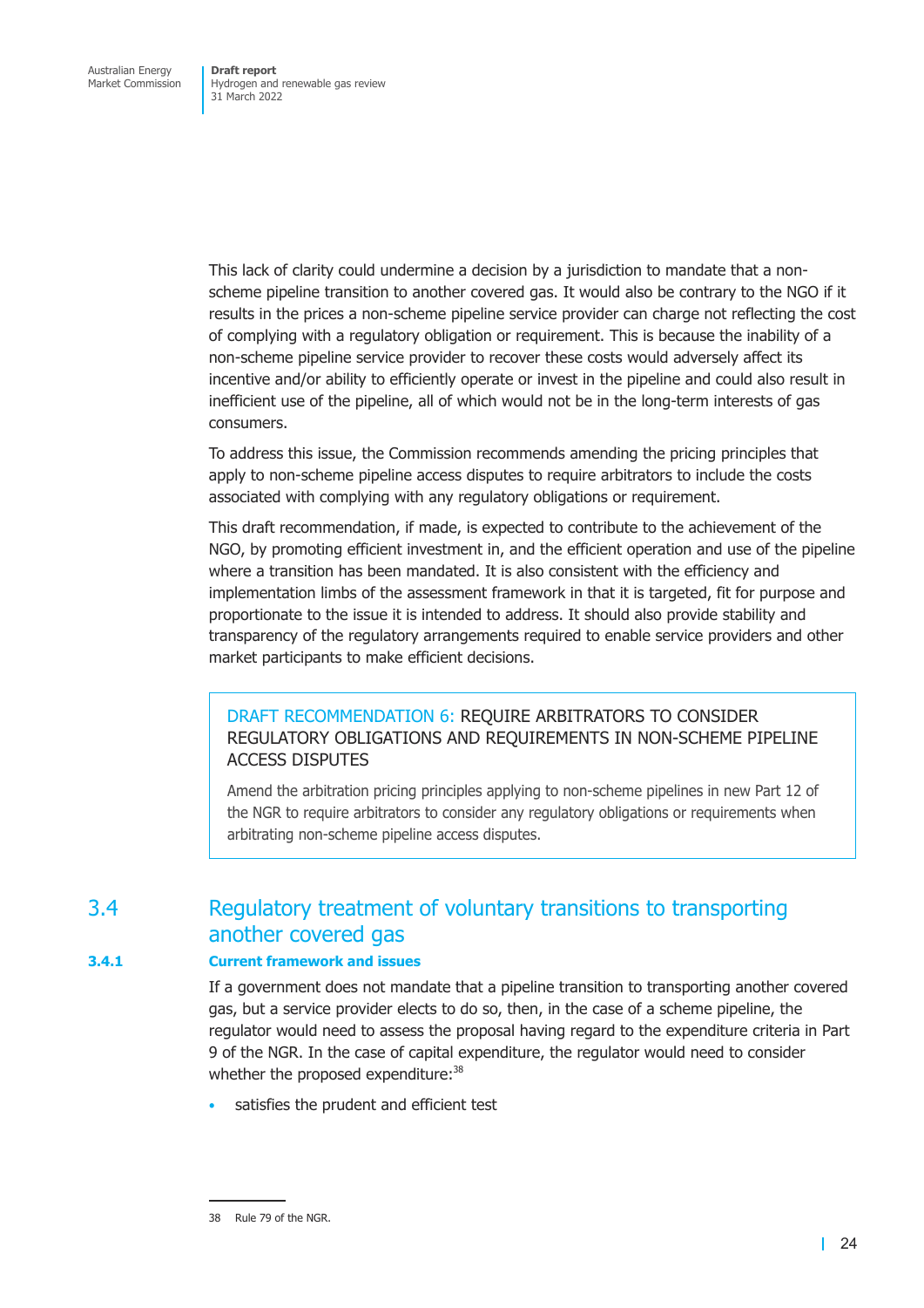This lack of clarity could undermine a decision by a jurisdiction to mandate that a non-scheme pipeline transition to another covered gas. It would also be contrary to the NGO if it results in the prices a non-scheme pipeline service provider can charge not reflecting the cost of complying with a regulatory obligation or requirement. This is because the inability of a non-scheme pipeline service provider to recover these costs would adversely affect its incentive and/or ability to efficiently operate or invest in the pipeline and could also result in inefficient use of the pipeline, all of which would not be in the long-term interests of gas consumers.

To address this issue, the Commission recommends amending the pricing principles that apply to non-scheme pipeline access disputes to require arbitrators to include the costs associated with complying with any regulatory obligations or requirement.

This draft recommendation, if made, is expected to contribute to the achievement of the NGO, by promoting efficient investment in, and the efficient operation and use of the pipeline where a transition has been mandated. It is also consistent with the efficiency and implementation limbs of the assessment framework in that it is targeted, fit for purpose and proportionate to the issue it is intended to address. It should also provide stability and transparency of the regulatory arrangements required to enable service providers and other market participants to make efficient decisions.

> **DRAFT RECOMMENDATION 6: REQUIRE ARBITRATORS TO CONSIDER REGULATORY OBLIGATIONS AND REQUIREMENTS IN NON-SCHEME PIPELINE ACCESS DISPUTES**
>
> Amend the arbitration pricing principles applying to non-scheme pipelines in new Part 12 of the NGR to require arbitrators to consider any regulatory obligations or requirements when arbitrating non-scheme pipeline access disputes.

## 3.4 Regulatory treatment of voluntary transitions to transporting another covered gas

### 3.4.1 Current framework and issues

If a government does not mandate that a pipeline transition to transporting another covered gas, but a service provider elects to do so, then, in the case of a scheme pipeline, the regulator would need to assess the proposal having regard to the expenditure criteria in Part 9 of the NGR. In the case of capital expenditure, the regulator would need to consider whether the proposed expenditure:[38]

- satisfies the prudent and efficient test

38 Rule 79 of the NGR.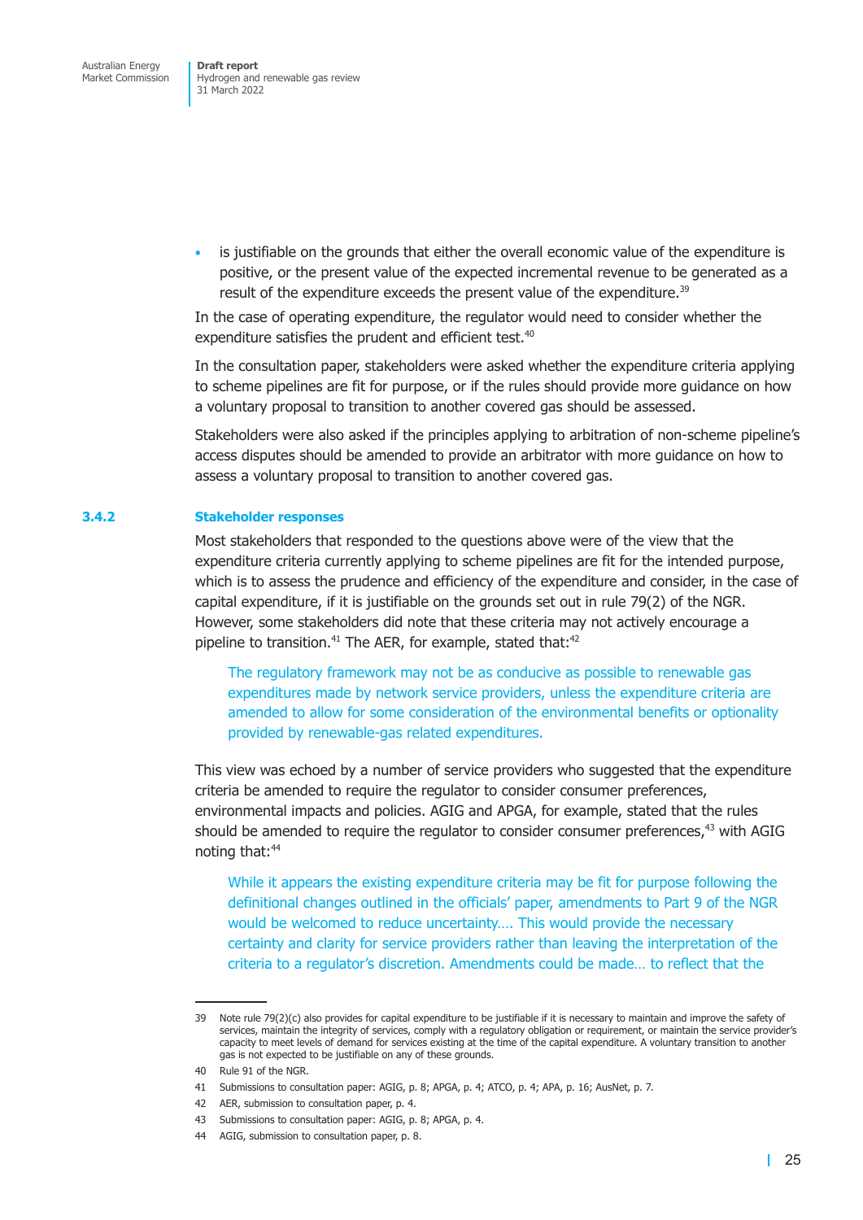- is justifiable on the grounds that either the overall economic value of the expenditure is positive, or the present value of the expected incremental revenue to be generated as a result of the expenditure exceeds the present value of the expenditure.[39]

In the case of operating expenditure, the regulator would need to consider whether the expenditure satisfies the prudent and efficient test.[40]

In the consultation paper, stakeholders were asked whether the expenditure criteria applying to scheme pipelines are fit for purpose, or if the rules should provide more guidance on how a voluntary proposal to transition to another covered gas should be assessed.

Stakeholders were also asked if the principles applying to arbitration of non-scheme pipeline's access disputes should be amended to provide an arbitrator with more guidance on how to assess a voluntary proposal to transition to another covered gas.

### 3.4.2 Stakeholder responses

Most stakeholders that responded to the questions above were of the view that the expenditure criteria currently applying to scheme pipelines are fit for the intended purpose, which is to assess the prudence and efficiency of the expenditure and consider, in the case of capital expenditure, if it is justifiable on the grounds set out in rule 79(2) of the NGR. However, some stakeholders did note that these criteria may not actively encourage a pipeline to transition.[41] The AER, for example, stated that:[42]

> The regulatory framework may not be as conducive as possible to renewable gas expenditures made by network service providers, unless the expenditure criteria are amended to allow for some consideration of the environmental benefits or optionality provided by renewable-gas related expenditures.

This view was echoed by a number of service providers who suggested that the expenditure criteria be amended to require the regulator to consider consumer preferences, environmental impacts and policies. AGIG and APGA, for example, stated that the rules should be amended to require the regulator to consider consumer preferences,[43] with AGIG noting that:[44]

> While it appears the existing expenditure criteria may be fit for purpose following the definitional changes outlined in the officials' paper, amendments to Part 9 of the NGR would be welcomed to reduce uncertainty…. This would provide the necessary certainty and clarity for service providers rather than leaving the interpretation of the criteria to a regulator's discretion. Amendments could be made… to reflect that the

---

39 Note rule 79(2)(c) also provides for capital expenditure to be justifiable if it is necessary to maintain and improve the safety of services, maintain the integrity of services, comply with a regulatory obligation or requirement, or maintain the service provider's capacity to meet levels of demand for services existing at the time of the capital expenditure. A voluntary transition to another gas is not expected to be justifiable on any of these grounds.

40 Rule 91 of the NGR.

41 Submissions to consultation paper: AGIG, p. 8; APGA, p. 4; ATCO, p. 4; APA, p. 16; AusNet, p. 7.

42 AER, submission to consultation paper, p. 4.

43 Submissions to consultation paper: AGIG, p. 8; APGA, p. 4.

44 AGIG, submission to consultation paper, p. 8.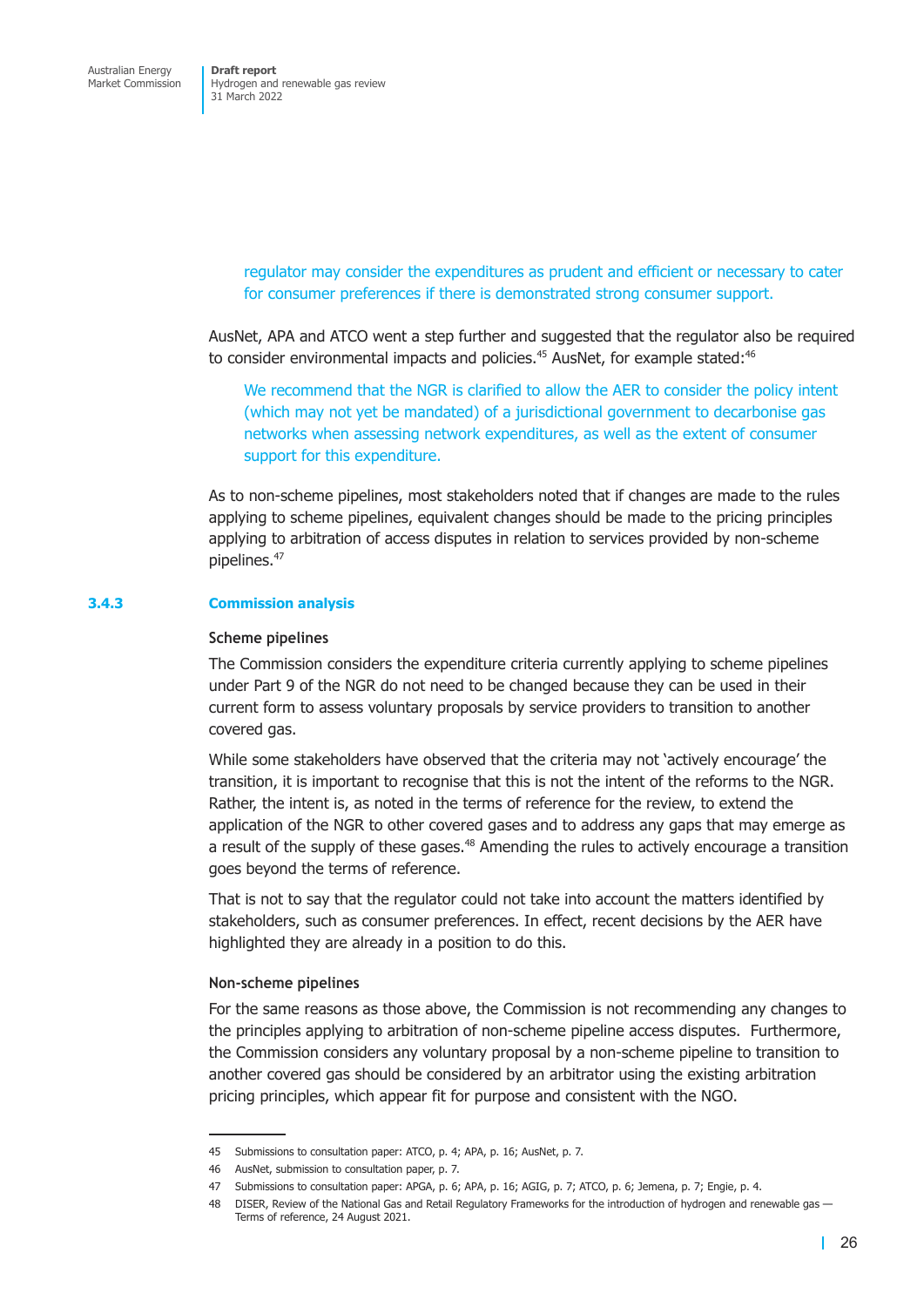> regulator may consider the expenditures as prudent and efficient or necessary to cater for consumer preferences if there is demonstrated strong consumer support.

AusNet, APA and ATCO went a step further and suggested that the regulator also be required to consider environmental impacts and policies.[45] AusNet, for example stated:[46]

> We recommend that the NGR is clarified to allow the AER to consider the policy intent (which may not yet be mandated) of a jurisdictional government to decarbonise gas networks when assessing network expenditures, as well as the extent of consumer support for this expenditure.

As to non-scheme pipelines, most stakeholders noted that if changes are made to the rules applying to scheme pipelines, equivalent changes should be made to the pricing principles applying to arbitration of access disputes in relation to services provided by non-scheme pipelines.[47]

### 3.4.3 Commission analysis

#### Scheme pipelines

The Commission considers the expenditure criteria currently applying to scheme pipelines under Part 9 of the NGR do not need to be changed because they can be used in their current form to assess voluntary proposals by service providers to transition to another covered gas.

While some stakeholders have observed that the criteria may not 'actively encourage' the transition, it is important to recognise that this is not the intent of the reforms to the NGR. Rather, the intent is, as noted in the terms of reference for the review, to extend the application of the NGR to other covered gases and to address any gaps that may emerge as a result of the supply of these gases.[48] Amending the rules to actively encourage a transition goes beyond the terms of reference.

That is not to say that the regulator could not take into account the matters identified by stakeholders, such as consumer preferences. In effect, recent decisions by the AER have highlighted they are already in a position to do this.

#### Non-scheme pipelines

For the same reasons as those above, the Commission is not recommending any changes to the principles applying to arbitration of non-scheme pipeline access disputes. Furthermore, the Commission considers any voluntary proposal by a non-scheme pipeline to transition to another covered gas should be considered by an arbitrator using the existing arbitration pricing principles, which appear fit for purpose and consistent with the NGO.

---

45 Submissions to consultation paper: ATCO, p. 4; APA, p. 16; AusNet, p. 7.

46 AusNet, submission to consultation paper, p. 7.

47 Submissions to consultation paper: APGA, p. 6; APA, p. 16; AGIG, p. 7; ATCO, p. 6; Jemena, p. 7; Engie, p. 4.

48 DISER, Review of the National Gas and Retail Regulatory Frameworks for the introduction of hydrogen and renewable gas — Terms of reference, 24 August 2021.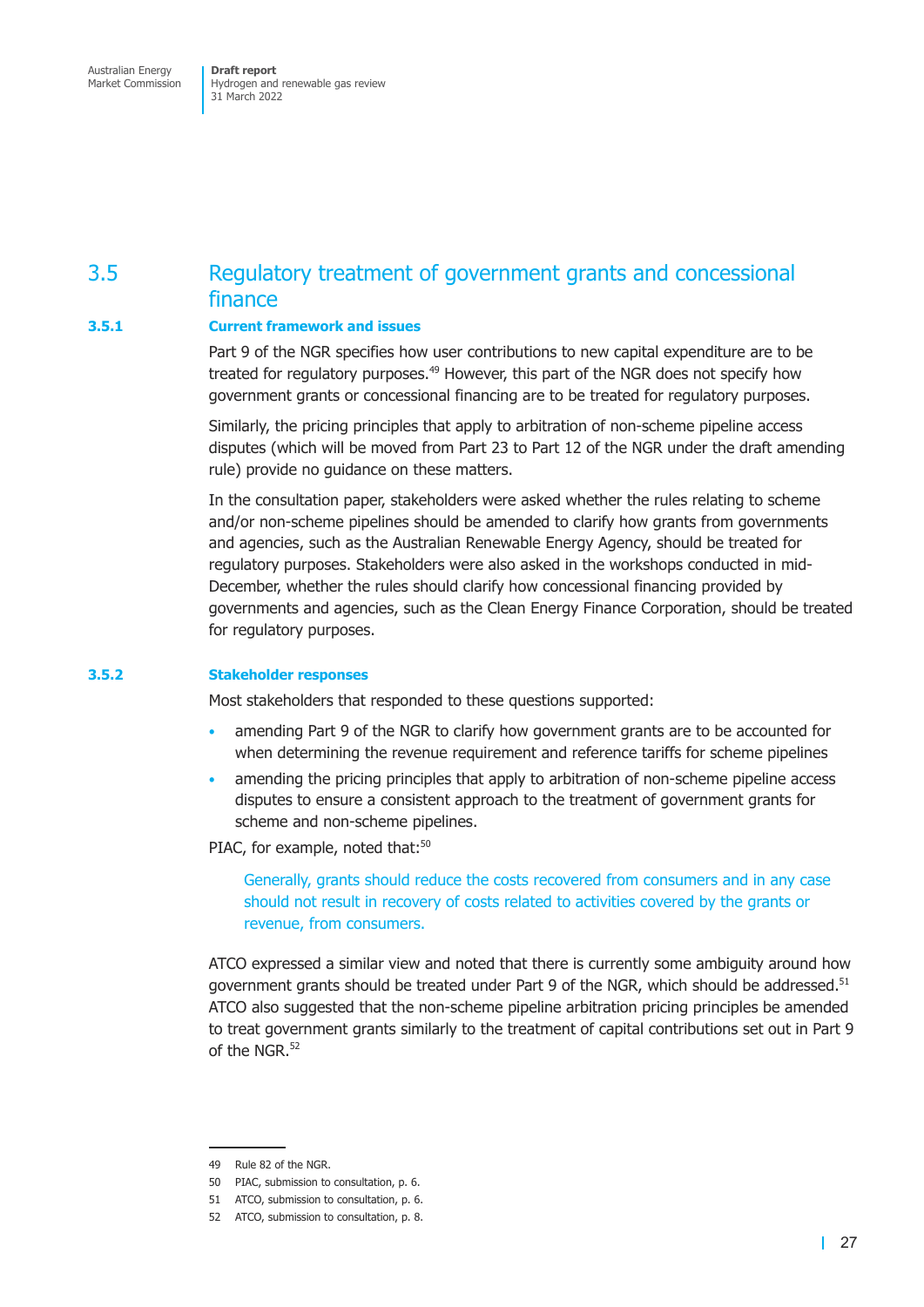## 3.5 Regulatory treatment of government grants and concessional finance

### 3.5.1 Current framework and issues

Part 9 of the NGR specifies how user contributions to new capital expenditure are to be treated for regulatory purposes.[49] However, this part of the NGR does not specify how government grants or concessional financing are to be treated for regulatory purposes.

Similarly, the pricing principles that apply to arbitration of non-scheme pipeline access disputes (which will be moved from Part 23 to Part 12 of the NGR under the draft amending rule) provide no guidance on these matters.

In the consultation paper, stakeholders were asked whether the rules relating to scheme and/or non-scheme pipelines should be amended to clarify how grants from governments and agencies, such as the Australian Renewable Energy Agency, should be treated for regulatory purposes. Stakeholders were also asked in the workshops conducted in mid-December, whether the rules should clarify how concessional financing provided by governments and agencies, such as the Clean Energy Finance Corporation, should be treated for regulatory purposes.

### 3.5.2 Stakeholder responses

Most stakeholders that responded to these questions supported:

- amending Part 9 of the NGR to clarify how government grants are to be accounted for when determining the revenue requirement and reference tariffs for scheme pipelines
- amending the pricing principles that apply to arbitration of non-scheme pipeline access disputes to ensure a consistent approach to the treatment of government grants for scheme and non-scheme pipelines.

PIAC, for example, noted that:[50]

> Generally, grants should reduce the costs recovered from consumers and in any case should not result in recovery of costs related to activities covered by the grants or revenue, from consumers.

ATCO expressed a similar view and noted that there is currently some ambiguity around how government grants should be treated under Part 9 of the NGR, which should be addressed.[51] ATCO also suggested that the non-scheme pipeline arbitration pricing principles be amended to treat government grants similarly to the treatment of capital contributions set out in Part 9 of the NGR.[52]

---

49 Rule 82 of the NGR.

50 PIAC, submission to consultation, p. 6.

51 ATCO, submission to consultation, p. 6.

52 ATCO, submission to consultation, p. 8.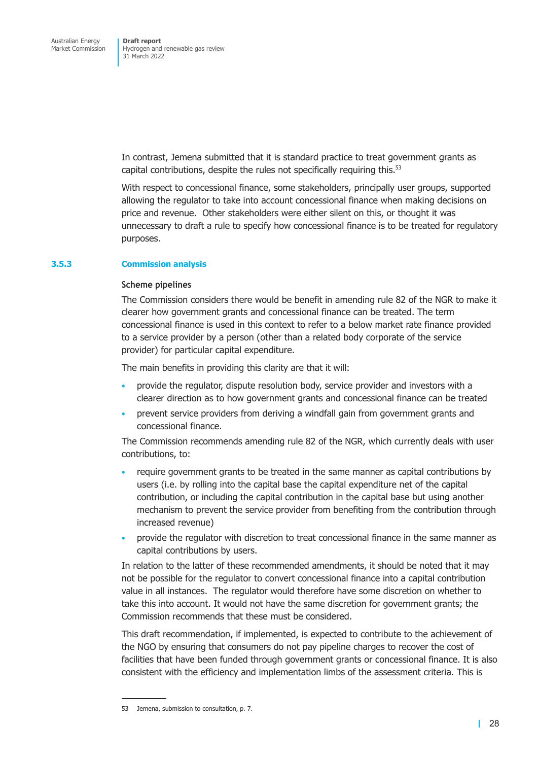In contrast, Jemena submitted that it is standard practice to treat government grants as capital contributions, despite the rules not specifically requiring this.[53]

With respect to concessional finance, some stakeholders, principally user groups, supported allowing the regulator to take into account concessional finance when making decisions on price and revenue. Other stakeholders were either silent on this, or thought it was unnecessary to draft a rule to specify how concessional finance is to be treated for regulatory purposes.

### 3.5.3 Commission analysis

#### Scheme pipelines

The Commission considers there would be benefit in amending rule 82 of the NGR to make it clearer how government grants and concessional finance can be treated. The term concessional finance is used in this context to refer to a below market rate finance provided to a service provider by a person (other than a related body corporate of the service provider) for particular capital expenditure.

The main benefits in providing this clarity are that it will:

- provide the regulator, dispute resolution body, service provider and investors with a clearer direction as to how government grants and concessional finance can be treated
- prevent service providers from deriving a windfall gain from government grants and concessional finance.

The Commission recommends amending rule 82 of the NGR, which currently deals with user contributions, to:

- require government grants to be treated in the same manner as capital contributions by users (i.e. by rolling into the capital base the capital expenditure net of the capital contribution, or including the capital contribution in the capital base but using another mechanism to prevent the service provider from benefiting from the contribution through increased revenue)
- provide the regulator with discretion to treat concessional finance in the same manner as capital contributions by users.

In relation to the latter of these recommended amendments, it should be noted that it may not be possible for the regulator to convert concessional finance into a capital contribution value in all instances. The regulator would therefore have some discretion on whether to take this into account. It would not have the same discretion for government grants; the Commission recommends that these must be considered.

This draft recommendation, if implemented, is expected to contribute to the achievement of the NGO by ensuring that consumers do not pay pipeline charges to recover the cost of facilities that have been funded through government grants or concessional finance. It is also consistent with the efficiency and implementation limbs of the assessment criteria. This is

53 Jemena, submission to consultation, p. 7.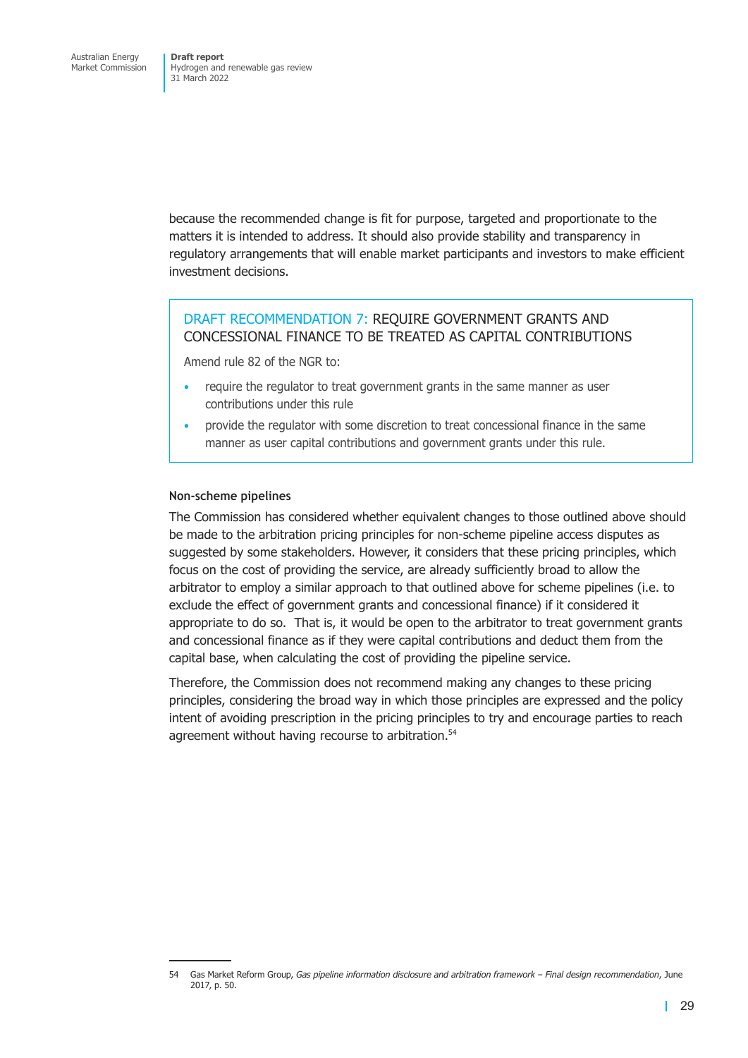because the recommended change is fit for purpose, targeted and proportionate to the matters it is intended to address. It should also provide stability and transparency in regulatory arrangements that will enable market participants and investors to make efficient investment decisions.

> **DRAFT RECOMMENDATION 7: REQUIRE GOVERNMENT GRANTS AND CONCESSIONAL FINANCE TO BE TREATED AS CAPITAL CONTRIBUTIONS**
>
> Amend rule 82 of the NGR to:
>
> - require the regulator to treat government grants in the same manner as user contributions under this rule
> - provide the regulator with some discretion to treat concessional finance in the same manner as user capital contributions and government grants under this rule.

#### Non-scheme pipelines

The Commission has considered whether equivalent changes to those outlined above should be made to the arbitration pricing principles for non-scheme pipeline access disputes as suggested by some stakeholders. However, it considers that these pricing principles, which focus on the cost of providing the service, are already sufficiently broad to allow the arbitrator to employ a similar approach to that outlined above for scheme pipelines (i.e. to exclude the effect of government grants and concessional finance) if it considered it appropriate to do so. That is, it would be open to the arbitrator to treat government grants and concessional finance as if they were capital contributions and deduct them from the capital base, when calculating the cost of providing the pipeline service.

Therefore, the Commission does not recommend making any changes to these pricing principles, considering the broad way in which those principles are expressed and the policy intent of avoiding prescription in the pricing principles to try and encourage parties to reach agreement without having recourse to arbitration.[54]

---

54 Gas Market Reform Group, *Gas pipeline information disclosure and arbitration framework – Final design recommendation*, June 2017, p. 50.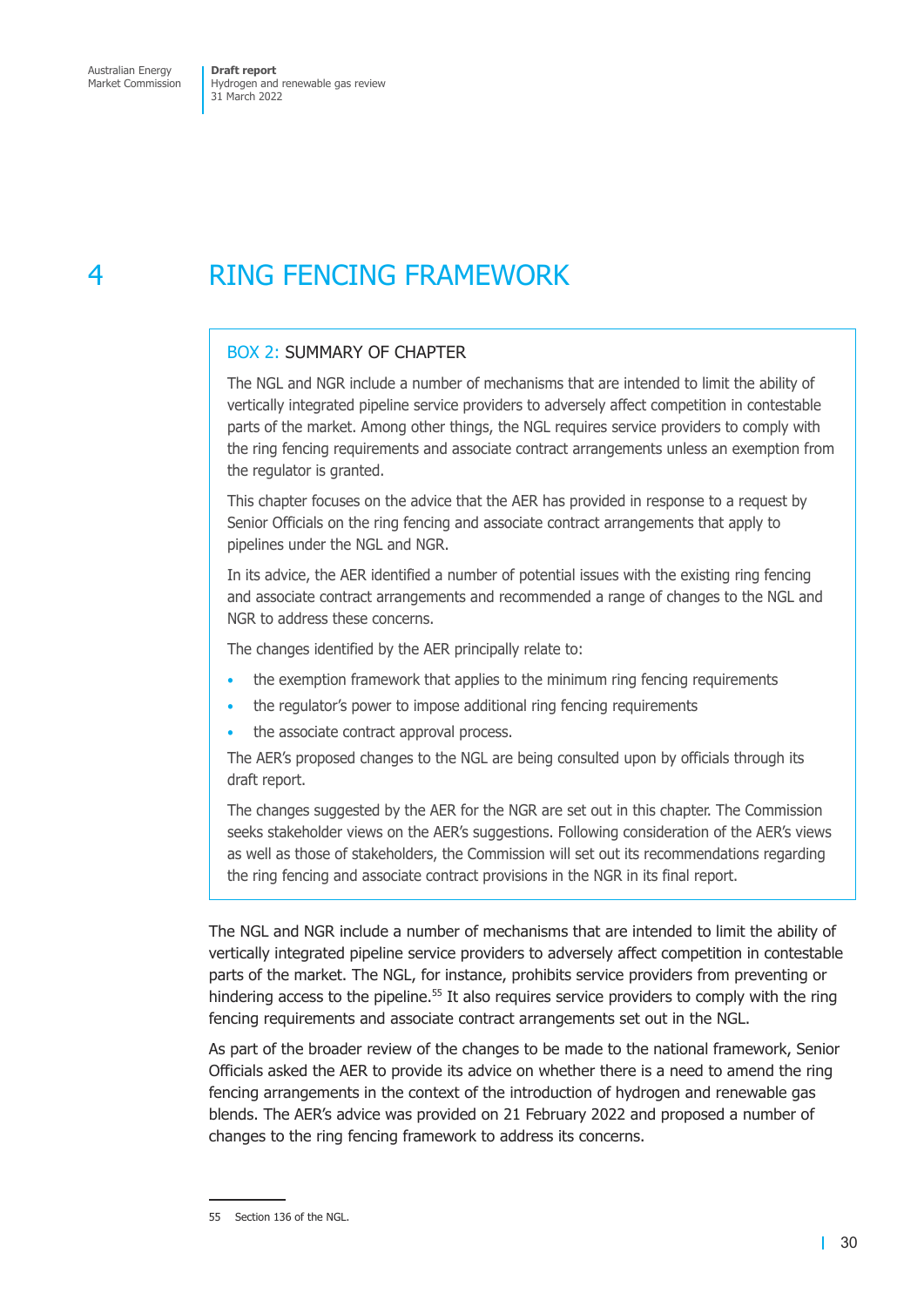# 4 RING FENCING FRAMEWORK

> **BOX 2: SUMMARY OF CHAPTER**
>
> The NGL and NGR include a number of mechanisms that are intended to limit the ability of vertically integrated pipeline service providers to adversely affect competition in contestable parts of the market. Among other things, the NGL requires service providers to comply with the ring fencing requirements and associate contract arrangements unless an exemption from the regulator is granted.
>
> This chapter focuses on the advice that the AER has provided in response to a request by Senior Officials on the ring fencing and associate contract arrangements that apply to pipelines under the NGL and NGR.
>
> In its advice, the AER identified a number of potential issues with the existing ring fencing and associate contract arrangements and recommended a range of changes to the NGL and NGR to address these concerns.
>
> The changes identified by the AER principally relate to:
>
> - the exemption framework that applies to the minimum ring fencing requirements
> - the regulator's power to impose additional ring fencing requirements
> - the associate contract approval process.
>
> The AER's proposed changes to the NGL are being consulted upon by officials through its draft report.
>
> The changes suggested by the AER for the NGR are set out in this chapter. The Commission seeks stakeholder views on the AER's suggestions. Following consideration of the AER's views as well as those of stakeholders, the Commission will set out its recommendations regarding the ring fencing and associate contract provisions in the NGR in its final report.

The NGL and NGR include a number of mechanisms that are intended to limit the ability of vertically integrated pipeline service providers to adversely affect competition in contestable parts of the market. The NGL, for instance, prohibits service providers from preventing or hindering access to the pipeline.[55] It also requires service providers to comply with the ring fencing requirements and associate contract arrangements set out in the NGL.

As part of the broader review of the changes to be made to the national framework, Senior Officials asked the AER to provide its advice on whether there is a need to amend the ring fencing arrangements in the context of the introduction of hydrogen and renewable gas blends. The AER's advice was provided on 21 February 2022 and proposed a number of changes to the ring fencing framework to address its concerns.

---

55 Section 136 of the NGL.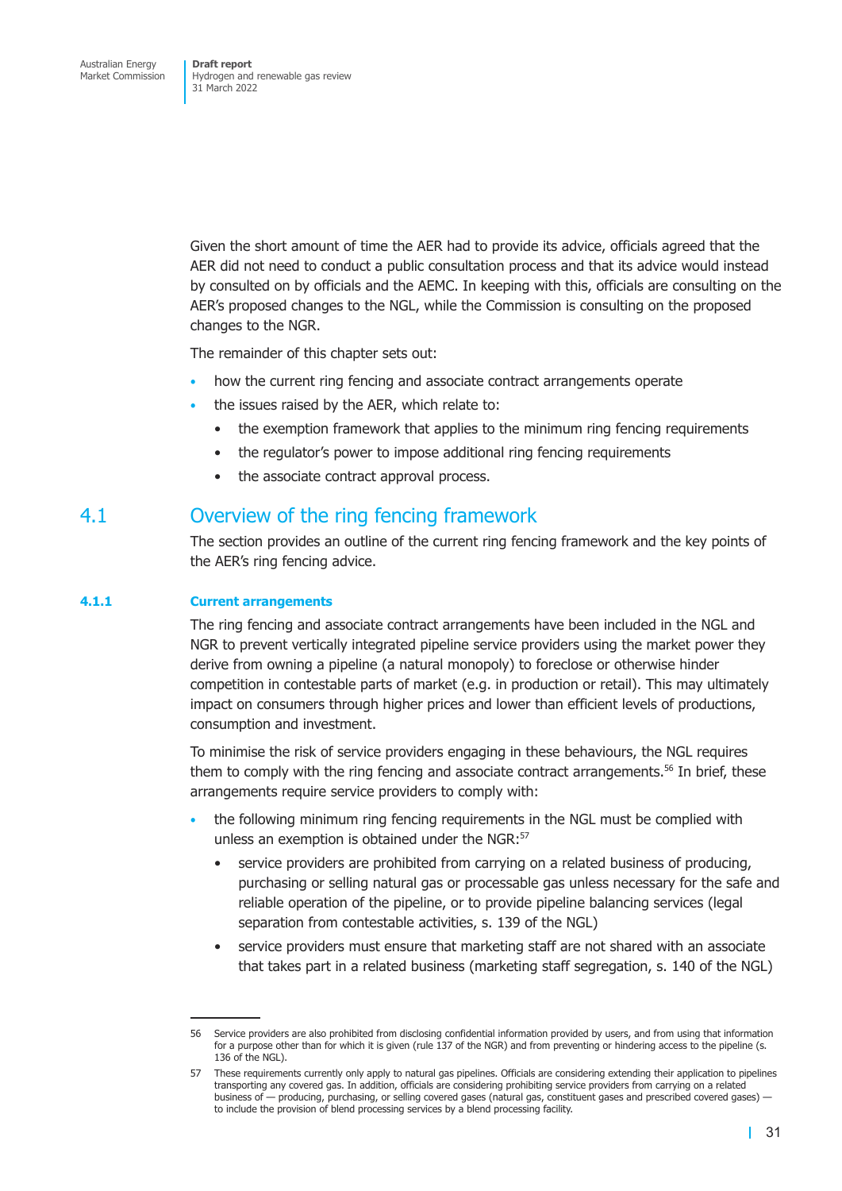Given the short amount of time the AER had to provide its advice, officials agreed that the AER did not need to conduct a public consultation process and that its advice would instead by consulted on by officials and the AEMC. In keeping with this, officials are consulting on the AER's proposed changes to the NGL, while the Commission is consulting on the proposed changes to the NGR.

The remainder of this chapter sets out:

- how the current ring fencing and associate contract arrangements operate
- the issues raised by the AER, which relate to:
  - the exemption framework that applies to the minimum ring fencing requirements
  - the regulator's power to impose additional ring fencing requirements
  - the associate contract approval process.

## 4.1 Overview of the ring fencing framework

The section provides an outline of the current ring fencing framework and the key points of the AER's ring fencing advice.

### 4.1.1 Current arrangements

The ring fencing and associate contract arrangements have been included in the NGL and NGR to prevent vertically integrated pipeline service providers using the market power they derive from owning a pipeline (a natural monopoly) to foreclose or otherwise hinder competition in contestable parts of market (e.g. in production or retail). This may ultimately impact on consumers through higher prices and lower than efficient levels of productions, consumption and investment.

To minimise the risk of service providers engaging in these behaviours, the NGL requires them to comply with the ring fencing and associate contract arrangements.[56] In brief, these arrangements require service providers to comply with:

- the following minimum ring fencing requirements in the NGL must be complied with unless an exemption is obtained under the NGR:[57]
  - service providers are prohibited from carrying on a related business of producing, purchasing or selling natural gas or processable gas unless necessary for the safe and reliable operation of the pipeline, or to provide pipeline balancing services (legal separation from contestable activities, s. 139 of the NGL)
  - service providers must ensure that marketing staff are not shared with an associate that takes part in a related business (marketing staff segregation, s. 140 of the NGL)

---

56 Service providers are also prohibited from disclosing confidential information provided by users, and from using that information for a purpose other than for which it is given (rule 137 of the NGR) and from preventing or hindering access to the pipeline (s. 136 of the NGL).

57 These requirements currently only apply to natural gas pipelines. Officials are considering extending their application to pipelines transporting any covered gas. In addition, officials are considering prohibiting service providers from carrying on a related business of — producing, purchasing, or selling covered gases (natural gas, constituent gases and prescribed covered gases) — to include the provision of blend processing services by a blend processing facility.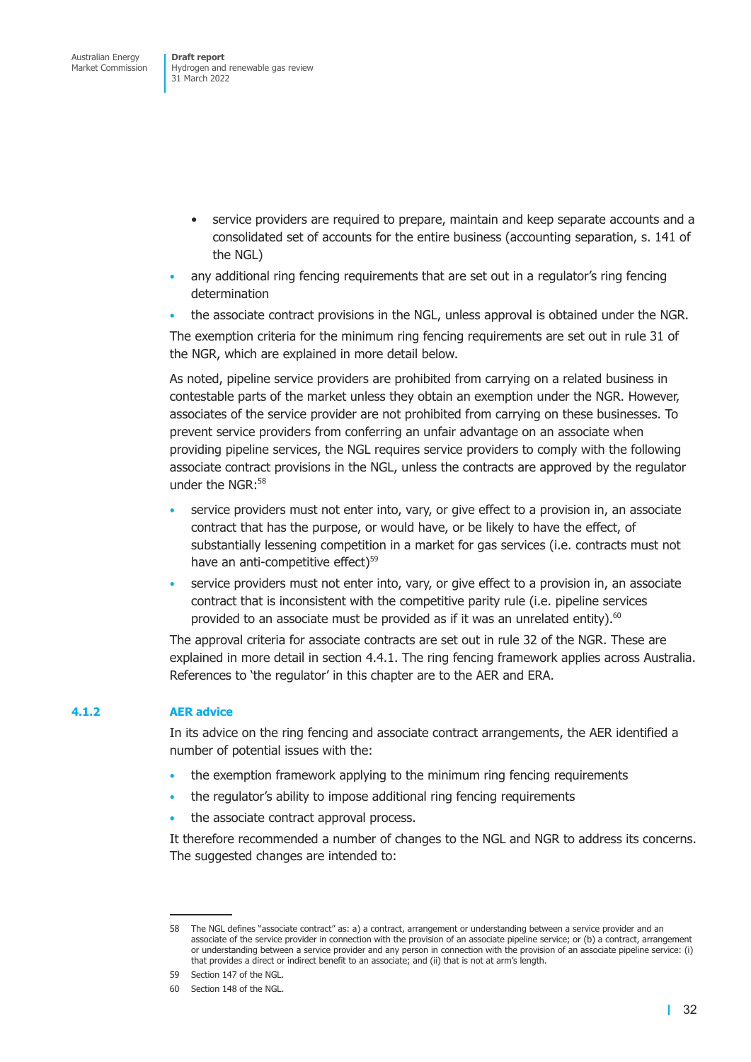- service providers are required to prepare, maintain and keep separate accounts and a consolidated set of accounts for the entire business (accounting separation, s. 141 of the NGL)
- any additional ring fencing requirements that are set out in a regulator's ring fencing determination
- the associate contract provisions in the NGL, unless approval is obtained under the NGR.

The exemption criteria for the minimum ring fencing requirements are set out in rule 31 of the NGR, which are explained in more detail below.

As noted, pipeline service providers are prohibited from carrying on a related business in contestable parts of the market unless they obtain an exemption under the NGR. However, associates of the service provider are not prohibited from carrying on these businesses. To prevent service providers from conferring an unfair advantage on an associate when providing pipeline services, the NGL requires service providers to comply with the following associate contract provisions in the NGL, unless the contracts are approved by the regulator under the NGR:[58]

- service providers must not enter into, vary, or give effect to a provision in, an associate contract that has the purpose, or would have, or be likely to have the effect, of substantially lessening competition in a market for gas services (i.e. contracts must not have an anti-competitive effect)[59]
- service providers must not enter into, vary, or give effect to a provision in, an associate contract that is inconsistent with the competitive parity rule (i.e. pipeline services provided to an associate must be provided as if it was an unrelated entity).[60]

The approval criteria for associate contracts are set out in rule 32 of the NGR. These are explained in more detail in section 4.4.1. The ring fencing framework applies across Australia. References to 'the regulator' in this chapter are to the AER and ERA.

### 4.1.2 AER advice

In its advice on the ring fencing and associate contract arrangements, the AER identified a number of potential issues with the:

- the exemption framework applying to the minimum ring fencing requirements
- the regulator's ability to impose additional ring fencing requirements
- the associate contract approval process.

It therefore recommended a number of changes to the NGL and NGR to address its concerns. The suggested changes are intended to:

---

58 The NGL defines "associate contract" as: a) a contract, arrangement or understanding between a service provider and an associate of the service provider in connection with the provision of an associate pipeline service; or (b) a contract, arrangement or understanding between a service provider and any person in connection with the provision of an associate pipeline service: (i) that provides a direct or indirect benefit to an associate; and (ii) that is not at arm's length.

59 Section 147 of the NGL.

60 Section 148 of the NGL.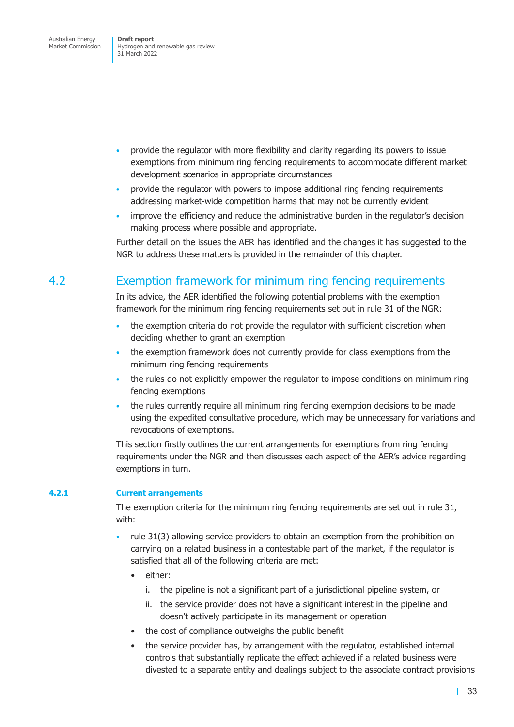- provide the regulator with more flexibility and clarity regarding its powers to issue exemptions from minimum ring fencing requirements to accommodate different market development scenarios in appropriate circumstances
- provide the regulator with powers to impose additional ring fencing requirements addressing market-wide competition harms that may not be currently evident
- improve the efficiency and reduce the administrative burden in the regulator's decision making process where possible and appropriate.

Further detail on the issues the AER has identified and the changes it has suggested to the NGR to address these matters is provided in the remainder of this chapter.

## 4.2 Exemption framework for minimum ring fencing requirements

In its advice, the AER identified the following potential problems with the exemption framework for the minimum ring fencing requirements set out in rule 31 of the NGR:

- the exemption criteria do not provide the regulator with sufficient discretion when deciding whether to grant an exemption
- the exemption framework does not currently provide for class exemptions from the minimum ring fencing requirements
- the rules do not explicitly empower the regulator to impose conditions on minimum ring fencing exemptions
- the rules currently require all minimum ring fencing exemption decisions to be made using the expedited consultative procedure, which may be unnecessary for variations and revocations of exemptions.

This section firstly outlines the current arrangements for exemptions from ring fencing requirements under the NGR and then discusses each aspect of the AER's advice regarding exemptions in turn.

### 4.2.1 Current arrangements

The exemption criteria for the minimum ring fencing requirements are set out in rule 31, with:

- rule 31(3) allowing service providers to obtain an exemption from the prohibition on carrying on a related business in a contestable part of the market, if the regulator is satisfied that all of the following criteria are met:
  - either:
    1. the pipeline is not a significant part of a jurisdictional pipeline system, or
    2. the service provider does not have a significant interest in the pipeline and doesn't actively participate in its management or operation
  - the cost of compliance outweighs the public benefit
  - the service provider has, by arrangement with the regulator, established internal controls that substantially replicate the effect achieved if a related business were divested to a separate entity and dealings subject to the associate contract provisions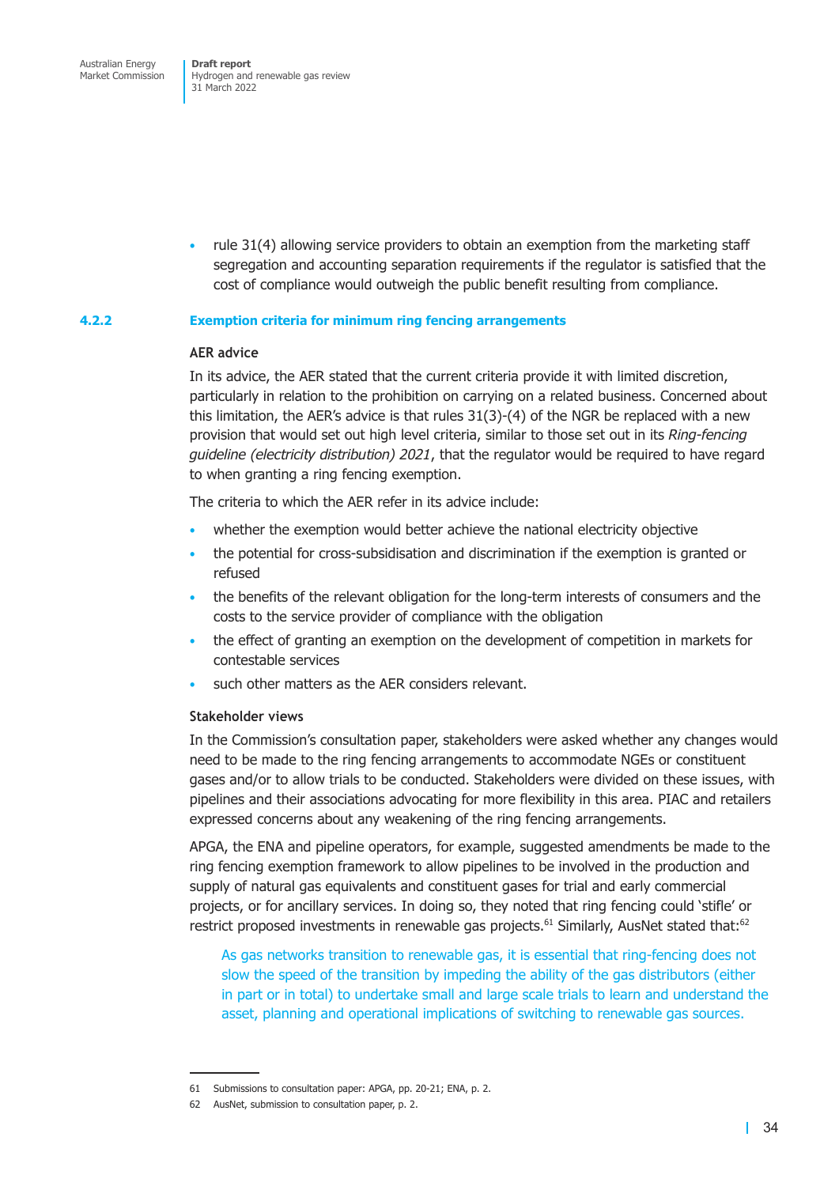- rule 31(4) allowing service providers to obtain an exemption from the marketing staff segregation and accounting separation requirements if the regulator is satisfied that the cost of compliance would outweigh the public benefit resulting from compliance.

### 4.2.2 Exemption criteria for minimum ring fencing arrangements

#### AER advice

In its advice, the AER stated that the current criteria provide it with limited discretion, particularly in relation to the prohibition on carrying on a related business. Concerned about this limitation, the AER's advice is that rules 31(3)-(4) of the NGR be replaced with a new provision that would set out high level criteria, similar to those set out in its *Ring-fencing guideline (electricity distribution) 2021*, that the regulator would be required to have regard to when granting a ring fencing exemption.

The criteria to which the AER refer in its advice include:

- whether the exemption would better achieve the national electricity objective
- the potential for cross-subsidisation and discrimination if the exemption is granted or refused
- the benefits of the relevant obligation for the long-term interests of consumers and the costs to the service provider of compliance with the obligation
- the effect of granting an exemption on the development of competition in markets for contestable services
- such other matters as the AER considers relevant.

#### Stakeholder views

In the Commission's consultation paper, stakeholders were asked whether any changes would need to be made to the ring fencing arrangements to accommodate NGEs or constituent gases and/or to allow trials to be conducted. Stakeholders were divided on these issues, with pipelines and their associations advocating for more flexibility in this area. PIAC and retailers expressed concerns about any weakening of the ring fencing arrangements.

APGA, the ENA and pipeline operators, for example, suggested amendments be made to the ring fencing exemption framework to allow pipelines to be involved in the production and supply of natural gas equivalents and constituent gases for trial and early commercial projects, or for ancillary services. In doing so, they noted that ring fencing could 'stifle' or restrict proposed investments in renewable gas projects.[61] Similarly, AusNet stated that:[62]

> As gas networks transition to renewable gas, it is essential that ring-fencing does not slow the speed of the transition by impeding the ability of the gas distributors (either in part or in total) to undertake small and large scale trials to learn and understand the asset, planning and operational implications of switching to renewable gas sources.

---

61 Submissions to consultation paper: APGA, pp. 20-21; ENA, p. 2.

62 AusNet, submission to consultation paper, p. 2.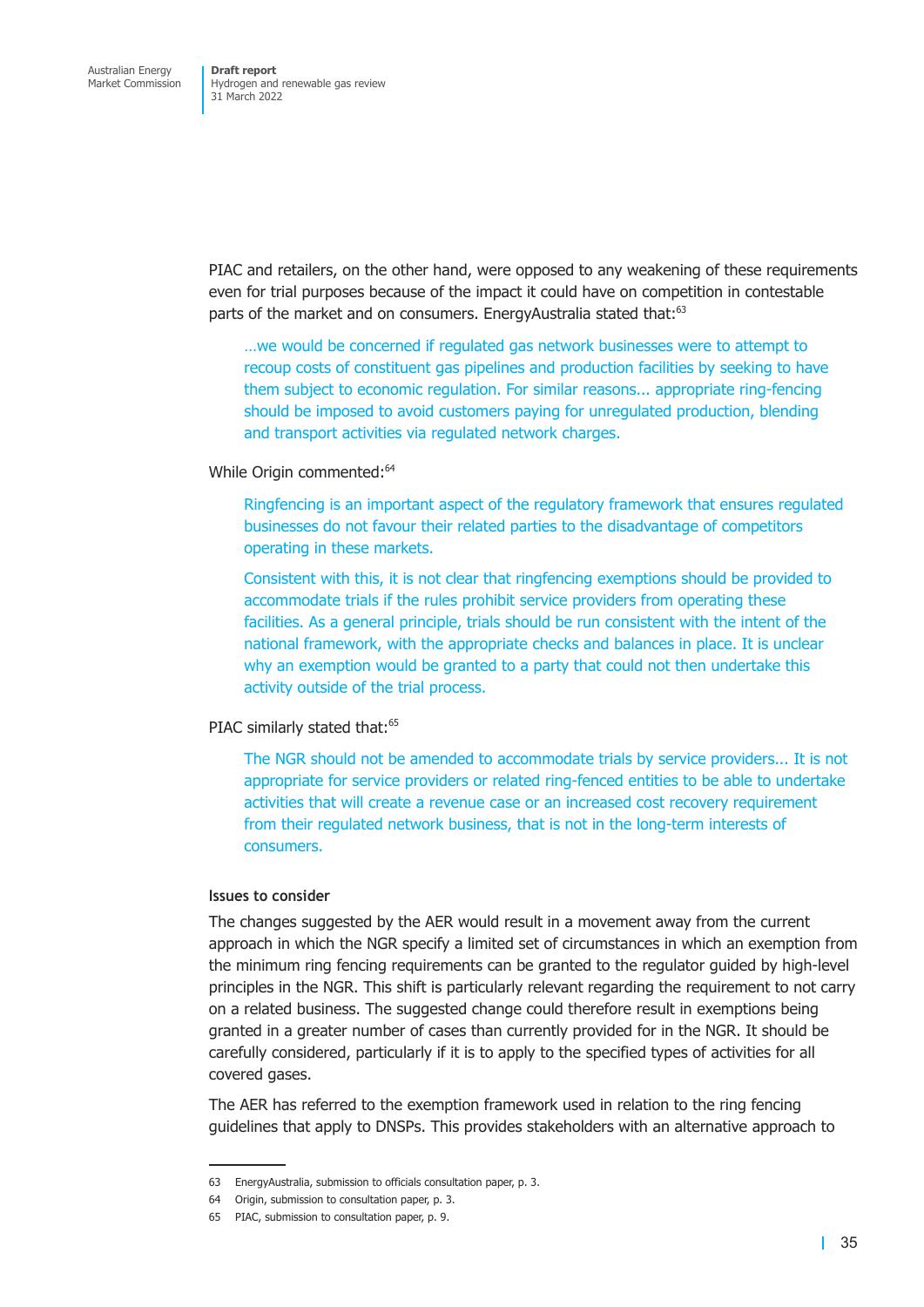PIAC and retailers, on the other hand, were opposed to any weakening of these requirements even for trial purposes because of the impact it could have on competition in contestable parts of the market and on consumers. EnergyAustralia stated that:[63]

> …we would be concerned if regulated gas network businesses were to attempt to recoup costs of constituent gas pipelines and production facilities by seeking to have them subject to economic regulation. For similar reasons... appropriate ring-fencing should be imposed to avoid customers paying for unregulated production, blending and transport activities via regulated network charges.

While Origin commented:[64]

> Ringfencing is an important aspect of the regulatory framework that ensures regulated businesses do not favour their related parties to the disadvantage of competitors operating in these markets.
>
> Consistent with this, it is not clear that ringfencing exemptions should be provided to accommodate trials if the rules prohibit service providers from operating these facilities. As a general principle, trials should be run consistent with the intent of the national framework, with the appropriate checks and balances in place. It is unclear why an exemption would be granted to a party that could not then undertake this activity outside of the trial process.

PIAC similarly stated that:[65]

> The NGR should not be amended to accommodate trials by service providers... It is not appropriate for service providers or related ring-fenced entities to be able to undertake activities that will create a revenue case or an increased cost recovery requirement from their regulated network business, that is not in the long-term interests of consumers.

#### Issues to consider

The changes suggested by the AER would result in a movement away from the current approach in which the NGR specify a limited set of circumstances in which an exemption from the minimum ring fencing requirements can be granted to the regulator guided by high-level principles in the NGR. This shift is particularly relevant regarding the requirement to not carry on a related business. The suggested change could therefore result in exemptions being granted in a greater number of cases than currently provided for in the NGR. It should be carefully considered, particularly if it is to apply to the specified types of activities for all covered gases.

The AER has referred to the exemption framework used in relation to the ring fencing guidelines that apply to DNSPs. This provides stakeholders with an alternative approach to

---

63 EnergyAustralia, submission to officials consultation paper, p. 3.

64 Origin, submission to consultation paper, p. 3.

65 PIAC, submission to consultation paper, p. 9.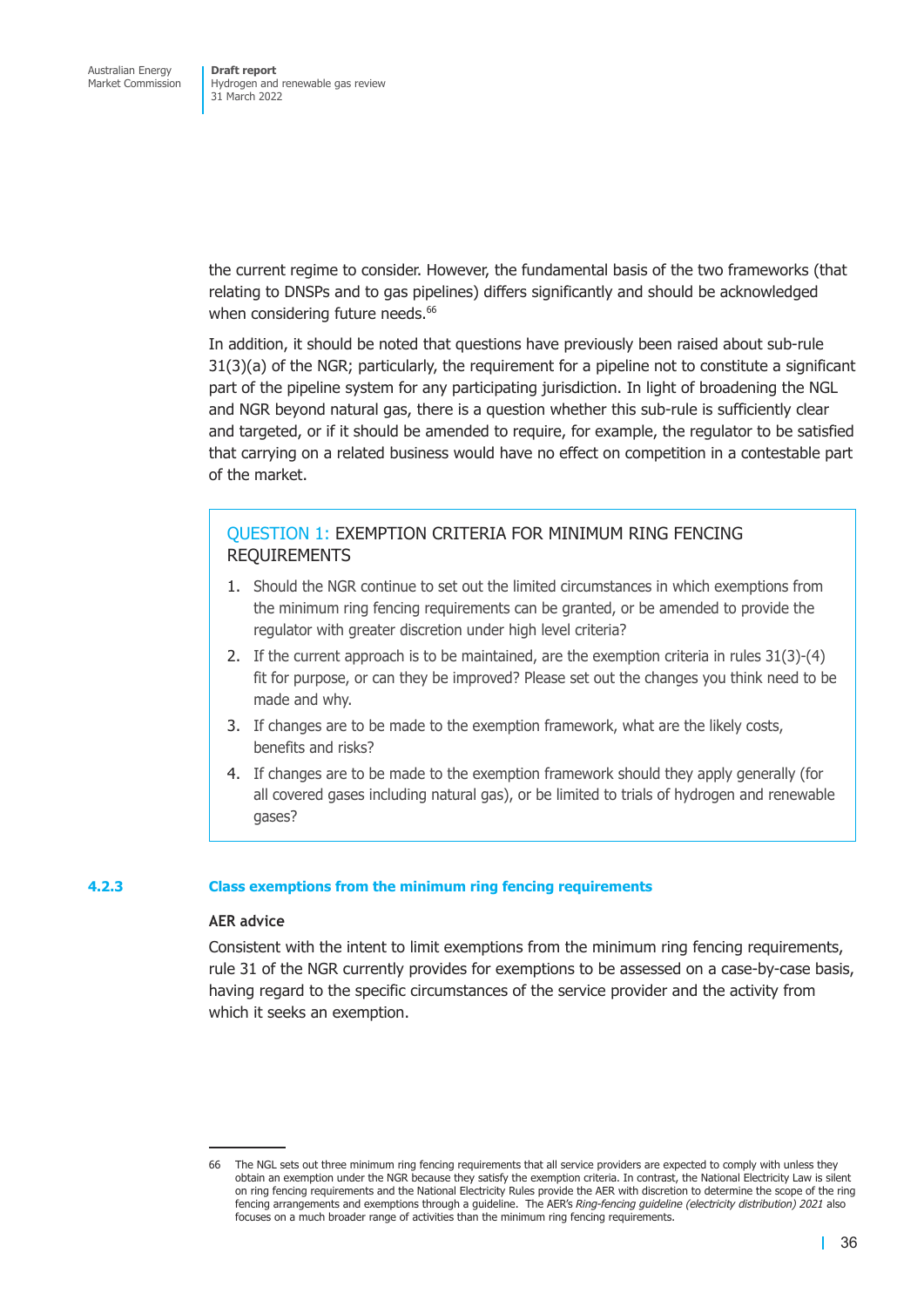the current regime to consider. However, the fundamental basis of the two frameworks (that relating to DNSPs and to gas pipelines) differs significantly and should be acknowledged when considering future needs.[66]

In addition, it should be noted that questions have previously been raised about sub-rule 31(3)(a) of the NGR; particularly, the requirement for a pipeline not to constitute a significant part of the pipeline system for any participating jurisdiction. In light of broadening the NGL and NGR beyond natural gas, there is a question whether this sub-rule is sufficiently clear and targeted, or if it should be amended to require, for example, the regulator to be satisfied that carrying on a related business would have no effect on competition in a contestable part of the market.

> **QUESTION 1: EXEMPTION CRITERIA FOR MINIMUM RING FENCING REQUIREMENTS**
>
> 1. Should the NGR continue to set out the limited circumstances in which exemptions from the minimum ring fencing requirements can be granted, or be amended to provide the regulator with greater discretion under high level criteria?
> 2. If the current approach is to be maintained, are the exemption criteria in rules 31(3)-(4) fit for purpose, or can they be improved? Please set out the changes you think need to be made and why.
> 3. If changes are to be made to the exemption framework, what are the likely costs, benefits and risks?
> 4. If changes are to be made to the exemption framework should they apply generally (for all covered gases including natural gas), or be limited to trials of hydrogen and renewable gases?

### 4.2.3 Class exemptions from the minimum ring fencing requirements

**AER advice**

Consistent with the intent to limit exemptions from the minimum ring fencing requirements, rule 31 of the NGR currently provides for exemptions to be assessed on a case-by-case basis, having regard to the specific circumstances of the service provider and the activity from which it seeks an exemption.

---

66 The NGL sets out three minimum ring fencing requirements that all service providers are expected to comply with unless they obtain an exemption under the NGR because they satisfy the exemption criteria. In contrast, the National Electricity Law is silent on ring fencing requirements and the National Electricity Rules provide the AER with discretion to determine the scope of the ring fencing arrangements and exemptions through a guideline. The AER's *Ring-fencing guideline (electricity distribution) 2021* also focuses on a much broader range of activities than the minimum ring fencing requirements.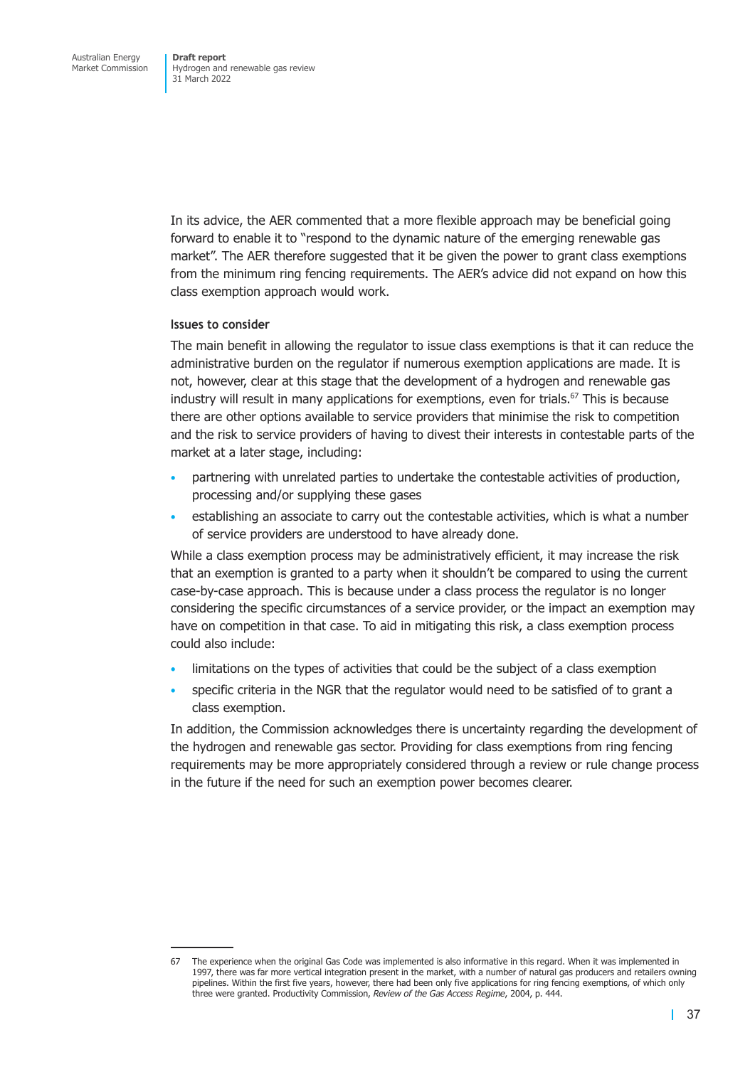In its advice, the AER commented that a more flexible approach may be beneficial going forward to enable it to "respond to the dynamic nature of the emerging renewable gas market". The AER therefore suggested that it be given the power to grant class exemptions from the minimum ring fencing requirements. The AER's advice did not expand on how this class exemption approach would work.

#### Issues to consider

The main benefit in allowing the regulator to issue class exemptions is that it can reduce the administrative burden on the regulator if numerous exemption applications are made. It is not, however, clear at this stage that the development of a hydrogen and renewable gas industry will result in many applications for exemptions, even for trials.[67] This is because there are other options available to service providers that minimise the risk to competition and the risk to service providers of having to divest their interests in contestable parts of the market at a later stage, including:

- partnering with unrelated parties to undertake the contestable activities of production, processing and/or supplying these gases
- establishing an associate to carry out the contestable activities, which is what a number of service providers are understood to have already done.

While a class exemption process may be administratively efficient, it may increase the risk that an exemption is granted to a party when it shouldn't be compared to using the current case-by-case approach. This is because under a class process the regulator is no longer considering the specific circumstances of a service provider, or the impact an exemption may have on competition in that case. To aid in mitigating this risk, a class exemption process could also include:

- limitations on the types of activities that could be the subject of a class exemption
- specific criteria in the NGR that the regulator would need to be satisfied of to grant a class exemption.

In addition, the Commission acknowledges there is uncertainty regarding the development of the hydrogen and renewable gas sector. Providing for class exemptions from ring fencing requirements may be more appropriately considered through a review or rule change process in the future if the need for such an exemption power becomes clearer.

---

67 The experience when the original Gas Code was implemented is also informative in this regard. When it was implemented in 1997, there was far more vertical integration present in the market, with a number of natural gas producers and retailers owning pipelines. Within the first five years, however, there had been only five applications for ring fencing exemptions, of which only three were granted. Productivity Commission, *Review of the Gas Access Regime*, 2004, p. 444.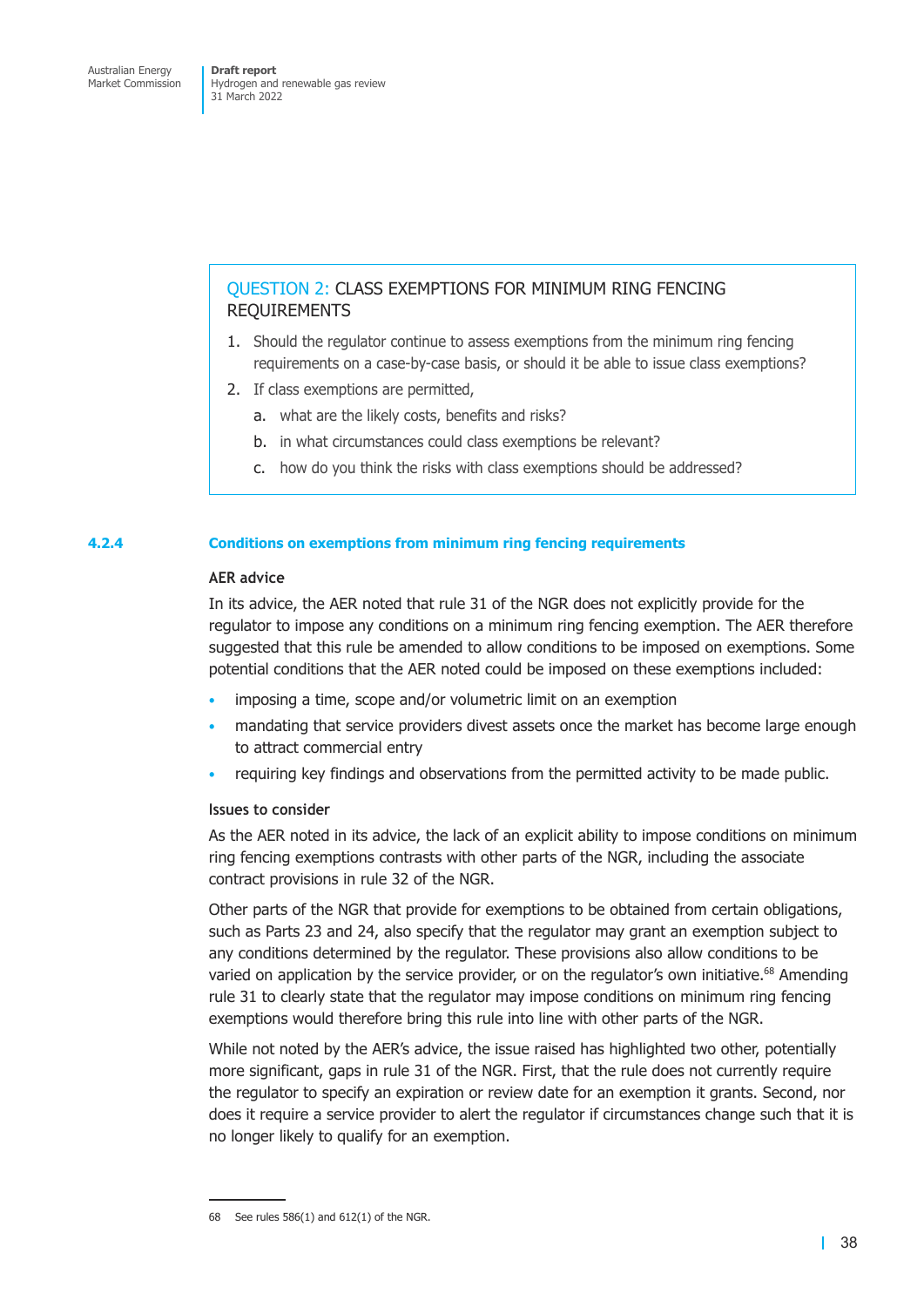> **QUESTION 2: CLASS EXEMPTIONS FOR MINIMUM RING FENCING REQUIREMENTS**
>
> 1. Should the regulator continue to assess exemptions from the minimum ring fencing requirements on a case-by-case basis, or should it be able to issue class exemptions?
> 2. If class exemptions are permitted,
>    a. what are the likely costs, benefits and risks?
>    b. in what circumstances could class exemptions be relevant?
>    c. how do you think the risks with class exemptions should be addressed?

### 4.2.4 Conditions on exemptions from minimum ring fencing requirements

**AER advice**

In its advice, the AER noted that rule 31 of the NGR does not explicitly provide for the regulator to impose any conditions on a minimum ring fencing exemption. The AER therefore suggested that this rule be amended to allow conditions to be imposed on exemptions. Some potential conditions that the AER noted could be imposed on these exemptions included:

- imposing a time, scope and/or volumetric limit on an exemption
- mandating that service providers divest assets once the market has become large enough to attract commercial entry
- requiring key findings and observations from the permitted activity to be made public.

**Issues to consider**

As the AER noted in its advice, the lack of an explicit ability to impose conditions on minimum ring fencing exemptions contrasts with other parts of the NGR, including the associate contract provisions in rule 32 of the NGR.

Other parts of the NGR that provide for exemptions to be obtained from certain obligations, such as Parts 23 and 24, also specify that the regulator may grant an exemption subject to any conditions determined by the regulator. These provisions also allow conditions to be varied on application by the service provider, or on the regulator's own initiative.[68] Amending rule 31 to clearly state that the regulator may impose conditions on minimum ring fencing exemptions would therefore bring this rule into line with other parts of the NGR.

While not noted by the AER's advice, the issue raised has highlighted two other, potentially more significant, gaps in rule 31 of the NGR. First, that the rule does not currently require the regulator to specify an expiration or review date for an exemption it grants. Second, nor does it require a service provider to alert the regulator if circumstances change such that it is no longer likely to qualify for an exemption.

---

68 See rules 586(1) and 612(1) of the NGR.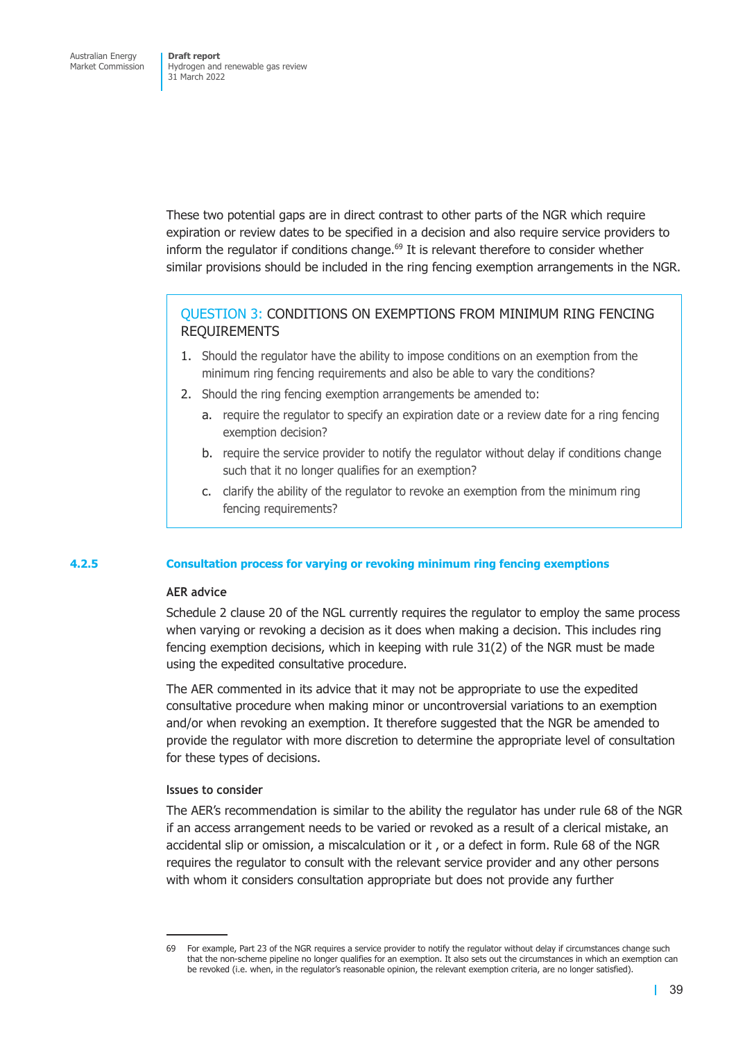These two potential gaps are in direct contrast to other parts of the NGR which require expiration or review dates to be specified in a decision and also require service providers to inform the regulator if conditions change.[69] It is relevant therefore to consider whether similar provisions should be included in the ring fencing exemption arrangements in the NGR.

> **QUESTION 3: CONDITIONS ON EXEMPTIONS FROM MINIMUM RING FENCING REQUIREMENTS**
>
> 1. Should the regulator have the ability to impose conditions on an exemption from the minimum ring fencing requirements and also be able to vary the conditions?
> 2. Should the ring fencing exemption arrangements be amended to:
>    a. require the regulator to specify an expiration date or a review date for a ring fencing exemption decision?
>    b. require the service provider to notify the regulator without delay if conditions change such that it no longer qualifies for an exemption?
>    c. clarify the ability of the regulator to revoke an exemption from the minimum ring fencing requirements?

### 4.2.5 Consultation process for varying or revoking minimum ring fencing exemptions

#### AER advice

Schedule 2 clause 20 of the NGL currently requires the regulator to employ the same process when varying or revoking a decision as it does when making a decision. This includes ring fencing exemption decisions, which in keeping with rule 31(2) of the NGR must be made using the expedited consultative procedure.

The AER commented in its advice that it may not be appropriate to use the expedited consultative procedure when making minor or uncontroversial variations to an exemption and/or when revoking an exemption. It therefore suggested that the NGR be amended to provide the regulator with more discretion to determine the appropriate level of consultation for these types of decisions.

#### Issues to consider

The AER's recommendation is similar to the ability the regulator has under rule 68 of the NGR if an access arrangement needs to be varied or revoked as a result of a clerical mistake, an accidental slip or omission, a miscalculation or it , or a defect in form. Rule 68 of the NGR requires the regulator to consult with the relevant service provider and any other persons with whom it considers consultation appropriate but does not provide any further

69 For example, Part 23 of the NGR requires a service provider to notify the regulator without delay if circumstances change such that the non-scheme pipeline no longer qualifies for an exemption. It also sets out the circumstances in which an exemption can be revoked (i.e. when, in the regulator's reasonable opinion, the relevant exemption criteria, are no longer satisfied).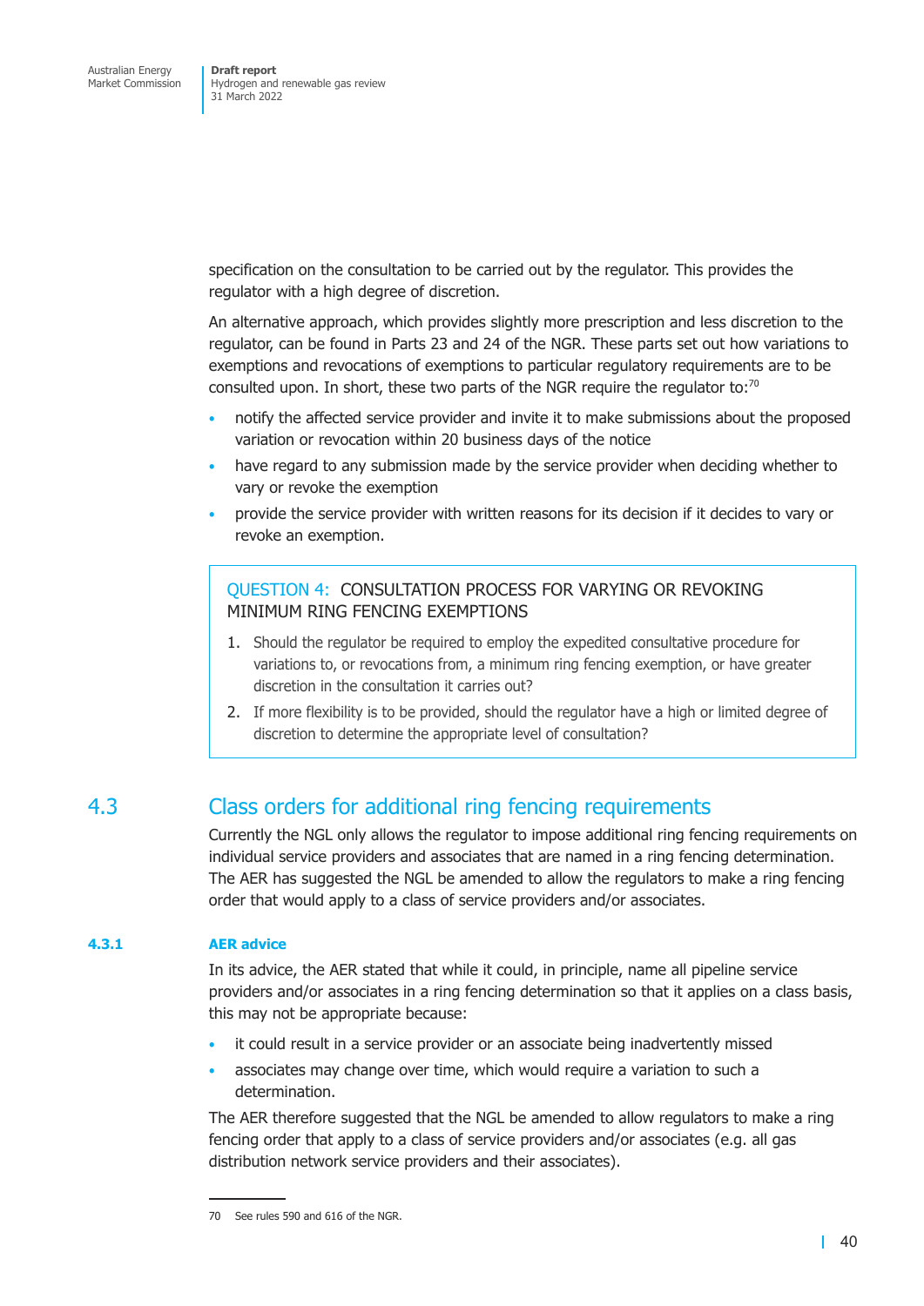specification on the consultation to be carried out by the regulator. This provides the regulator with a high degree of discretion.

An alternative approach, which provides slightly more prescription and less discretion to the regulator, can be found in Parts 23 and 24 of the NGR. These parts set out how variations to exemptions and revocations of exemptions to particular regulatory requirements are to be consulted upon. In short, these two parts of the NGR require the regulator to:[70]

- notify the affected service provider and invite it to make submissions about the proposed variation or revocation within 20 business days of the notice
- have regard to any submission made by the service provider when deciding whether to vary or revoke the exemption
- provide the service provider with written reasons for its decision if it decides to vary or revoke an exemption.

> **QUESTION 4: CONSULTATION PROCESS FOR VARYING OR REVOKING MINIMUM RING FENCING EXEMPTIONS**
>
> 1. Should the regulator be required to employ the expedited consultative procedure for variations to, or revocations from, a minimum ring fencing exemption, or have greater discretion in the consultation it carries out?
> 2. If more flexibility is to be provided, should the regulator have a high or limited degree of discretion to determine the appropriate level of consultation?

## 4.3 Class orders for additional ring fencing requirements

Currently the NGL only allows the regulator to impose additional ring fencing requirements on individual service providers and associates that are named in a ring fencing determination. The AER has suggested the NGL be amended to allow the regulators to make a ring fencing order that would apply to a class of service providers and/or associates.

### 4.3.1 AER advice

In its advice, the AER stated that while it could, in principle, name all pipeline service providers and/or associates in a ring fencing determination so that it applies on a class basis, this may not be appropriate because:

- it could result in a service provider or an associate being inadvertently missed
- associates may change over time, which would require a variation to such a determination.

The AER therefore suggested that the NGL be amended to allow regulators to make a ring fencing order that apply to a class of service providers and/or associates (e.g. all gas distribution network service providers and their associates).

70 See rules 590 and 616 of the NGR.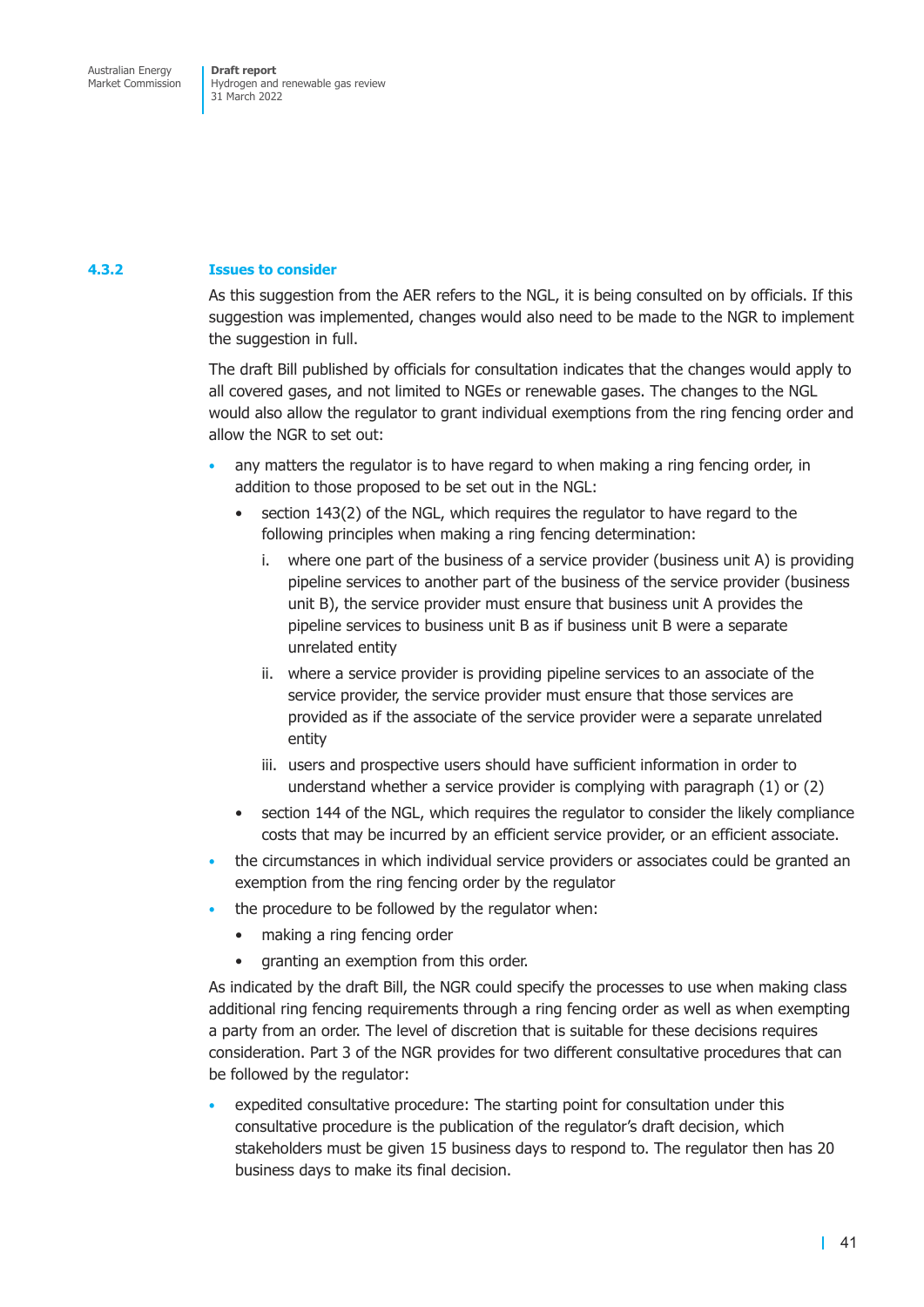### 4.3.2 Issues to consider

As this suggestion from the AER refers to the NGL, it is being consulted on by officials. If this suggestion was implemented, changes would also need to be made to the NGR to implement the suggestion in full.

The draft Bill published by officials for consultation indicates that the changes would apply to all covered gases, and not limited to NGEs or renewable gases. The changes to the NGL would also allow the regulator to grant individual exemptions from the ring fencing order and allow the NGR to set out:

- any matters the regulator is to have regard to when making a ring fencing order, in addition to those proposed to be set out in the NGL:
  - section 143(2) of the NGL, which requires the regulator to have regard to the following principles when making a ring fencing determination:
    1. where one part of the business of a service provider (business unit A) is providing pipeline services to another part of the business of the service provider (business unit B), the service provider must ensure that business unit A provides the pipeline services to business unit B as if business unit B were a separate unrelated entity
    2. where a service provider is providing pipeline services to an associate of the service provider, the service provider must ensure that those services are provided as if the associate of the service provider were a separate unrelated entity
    3. users and prospective users should have sufficient information in order to understand whether a service provider is complying with paragraph (1) or (2)
  - section 144 of the NGL, which requires the regulator to consider the likely compliance costs that may be incurred by an efficient service provider, or an efficient associate.
- the circumstances in which individual service providers or associates could be granted an exemption from the ring fencing order by the regulator
- the procedure to be followed by the regulator when:
  - making a ring fencing order
  - granting an exemption from this order.

As indicated by the draft Bill, the NGR could specify the processes to use when making class additional ring fencing requirements through a ring fencing order as well as when exempting a party from an order. The level of discretion that is suitable for these decisions requires consideration. Part 3 of the NGR provides for two different consultative procedures that can be followed by the regulator:

- expedited consultative procedure: The starting point for consultation under this consultative procedure is the publication of the regulator's draft decision, which stakeholders must be given 15 business days to respond to. The regulator then has 20 business days to make its final decision.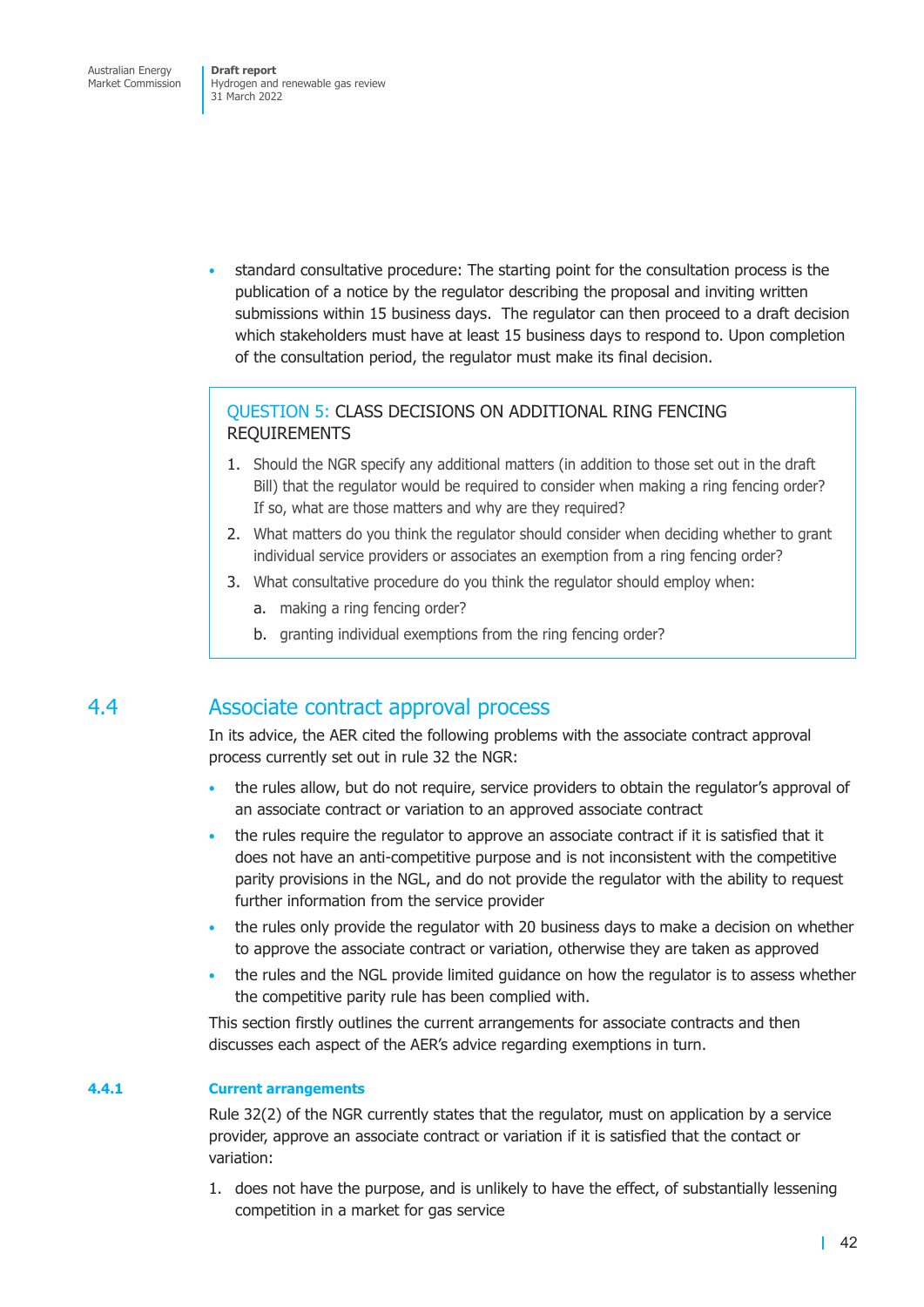- standard consultative procedure: The starting point for the consultation process is the publication of a notice by the regulator describing the proposal and inviting written submissions within 15 business days. The regulator can then proceed to a draft decision which stakeholders must have at least 15 business days to respond to. Upon completion of the consultation period, the regulator must make its final decision.

> **QUESTION 5: CLASS DECISIONS ON ADDITIONAL RING FENCING REQUIREMENTS**
>
> 1. Should the NGR specify any additional matters (in addition to those set out in the draft Bill) that the regulator would be required to consider when making a ring fencing order? If so, what are those matters and why are they required?
> 2. What matters do you think the regulator should consider when deciding whether to grant individual service providers or associates an exemption from a ring fencing order?
> 3. What consultative procedure do you think the regulator should employ when:
>    a. making a ring fencing order?
>    b. granting individual exemptions from the ring fencing order?

## 4.4 Associate contract approval process

In its advice, the AER cited the following problems with the associate contract approval process currently set out in rule 32 the NGR:

- the rules allow, but do not require, service providers to obtain the regulator's approval of an associate contract or variation to an approved associate contract
- the rules require the regulator to approve an associate contract if it is satisfied that it does not have an anti-competitive purpose and is not inconsistent with the competitive parity provisions in the NGL, and do not provide the regulator with the ability to request further information from the service provider
- the rules only provide the regulator with 20 business days to make a decision on whether to approve the associate contract or variation, otherwise they are taken as approved
- the rules and the NGL provide limited guidance on how the regulator is to assess whether the competitive parity rule has been complied with.

This section firstly outlines the current arrangements for associate contracts and then discusses each aspect of the AER's advice regarding exemptions in turn.

### 4.4.1 Current arrangements

Rule 32(2) of the NGR currently states that the regulator, must on application by a service provider, approve an associate contract or variation if it is satisfied that the contact or variation:

1. does not have the purpose, and is unlikely to have the effect, of substantially lessening competition in a market for gas service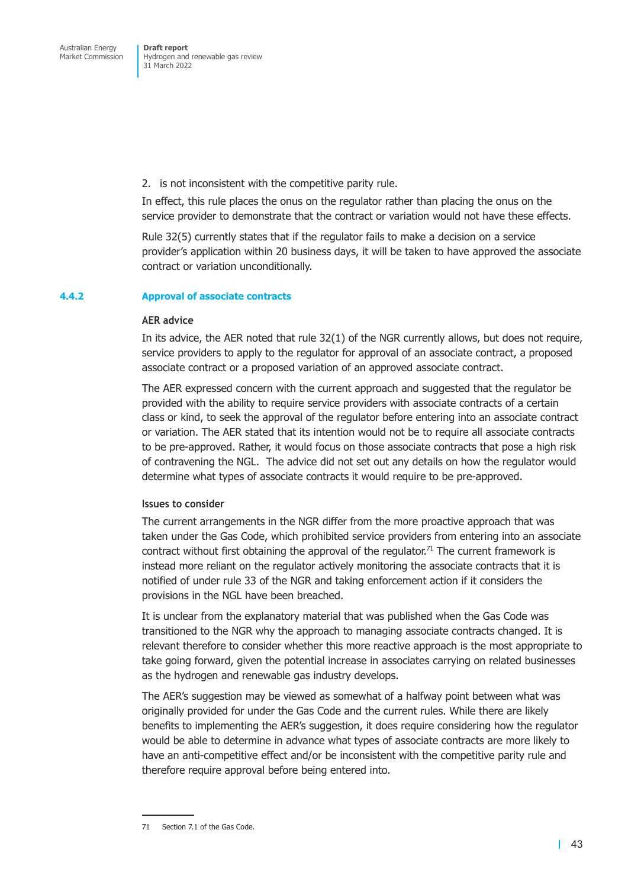2. is not inconsistent with the competitive parity rule.

In effect, this rule places the onus on the regulator rather than placing the onus on the service provider to demonstrate that the contract or variation would not have these effects.

Rule 32(5) currently states that if the regulator fails to make a decision on a service provider's application within 20 business days, it will be taken to have approved the associate contract or variation unconditionally.

### 4.4.2 Approval of associate contracts

#### AER advice

In its advice, the AER noted that rule 32(1) of the NGR currently allows, but does not require, service providers to apply to the regulator for approval of an associate contract, a proposed associate contract or a proposed variation of an approved associate contract.

The AER expressed concern with the current approach and suggested that the regulator be provided with the ability to require service providers with associate contracts of a certain class or kind, to seek the approval of the regulator before entering into an associate contract or variation. The AER stated that its intention would not be to require all associate contracts to be pre-approved. Rather, it would focus on those associate contracts that pose a high risk of contravening the NGL. The advice did not set out any details on how the regulator would determine what types of associate contracts it would require to be pre-approved.

#### Issues to consider

The current arrangements in the NGR differ from the more proactive approach that was taken under the Gas Code, which prohibited service providers from entering into an associate contract without first obtaining the approval of the regulator.[71] The current framework is instead more reliant on the regulator actively monitoring the associate contracts that it is notified of under rule 33 of the NGR and taking enforcement action if it considers the provisions in the NGL have been breached.

It is unclear from the explanatory material that was published when the Gas Code was transitioned to the NGR why the approach to managing associate contracts changed. It is relevant therefore to consider whether this more reactive approach is the most appropriate to take going forward, given the potential increase in associates carrying on related businesses as the hydrogen and renewable gas industry develops.

The AER's suggestion may be viewed as somewhat of a halfway point between what was originally provided for under the Gas Code and the current rules. While there are likely benefits to implementing the AER's suggestion, it does require considering how the regulator would be able to determine in advance what types of associate contracts are more likely to have an anti-competitive effect and/or be inconsistent with the competitive parity rule and therefore require approval before being entered into.

---

71 Section 7.1 of the Gas Code.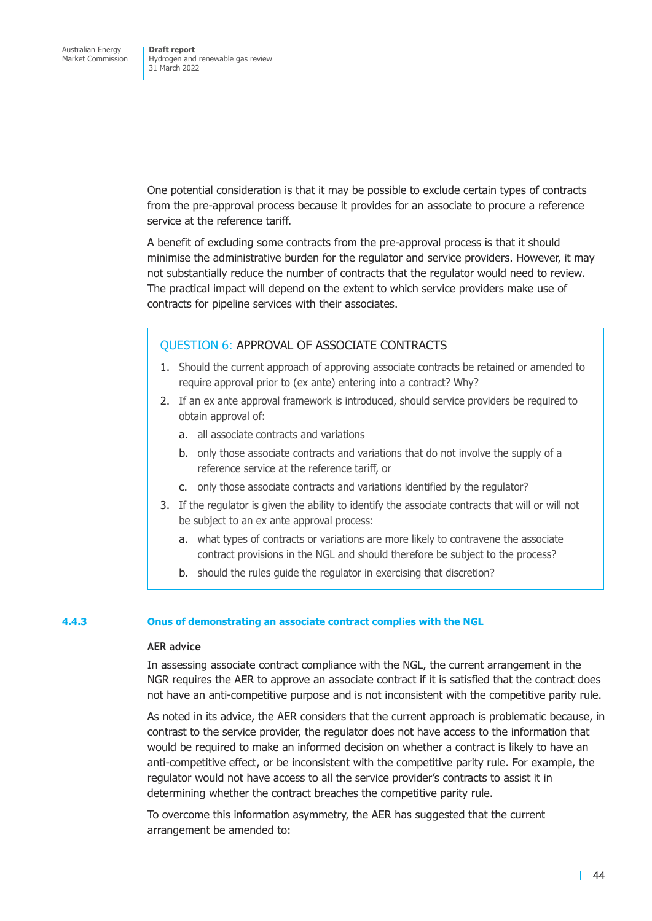One potential consideration is that it may be possible to exclude certain types of contracts from the pre-approval process because it provides for an associate to procure a reference service at the reference tariff.

A benefit of excluding some contracts from the pre-approval process is that it should minimise the administrative burden for the regulator and service providers. However, it may not substantially reduce the number of contracts that the regulator would need to review. The practical impact will depend on the extent to which service providers make use of contracts for pipeline services with their associates.

> **QUESTION 6: APPROVAL OF ASSOCIATE CONTRACTS**
>
> 1. Should the current approach of approving associate contracts be retained or amended to require approval prior to (ex ante) entering into a contract? Why?
> 2. If an ex ante approval framework is introduced, should service providers be required to obtain approval of:
>    a. all associate contracts and variations
>    b. only those associate contracts and variations that do not involve the supply of a reference service at the reference tariff, or
>    c. only those associate contracts and variations identified by the regulator?
> 3. If the regulator is given the ability to identify the associate contracts that will or will not be subject to an ex ante approval process:
>    a. what types of contracts or variations are more likely to contravene the associate contract provisions in the NGL and should therefore be subject to the process?
>    b. should the rules guide the regulator in exercising that discretion?

### 4.4.3 Onus of demonstrating an associate contract complies with the NGL

**AER advice**

In assessing associate contract compliance with the NGL, the current arrangement in the NGR requires the AER to approve an associate contract if it is satisfied that the contract does not have an anti-competitive purpose and is not inconsistent with the competitive parity rule.

As noted in its advice, the AER considers that the current approach is problematic because, in contrast to the service provider, the regulator does not have access to the information that would be required to make an informed decision on whether a contract is likely to have an anti-competitive effect, or be inconsistent with the competitive parity rule. For example, the regulator would not have access to all the service provider's contracts to assist it in determining whether the contract breaches the competitive parity rule.

To overcome this information asymmetry, the AER has suggested that the current arrangement be amended to: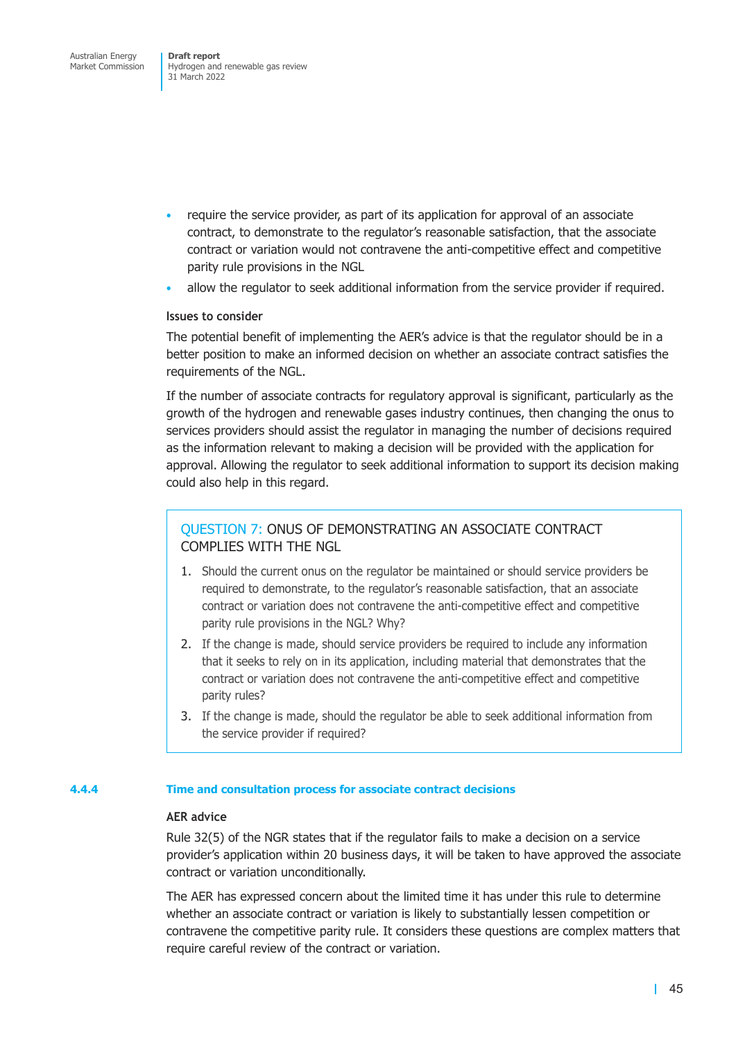- require the service provider, as part of its application for approval of an associate contract, to demonstrate to the regulator's reasonable satisfaction, that the associate contract or variation would not contravene the anti-competitive effect and competitive parity rule provisions in the NGL
- allow the regulator to seek additional information from the service provider if required.

**Issues to consider**

The potential benefit of implementing the AER's advice is that the regulator should be in a better position to make an informed decision on whether an associate contract satisfies the requirements of the NGL.

If the number of associate contracts for regulatory approval is significant, particularly as the growth of the hydrogen and renewable gases industry continues, then changing the onus to services providers should assist the regulator in managing the number of decisions required as the information relevant to making a decision will be provided with the application for approval. Allowing the regulator to seek additional information to support its decision making could also help in this regard.

> **QUESTION 7: ONUS OF DEMONSTRATING AN ASSOCIATE CONTRACT COMPLIES WITH THE NGL**
>
> 1. Should the current onus on the regulator be maintained or should service providers be required to demonstrate, to the regulator's reasonable satisfaction, that an associate contract or variation does not contravene the anti-competitive effect and competitive parity rule provisions in the NGL? Why?
> 2. If the change is made, should service providers be required to include any information that it seeks to rely on in its application, including material that demonstrates that the contract or variation does not contravene the anti-competitive effect and competitive parity rules?
> 3. If the change is made, should the regulator be able to seek additional information from the service provider if required?

### 4.4.4 Time and consultation process for associate contract decisions

**AER advice**

Rule 32(5) of the NGR states that if the regulator fails to make a decision on a service provider's application within 20 business days, it will be taken to have approved the associate contract or variation unconditionally.

The AER has expressed concern about the limited time it has under this rule to determine whether an associate contract or variation is likely to substantially lessen competition or contravene the competitive parity rule. It considers these questions are complex matters that require careful review of the contract or variation.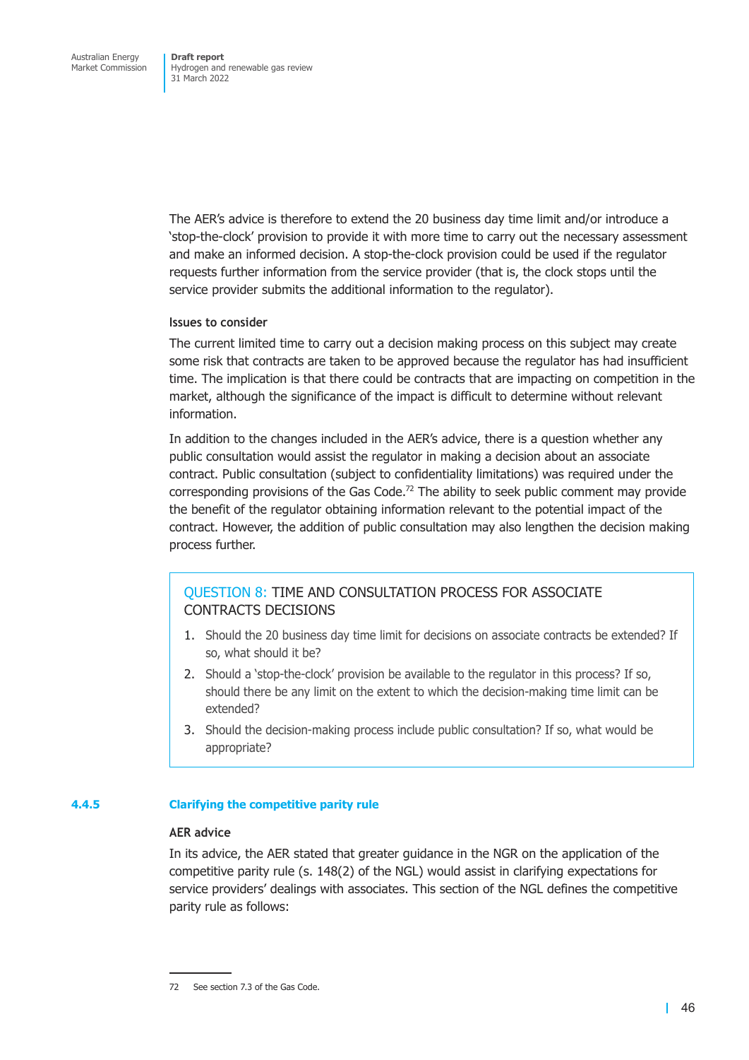The AER's advice is therefore to extend the 20 business day time limit and/or introduce a 'stop-the-clock' provision to provide it with more time to carry out the necessary assessment and make an informed decision. A stop-the-clock provision could be used if the regulator requests further information from the service provider (that is, the clock stops until the service provider submits the additional information to the regulator).

#### Issues to consider

The current limited time to carry out a decision making process on this subject may create some risk that contracts are taken to be approved because the regulator has had insufficient time. The implication is that there could be contracts that are impacting on competition in the market, although the significance of the impact is difficult to determine without relevant information.

In addition to the changes included in the AER's advice, there is a question whether any public consultation would assist the regulator in making a decision about an associate contract. Public consultation (subject to confidentiality limitations) was required under the corresponding provisions of the Gas Code.[72] The ability to seek public comment may provide the benefit of the regulator obtaining information relevant to the potential impact of the contract. However, the addition of public consultation may also lengthen the decision making process further.

> **QUESTION 8:** TIME AND CONSULTATION PROCESS FOR ASSOCIATE CONTRACTS DECISIONS
>
> 1. Should the 20 business day time limit for decisions on associate contracts be extended? If so, what should it be?
> 2. Should a 'stop-the-clock' provision be available to the regulator in this process? If so, should there be any limit on the extent to which the decision-making time limit can be extended?
> 3. Should the decision-making process include public consultation? If so, what would be appropriate?

### 4.4.5 Clarifying the competitive parity rule

#### AER advice

In its advice, the AER stated that greater guidance in the NGR on the application of the competitive parity rule (s. 148(2) of the NGL) would assist in clarifying expectations for service providers' dealings with associates. This section of the NGL defines the competitive parity rule as follows:

---

72 See section 7.3 of the Gas Code.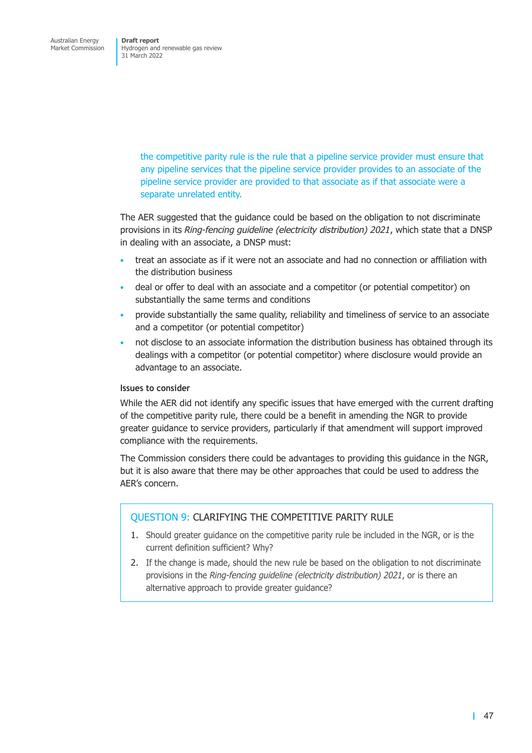> the competitive parity rule is the rule that a pipeline service provider must ensure that any pipeline services that the pipeline service provider provides to an associate of the pipeline service provider are provided to that associate as if that associate were a separate unrelated entity.

The AER suggested that the guidance could be based on the obligation to not discriminate provisions in its *Ring-fencing guideline (electricity distribution) 2021*, which state that a DNSP in dealing with an associate, a DNSP must:

- treat an associate as if it were not an associate and had no connection or affiliation with the distribution business
- deal or offer to deal with an associate and a competitor (or potential competitor) on substantially the same terms and conditions
- provide substantially the same quality, reliability and timeliness of service to an associate and a competitor (or potential competitor)
- not disclose to an associate information the distribution business has obtained through its dealings with a competitor (or potential competitor) where disclosure would provide an advantage to an associate.

#### Issues to consider

While the AER did not identify any specific issues that have emerged with the current drafting of the competitive parity rule, there could be a benefit in amending the NGR to provide greater guidance to service providers, particularly if that amendment will support improved compliance with the requirements.

The Commission considers there could be advantages to providing this guidance in the NGR, but it is also aware that there may be other approaches that could be used to address the AER's concern.

### QUESTION 9: CLARIFYING THE COMPETITIVE PARITY RULE

1. Should greater guidance on the competitive parity rule be included in the NGR, or is the current definition sufficient? Why?
2. If the change is made, should the new rule be based on the obligation to not discriminate provisions in the *Ring-fencing guideline (electricity distribution) 2021*, or is there an alternative approach to provide greater guidance?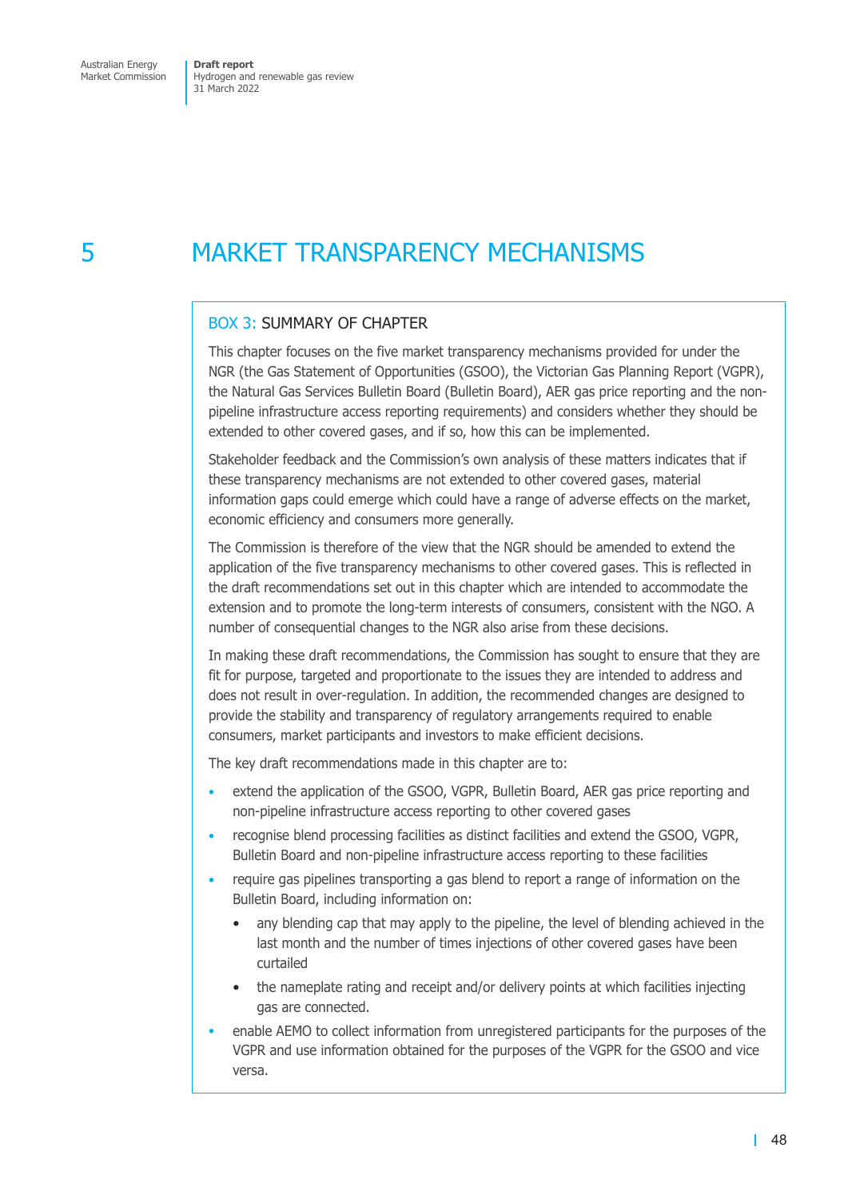# 5 MARKET TRANSPARENCY MECHANISMS

## BOX 3: SUMMARY OF CHAPTER

This chapter focuses on the five market transparency mechanisms provided for under the NGR (the Gas Statement of Opportunities (GSOO), the Victorian Gas Planning Report (VGPR), the Natural Gas Services Bulletin Board (Bulletin Board), AER gas price reporting and the non-pipeline infrastructure access reporting requirements) and considers whether they should be extended to other covered gases, and if so, how this can be implemented.

Stakeholder feedback and the Commission's own analysis of these matters indicates that if these transparency mechanisms are not extended to other covered gases, material information gaps could emerge which could have a range of adverse effects on the market, economic efficiency and consumers more generally.

The Commission is therefore of the view that the NGR should be amended to extend the application of the five transparency mechanisms to other covered gases. This is reflected in the draft recommendations set out in this chapter which are intended to accommodate the extension and to promote the long-term interests of consumers, consistent with the NGO. A number of consequential changes to the NGR also arise from these decisions.

In making these draft recommendations, the Commission has sought to ensure that they are fit for purpose, targeted and proportionate to the issues they are intended to address and does not result in over-regulation. In addition, the recommended changes are designed to provide the stability and transparency of regulatory arrangements required to enable consumers, market participants and investors to make efficient decisions.

The key draft recommendations made in this chapter are to:

- extend the application of the GSOO, VGPR, Bulletin Board, AER gas price reporting and non-pipeline infrastructure access reporting to other covered gases
- recognise blend processing facilities as distinct facilities and extend the GSOO, VGPR, Bulletin Board and non-pipeline infrastructure access reporting to these facilities
- require gas pipelines transporting a gas blend to report a range of information on the Bulletin Board, including information on:
  - any blending cap that may apply to the pipeline, the level of blending achieved in the last month and the number of times injections of other covered gases have been curtailed
  - the nameplate rating and receipt and/or delivery points at which facilities injecting gas are connected.
- enable AEMO to collect information from unregistered participants for the purposes of the VGPR and use information obtained for the purposes of the VGPR for the GSOO and vice versa.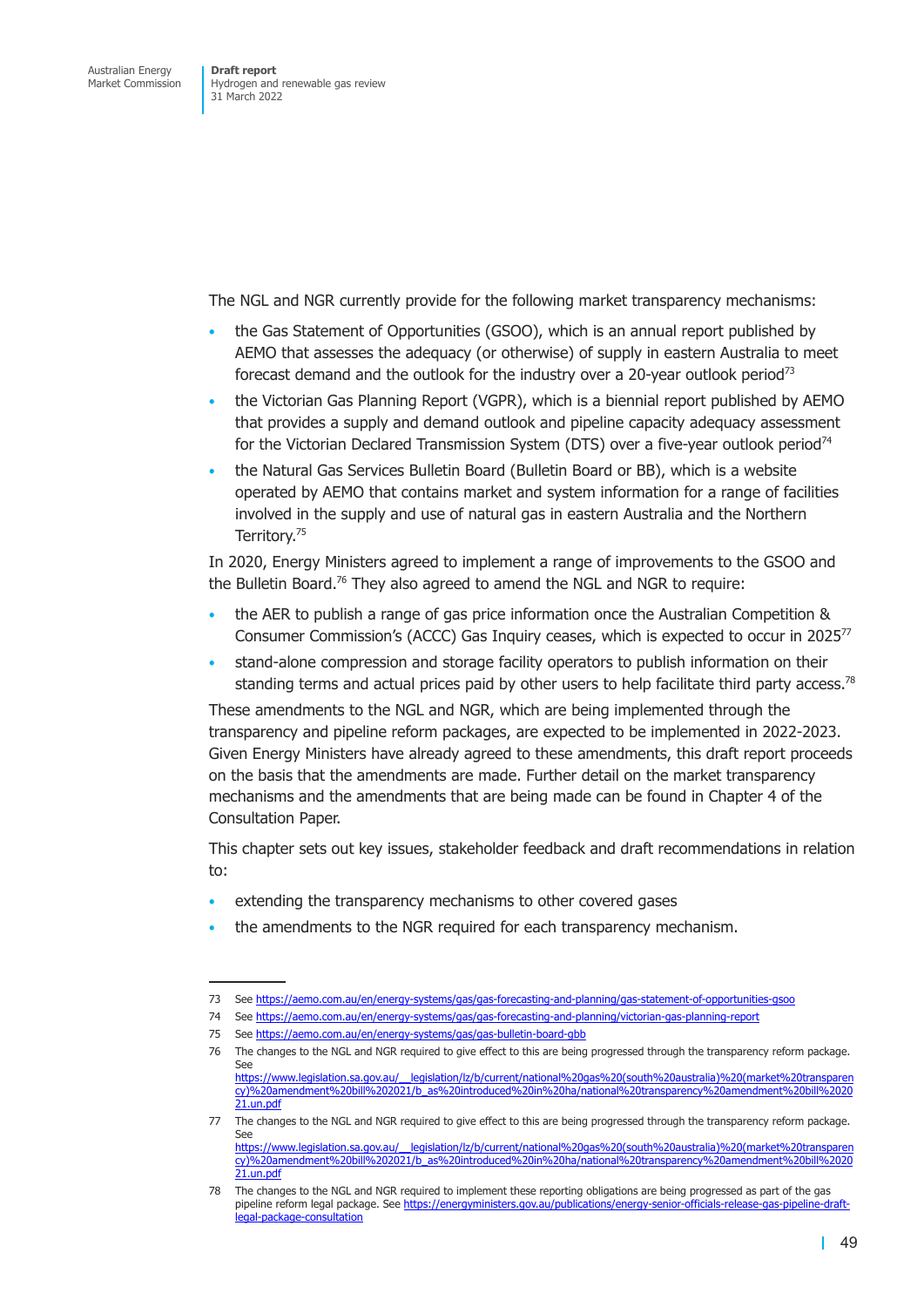The NGL and NGR currently provide for the following market transparency mechanisms:

- the Gas Statement of Opportunities (GSOO), which is an annual report published by AEMO that assesses the adequacy (or otherwise) of supply in eastern Australia to meet forecast demand and the outlook for the industry over a 20-year outlook period[73]
- the Victorian Gas Planning Report (VGPR), which is a biennial report published by AEMO that provides a supply and demand outlook and pipeline capacity adequacy assessment for the Victorian Declared Transmission System (DTS) over a five-year outlook period[74]
- the Natural Gas Services Bulletin Board (Bulletin Board or BB), which is a website operated by AEMO that contains market and system information for a range of facilities involved in the supply and use of natural gas in eastern Australia and the Northern Territory.[75]

In 2020, Energy Ministers agreed to implement a range of improvements to the GSOO and the Bulletin Board.[76] They also agreed to amend the NGL and NGR to require:

- the AER to publish a range of gas price information once the Australian Competition & Consumer Commission's (ACCC) Gas Inquiry ceases, which is expected to occur in 2025[77]
- stand-alone compression and storage facility operators to publish information on their standing terms and actual prices paid by other users to help facilitate third party access.[78]

These amendments to the NGL and NGR, which are being implemented through the transparency and pipeline reform packages, are expected to be implemented in 2022-2023. Given Energy Ministers have already agreed to these amendments, this draft report proceeds on the basis that the amendments are made. Further detail on the market transparency mechanisms and the amendments that are being made can be found in Chapter 4 of the Consultation Paper.

This chapter sets out key issues, stakeholder feedback and draft recommendations in relation to:

- extending the transparency mechanisms to other covered gases
- the amendments to the NGR required for each transparency mechanism.

---

73 See https://aemo.com.au/en/energy-systems/gas/gas-forecasting-and-planning/gas-statement-of-opportunities-gsoo

74 See https://aemo.com.au/en/energy-systems/gas/gas-forecasting-and-planning/victorian-gas-planning-report

75 See https://aemo.com.au/en/energy-systems/gas/gas-bulletin-board-gbb

76 The changes to the NGL and NGR required to give effect to this are being progressed through the transparency reform package. See https://www.legislation.sa.gov.au/__legislation/lz/b/current/national%20gas%20(south%20australia)%20(market%20transparency)%20amendment%20bill%202021/b_as%20introduced%20in%20ha/national%20transparency%20amendment%20bill%202021.un.pdf

77 The changes to the NGL and NGR required to give effect to this are being progressed through the transparency reform package. See https://www.legislation.sa.gov.au/__legislation/lz/b/current/national%20gas%20(south%20australia)%20(market%20transparency)%20amendment%20bill%202021/b_as%20introduced%20in%20ha/national%20transparency%20amendment%20bill%202021.un.pdf

78 The changes to the NGL and NGR required to implement these reporting obligations are being progressed as part of the gas pipeline reform legal package. See https://energyministers.gov.au/publications/energy-senior-officials-release-gas-pipeline-draft-legal-package-consultation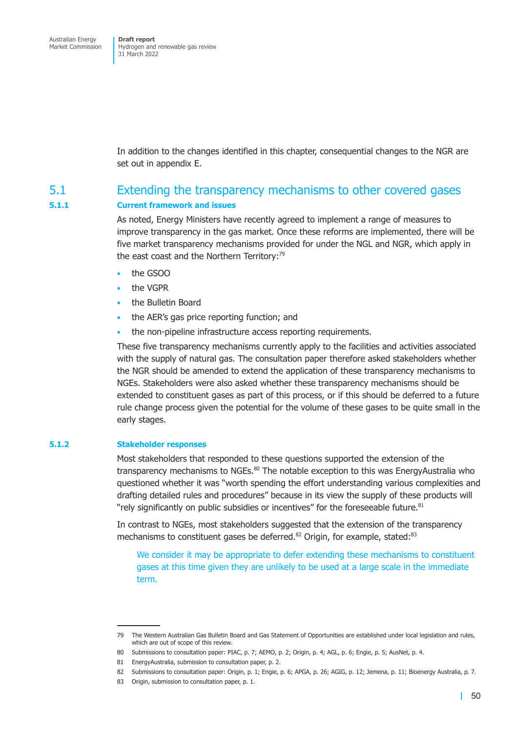In addition to the changes identified in this chapter, consequential changes to the NGR are set out in appendix E.

## 5.1 Extending the transparency mechanisms to other covered gases

### 5.1.1 Current framework and issues

As noted, Energy Ministers have recently agreed to implement a range of measures to improve transparency in the gas market. Once these reforms are implemented, there will be five market transparency mechanisms provided for under the NGL and NGR, which apply in the east coast and the Northern Territory:[79]

- the GSOO
- the VGPR
- the Bulletin Board
- the AER's gas price reporting function; and
- the non-pipeline infrastructure access reporting requirements.

These five transparency mechanisms currently apply to the facilities and activities associated with the supply of natural gas. The consultation paper therefore asked stakeholders whether the NGR should be amended to extend the application of these transparency mechanisms to NGEs. Stakeholders were also asked whether these transparency mechanisms should be extended to constituent gases as part of this process, or if this should be deferred to a future rule change process given the potential for the volume of these gases to be quite small in the early stages.

### 5.1.2 Stakeholder responses

Most stakeholders that responded to these questions supported the extension of the transparency mechanisms to NGEs.[80] The notable exception to this was EnergyAustralia who questioned whether it was "worth spending the effort understanding various complexities and drafting detailed rules and procedures" because in its view the supply of these products will "rely significantly on public subsidies or incentives" for the foreseeable future.[81]

In contrast to NGEs, most stakeholders suggested that the extension of the transparency mechanisms to constituent gases be deferred.[82] Origin, for example, stated:[83]

> We consider it may be appropriate to defer extending these mechanisms to constituent gases at this time given they are unlikely to be used at a large scale in the immediate term.

---

79 The Western Australian Gas Bulletin Board and Gas Statement of Opportunities are established under local legislation and rules, which are out of scope of this review.

80 Submissions to consultation paper: PIAC, p. 7; AEMO, p. 2; Origin, p. 4; AGL, p. 6; Engie, p. 5; AusNet, p. 4.

81 EnergyAustralia, submission to consultation paper, p. 2.

82 Submissions to consultation paper: Origin, p. 1; Engie, p. 6; APGA, p. 26; AGIG, p. 12; Jemena, p. 11; Bioenergy Australia, p. 7.

83 Origin, submission to consultation paper, p. 1.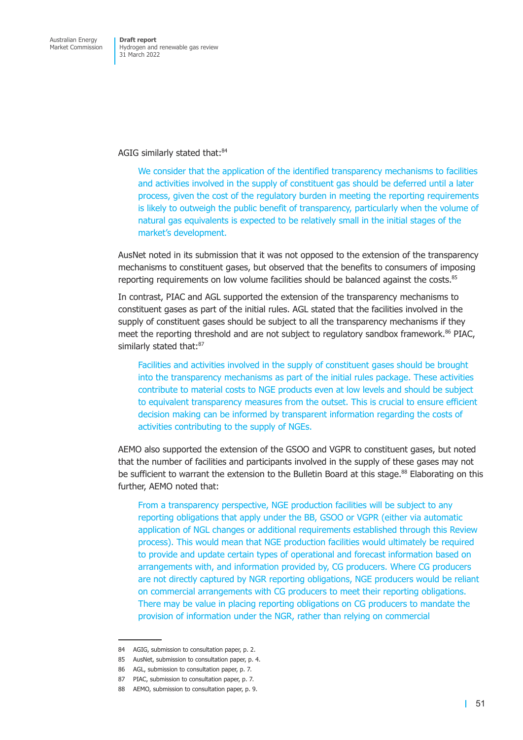AGIG similarly stated that:[84]

> We consider that the application of the identified transparency mechanisms to facilities and activities involved in the supply of constituent gas should be deferred until a later process, given the cost of the regulatory burden in meeting the reporting requirements is likely to outweigh the public benefit of transparency, particularly when the volume of natural gas equivalents is expected to be relatively small in the initial stages of the market's development.

AusNet noted in its submission that it was not opposed to the extension of the transparency mechanisms to constituent gases, but observed that the benefits to consumers of imposing reporting requirements on low volume facilities should be balanced against the costs.[85]

In contrast, PIAC and AGL supported the extension of the transparency mechanisms to constituent gases as part of the initial rules. AGL stated that the facilities involved in the supply of constituent gases should be subject to all the transparency mechanisms if they meet the reporting threshold and are not subject to regulatory sandbox framework.[86] PIAC, similarly stated that:[87]

> Facilities and activities involved in the supply of constituent gases should be brought into the transparency mechanisms as part of the initial rules package. These activities contribute to material costs to NGE products even at low levels and should be subject to equivalent transparency measures from the outset. This is crucial to ensure efficient decision making can be informed by transparent information regarding the costs of activities contributing to the supply of NGEs.

AEMO also supported the extension of the GSOO and VGPR to constituent gases, but noted that the number of facilities and participants involved in the supply of these gases may not be sufficient to warrant the extension to the Bulletin Board at this stage.[88] Elaborating on this further, AEMO noted that:

> From a transparency perspective, NGE production facilities will be subject to any reporting obligations that apply under the BB, GSOO or VGPR (either via automatic application of NGL changes or additional requirements established through this Review process). This would mean that NGE production facilities would ultimately be required to provide and update certain types of operational and forecast information based on arrangements with, and information provided by, CG producers. Where CG producers are not directly captured by NGR reporting obligations, NGE producers would be reliant on commercial arrangements with CG producers to meet their reporting obligations. There may be value in placing reporting obligations on CG producers to mandate the provision of information under the NGR, rather than relying on commercial

---

84 AGIG, submission to consultation paper, p. 2.

85 AusNet, submission to consultation paper, p. 4.

86 AGL, submission to consultation paper, p. 7.

87 PIAC, submission to consultation paper, p. 7.

88 AEMO, submission to consultation paper, p. 9.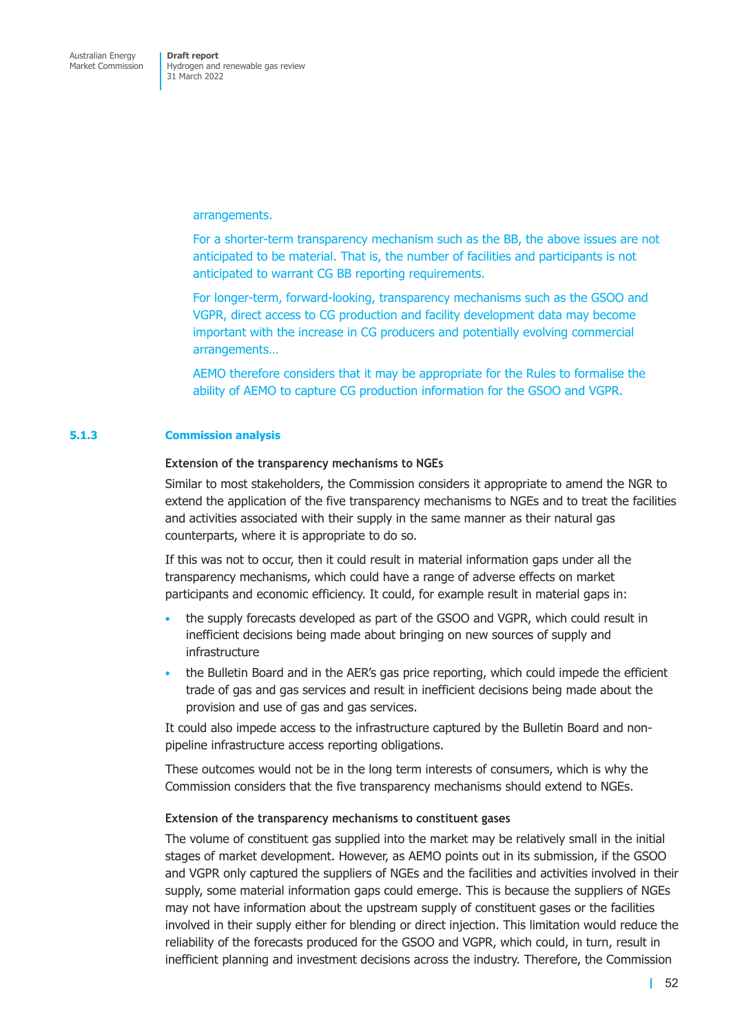arrangements.

For a shorter-term transparency mechanism such as the BB, the above issues are not anticipated to be material. That is, the number of facilities and participants is not anticipated to warrant CG BB reporting requirements.

For longer-term, forward-looking, transparency mechanisms such as the GSOO and VGPR, direct access to CG production and facility development data may become important with the increase in CG producers and potentially evolving commercial arrangements…

AEMO therefore considers that it may be appropriate for the Rules to formalise the ability of AEMO to capture CG production information for the GSOO and VGPR.

### 5.1.3 Commission analysis

#### Extension of the transparency mechanisms to NGEs

Similar to most stakeholders, the Commission considers it appropriate to amend the NGR to extend the application of the five transparency mechanisms to NGEs and to treat the facilities and activities associated with their supply in the same manner as their natural gas counterparts, where it is appropriate to do so.

If this was not to occur, then it could result in material information gaps under all the transparency mechanisms, which could have a range of adverse effects on market participants and economic efficiency. It could, for example result in material gaps in:

- the supply forecasts developed as part of the GSOO and VGPR, which could result in inefficient decisions being made about bringing on new sources of supply and infrastructure
- the Bulletin Board and in the AER's gas price reporting, which could impede the efficient trade of gas and gas services and result in inefficient decisions being made about the provision and use of gas and gas services.

It could also impede access to the infrastructure captured by the Bulletin Board and non-pipeline infrastructure access reporting obligations.

These outcomes would not be in the long term interests of consumers, which is why the Commission considers that the five transparency mechanisms should extend to NGEs.

#### Extension of the transparency mechanisms to constituent gases

The volume of constituent gas supplied into the market may be relatively small in the initial stages of market development. However, as AEMO points out in its submission, if the GSOO and VGPR only captured the suppliers of NGEs and the facilities and activities involved in their supply, some material information gaps could emerge. This is because the suppliers of NGEs may not have information about the upstream supply of constituent gases or the facilities involved in their supply either for blending or direct injection. This limitation would reduce the reliability of the forecasts produced for the GSOO and VGPR, which could, in turn, result in inefficient planning and investment decisions across the industry. Therefore, the Commission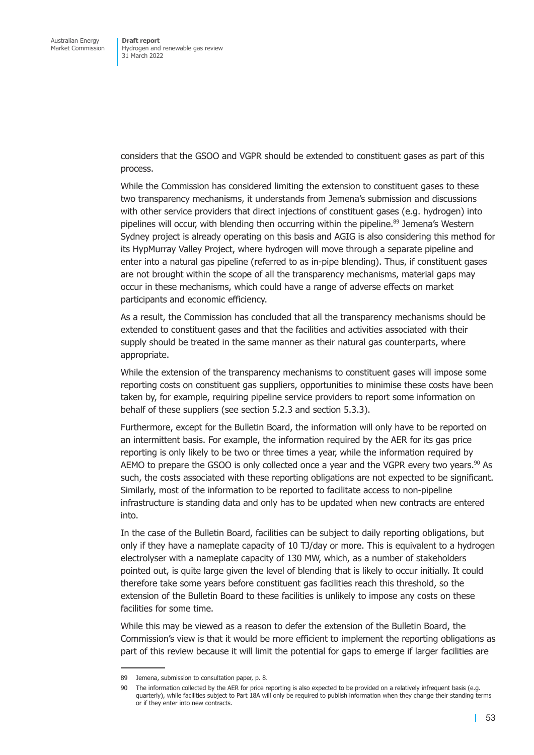considers that the GSOO and VGPR should be extended to constituent gases as part of this process.

While the Commission has considered limiting the extension to constituent gases to these two transparency mechanisms, it understands from Jemena's submission and discussions with other service providers that direct injections of constituent gases (e.g. hydrogen) into pipelines will occur, with blending then occurring within the pipeline.[89] Jemena's Western Sydney project is already operating on this basis and AGIG is also considering this method for its HypMurray Valley Project, where hydrogen will move through a separate pipeline and enter into a natural gas pipeline (referred to as in-pipe blending). Thus, if constituent gases are not brought within the scope of all the transparency mechanisms, material gaps may occur in these mechanisms, which could have a range of adverse effects on market participants and economic efficiency.

As a result, the Commission has concluded that all the transparency mechanisms should be extended to constituent gases and that the facilities and activities associated with their supply should be treated in the same manner as their natural gas counterparts, where appropriate.

While the extension of the transparency mechanisms to constituent gases will impose some reporting costs on constituent gas suppliers, opportunities to minimise these costs have been taken by, for example, requiring pipeline service providers to report some information on behalf of these suppliers (see section 5.2.3 and section 5.3.3).

Furthermore, except for the Bulletin Board, the information will only have to be reported on an intermittent basis. For example, the information required by the AER for its gas price reporting is only likely to be two or three times a year, while the information required by AEMO to prepare the GSOO is only collected once a year and the VGPR every two years.[90] As such, the costs associated with these reporting obligations are not expected to be significant. Similarly, most of the information to be reported to facilitate access to non-pipeline infrastructure is standing data and only has to be updated when new contracts are entered into.

In the case of the Bulletin Board, facilities can be subject to daily reporting obligations, but only if they have a nameplate capacity of 10 TJ/day or more. This is equivalent to a hydrogen electrolyser with a nameplate capacity of 130 MW, which, as a number of stakeholders pointed out, is quite large given the level of blending that is likely to occur initially. It could therefore take some years before constituent gas facilities reach this threshold, so the extension of the Bulletin Board to these facilities is unlikely to impose any costs on these facilities for some time.

While this may be viewed as a reason to defer the extension of the Bulletin Board, the Commission's view is that it would be more efficient to implement the reporting obligations as part of this review because it will limit the potential for gaps to emerge if larger facilities are

---

89 Jemena, submission to consultation paper, p. 8.

90 The information collected by the AER for price reporting is also expected to be provided on a relatively infrequent basis (e.g. quarterly), while facilities subject to Part 18A will only be required to publish information when they change their standing terms or if they enter into new contracts.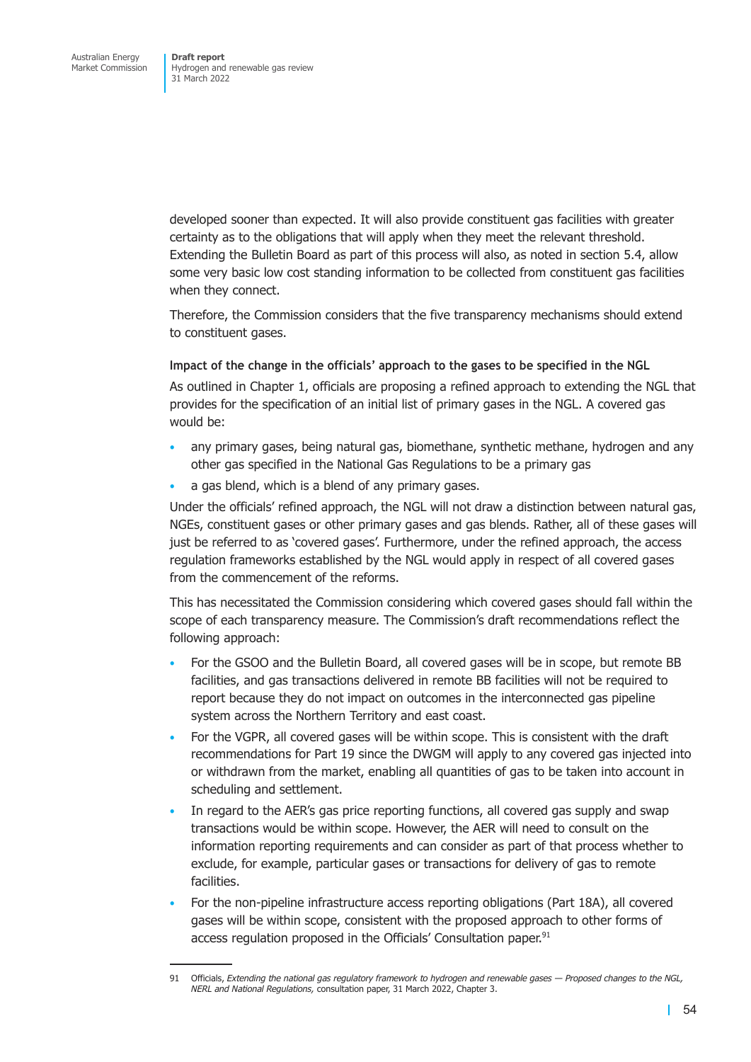developed sooner than expected. It will also provide constituent gas facilities with greater certainty as to the obligations that will apply when they meet the relevant threshold. Extending the Bulletin Board as part of this process will also, as noted in section 5.4, allow some very basic low cost standing information to be collected from constituent gas facilities when they connect.

Therefore, the Commission considers that the five transparency mechanisms should extend to constituent gases.

**Impact of the change in the officials' approach to the gases to be specified in the NGL**

As outlined in Chapter 1, officials are proposing a refined approach to extending the NGL that provides for the specification of an initial list of primary gases in the NGL. A covered gas would be:

- any primary gases, being natural gas, biomethane, synthetic methane, hydrogen and any other gas specified in the National Gas Regulations to be a primary gas
- a gas blend, which is a blend of any primary gases.

Under the officials' refined approach, the NGL will not draw a distinction between natural gas, NGEs, constituent gases or other primary gases and gas blends. Rather, all of these gases will just be referred to as 'covered gases'. Furthermore, under the refined approach, the access regulation frameworks established by the NGL would apply in respect of all covered gases from the commencement of the reforms.

This has necessitated the Commission considering which covered gases should fall within the scope of each transparency measure. The Commission's draft recommendations reflect the following approach:

- For the GSOO and the Bulletin Board, all covered gases will be in scope, but remote BB facilities, and gas transactions delivered in remote BB facilities will not be required to report because they do not impact on outcomes in the interconnected gas pipeline system across the Northern Territory and east coast.
- For the VGPR, all covered gases will be within scope. This is consistent with the draft recommendations for Part 19 since the DWGM will apply to any covered gas injected into or withdrawn from the market, enabling all quantities of gas to be taken into account in scheduling and settlement.
- In regard to the AER's gas price reporting functions, all covered gas supply and swap transactions would be within scope. However, the AER will need to consult on the information reporting requirements and can consider as part of that process whether to exclude, for example, particular gases or transactions for delivery of gas to remote facilities.
- For the non-pipeline infrastructure access reporting obligations (Part 18A), all covered gases will be within scope, consistent with the proposed approach to other forms of access regulation proposed in the Officials' Consultation paper.[91]

---

91 Officials, *Extending the national gas regulatory framework to hydrogen and renewable gases — Proposed changes to the NGL, NERL and National Regulations,* consultation paper, 31 March 2022, Chapter 3.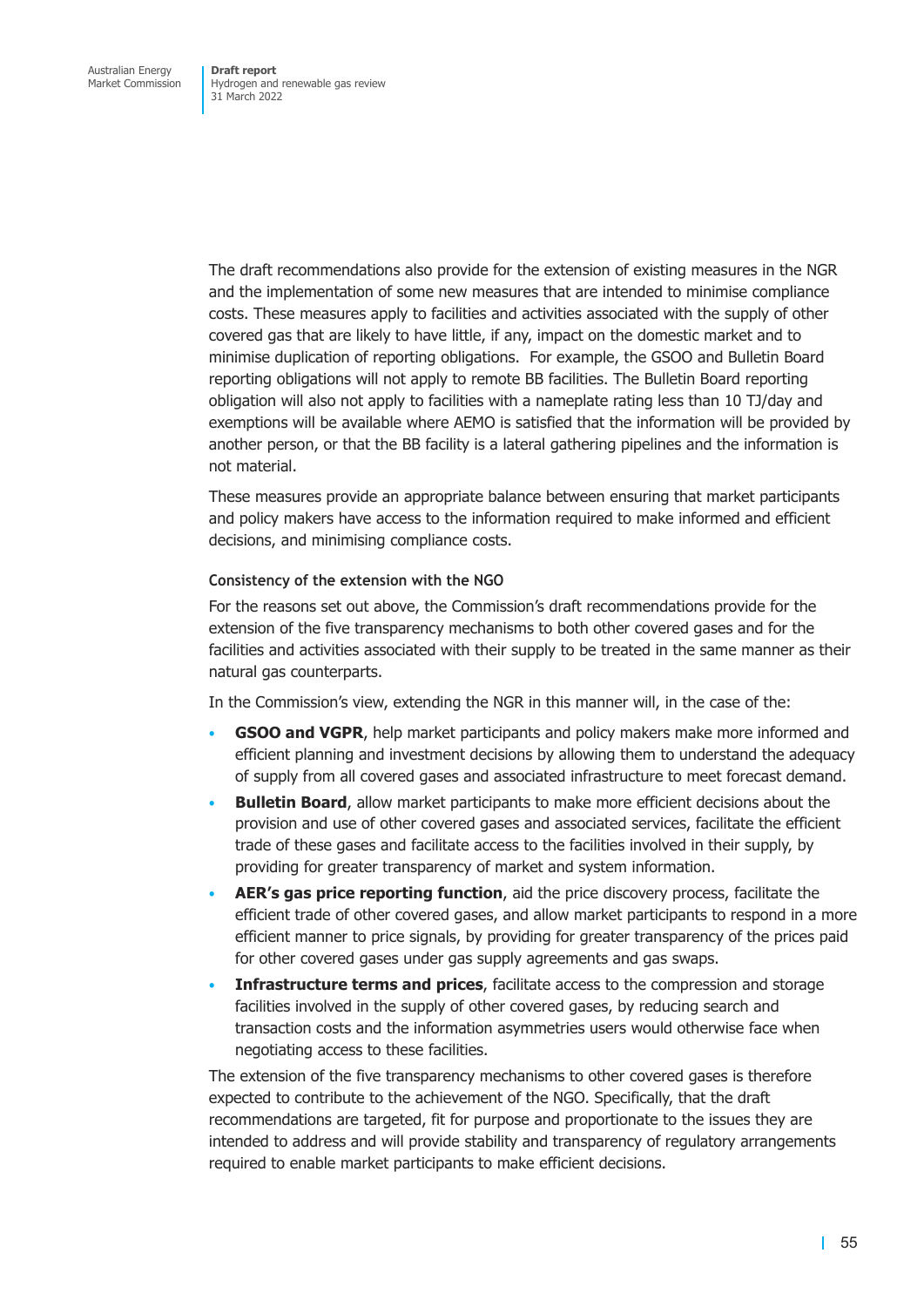The draft recommendations also provide for the extension of existing measures in the NGR and the implementation of some new measures that are intended to minimise compliance costs. These measures apply to facilities and activities associated with the supply of other covered gas that are likely to have little, if any, impact on the domestic market and to minimise duplication of reporting obligations. For example, the GSOO and Bulletin Board reporting obligations will not apply to remote BB facilities. The Bulletin Board reporting obligation will also not apply to facilities with a nameplate rating less than 10 TJ/day and exemptions will be available where AEMO is satisfied that the information will be provided by another person, or that the BB facility is a lateral gathering pipelines and the information is not material.

These measures provide an appropriate balance between ensuring that market participants and policy makers have access to the information required to make informed and efficient decisions, and minimising compliance costs.

#### Consistency of the extension with the NGO

For the reasons set out above, the Commission's draft recommendations provide for the extension of the five transparency mechanisms to both other covered gases and for the facilities and activities associated with their supply to be treated in the same manner as their natural gas counterparts.

In the Commission's view, extending the NGR in this manner will, in the case of the:

- **GSOO and VGPR**, help market participants and policy makers make more informed and efficient planning and investment decisions by allowing them to understand the adequacy of supply from all covered gases and associated infrastructure to meet forecast demand.
- **Bulletin Board**, allow market participants to make more efficient decisions about the provision and use of other covered gases and associated services, facilitate the efficient trade of these gases and facilitate access to the facilities involved in their supply, by providing for greater transparency of market and system information.
- **AER's gas price reporting function**, aid the price discovery process, facilitate the efficient trade of other covered gases, and allow market participants to respond in a more efficient manner to price signals, by providing for greater transparency of the prices paid for other covered gases under gas supply agreements and gas swaps.
- **Infrastructure terms and prices**, facilitate access to the compression and storage facilities involved in the supply of other covered gases, by reducing search and transaction costs and the information asymmetries users would otherwise face when negotiating access to these facilities.

The extension of the five transparency mechanisms to other covered gases is therefore expected to contribute to the achievement of the NGO. Specifically, that the draft recommendations are targeted, fit for purpose and proportionate to the issues they are intended to address and will provide stability and transparency of regulatory arrangements required to enable market participants to make efficient decisions.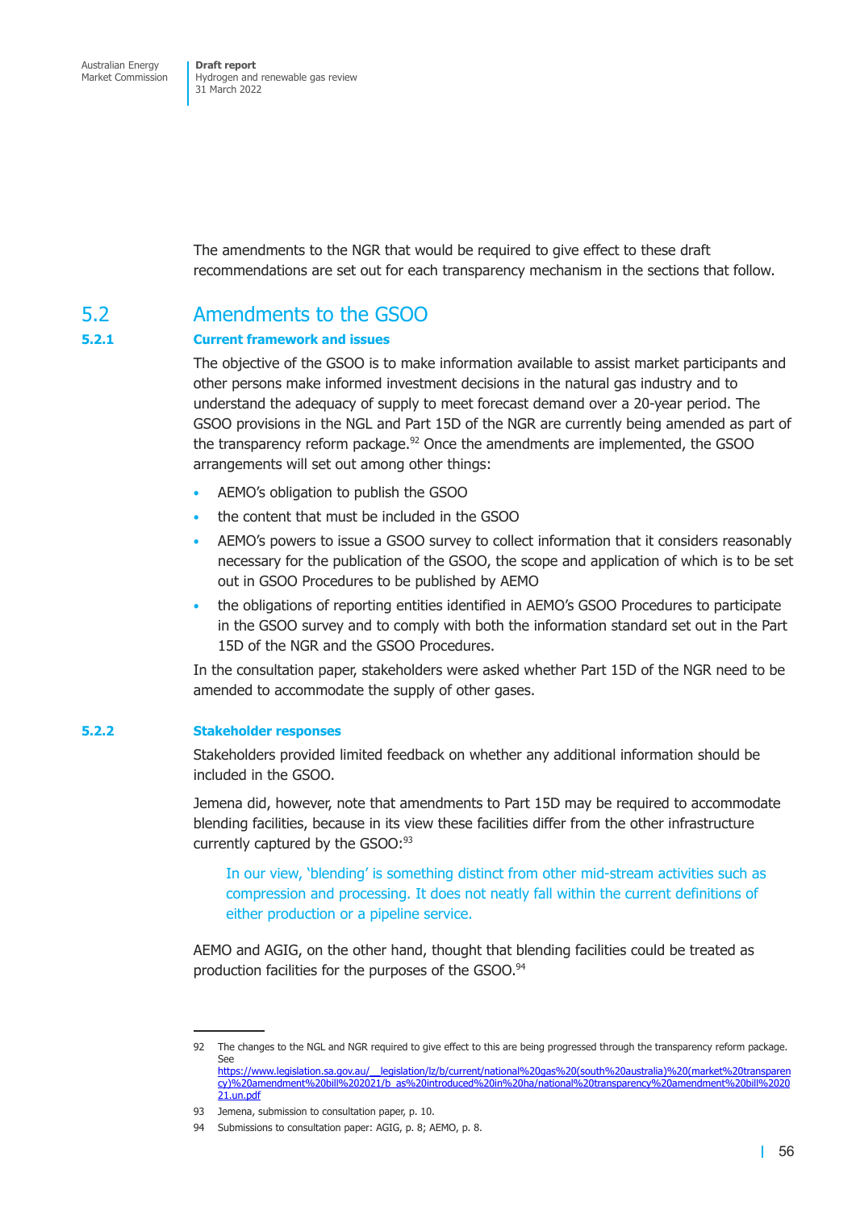The amendments to the NGR that would be required to give effect to these draft recommendations are set out for each transparency mechanism in the sections that follow.

## 5.2 Amendments to the GSOO

### 5.2.1 Current framework and issues

The objective of the GSOO is to make information available to assist market participants and other persons make informed investment decisions in the natural gas industry and to understand the adequacy of supply to meet forecast demand over a 20-year period. The GSOO provisions in the NGL and Part 15D of the NGR are currently being amended as part of the transparency reform package.[92] Once the amendments are implemented, the GSOO arrangements will set out among other things:

- AEMO's obligation to publish the GSOO
- the content that must be included in the GSOO
- AEMO's powers to issue a GSOO survey to collect information that it considers reasonably necessary for the publication of the GSOO, the scope and application of which is to be set out in GSOO Procedures to be published by AEMO
- the obligations of reporting entities identified in AEMO's GSOO Procedures to participate in the GSOO survey and to comply with both the information standard set out in the Part 15D of the NGR and the GSOO Procedures.

In the consultation paper, stakeholders were asked whether Part 15D of the NGR need to be amended to accommodate the supply of other gases.

### 5.2.2 Stakeholder responses

Stakeholders provided limited feedback on whether any additional information should be included in the GSOO.

Jemena did, however, note that amendments to Part 15D may be required to accommodate blending facilities, because in its view these facilities differ from the other infrastructure currently captured by the GSOO:[93]

> In our view, 'blending' is something distinct from other mid-stream activities such as compression and processing. It does not neatly fall within the current definitions of either production or a pipeline service.

AEMO and AGIG, on the other hand, thought that blending facilities could be treated as production facilities for the purposes of the GSOO.[94]

---

92 The changes to the NGL and NGR required to give effect to this are being progressed through the transparency reform package. See https://www.legislation.sa.gov.au/__legislation/lz/b/current/national%20gas%20(south%20australia)%20(market%20transparency)%20amendment%20bill%202021/b_as%20introduced%20in%20ha/national%20transparency%20amendment%20bill%202021.un.pdf

93 Jemena, submission to consultation paper, p. 10.

94 Submissions to consultation paper: AGIG, p. 8; AEMO, p. 8.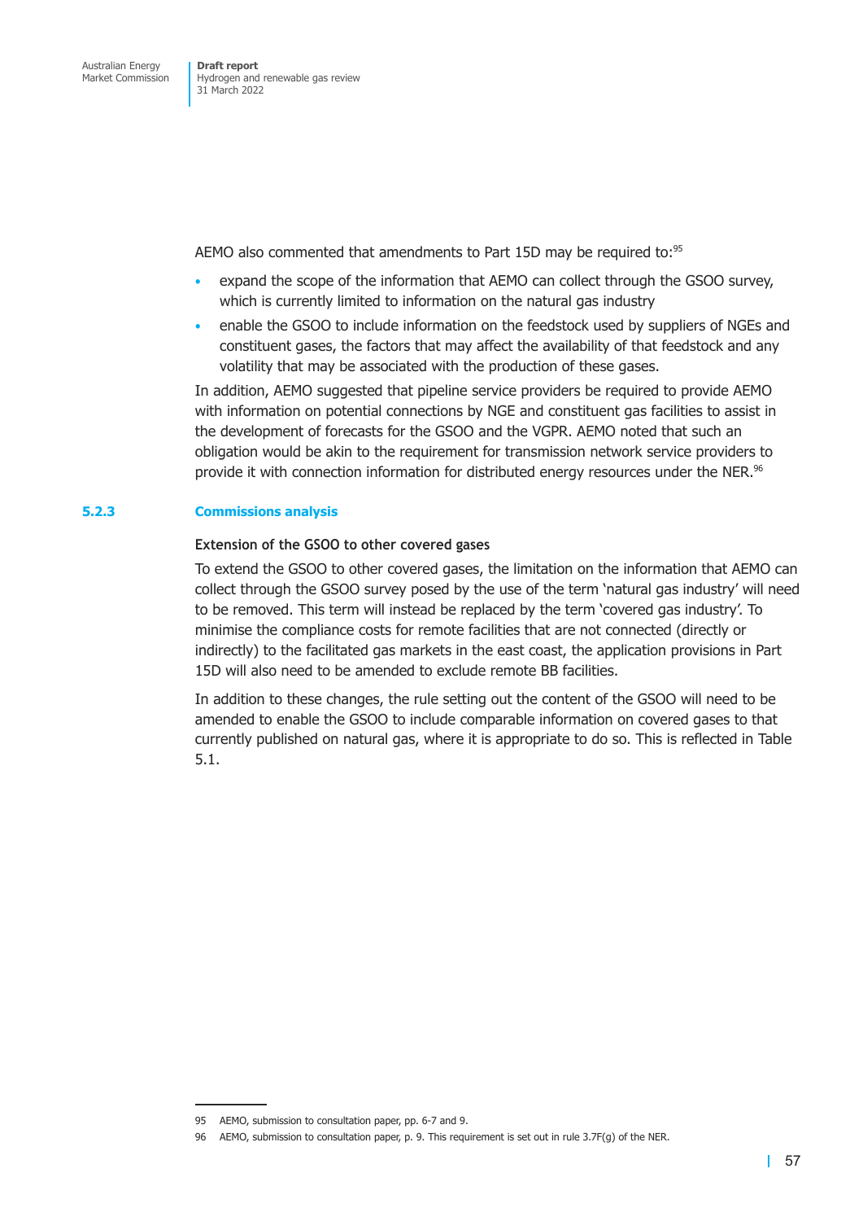AEMO also commented that amendments to Part 15D may be required to:[95]

- expand the scope of the information that AEMO can collect through the GSOO survey, which is currently limited to information on the natural gas industry
- enable the GSOO to include information on the feedstock used by suppliers of NGEs and constituent gases, the factors that may affect the availability of that feedstock and any volatility that may be associated with the production of these gases.

In addition, AEMO suggested that pipeline service providers be required to provide AEMO with information on potential connections by NGE and constituent gas facilities to assist in the development of forecasts for the GSOO and the VGPR. AEMO noted that such an obligation would be akin to the requirement for transmission network service providers to provide it with connection information for distributed energy resources under the NER.[96]

### 5.2.3 Commissions analysis

#### Extension of the GSOO to other covered gases

To extend the GSOO to other covered gases, the limitation on the information that AEMO can collect through the GSOO survey posed by the use of the term 'natural gas industry' will need to be removed. This term will instead be replaced by the term 'covered gas industry'. To minimise the compliance costs for remote facilities that are not connected (directly or indirectly) to the facilitated gas markets in the east coast, the application provisions in Part 15D will also need to be amended to exclude remote BB facilities.

In addition to these changes, the rule setting out the content of the GSOO will need to be amended to enable the GSOO to include comparable information on covered gases to that currently published on natural gas, where it is appropriate to do so. This is reflected in Table 5.1.

---

95 AEMO, submission to consultation paper, pp. 6-7 and 9.

96 AEMO, submission to consultation paper, p. 9. This requirement is set out in rule 3.7F(g) of the NER.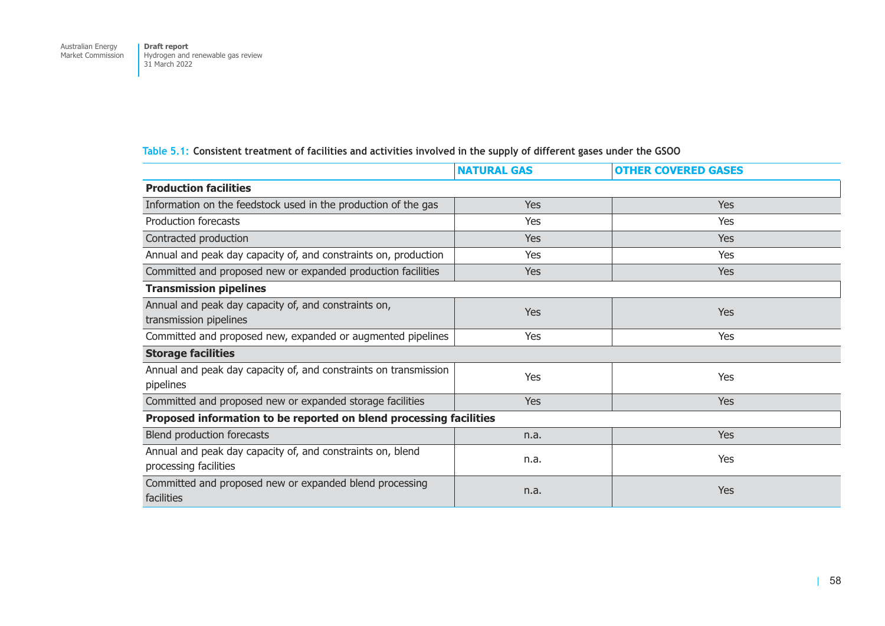Table 5.1: **Consistent treatment of facilities and activities involved in the supply of different gases under the GSOO**

| | NATURAL GAS | OTHER COVERED GASES |
|---|---|---|
| **Production facilities** | | |
| Information on the feedstock used in the production of the gas | Yes | Yes |
| Production forecasts | Yes | Yes |
| Contracted production | Yes | Yes |
| Annual and peak day capacity of, and constraints on, production | Yes | Yes |
| Committed and proposed new or expanded production facilities | Yes | Yes |
| **Transmission pipelines** | | |
| Annual and peak day capacity of, and constraints on, transmission pipelines | Yes | Yes |
| Committed and proposed new, expanded or augmented pipelines | Yes | Yes |
| **Storage facilities** | | |
| Annual and peak day capacity of, and constraints on transmission pipelines | Yes | Yes |
| Committed and proposed new or expanded storage facilities | Yes | Yes |
| **Proposed information to be reported on blend processing facilities** | | |
| Blend production forecasts | n.a. | Yes |
| Annual and peak day capacity of, and constraints on, blend processing facilities | n.a. | Yes |
| Committed and proposed new or expanded blend processing facilities | n.a. | Yes |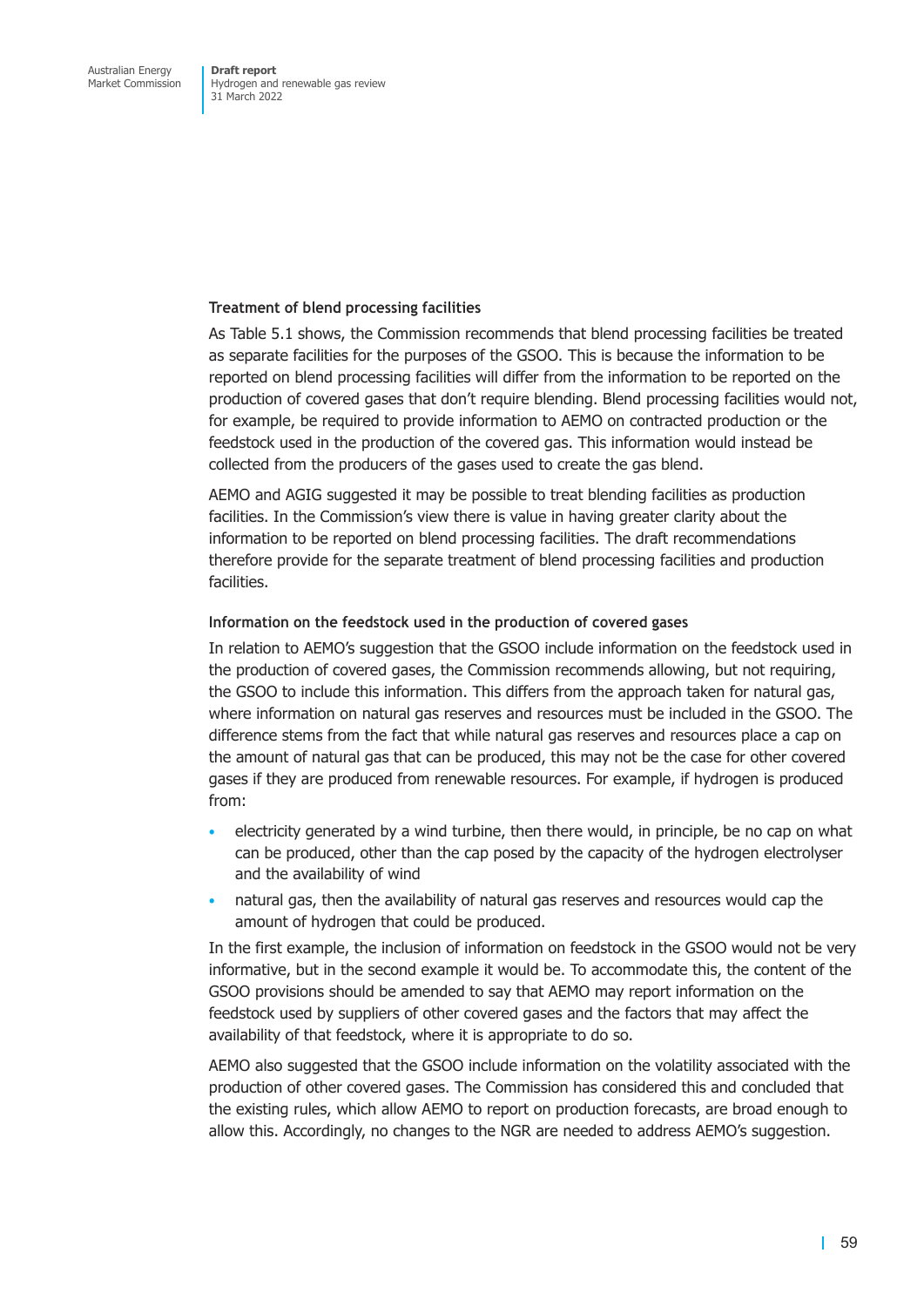### Treatment of blend processing facilities

As Table 5.1 shows, the Commission recommends that blend processing facilities be treated as separate facilities for the purposes of the GSOO. This is because the information to be reported on blend processing facilities will differ from the information to be reported on the production of covered gases that don't require blending. Blend processing facilities would not, for example, be required to provide information to AEMO on contracted production or the feedstock used in the production of the covered gas. This information would instead be collected from the producers of the gases used to create the gas blend.

AEMO and AGIG suggested it may be possible to treat blending facilities as production facilities. In the Commission's view there is value in having greater clarity about the information to be reported on blend processing facilities. The draft recommendations therefore provide for the separate treatment of blend processing facilities and production facilities.

### Information on the feedstock used in the production of covered gases

In relation to AEMO's suggestion that the GSOO include information on the feedstock used in the production of covered gases, the Commission recommends allowing, but not requiring, the GSOO to include this information. This differs from the approach taken for natural gas, where information on natural gas reserves and resources must be included in the GSOO. The difference stems from the fact that while natural gas reserves and resources place a cap on the amount of natural gas that can be produced, this may not be the case for other covered gases if they are produced from renewable resources. For example, if hydrogen is produced from:

- electricity generated by a wind turbine, then there would, in principle, be no cap on what can be produced, other than the cap posed by the capacity of the hydrogen electrolyser and the availability of wind
- natural gas, then the availability of natural gas reserves and resources would cap the amount of hydrogen that could be produced.

In the first example, the inclusion of information on feedstock in the GSOO would not be very informative, but in the second example it would be. To accommodate this, the content of the GSOO provisions should be amended to say that AEMO may report information on the feedstock used by suppliers of other covered gases and the factors that may affect the availability of that feedstock, where it is appropriate to do so.

AEMO also suggested that the GSOO include information on the volatility associated with the production of other covered gases. The Commission has considered this and concluded that the existing rules, which allow AEMO to report on production forecasts, are broad enough to allow this. Accordingly, no changes to the NGR are needed to address AEMO's suggestion.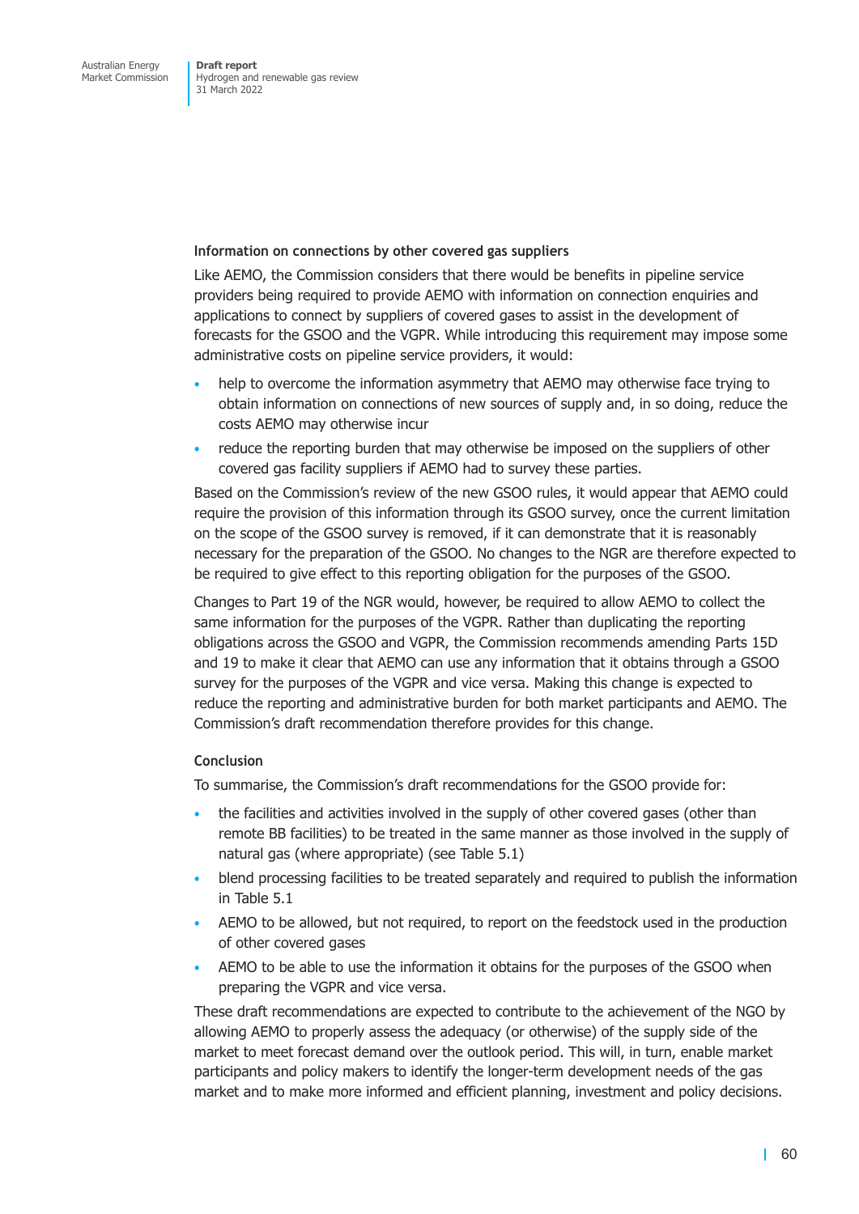#### Information on connections by other covered gas suppliers

Like AEMO, the Commission considers that there would be benefits in pipeline service providers being required to provide AEMO with information on connection enquiries and applications to connect by suppliers of covered gases to assist in the development of forecasts for the GSOO and the VGPR. While introducing this requirement may impose some administrative costs on pipeline service providers, it would:

- help to overcome the information asymmetry that AEMO may otherwise face trying to obtain information on connections of new sources of supply and, in so doing, reduce the costs AEMO may otherwise incur
- reduce the reporting burden that may otherwise be imposed on the suppliers of other covered gas facility suppliers if AEMO had to survey these parties.

Based on the Commission's review of the new GSOO rules, it would appear that AEMO could require the provision of this information through its GSOO survey, once the current limitation on the scope of the GSOO survey is removed, if it can demonstrate that it is reasonably necessary for the preparation of the GSOO. No changes to the NGR are therefore expected to be required to give effect to this reporting obligation for the purposes of the GSOO.

Changes to Part 19 of the NGR would, however, be required to allow AEMO to collect the same information for the purposes of the VGPR. Rather than duplicating the reporting obligations across the GSOO and VGPR, the Commission recommends amending Parts 15D and 19 to make it clear that AEMO can use any information that it obtains through a GSOO survey for the purposes of the VGPR and vice versa. Making this change is expected to reduce the reporting and administrative burden for both market participants and AEMO. The Commission's draft recommendation therefore provides for this change.

#### Conclusion

To summarise, the Commission's draft recommendations for the GSOO provide for:

- the facilities and activities involved in the supply of other covered gases (other than remote BB facilities) to be treated in the same manner as those involved in the supply of natural gas (where appropriate) (see Table 5.1)
- blend processing facilities to be treated separately and required to publish the information in Table 5.1
- AEMO to be allowed, but not required, to report on the feedstock used in the production of other covered gases
- AEMO to be able to use the information it obtains for the purposes of the GSOO when preparing the VGPR and vice versa.

These draft recommendations are expected to contribute to the achievement of the NGO by allowing AEMO to properly assess the adequacy (or otherwise) of the supply side of the market to meet forecast demand over the outlook period. This will, in turn, enable market participants and policy makers to identify the longer-term development needs of the gas market and to make more informed and efficient planning, investment and policy decisions.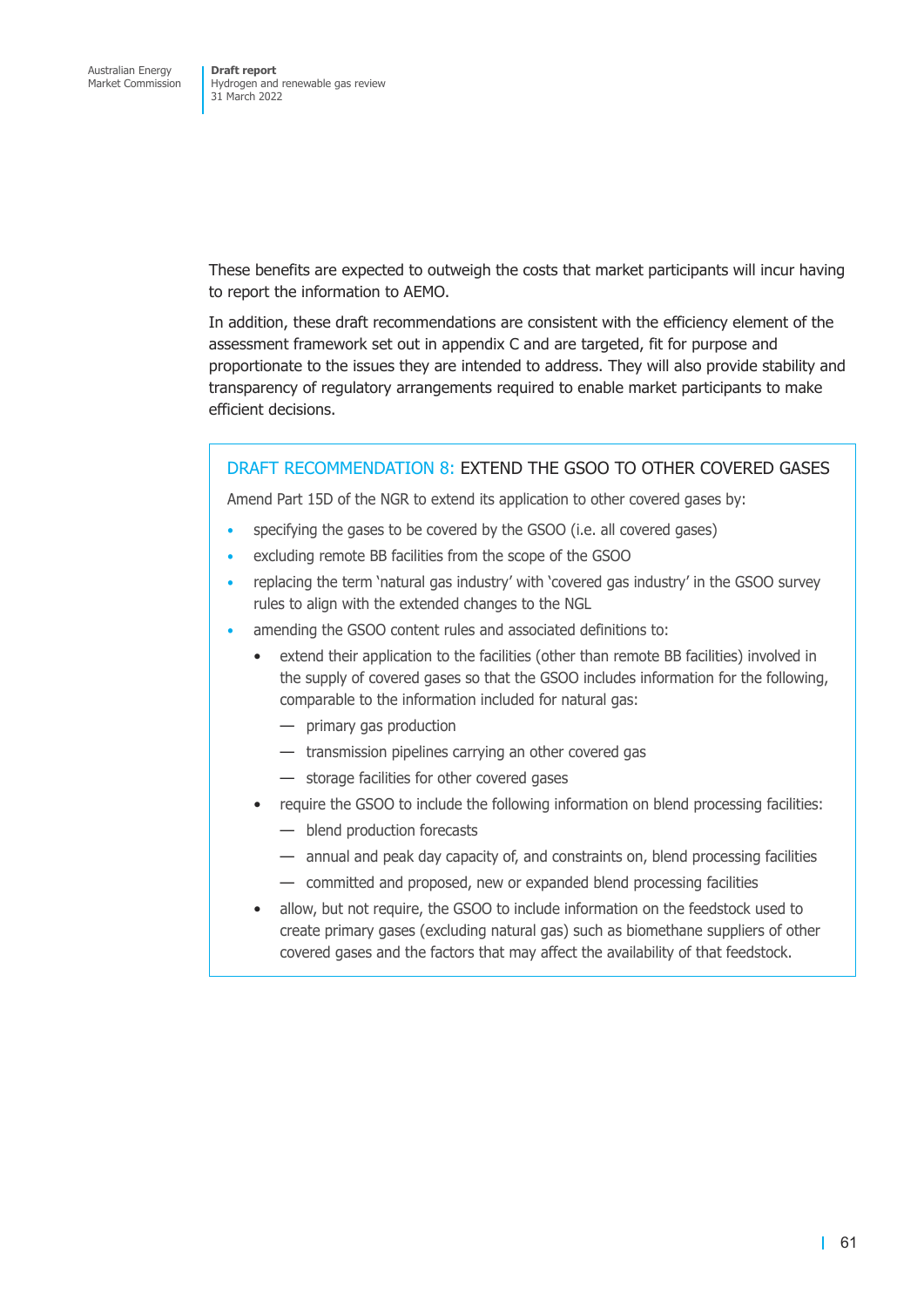These benefits are expected to outweigh the costs that market participants will incur having to report the information to AEMO.

In addition, these draft recommendations are consistent with the efficiency element of the assessment framework set out in appendix C and are targeted, fit for purpose and proportionate to the issues they are intended to address. They will also provide stability and transparency of regulatory arrangements required to enable market participants to make efficient decisions.

> **DRAFT RECOMMENDATION 8: EXTEND THE GSOO TO OTHER COVERED GASES**
>
> Amend Part 15D of the NGR to extend its application to other covered gases by:
>
> - specifying the gases to be covered by the GSOO (i.e. all covered gases)
> - excluding remote BB facilities from the scope of the GSOO
> - replacing the term 'natural gas industry' with 'covered gas industry' in the GSOO survey rules to align with the extended changes to the NGL
> - amending the GSOO content rules and associated definitions to:
>   - extend their application to the facilities (other than remote BB facilities) involved in the supply of covered gases so that the GSOO includes information for the following, comparable to the information included for natural gas:
>     - primary gas production
>     - transmission pipelines carrying an other covered gas
>     - storage facilities for other covered gases
>   - require the GSOO to include the following information on blend processing facilities:
>     - blend production forecasts
>     - annual and peak day capacity of, and constraints on, blend processing facilities
>     - committed and proposed, new or expanded blend processing facilities
>   - allow, but not require, the GSOO to include information on the feedstock used to create primary gases (excluding natural gas) such as biomethane suppliers of other covered gases and the factors that may affect the availability of that feedstock.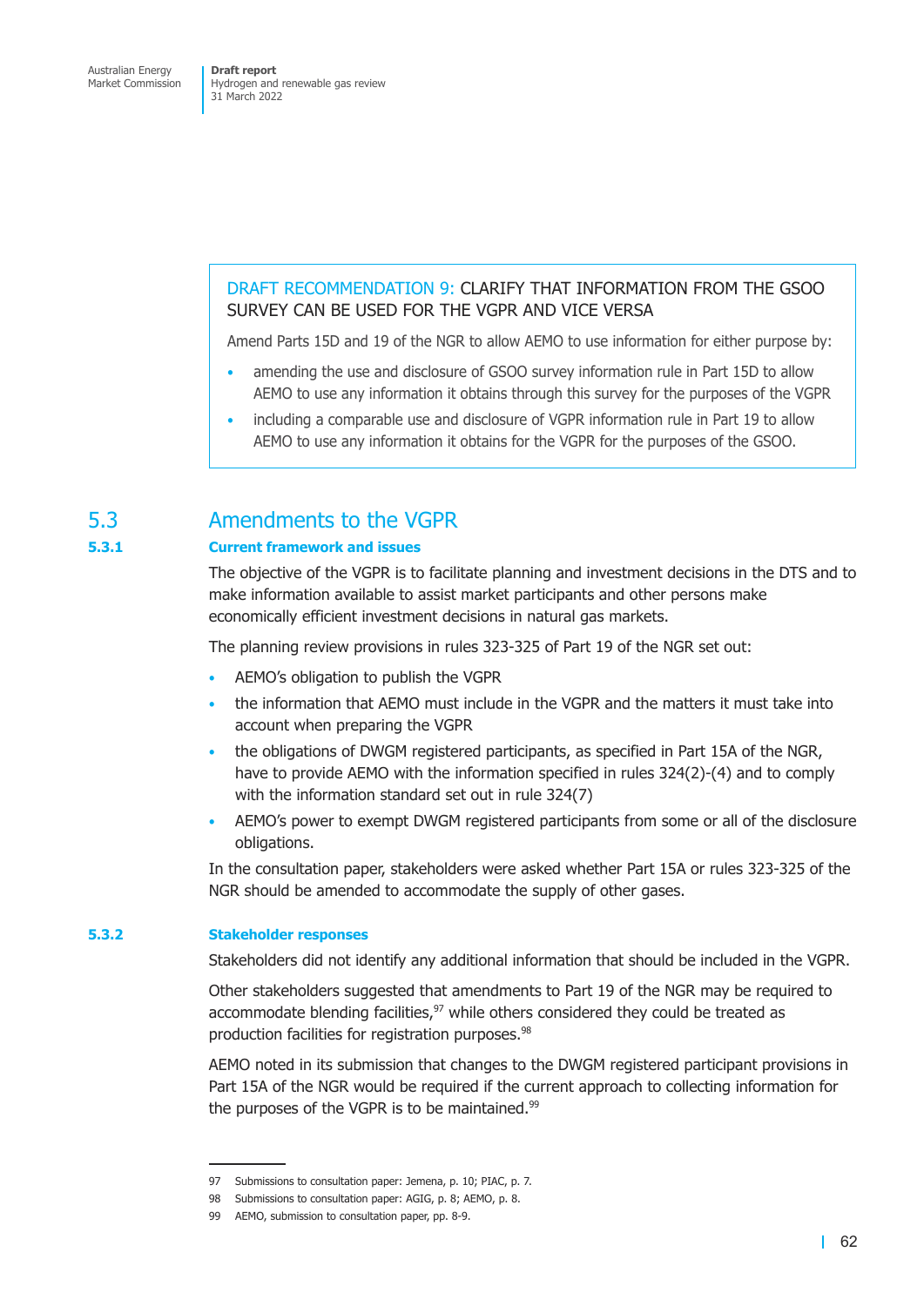> **DRAFT RECOMMENDATION 9: CLARIFY THAT INFORMATION FROM THE GSOO SURVEY CAN BE USED FOR THE VGPR AND VICE VERSA**
>
> Amend Parts 15D and 19 of the NGR to allow AEMO to use information for either purpose by:
>
> - amending the use and disclosure of GSOO survey information rule in Part 15D to allow AEMO to use any information it obtains through this survey for the purposes of the VGPR
> - including a comparable use and disclosure of VGPR information rule in Part 19 to allow AEMO to use any information it obtains for the VGPR for the purposes of the GSOO.

## 5.3 Amendments to the VGPR

### 5.3.1 Current framework and issues

The objective of the VGPR is to facilitate planning and investment decisions in the DTS and to make information available to assist market participants and other persons make economically efficient investment decisions in natural gas markets.

The planning review provisions in rules 323-325 of Part 19 of the NGR set out:

- AEMO's obligation to publish the VGPR
- the information that AEMO must include in the VGPR and the matters it must take into account when preparing the VGPR
- the obligations of DWGM registered participants, as specified in Part 15A of the NGR, have to provide AEMO with the information specified in rules 324(2)-(4) and to comply with the information standard set out in rule 324(7)
- AEMO's power to exempt DWGM registered participants from some or all of the disclosure obligations.

In the consultation paper, stakeholders were asked whether Part 15A or rules 323-325 of the NGR should be amended to accommodate the supply of other gases.

### 5.3.2 Stakeholder responses

Stakeholders did not identify any additional information that should be included in the VGPR.

Other stakeholders suggested that amendments to Part 19 of the NGR may be required to accommodate blending facilities,[97] while others considered they could be treated as production facilities for registration purposes.[98]

AEMO noted in its submission that changes to the DWGM registered participant provisions in Part 15A of the NGR would be required if the current approach to collecting information for the purposes of the VGPR is to be maintained.[99]

---

97 Submissions to consultation paper: Jemena, p. 10; PIAC, p. 7.

98 Submissions to consultation paper: AGIG, p. 8; AEMO, p. 8.

99 AEMO, submission to consultation paper, pp. 8-9.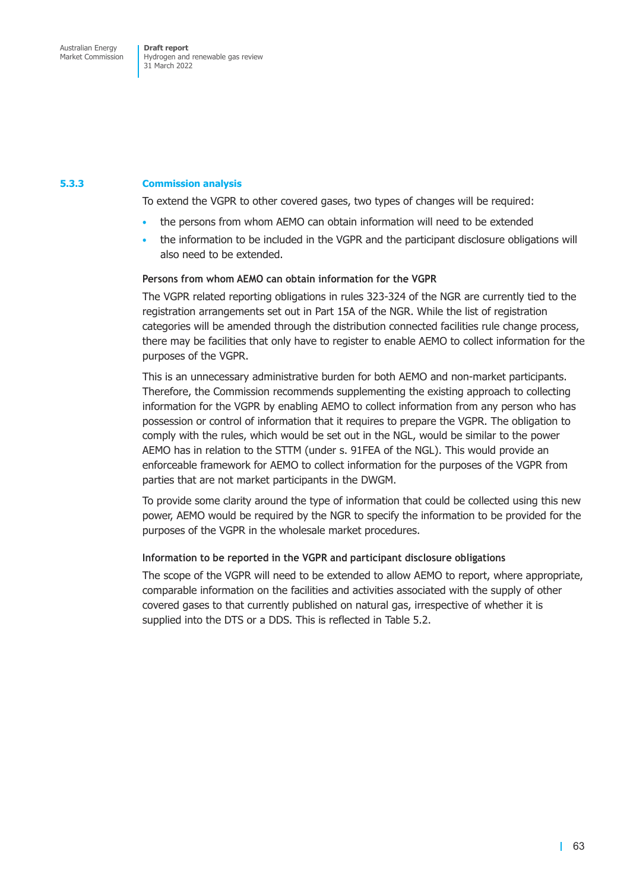### 5.3.3 Commission analysis

To extend the VGPR to other covered gases, two types of changes will be required:

- the persons from whom AEMO can obtain information will need to be extended
- the information to be included in the VGPR and the participant disclosure obligations will also need to be extended.

#### Persons from whom AEMO can obtain information for the VGPR

The VGPR related reporting obligations in rules 323-324 of the NGR are currently tied to the registration arrangements set out in Part 15A of the NGR. While the list of registration categories will be amended through the distribution connected facilities rule change process, there may be facilities that only have to register to enable AEMO to collect information for the purposes of the VGPR.

This is an unnecessary administrative burden for both AEMO and non-market participants. Therefore, the Commission recommends supplementing the existing approach to collecting information for the VGPR by enabling AEMO to collect information from any person who has possession or control of information that it requires to prepare the VGPR. The obligation to comply with the rules, which would be set out in the NGL, would be similar to the power AEMO has in relation to the STTM (under s. 91FEA of the NGL). This would provide an enforceable framework for AEMO to collect information for the purposes of the VGPR from parties that are not market participants in the DWGM.

To provide some clarity around the type of information that could be collected using this new power, AEMO would be required by the NGR to specify the information to be provided for the purposes of the VGPR in the wholesale market procedures.

#### Information to be reported in the VGPR and participant disclosure obligations

The scope of the VGPR will need to be extended to allow AEMO to report, where appropriate, comparable information on the facilities and activities associated with the supply of other covered gases to that currently published on natural gas, irrespective of whether it is supplied into the DTS or a DDS. This is reflected in Table 5.2.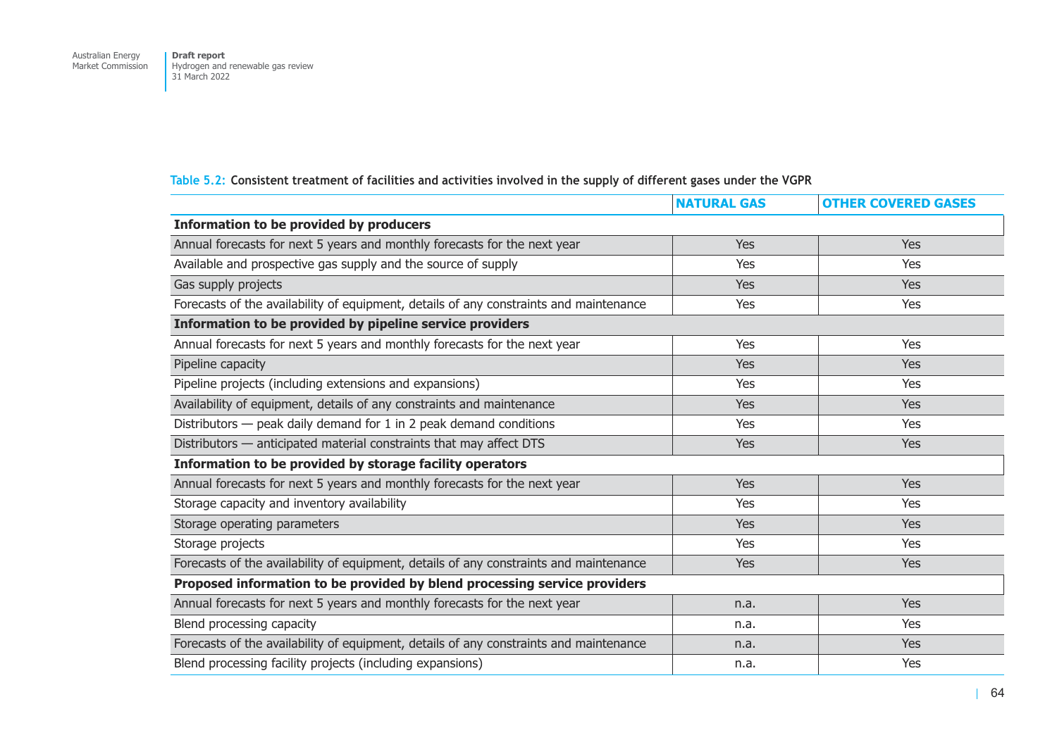**Table 5.2: Consistent treatment of facilities and activities involved in the supply of different gases under the VGPR**

| | NATURAL GAS | OTHER COVERED GASES |
|---|---|---|
| **Information to be provided by producers** | | |
| Annual forecasts for next 5 years and monthly forecasts for the next year | Yes | Yes |
| Available and prospective gas supply and the source of supply | Yes | Yes |
| Gas supply projects | Yes | Yes |
| Forecasts of the availability of equipment, details of any constraints and maintenance | Yes | Yes |
| **Information to be provided by pipeline service providers** | | |
| Annual forecasts for next 5 years and monthly forecasts for the next year | Yes | Yes |
| Pipeline capacity | Yes | Yes |
| Pipeline projects (including extensions and expansions) | Yes | Yes |
| Availability of equipment, details of any constraints and maintenance | Yes | Yes |
| Distributors — peak daily demand for 1 in 2 peak demand conditions | Yes | Yes |
| Distributors — anticipated material constraints that may affect DTS | Yes | Yes |
| **Information to be provided by storage facility operators** | | |
| Annual forecasts for next 5 years and monthly forecasts for the next year | Yes | Yes |
| Storage capacity and inventory availability | Yes | Yes |
| Storage operating parameters | Yes | Yes |
| Storage projects | Yes | Yes |
| Forecasts of the availability of equipment, details of any constraints and maintenance | Yes | Yes |
| **Proposed information to be provided by blend processing service providers** | | |
| Annual forecasts for next 5 years and monthly forecasts for the next year | n.a. | Yes |
| Blend processing capacity | n.a. | Yes |
| Forecasts of the availability of equipment, details of any constraints and maintenance | n.a. | Yes |
| Blend processing facility projects (including expansions) | n.a. | Yes |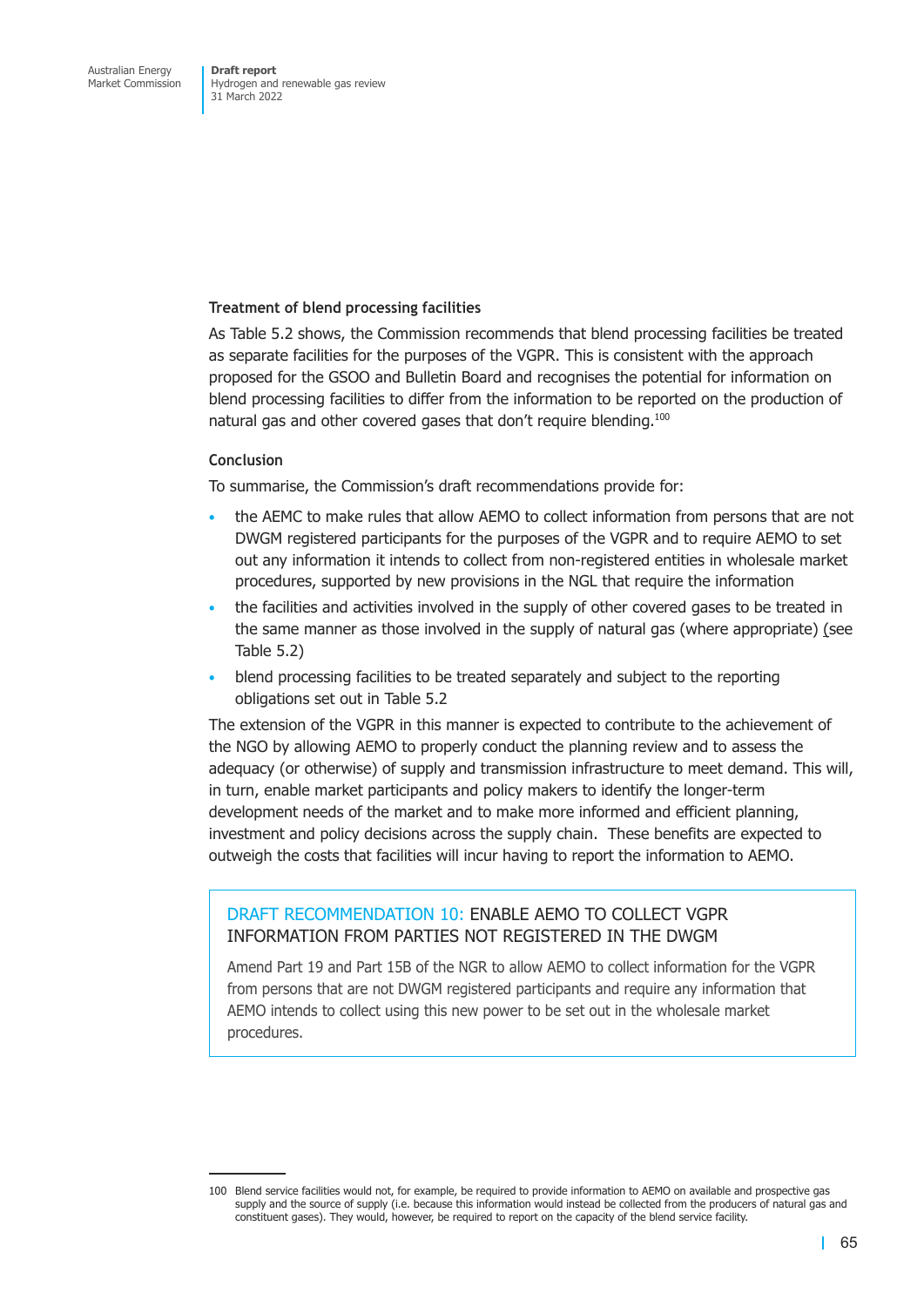### Treatment of blend processing facilities

As Table 5.2 shows, the Commission recommends that blend processing facilities be treated as separate facilities for the purposes of the VGPR. This is consistent with the approach proposed for the GSOO and Bulletin Board and recognises the potential for information on blend processing facilities to differ from the information to be reported on the production of natural gas and other covered gases that don't require blending.[100]

### Conclusion

To summarise, the Commission's draft recommendations provide for:

- the AEMC to make rules that allow AEMO to collect information from persons that are not DWGM registered participants for the purposes of the VGPR and to require AEMO to set out any information it intends to collect from non-registered entities in wholesale market procedures, supported by new provisions in the NGL that require the information
- the facilities and activities involved in the supply of other covered gases to be treated in the same manner as those involved in the supply of natural gas (where appropriate) (see Table 5.2)
- blend processing facilities to be treated separately and subject to the reporting obligations set out in Table 5.2

The extension of the VGPR in this manner is expected to contribute to the achievement of the NGO by allowing AEMO to properly conduct the planning review and to assess the adequacy (or otherwise) of supply and transmission infrastructure to meet demand. This will, in turn, enable market participants and policy makers to identify the longer-term development needs of the market and to make more informed and efficient planning, investment and policy decisions across the supply chain. These benefits are expected to outweigh the costs that facilities will incur having to report the information to AEMO.

> **DRAFT RECOMMENDATION 10:** ENABLE AEMO TO COLLECT VGPR INFORMATION FROM PARTIES NOT REGISTERED IN THE DWGM
>
> Amend Part 19 and Part 15B of the NGR to allow AEMO to collect information for the VGPR from persons that are not DWGM registered participants and require any information that AEMO intends to collect using this new power to be set out in the wholesale market procedures.

---

100 Blend service facilities would not, for example, be required to provide information to AEMO on available and prospective gas supply and the source of supply (i.e. because this information would instead be collected from the producers of natural gas and constituent gases). They would, however, be required to report on the capacity of the blend service facility.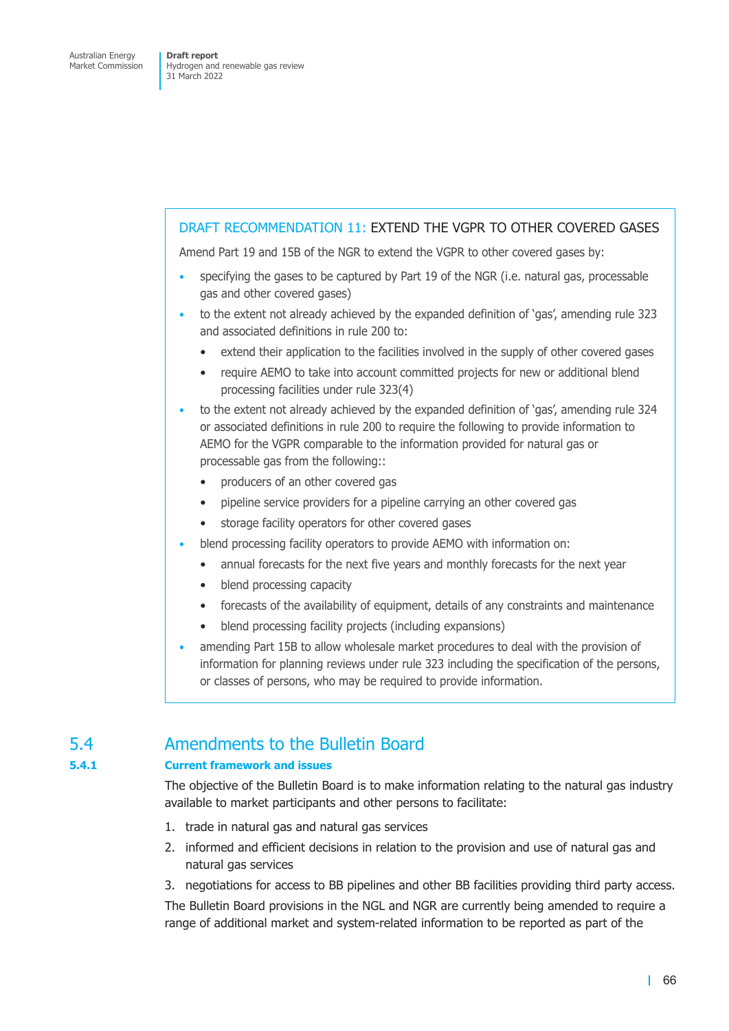**DRAFT RECOMMENDATION 11: EXTEND THE VGPR TO OTHER COVERED GASES**

Amend Part 19 and 15B of the NGR to extend the VGPR to other covered gases by:

- specifying the gases to be captured by Part 19 of the NGR (i.e. natural gas, processable gas and other covered gases)
- to the extent not already achieved by the expanded definition of 'gas', amending rule 323 and associated definitions in rule 200 to:
  - extend their application to the facilities involved in the supply of other covered gases
  - require AEMO to take into account committed projects for new or additional blend processing facilities under rule 323(4)
- to the extent not already achieved by the expanded definition of 'gas', amending rule 324 or associated definitions in rule 200 to require the following to provide information to AEMO for the VGPR comparable to the information provided for natural gas or processable gas from the following::
  - producers of an other covered gas
  - pipeline service providers for a pipeline carrying an other covered gas
  - storage facility operators for other covered gases
- blend processing facility operators to provide AEMO with information on:
  - annual forecasts for the next five years and monthly forecasts for the next year
  - blend processing capacity
  - forecasts of the availability of equipment, details of any constraints and maintenance
  - blend processing facility projects (including expansions)
- amending Part 15B to allow wholesale market procedures to deal with the provision of information for planning reviews under rule 323 including the specification of the persons, or classes of persons, who may be required to provide information.

## 5.4 Amendments to the Bulletin Board

### 5.4.1 Current framework and issues

The objective of the Bulletin Board is to make information relating to the natural gas industry available to market participants and other persons to facilitate:

1. trade in natural gas and natural gas services
2. informed and efficient decisions in relation to the provision and use of natural gas and natural gas services
3. negotiations for access to BB pipelines and other BB facilities providing third party access.

The Bulletin Board provisions in the NGL and NGR are currently being amended to require a range of additional market and system-related information to be reported as part of the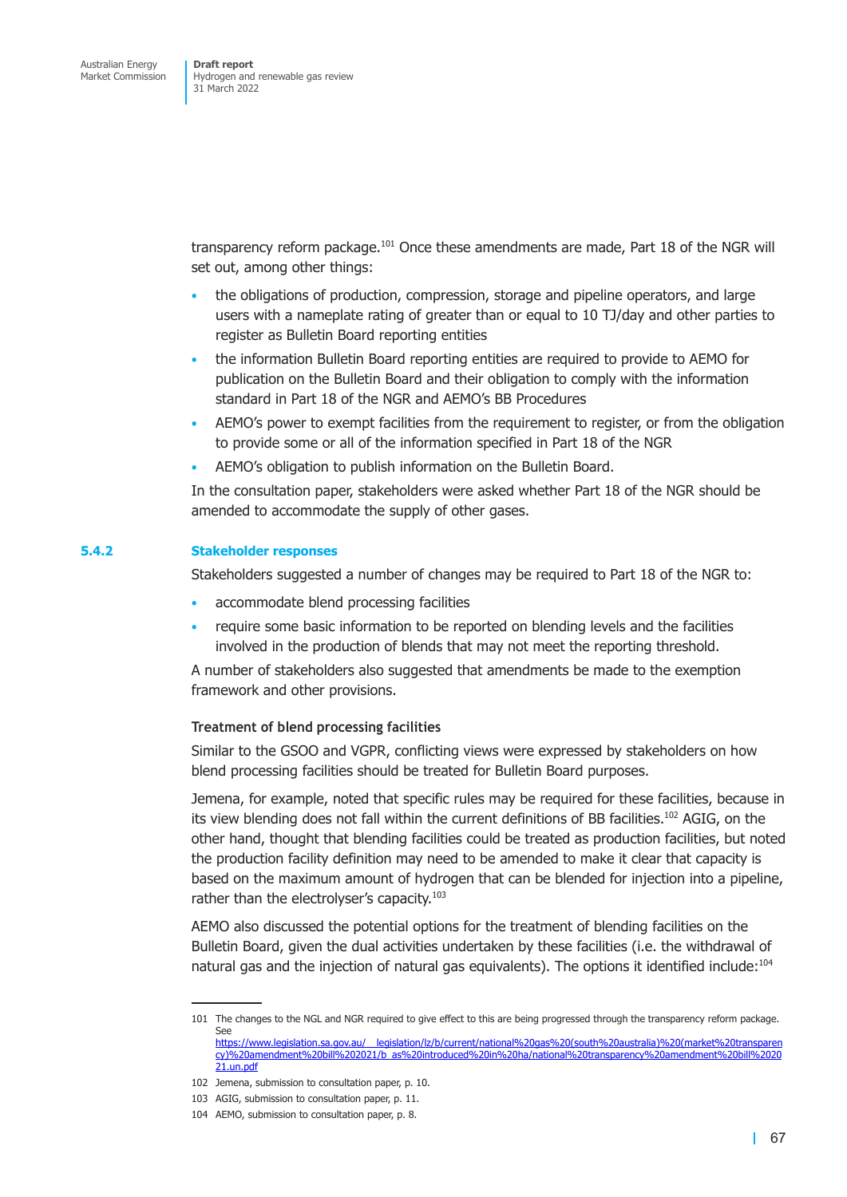transparency reform package.[101] Once these amendments are made, Part 18 of the NGR will set out, among other things:

- the obligations of production, compression, storage and pipeline operators, and large users with a nameplate rating of greater than or equal to 10 TJ/day and other parties to register as Bulletin Board reporting entities
- the information Bulletin Board reporting entities are required to provide to AEMO for publication on the Bulletin Board and their obligation to comply with the information standard in Part 18 of the NGR and AEMO's BB Procedures
- AEMO's power to exempt facilities from the requirement to register, or from the obligation to provide some or all of the information specified in Part 18 of the NGR
- AEMO's obligation to publish information on the Bulletin Board.

In the consultation paper, stakeholders were asked whether Part 18 of the NGR should be amended to accommodate the supply of other gases.

### 5.4.2 Stakeholder responses

Stakeholders suggested a number of changes may be required to Part 18 of the NGR to:

- accommodate blend processing facilities
- require some basic information to be reported on blending levels and the facilities involved in the production of blends that may not meet the reporting threshold.

A number of stakeholders also suggested that amendments be made to the exemption framework and other provisions.

#### Treatment of blend processing facilities

Similar to the GSOO and VGPR, conflicting views were expressed by stakeholders on how blend processing facilities should be treated for Bulletin Board purposes.

Jemena, for example, noted that specific rules may be required for these facilities, because in its view blending does not fall within the current definitions of BB facilities.[102] AGIG, on the other hand, thought that blending facilities could be treated as production facilities, but noted the production facility definition may need to be amended to make it clear that capacity is based on the maximum amount of hydrogen that can be blended for injection into a pipeline, rather than the electrolyser's capacity.[103]

AEMO also discussed the potential options for the treatment of blending facilities on the Bulletin Board, given the dual activities undertaken by these facilities (i.e. the withdrawal of natural gas and the injection of natural gas equivalents). The options it identified include:[104]

---

101 The changes to the NGL and NGR required to give effect to this are being progressed through the transparency reform package. See https://www.legislation.sa.gov.au/__legislation/lz/b/current/national%20gas%20(south%20australia)%20(market%20transparency)%20amendment%20bill%202021/b_as%20introduced%20in%20ha/national%20transparency%20amendment%20bill%202021.un.pdf

102 Jemena, submission to consultation paper, p. 10.

103 AGIG, submission to consultation paper, p. 11.

104 AEMO, submission to consultation paper, p. 8.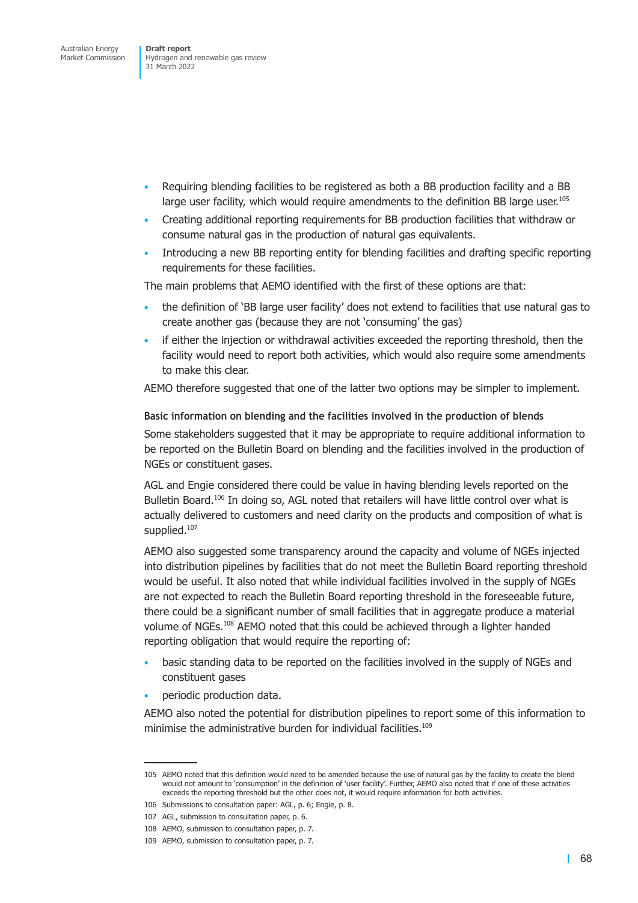- Requiring blending facilities to be registered as both a BB production facility and a BB large user facility, which would require amendments to the definition BB large user.[105]
- Creating additional reporting requirements for BB production facilities that withdraw or consume natural gas in the production of natural gas equivalents.
- Introducing a new BB reporting entity for blending facilities and drafting specific reporting requirements for these facilities.

The main problems that AEMO identified with the first of these options are that:

- the definition of 'BB large user facility' does not extend to facilities that use natural gas to create another gas (because they are not 'consuming' the gas)
- if either the injection or withdrawal activities exceeded the reporting threshold, then the facility would need to report both activities, which would also require some amendments to make this clear.

AEMO therefore suggested that one of the latter two options may be simpler to implement.

#### Basic information on blending and the facilities involved in the production of blends

Some stakeholders suggested that it may be appropriate to require additional information to be reported on the Bulletin Board on blending and the facilities involved in the production of NGEs or constituent gases.

AGL and Engie considered there could be value in having blending levels reported on the Bulletin Board.[106] In doing so, AGL noted that retailers will have little control over what is actually delivered to customers and need clarity on the products and composition of what is supplied.[107]

AEMO also suggested some transparency around the capacity and volume of NGEs injected into distribution pipelines by facilities that do not meet the Bulletin Board reporting threshold would be useful. It also noted that while individual facilities involved in the supply of NGEs are not expected to reach the Bulletin Board reporting threshold in the foreseeable future, there could be a significant number of small facilities that in aggregate produce a material volume of NGEs.[108] AEMO noted that this could be achieved through a lighter handed reporting obligation that would require the reporting of:

- basic standing data to be reported on the facilities involved in the supply of NGEs and constituent gases
- periodic production data.

AEMO also noted the potential for distribution pipelines to report some of this information to minimise the administrative burden for individual facilities.[109]

---

105 AEMO noted that this definition would need to be amended because the use of natural gas by the facility to create the blend would not amount to 'consumption' in the definition of 'user facility'. Further, AEMO also noted that if one of these activities exceeds the reporting threshold but the other does not, it would require information for both activities.

106 Submissions to consultation paper: AGL, p. 6; Engie, p. 8.

107 AGL, submission to consultation paper, p. 6.

108 AEMO, submission to consultation paper, p. 7.

109 AEMO, submission to consultation paper, p. 7.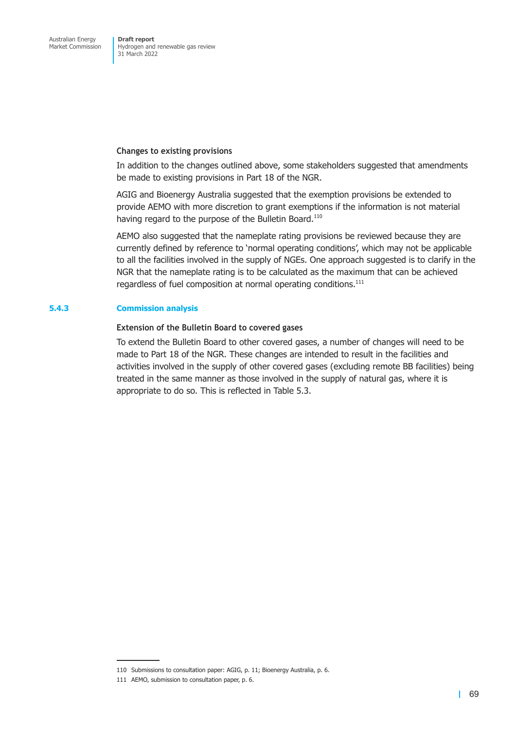#### Changes to existing provisions

In addition to the changes outlined above, some stakeholders suggested that amendments be made to existing provisions in Part 18 of the NGR.

AGIG and Bioenergy Australia suggested that the exemption provisions be extended to provide AEMO with more discretion to grant exemptions if the information is not material having regard to the purpose of the Bulletin Board.[110]

AEMO also suggested that the nameplate rating provisions be reviewed because they are currently defined by reference to 'normal operating conditions', which may not be applicable to all the facilities involved in the supply of NGEs. One approach suggested is to clarify in the NGR that the nameplate rating is to be calculated as the maximum that can be achieved regardless of fuel composition at normal operating conditions.[111]

### 5.4.3 Commission analysis

#### Extension of the Bulletin Board to covered gases

To extend the Bulletin Board to other covered gases, a number of changes will need to be made to Part 18 of the NGR. These changes are intended to result in the facilities and activities involved in the supply of other covered gases (excluding remote BB facilities) being treated in the same manner as those involved in the supply of natural gas, where it is appropriate to do so. This is reflected in Table 5.3.

---

110 Submissions to consultation paper: AGIG, p. 11; Bioenergy Australia, p. 6.

111 AEMO, submission to consultation paper, p. 6.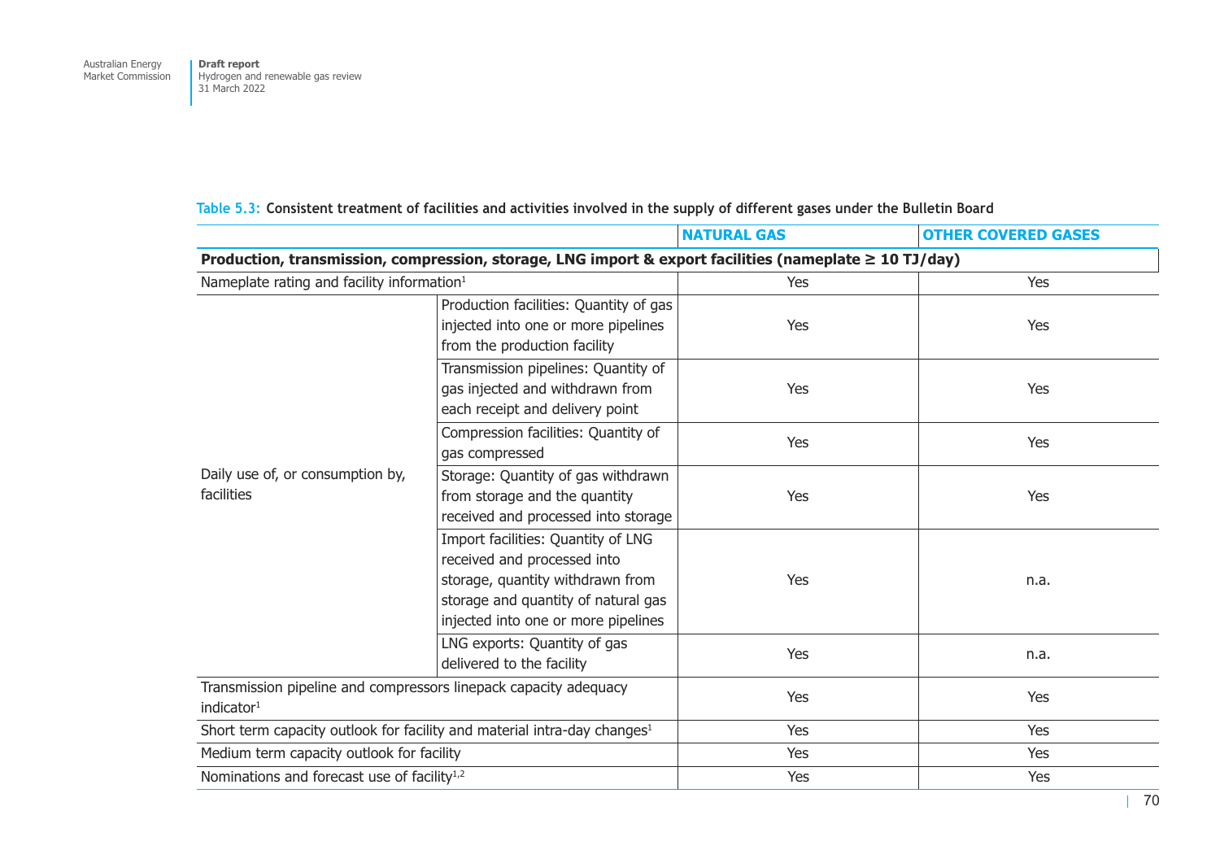Table 5.3: Consistent treatment of facilities and activities involved in the supply of different gases under the Bulletin Board

| | | NATURAL GAS | OTHER COVERED GASES |
|---|---|---|---|
| **Production, transmission, compression, storage, LNG import & export facilities (nameplate ≥ 10 TJ/day)** | | | |
| Nameplate rating and facility information[1] | | Yes | Yes |
| Daily use of, or consumption by, facilities | Production facilities: Quantity of gas injected into one or more pipelines from the production facility | Yes | Yes |
| | Transmission pipelines: Quantity of gas injected and withdrawn from each receipt and delivery point | Yes | Yes |
| | Compression facilities: Quantity of gas compressed | Yes | Yes |
| | Storage: Quantity of gas withdrawn from storage and the quantity received and processed into storage | Yes | Yes |
| | Import facilities: Quantity of LNG received and processed into storage, quantity withdrawn from storage and quantity of natural gas injected into one or more pipelines | Yes | n.a. |
| | LNG exports: Quantity of gas delivered to the facility | Yes | n.a. |
| Transmission pipeline and compressors linepack capacity adequacy indicator[1] | | Yes | Yes |
| Short term capacity outlook for facility and material intra-day changes[1] | | Yes | Yes |
| Medium term capacity outlook for facility | | Yes | Yes |
| Nominations and forecast use of facility[1,2] | | Yes | Yes |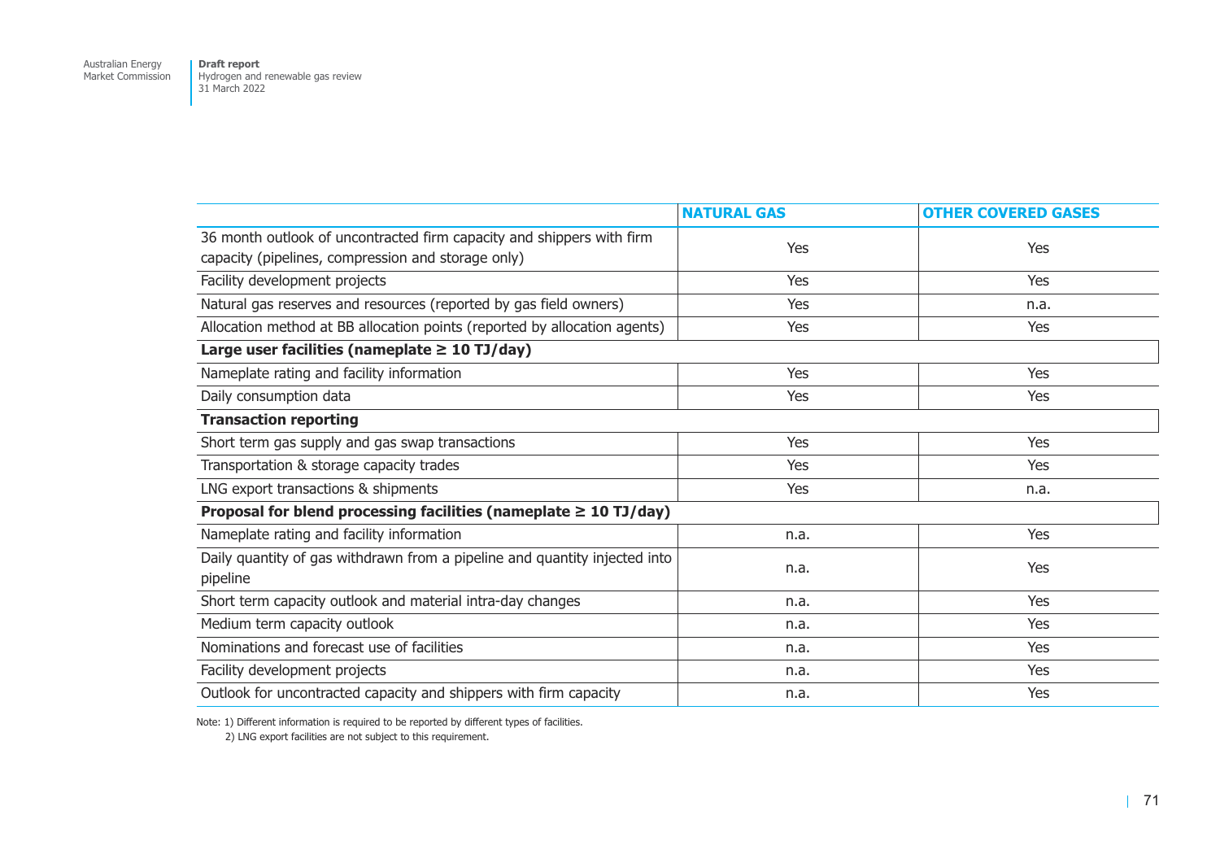| | NATURAL GAS | OTHER COVERED GASES |
|---|---|---|
| 36 month outlook of uncontracted firm capacity and shippers with firm capacity (pipelines, compression and storage only) | Yes | Yes |
| Facility development projects | Yes | Yes |
| Natural gas reserves and resources (reported by gas field owners) | Yes | n.a. |
| Allocation method at BB allocation points (reported by allocation agents) | Yes | Yes |
| **Large user facilities (nameplate ≥ 10 TJ/day)** | | |
| Nameplate rating and facility information | Yes | Yes |
| Daily consumption data | Yes | Yes |
| **Transaction reporting** | | |
| Short term gas supply and gas swap transactions | Yes | Yes |
| Transportation & storage capacity trades | Yes | Yes |
| LNG export transactions & shipments | Yes | n.a. |
| **Proposal for blend processing facilities (nameplate ≥ 10 TJ/day)** | | |
| Nameplate rating and facility information | n.a. | Yes |
| Daily quantity of gas withdrawn from a pipeline and quantity injected into pipeline | n.a. | Yes |
| Short term capacity outlook and material intra-day changes | n.a. | Yes |
| Medium term capacity outlook | n.a. | Yes |
| Nominations and forecast use of facilities | n.a. | Yes |
| Facility development projects | n.a. | Yes |
| Outlook for uncontracted capacity and shippers with firm capacity | n.a. | Yes |

Note: 1) Different information is required to be reported by different types of facilities.
2) LNG export facilities are not subject to this requirement.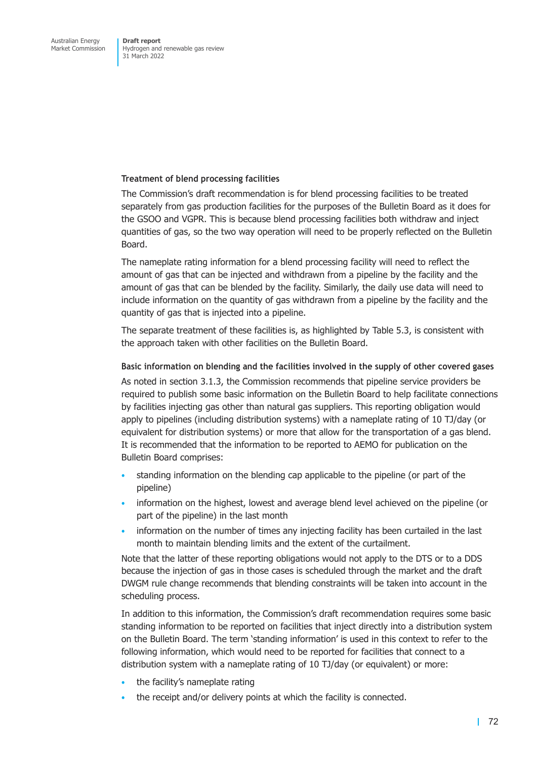#### Treatment of blend processing facilities

The Commission's draft recommendation is for blend processing facilities to be treated separately from gas production facilities for the purposes of the Bulletin Board as it does for the GSOO and VGPR. This is because blend processing facilities both withdraw and inject quantities of gas, so the two way operation will need to be properly reflected on the Bulletin Board.

The nameplate rating information for a blend processing facility will need to reflect the amount of gas that can be injected and withdrawn from a pipeline by the facility and the amount of gas that can be blended by the facility. Similarly, the daily use data will need to include information on the quantity of gas withdrawn from a pipeline by the facility and the quantity of gas that is injected into a pipeline.

The separate treatment of these facilities is, as highlighted by Table 5.3, is consistent with the approach taken with other facilities on the Bulletin Board.

#### Basic information on blending and the facilities involved in the supply of other covered gases

As noted in section 3.1.3, the Commission recommends that pipeline service providers be required to publish some basic information on the Bulletin Board to help facilitate connections by facilities injecting gas other than natural gas suppliers. This reporting obligation would apply to pipelines (including distribution systems) with a nameplate rating of 10 TJ/day (or equivalent for distribution systems) or more that allow for the transportation of a gas blend. It is recommended that the information to be reported to AEMO for publication on the Bulletin Board comprises:

- standing information on the blending cap applicable to the pipeline (or part of the pipeline)
- information on the highest, lowest and average blend level achieved on the pipeline (or part of the pipeline) in the last month
- information on the number of times any injecting facility has been curtailed in the last month to maintain blending limits and the extent of the curtailment.

Note that the latter of these reporting obligations would not apply to the DTS or to a DDS because the injection of gas in those cases is scheduled through the market and the draft DWGM rule change recommends that blending constraints will be taken into account in the scheduling process.

In addition to this information, the Commission's draft recommendation requires some basic standing information to be reported on facilities that inject directly into a distribution system on the Bulletin Board. The term 'standing information' is used in this context to refer to the following information, which would need to be reported for facilities that connect to a distribution system with a nameplate rating of 10 TJ/day (or equivalent) or more:

- the facility's nameplate rating
- the receipt and/or delivery points at which the facility is connected.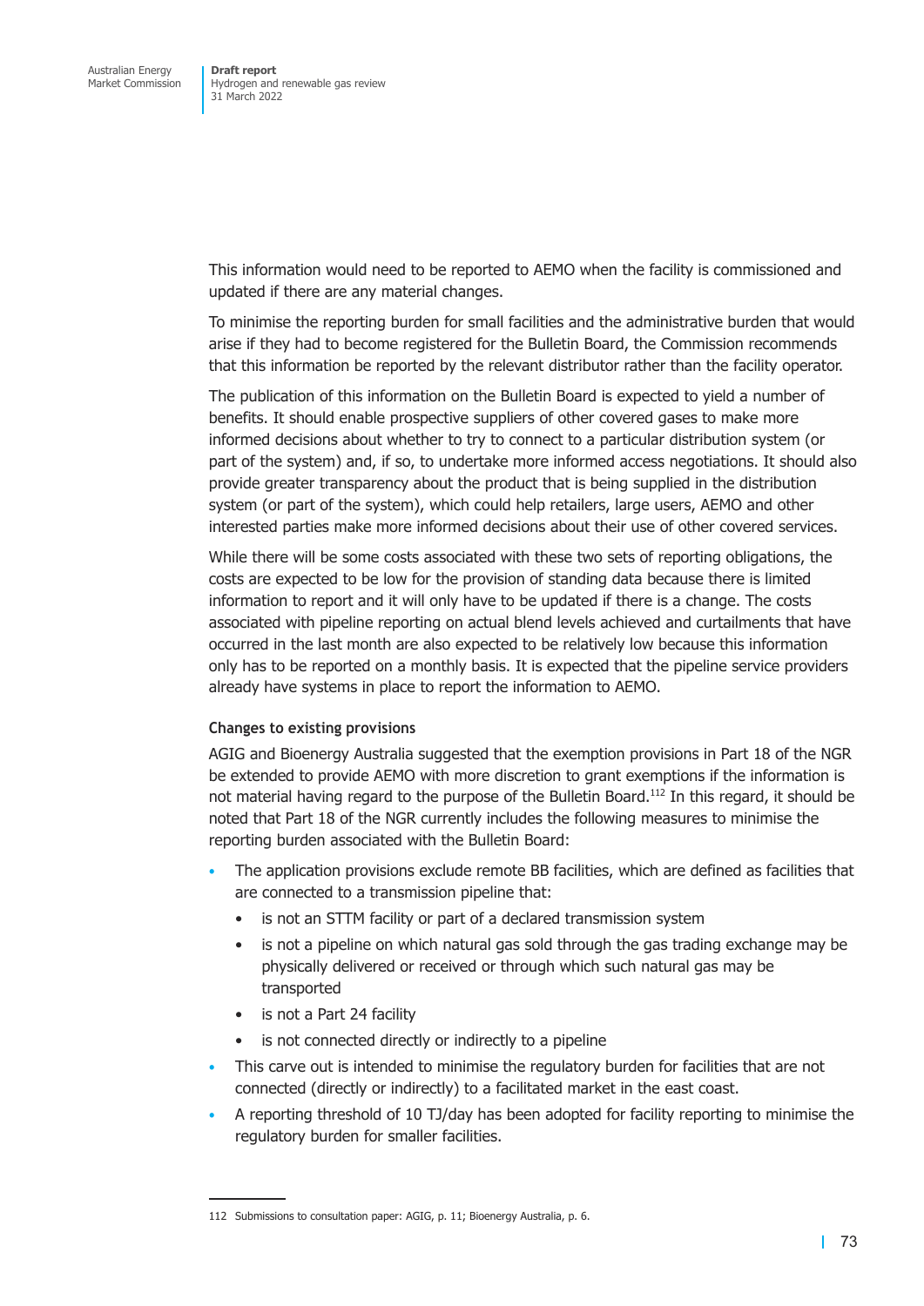This information would need to be reported to AEMO when the facility is commissioned and updated if there are any material changes.

To minimise the reporting burden for small facilities and the administrative burden that would arise if they had to become registered for the Bulletin Board, the Commission recommends that this information be reported by the relevant distributor rather than the facility operator.

The publication of this information on the Bulletin Board is expected to yield a number of benefits. It should enable prospective suppliers of other covered gases to make more informed decisions about whether to try to connect to a particular distribution system (or part of the system) and, if so, to undertake more informed access negotiations. It should also provide greater transparency about the product that is being supplied in the distribution system (or part of the system), which could help retailers, large users, AEMO and other interested parties make more informed decisions about their use of other covered services.

While there will be some costs associated with these two sets of reporting obligations, the costs are expected to be low for the provision of standing data because there is limited information to report and it will only have to be updated if there is a change. The costs associated with pipeline reporting on actual blend levels achieved and curtailments that have occurred in the last month are also expected to be relatively low because this information only has to be reported on a monthly basis. It is expected that the pipeline service providers already have systems in place to report the information to AEMO.

#### Changes to existing provisions

AGIG and Bioenergy Australia suggested that the exemption provisions in Part 18 of the NGR be extended to provide AEMO with more discretion to grant exemptions if the information is not material having regard to the purpose of the Bulletin Board.[112] In this regard, it should be noted that Part 18 of the NGR currently includes the following measures to minimise the reporting burden associated with the Bulletin Board:

- The application provisions exclude remote BB facilities, which are defined as facilities that are connected to a transmission pipeline that:
  - is not an STTM facility or part of a declared transmission system
  - is not a pipeline on which natural gas sold through the gas trading exchange may be physically delivered or received or through which such natural gas may be transported
  - is not a Part 24 facility
  - is not connected directly or indirectly to a pipeline
- This carve out is intended to minimise the regulatory burden for facilities that are not connected (directly or indirectly) to a facilitated market in the east coast.
- A reporting threshold of 10 TJ/day has been adopted for facility reporting to minimise the regulatory burden for smaller facilities.

112 Submissions to consultation paper: AGIG, p. 11; Bioenergy Australia, p. 6.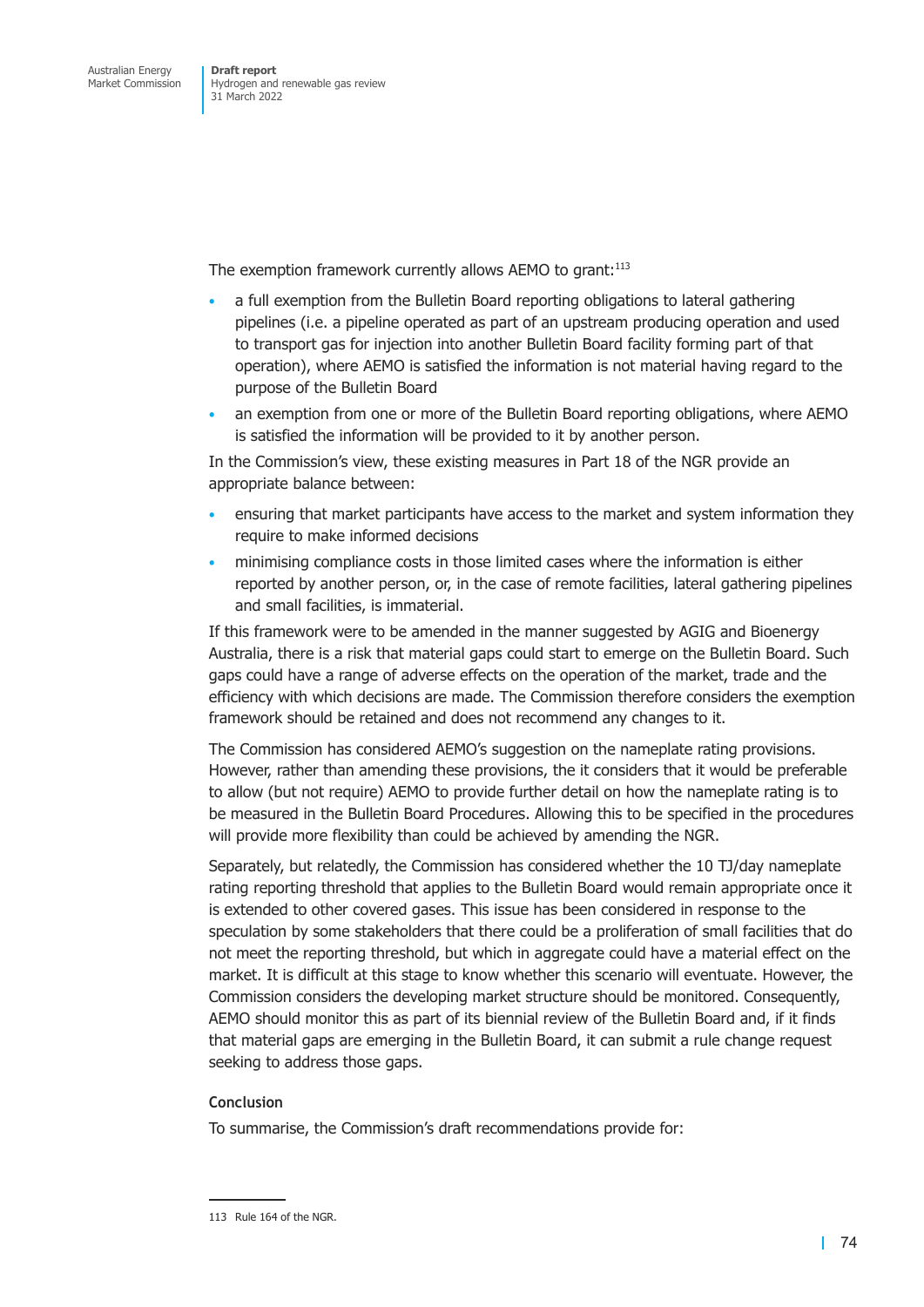The exemption framework currently allows AEMO to grant:[113]

- a full exemption from the Bulletin Board reporting obligations to lateral gathering pipelines (i.e. a pipeline operated as part of an upstream producing operation and used to transport gas for injection into another Bulletin Board facility forming part of that operation), where AEMO is satisfied the information is not material having regard to the purpose of the Bulletin Board
- an exemption from one or more of the Bulletin Board reporting obligations, where AEMO is satisfied the information will be provided to it by another person.

In the Commission's view, these existing measures in Part 18 of the NGR provide an appropriate balance between:

- ensuring that market participants have access to the market and system information they require to make informed decisions
- minimising compliance costs in those limited cases where the information is either reported by another person, or, in the case of remote facilities, lateral gathering pipelines and small facilities, is immaterial.

If this framework were to be amended in the manner suggested by AGIG and Bioenergy Australia, there is a risk that material gaps could start to emerge on the Bulletin Board. Such gaps could have a range of adverse effects on the operation of the market, trade and the efficiency with which decisions are made. The Commission therefore considers the exemption framework should be retained and does not recommend any changes to it.

The Commission has considered AEMO's suggestion on the nameplate rating provisions. However, rather than amending these provisions, the it considers that it would be preferable to allow (but not require) AEMO to provide further detail on how the nameplate rating is to be measured in the Bulletin Board Procedures. Allowing this to be specified in the procedures will provide more flexibility than could be achieved by amending the NGR.

Separately, but relatedly, the Commission has considered whether the 10 TJ/day nameplate rating reporting threshold that applies to the Bulletin Board would remain appropriate once it is extended to other covered gases. This issue has been considered in response to the speculation by some stakeholders that there could be a proliferation of small facilities that do not meet the reporting threshold, but which in aggregate could have a material effect on the market. It is difficult at this stage to know whether this scenario will eventuate. However, the Commission considers the developing market structure should be monitored. Consequently, AEMO should monitor this as part of its biennial review of the Bulletin Board and, if it finds that material gaps are emerging in the Bulletin Board, it can submit a rule change request seeking to address those gaps.

#### Conclusion

To summarise, the Commission's draft recommendations provide for:

---

113 Rule 164 of the NGR.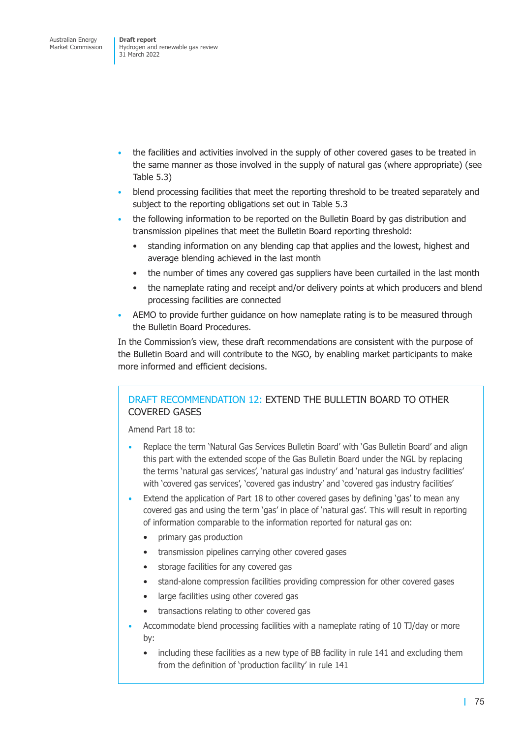- the facilities and activities involved in the supply of other covered gases to be treated in the same manner as those involved in the supply of natural gas (where appropriate) (see Table 5.3)
- blend processing facilities that meet the reporting threshold to be treated separately and subject to the reporting obligations set out in Table 5.3
- the following information to be reported on the Bulletin Board by gas distribution and transmission pipelines that meet the Bulletin Board reporting threshold:
  - standing information on any blending cap that applies and the lowest, highest and average blending achieved in the last month
  - the number of times any covered gas suppliers have been curtailed in the last month
  - the nameplate rating and receipt and/or delivery points at which producers and blend processing facilities are connected
- AEMO to provide further guidance on how nameplate rating is to be measured through the Bulletin Board Procedures.

In the Commission's view, these draft recommendations are consistent with the purpose of the Bulletin Board and will contribute to the NGO, by enabling market participants to make more informed and efficient decisions.

### DRAFT RECOMMENDATION 12: EXTEND THE BULLETIN BOARD TO OTHER COVERED GASES

Amend Part 18 to:

- Replace the term 'Natural Gas Services Bulletin Board' with 'Gas Bulletin Board' and align this part with the extended scope of the Gas Bulletin Board under the NGL by replacing the terms 'natural gas services', 'natural gas industry' and 'natural gas industry facilities' with 'covered gas services', 'covered gas industry' and 'covered gas industry facilities'
- Extend the application of Part 18 to other covered gases by defining 'gas' to mean any covered gas and using the term 'gas' in place of 'natural gas'. This will result in reporting of information comparable to the information reported for natural gas on:
  - primary gas production
  - transmission pipelines carrying other covered gases
  - storage facilities for any covered gas
  - stand-alone compression facilities providing compression for other covered gases
  - large facilities using other covered gas
  - transactions relating to other covered gas
- Accommodate blend processing facilities with a nameplate rating of 10 TJ/day or more by:
  - including these facilities as a new type of BB facility in rule 141 and excluding them from the definition of 'production facility' in rule 141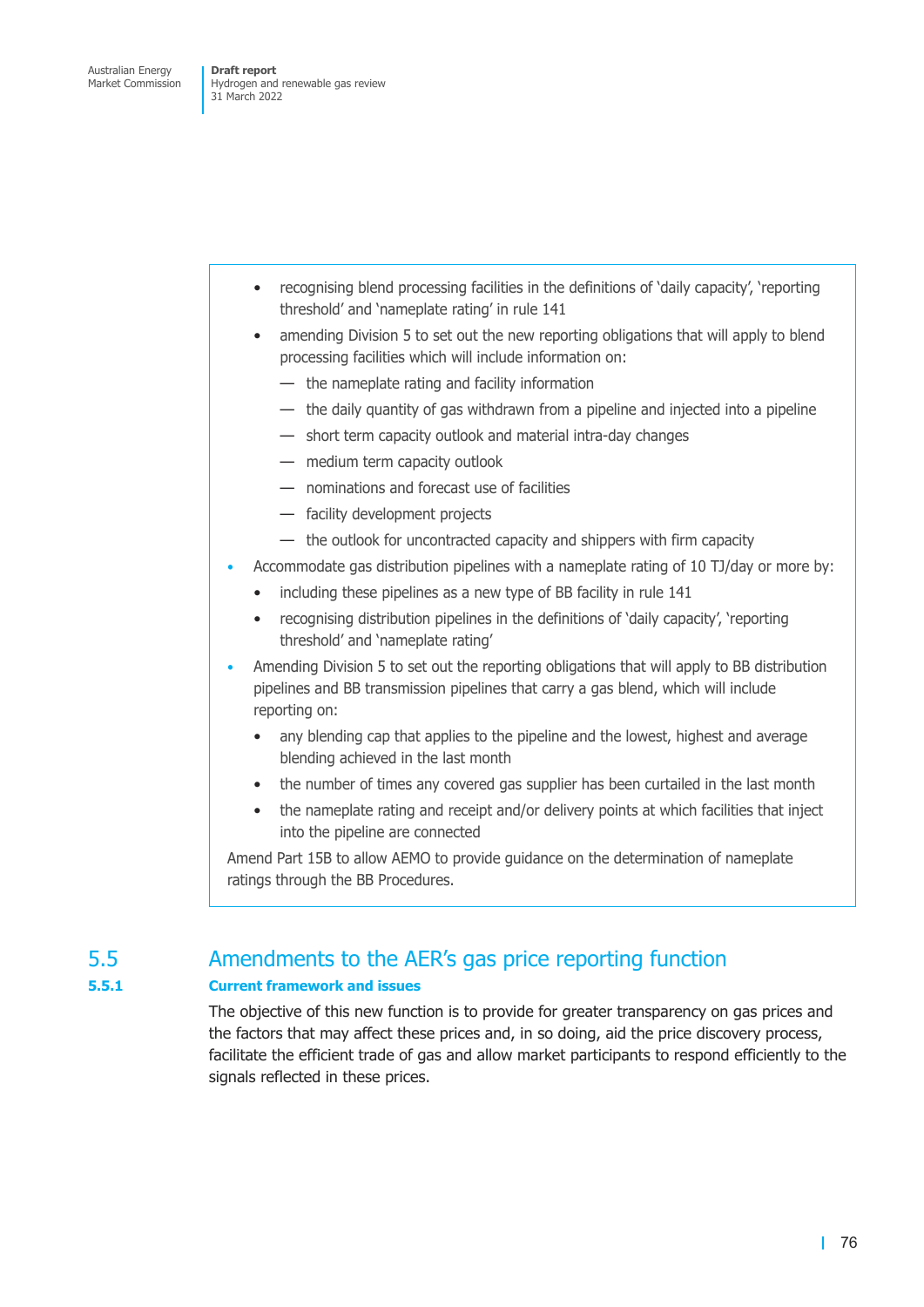- recognising blend processing facilities in the definitions of 'daily capacity', 'reporting threshold' and 'nameplate rating' in rule 141
- amending Division 5 to set out the new reporting obligations that will apply to blend processing facilities which will include information on:
  - the nameplate rating and facility information
  - the daily quantity of gas withdrawn from a pipeline and injected into a pipeline
  - short term capacity outlook and material intra-day changes
  - medium term capacity outlook
  - nominations and forecast use of facilities
  - facility development projects
  - the outlook for uncontracted capacity and shippers with firm capacity

- Accommodate gas distribution pipelines with a nameplate rating of 10 TJ/day or more by:
  - including these pipelines as a new type of BB facility in rule 141
  - recognising distribution pipelines in the definitions of 'daily capacity', 'reporting threshold' and 'nameplate rating'
- Amending Division 5 to set out the reporting obligations that will apply to BB distribution pipelines and BB transmission pipelines that carry a gas blend, which will include reporting on:
  - any blending cap that applies to the pipeline and the lowest, highest and average blending achieved in the last month
  - the number of times any covered gas supplier has been curtailed in the last month
  - the nameplate rating and receipt and/or delivery points at which facilities that inject into the pipeline are connected

Amend Part 15B to allow AEMO to provide guidance on the determination of nameplate ratings through the BB Procedures.

## 5.5 Amendments to the AER's gas price reporting function

### 5.5.1 Current framework and issues

The objective of this new function is to provide for greater transparency on gas prices and the factors that may affect these prices and, in so doing, aid the price discovery process, facilitate the efficient trade of gas and allow market participants to respond efficiently to the signals reflected in these prices.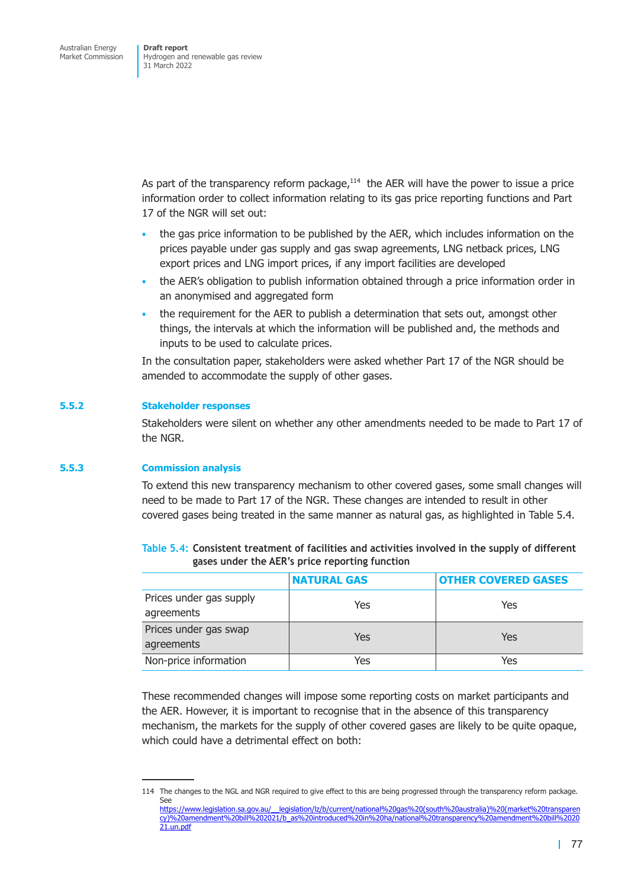As part of the transparency reform package,[114] the AER will have the power to issue a price information order to collect information relating to its gas price reporting functions and Part 17 of the NGR will set out:

- the gas price information to be published by the AER, which includes information on the prices payable under gas supply and gas swap agreements, LNG netback prices, LNG export prices and LNG import prices, if any import facilities are developed
- the AER's obligation to publish information obtained through a price information order in an anonymised and aggregated form
- the requirement for the AER to publish a determination that sets out, amongst other things, the intervals at which the information will be published and, the methods and inputs to be used to calculate prices.

In the consultation paper, stakeholders were asked whether Part 17 of the NGR should be amended to accommodate the supply of other gases.

### 5.5.2 Stakeholder responses

Stakeholders were silent on whether any other amendments needed to be made to Part 17 of the NGR.

### 5.5.3 Commission analysis

To extend this new transparency mechanism to other covered gases, some small changes will need to be made to Part 17 of the NGR. These changes are intended to result in other covered gases being treated in the same manner as natural gas, as highlighted in Table 5.4.

**Table 5.4: Consistent treatment of facilities and activities involved in the supply of different gases under the AER's price reporting function**

| | NATURAL GAS | OTHER COVERED GASES |
|---|---|---|
| Prices under gas supply agreements | Yes | Yes |
| Prices under gas swap agreements | Yes | Yes |
| Non-price information | Yes | Yes |

These recommended changes will impose some reporting costs on market participants and the AER. However, it is important to recognise that in the absence of this transparency mechanism, the markets for the supply of other covered gases are likely to be quite opaque, which could have a detrimental effect on both:

---

114 The changes to the NGL and NGR required to give effect to this are being progressed through the transparency reform package. See https://www.legislation.sa.gov.au/__legislation/lz/b/current/national%20gas%20(south%20australia)%20(market%20transparency)%20amendment%20bill%202021/b_as%20introduced%20in%20ha/national%20transparency%20amendment%20bill%202021.un.pdf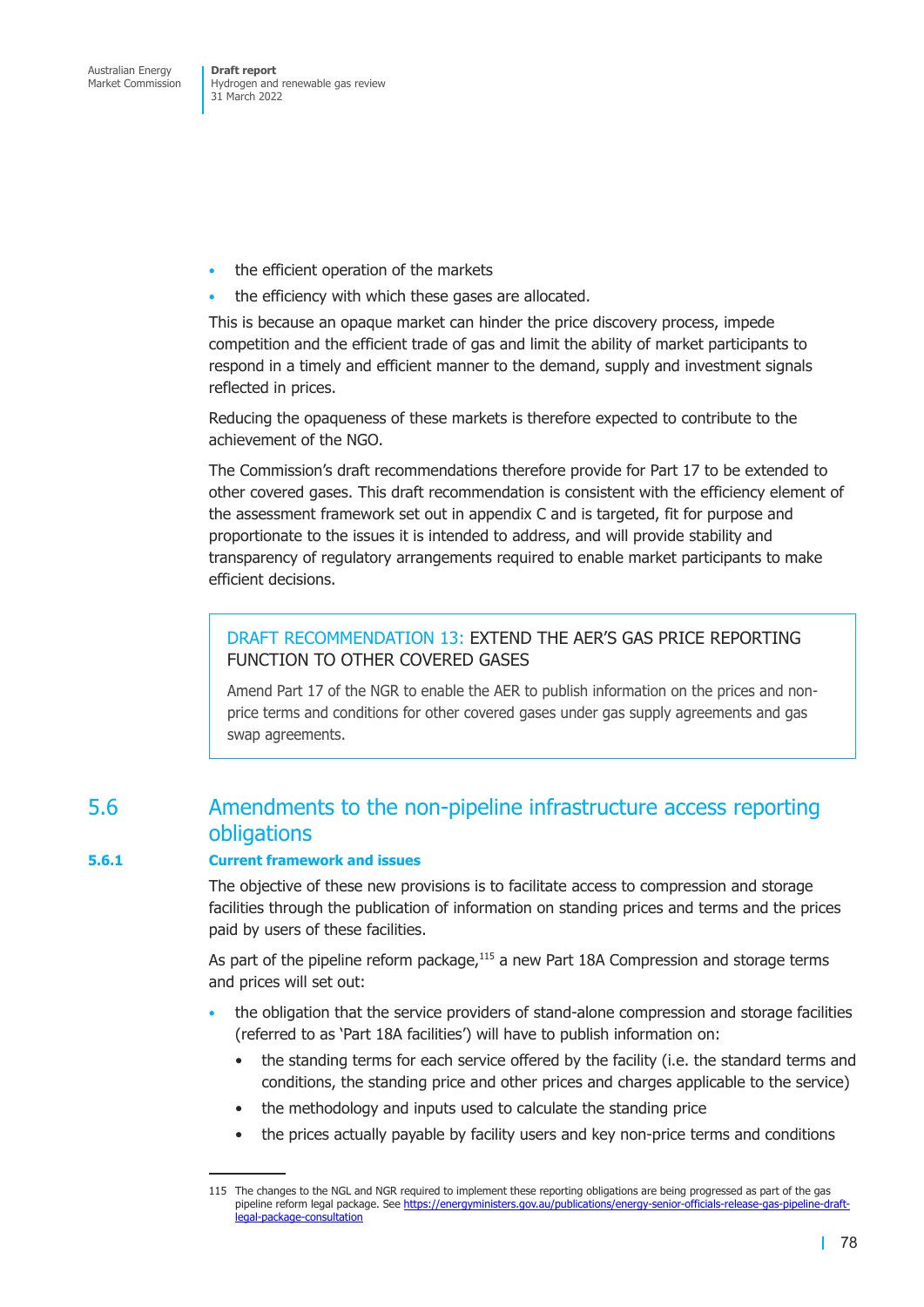- the efficient operation of the markets
- the efficiency with which these gases are allocated.

This is because an opaque market can hinder the price discovery process, impede competition and the efficient trade of gas and limit the ability of market participants to respond in a timely and efficient manner to the demand, supply and investment signals reflected in prices.

Reducing the opaqueness of these markets is therefore expected to contribute to the achievement of the NGO.

The Commission's draft recommendations therefore provide for Part 17 to be extended to other covered gases. This draft recommendation is consistent with the efficiency element of the assessment framework set out in appendix C and is targeted, fit for purpose and proportionate to the issues it is intended to address, and will provide stability and transparency of regulatory arrangements required to enable market participants to make efficient decisions.

> **DRAFT RECOMMENDATION 13: EXTEND THE AER'S GAS PRICE REPORTING FUNCTION TO OTHER COVERED GASES**
>
> Amend Part 17 of the NGR to enable the AER to publish information on the prices and non-price terms and conditions for other covered gases under gas supply agreements and gas swap agreements.

## 5.6 Amendments to the non-pipeline infrastructure access reporting obligations

### 5.6.1 Current framework and issues

The objective of these new provisions is to facilitate access to compression and storage facilities through the publication of information on standing prices and terms and the prices paid by users of these facilities.

As part of the pipeline reform package,[115] a new Part 18A Compression and storage terms and prices will set out:

- the obligation that the service providers of stand-alone compression and storage facilities (referred to as 'Part 18A facilities') will have to publish information on:
  - the standing terms for each service offered by the facility (i.e. the standard terms and conditions, the standing price and other prices and charges applicable to the service)
  - the methodology and inputs used to calculate the standing price
  - the prices actually payable by facility users and key non-price terms and conditions

115 The changes to the NGL and NGR required to implement these reporting obligations are being progressed as part of the gas pipeline reform legal package. See https://energyministers.gov.au/publications/energy-senior-officials-release-gas-pipeline-draft-legal-package-consultation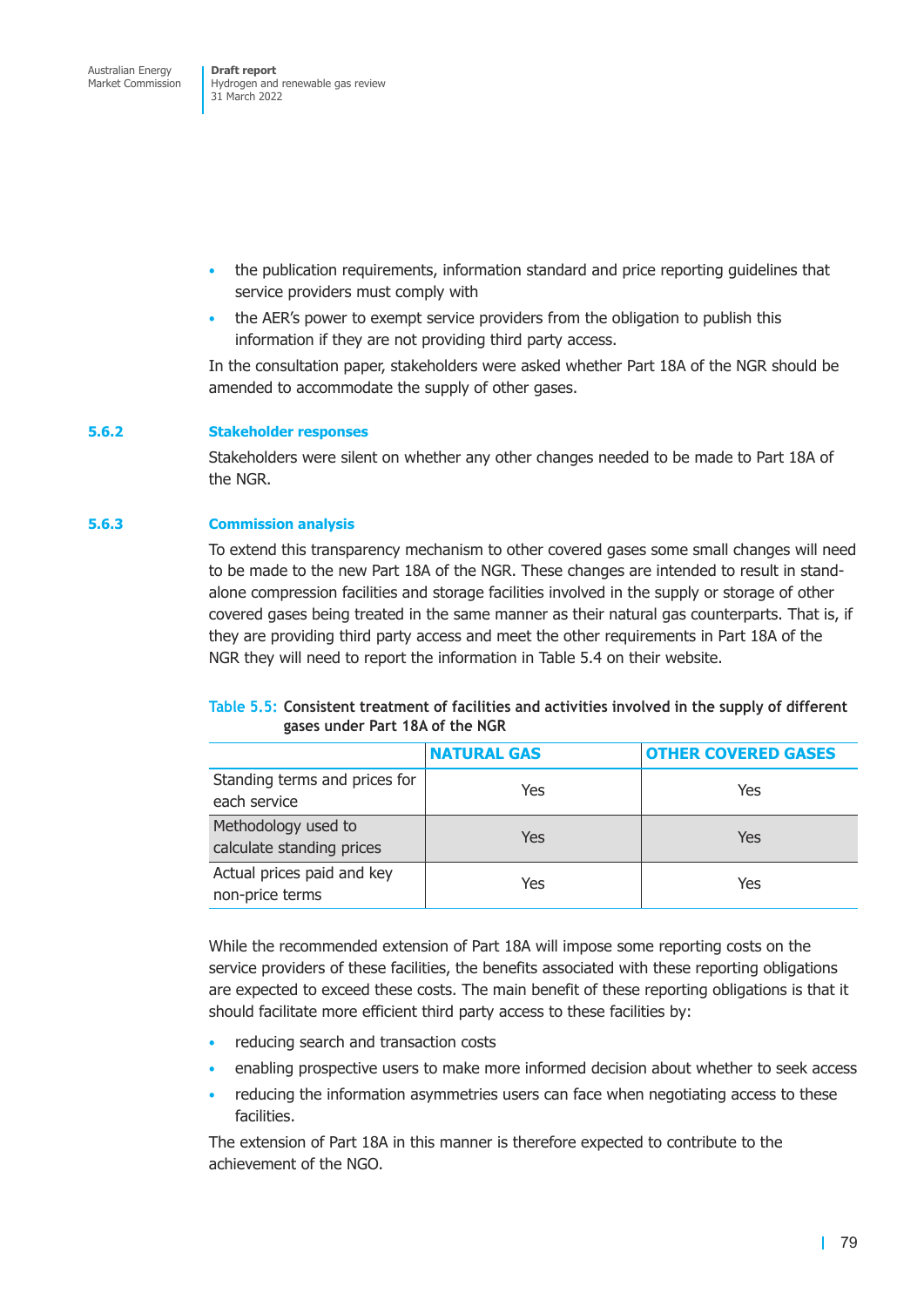- the publication requirements, information standard and price reporting guidelines that service providers must comply with
- the AER's power to exempt service providers from the obligation to publish this information if they are not providing third party access.

In the consultation paper, stakeholders were asked whether Part 18A of the NGR should be amended to accommodate the supply of other gases.

### 5.6.2 Stakeholder responses

Stakeholders were silent on whether any other changes needed to be made to Part 18A of the NGR.

### 5.6.3 Commission analysis

To extend this transparency mechanism to other covered gases some small changes will need to be made to the new Part 18A of the NGR. These changes are intended to result in stand-alone compression facilities and storage facilities involved in the supply or storage of other covered gases being treated in the same manner as their natural gas counterparts. That is, if they are providing third party access and meet the other requirements in Part 18A of the NGR they will need to report the information in Table 5.4 on their website.

**Table 5.5: Consistent treatment of facilities and activities involved in the supply of different gases under Part 18A of the NGR**

| | NATURAL GAS | OTHER COVERED GASES |
|---|---|---|
| Standing terms and prices for each service | Yes | Yes |
| Methodology used to calculate standing prices | Yes | Yes |
| Actual prices paid and key non-price terms | Yes | Yes |

While the recommended extension of Part 18A will impose some reporting costs on the service providers of these facilities, the benefits associated with these reporting obligations are expected to exceed these costs. The main benefit of these reporting obligations is that it should facilitate more efficient third party access to these facilities by:

- reducing search and transaction costs
- enabling prospective users to make more informed decision about whether to seek access
- reducing the information asymmetries users can face when negotiating access to these facilities.

The extension of Part 18A in this manner is therefore expected to contribute to the achievement of the NGO.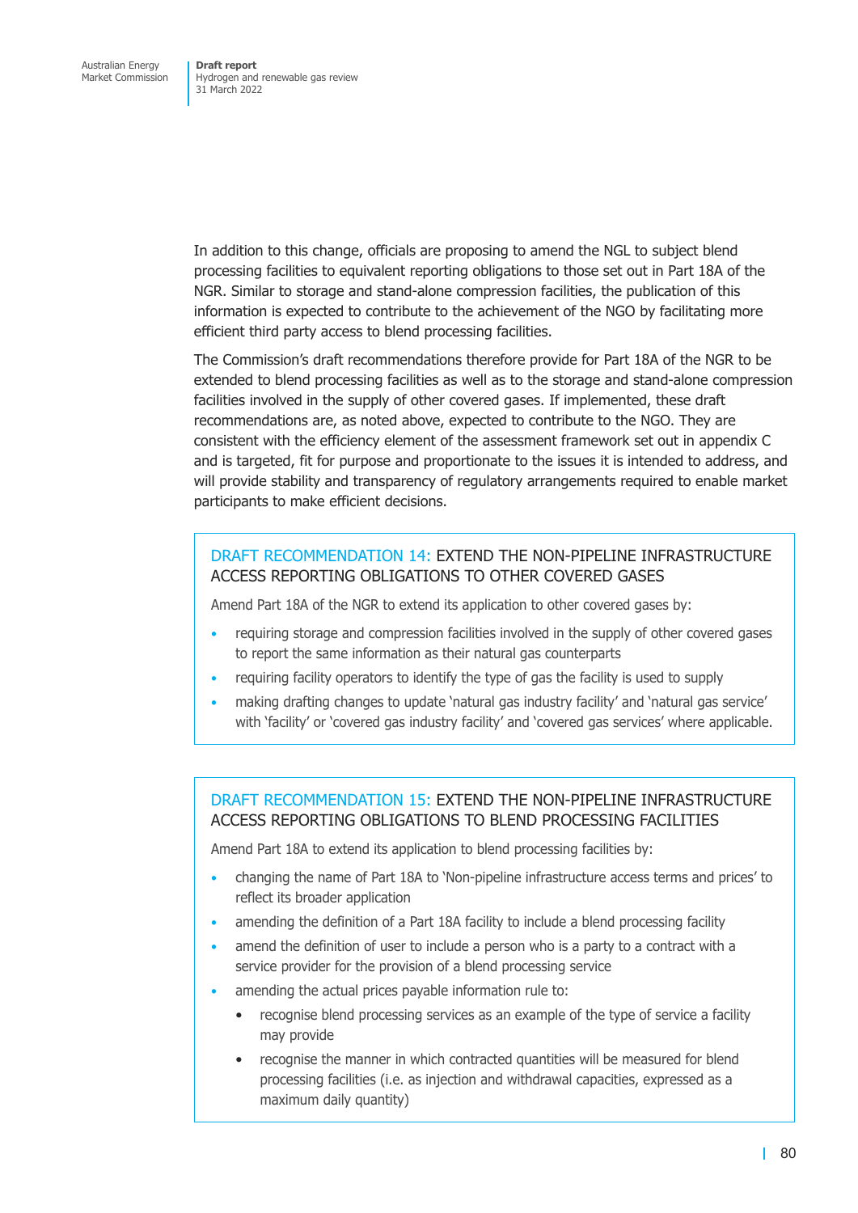In addition to this change, officials are proposing to amend the NGL to subject blend processing facilities to equivalent reporting obligations to those set out in Part 18A of the NGR. Similar to storage and stand-alone compression facilities, the publication of this information is expected to contribute to the achievement of the NGO by facilitating more efficient third party access to blend processing facilities.

The Commission's draft recommendations therefore provide for Part 18A of the NGR to be extended to blend processing facilities as well as to the storage and stand-alone compression facilities involved in the supply of other covered gases. If implemented, these draft recommendations are, as noted above, expected to contribute to the NGO. They are consistent with the efficiency element of the assessment framework set out in appendix C and is targeted, fit for purpose and proportionate to the issues it is intended to address, and will provide stability and transparency of regulatory arrangements required to enable market participants to make efficient decisions.

### DRAFT RECOMMENDATION 14: EXTEND THE NON-PIPELINE INFRASTRUCTURE ACCESS REPORTING OBLIGATIONS TO OTHER COVERED GASES

Amend Part 18A of the NGR to extend its application to other covered gases by:

- requiring storage and compression facilities involved in the supply of other covered gases to report the same information as their natural gas counterparts
- requiring facility operators to identify the type of gas the facility is used to supply
- making drafting changes to update 'natural gas industry facility' and 'natural gas service' with 'facility' or 'covered gas industry facility' and 'covered gas services' where applicable.

### DRAFT RECOMMENDATION 15: EXTEND THE NON-PIPELINE INFRASTRUCTURE ACCESS REPORTING OBLIGATIONS TO BLEND PROCESSING FACILITIES

Amend Part 18A to extend its application to blend processing facilities by:

- changing the name of Part 18A to 'Non-pipeline infrastructure access terms and prices' to reflect its broader application
- amending the definition of a Part 18A facility to include a blend processing facility
- amend the definition of user to include a person who is a party to a contract with a service provider for the provision of a blend processing service
- amending the actual prices payable information rule to:
  - recognise blend processing services as an example of the type of service a facility may provide
  - recognise the manner in which contracted quantities will be measured for blend processing facilities (i.e. as injection and withdrawal capacities, expressed as a maximum daily quantity)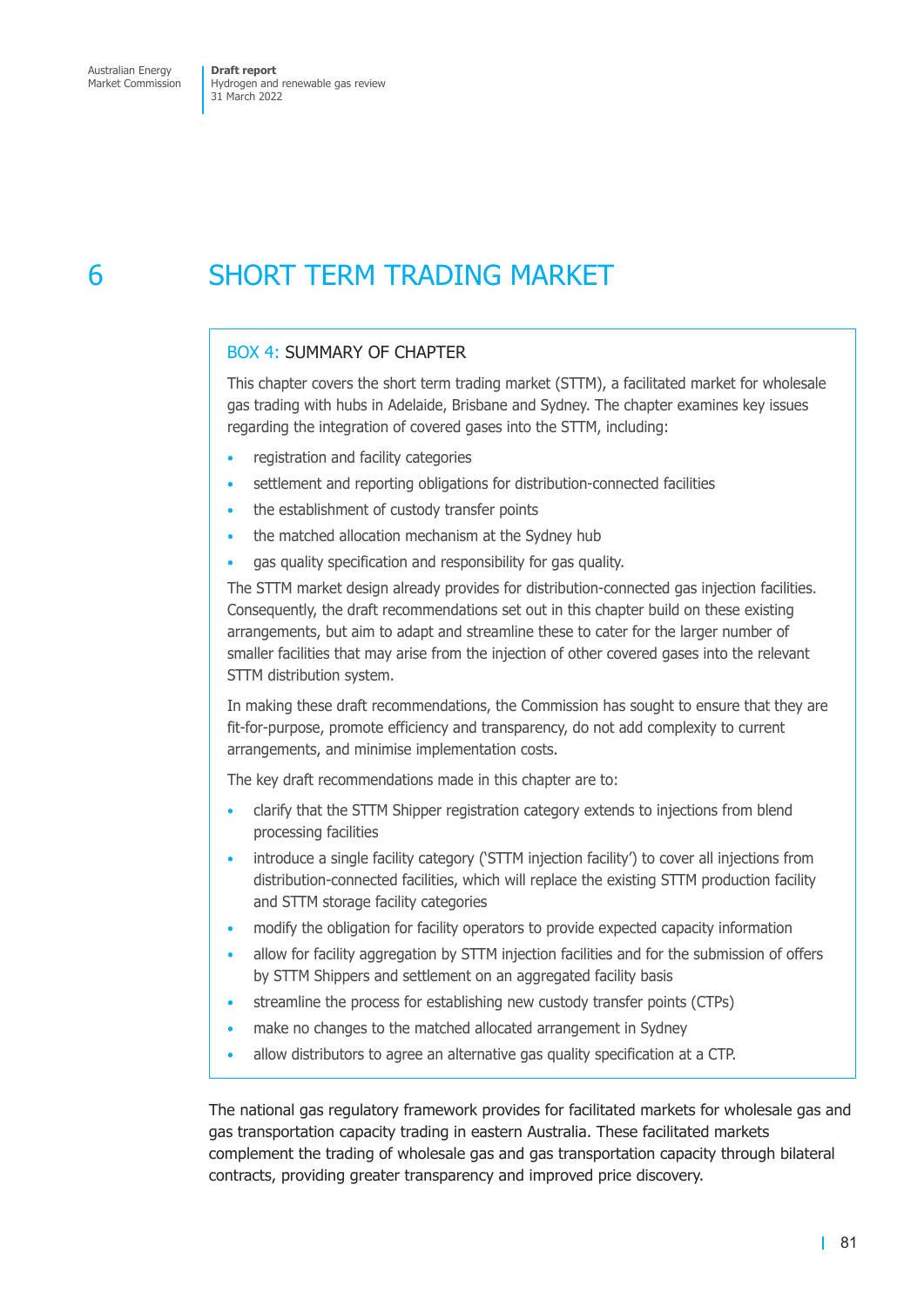# 6 SHORT TERM TRADING MARKET

> **BOX 4: SUMMARY OF CHAPTER**
>
> This chapter covers the short term trading market (STTM), a facilitated market for wholesale gas trading with hubs in Adelaide, Brisbane and Sydney. The chapter examines key issues regarding the integration of covered gases into the STTM, including:
>
> - registration and facility categories
> - settlement and reporting obligations for distribution-connected facilities
> - the establishment of custody transfer points
> - the matched allocation mechanism at the Sydney hub
> - gas quality specification and responsibility for gas quality.
>
> The STTM market design already provides for distribution-connected gas injection facilities. Consequently, the draft recommendations set out in this chapter build on these existing arrangements, but aim to adapt and streamline these to cater for the larger number of smaller facilities that may arise from the injection of other covered gases into the relevant STTM distribution system.
>
> In making these draft recommendations, the Commission has sought to ensure that they are fit-for-purpose, promote efficiency and transparency, do not add complexity to current arrangements, and minimise implementation costs.
>
> The key draft recommendations made in this chapter are to:
>
> - clarify that the STTM Shipper registration category extends to injections from blend processing facilities
> - introduce a single facility category ('STTM injection facility') to cover all injections from distribution-connected facilities, which will replace the existing STTM production facility and STTM storage facility categories
> - modify the obligation for facility operators to provide expected capacity information
> - allow for facility aggregation by STTM injection facilities and for the submission of offers by STTM Shippers and settlement on an aggregated facility basis
> - streamline the process for establishing new custody transfer points (CTPs)
> - make no changes to the matched allocated arrangement in Sydney
> - allow distributors to agree an alternative gas quality specification at a CTP.

The national gas regulatory framework provides for facilitated markets for wholesale gas and gas transportation capacity trading in eastern Australia. These facilitated markets complement the trading of wholesale gas and gas transportation capacity through bilateral contracts, providing greater transparency and improved price discovery.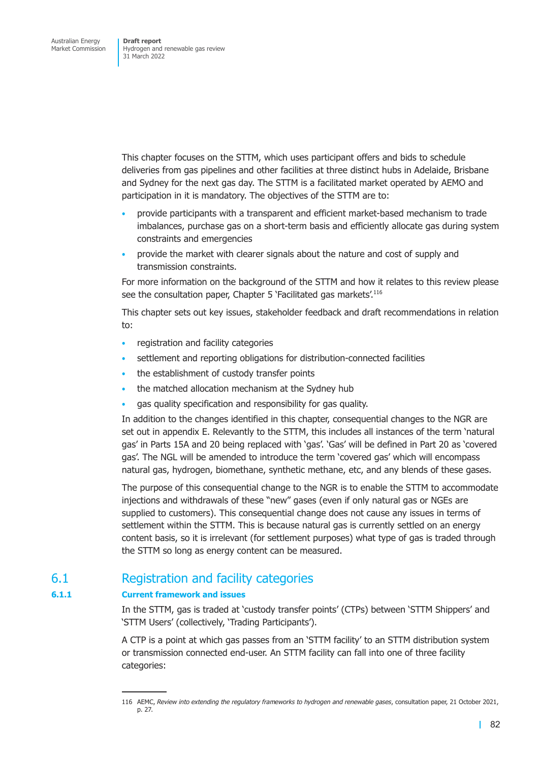This chapter focuses on the STTM, which uses participant offers and bids to schedule deliveries from gas pipelines and other facilities at three distinct hubs in Adelaide, Brisbane and Sydney for the next gas day. The STTM is a facilitated market operated by AEMO and participation in it is mandatory. The objectives of the STTM are to:

- provide participants with a transparent and efficient market-based mechanism to trade imbalances, purchase gas on a short-term basis and efficiently allocate gas during system constraints and emergencies
- provide the market with clearer signals about the nature and cost of supply and transmission constraints.

For more information on the background of the STTM and how it relates to this review please see the consultation paper, Chapter 5 'Facilitated gas markets'.[116]

This chapter sets out key issues, stakeholder feedback and draft recommendations in relation to:

- registration and facility categories
- settlement and reporting obligations for distribution-connected facilities
- the establishment of custody transfer points
- the matched allocation mechanism at the Sydney hub
- gas quality specification and responsibility for gas quality.

In addition to the changes identified in this chapter, consequential changes to the NGR are set out in appendix E. Relevantly to the STTM, this includes all instances of the term 'natural gas' in Parts 15A and 20 being replaced with 'gas'. 'Gas' will be defined in Part 20 as 'covered gas'. The NGL will be amended to introduce the term 'covered gas' which will encompass natural gas, hydrogen, biomethane, synthetic methane, etc, and any blends of these gases.

The purpose of this consequential change to the NGR is to enable the STTM to accommodate injections and withdrawals of these "new" gases (even if only natural gas or NGEs are supplied to customers). This consequential change does not cause any issues in terms of settlement within the STTM. This is because natural gas is currently settled on an energy content basis, so it is irrelevant (for settlement purposes) what type of gas is traded through the STTM so long as energy content can be measured.

## 6.1 Registration and facility categories

### 6.1.1 Current framework and issues

In the STTM, gas is traded at 'custody transfer points' (CTPs) between 'STTM Shippers' and 'STTM Users' (collectively, 'Trading Participants').

A CTP is a point at which gas passes from an 'STTM facility' to an STTM distribution system or transmission connected end-user. An STTM facility can fall into one of three facility categories:

---

116 AEMC, *Review into extending the regulatory frameworks to hydrogen and renewable gases*, consultation paper, 21 October 2021, p. 27.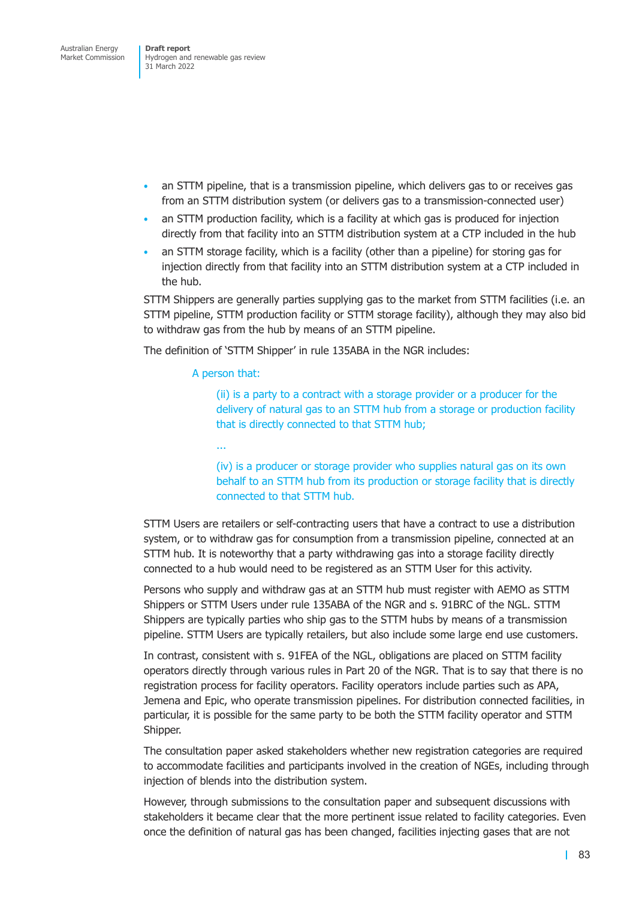- an STTM pipeline, that is a transmission pipeline, which delivers gas to or receives gas from an STTM distribution system (or delivers gas to a transmission-connected user)
- an STTM production facility, which is a facility at which gas is produced for injection directly from that facility into an STTM distribution system at a CTP included in the hub
- an STTM storage facility, which is a facility (other than a pipeline) for storing gas for injection directly from that facility into an STTM distribution system at a CTP included in the hub.

STTM Shippers are generally parties supplying gas to the market from STTM facilities (i.e. an STTM pipeline, STTM production facility or STTM storage facility), although they may also bid to withdraw gas from the hub by means of an STTM pipeline.

The definition of 'STTM Shipper' in rule 135ABA in the NGR includes:

> A person that:
>
> > (ii) is a party to a contract with a storage provider or a producer for the delivery of natural gas to an STTM hub from a storage or production facility that is directly connected to that STTM hub;
> >
> > ...
> >
> > (iv) is a producer or storage provider who supplies natural gas on its own behalf to an STTM hub from its production or storage facility that is directly connected to that STTM hub.

STTM Users are retailers or self-contracting users that have a contract to use a distribution system, or to withdraw gas for consumption from a transmission pipeline, connected at an STTM hub. It is noteworthy that a party withdrawing gas into a storage facility directly connected to a hub would need to be registered as an STTM User for this activity.

Persons who supply and withdraw gas at an STTM hub must register with AEMO as STTM Shippers or STTM Users under rule 135ABA of the NGR and s. 91BRC of the NGL. STTM Shippers are typically parties who ship gas to the STTM hubs by means of a transmission pipeline. STTM Users are typically retailers, but also include some large end use customers.

In contrast, consistent with s. 91FEA of the NGL, obligations are placed on STTM facility operators directly through various rules in Part 20 of the NGR. That is to say that there is no registration process for facility operators. Facility operators include parties such as APA, Jemena and Epic, who operate transmission pipelines. For distribution connected facilities, in particular, it is possible for the same party to be both the STTM facility operator and STTM Shipper.

The consultation paper asked stakeholders whether new registration categories are required to accommodate facilities and participants involved in the creation of NGEs, including through injection of blends into the distribution system.

However, through submissions to the consultation paper and subsequent discussions with stakeholders it became clear that the more pertinent issue related to facility categories. Even once the definition of natural gas has been changed, facilities injecting gases that are not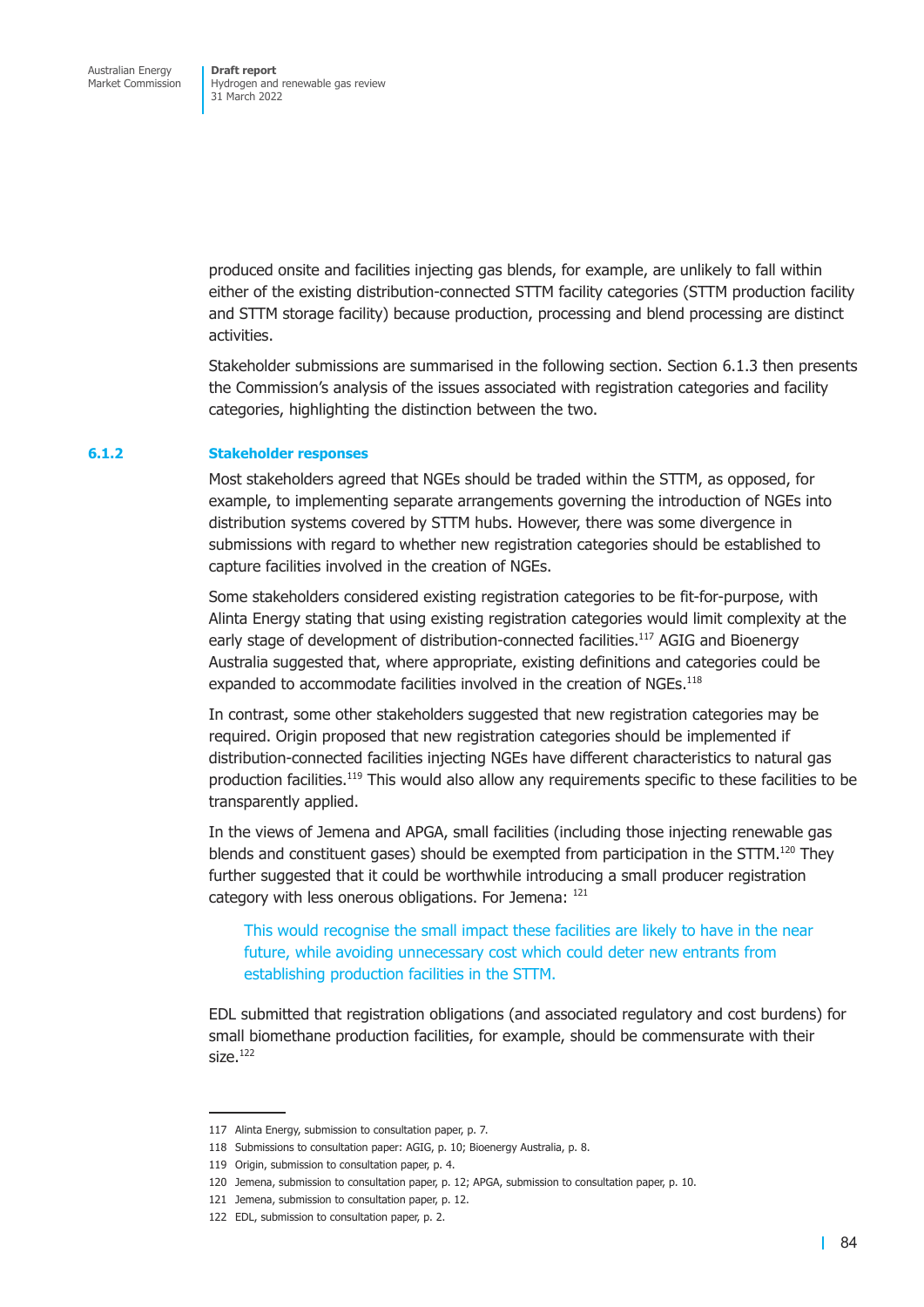produced onsite and facilities injecting gas blends, for example, are unlikely to fall within either of the existing distribution-connected STTM facility categories (STTM production facility and STTM storage facility) because production, processing and blend processing are distinct activities.

Stakeholder submissions are summarised in the following section. Section 6.1.3 then presents the Commission's analysis of the issues associated with registration categories and facility categories, highlighting the distinction between the two.

### 6.1.2 Stakeholder responses

Most stakeholders agreed that NGEs should be traded within the STTM, as opposed, for example, to implementing separate arrangements governing the introduction of NGEs into distribution systems covered by STTM hubs. However, there was some divergence in submissions with regard to whether new registration categories should be established to capture facilities involved in the creation of NGEs.

Some stakeholders considered existing registration categories to be fit-for-purpose, with Alinta Energy stating that using existing registration categories would limit complexity at the early stage of development of distribution-connected facilities.[117] AGIG and Bioenergy Australia suggested that, where appropriate, existing definitions and categories could be expanded to accommodate facilities involved in the creation of NGEs.[118]

In contrast, some other stakeholders suggested that new registration categories may be required. Origin proposed that new registration categories should be implemented if distribution-connected facilities injecting NGEs have different characteristics to natural gas production facilities.[119] This would also allow any requirements specific to these facilities to be transparently applied.

In the views of Jemena and APGA, small facilities (including those injecting renewable gas blends and constituent gases) should be exempted from participation in the STTM.[120] They further suggested that it could be worthwhile introducing a small producer registration category with less onerous obligations. For Jemena: [121]

> This would recognise the small impact these facilities are likely to have in the near future, while avoiding unnecessary cost which could deter new entrants from establishing production facilities in the STTM.

EDL submitted that registration obligations (and associated regulatory and cost burdens) for small biomethane production facilities, for example, should be commensurate with their size.[122]

---

117 Alinta Energy, submission to consultation paper, p. 7.

118 Submissions to consultation paper: AGIG, p. 10; Bioenergy Australia, p. 8.

119 Origin, submission to consultation paper, p. 4.

120 Jemena, submission to consultation paper, p. 12; APGA, submission to consultation paper, p. 10.

121 Jemena, submission to consultation paper, p. 12.

122 EDL, submission to consultation paper, p. 2.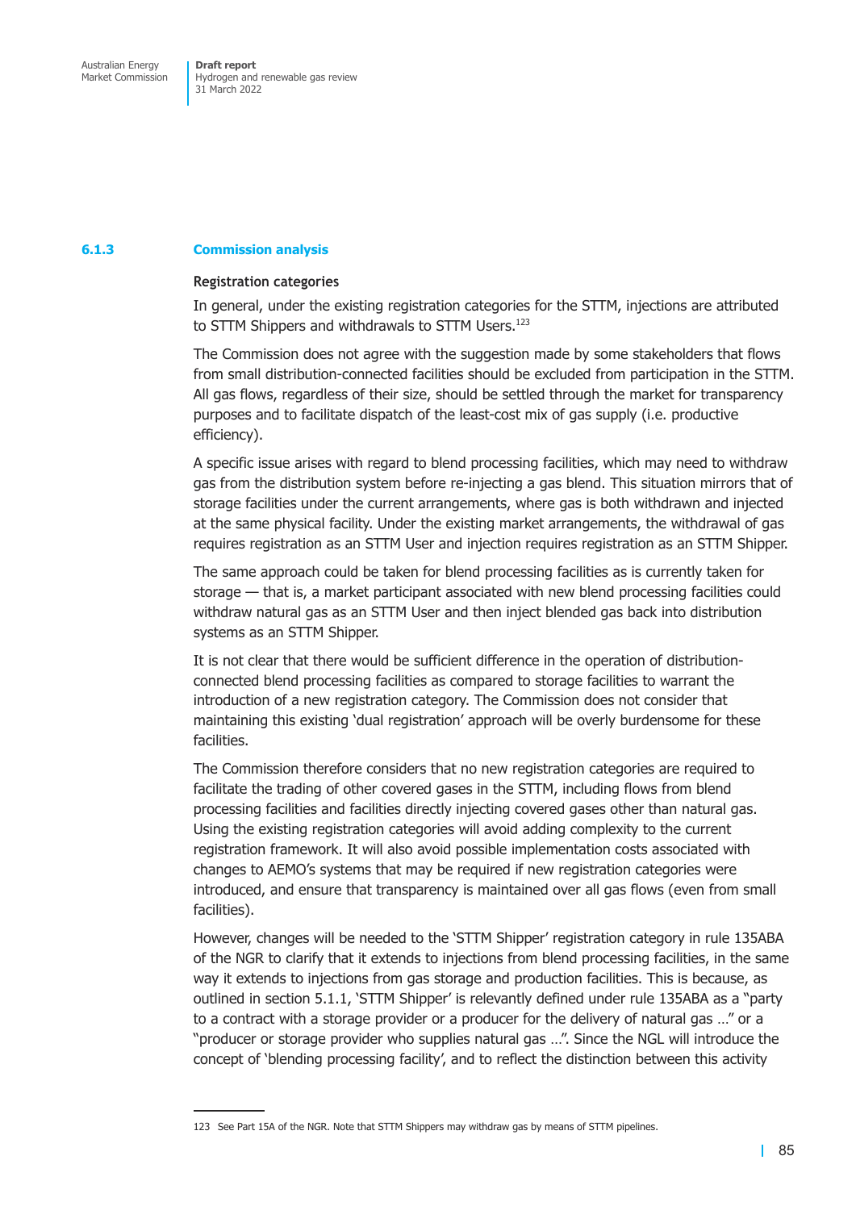### 6.1.3 Commission analysis

#### Registration categories

In general, under the existing registration categories for the STTM, injections are attributed to STTM Shippers and withdrawals to STTM Users.[123]

The Commission does not agree with the suggestion made by some stakeholders that flows from small distribution-connected facilities should be excluded from participation in the STTM. All gas flows, regardless of their size, should be settled through the market for transparency purposes and to facilitate dispatch of the least-cost mix of gas supply (i.e. productive efficiency).

A specific issue arises with regard to blend processing facilities, which may need to withdraw gas from the distribution system before re-injecting a gas blend. This situation mirrors that of storage facilities under the current arrangements, where gas is both withdrawn and injected at the same physical facility. Under the existing market arrangements, the withdrawal of gas requires registration as an STTM User and injection requires registration as an STTM Shipper.

The same approach could be taken for blend processing facilities as is currently taken for storage — that is, a market participant associated with new blend processing facilities could withdraw natural gas as an STTM User and then inject blended gas back into distribution systems as an STTM Shipper.

It is not clear that there would be sufficient difference in the operation of distribution-connected blend processing facilities as compared to storage facilities to warrant the introduction of a new registration category. The Commission does not consider that maintaining this existing 'dual registration' approach will be overly burdensome for these facilities.

The Commission therefore considers that no new registration categories are required to facilitate the trading of other covered gases in the STTM, including flows from blend processing facilities and facilities directly injecting covered gases other than natural gas. Using the existing registration categories will avoid adding complexity to the current registration framework. It will also avoid possible implementation costs associated with changes to AEMO's systems that may be required if new registration categories were introduced, and ensure that transparency is maintained over all gas flows (even from small facilities).

However, changes will be needed to the 'STTM Shipper' registration category in rule 135ABA of the NGR to clarify that it extends to injections from blend processing facilities, in the same way it extends to injections from gas storage and production facilities. This is because, as outlined in section 5.1.1, 'STTM Shipper' is relevantly defined under rule 135ABA as a "party to a contract with a storage provider or a producer for the delivery of natural gas …" or a "producer or storage provider who supplies natural gas …". Since the NGL will introduce the concept of 'blending processing facility', and to reflect the distinction between this activity

123 See Part 15A of the NGR. Note that STTM Shippers may withdraw gas by means of STTM pipelines.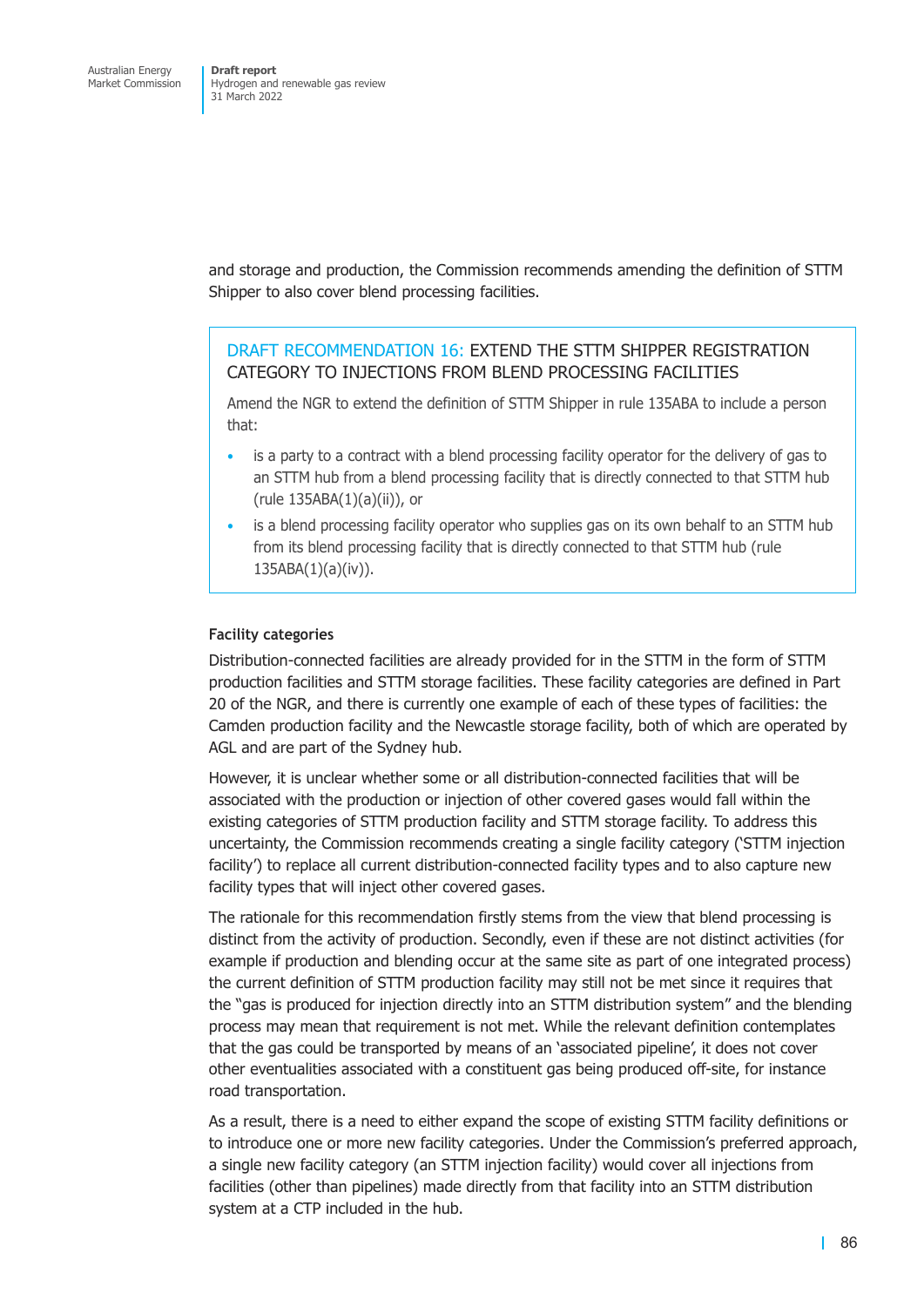and storage and production, the Commission recommends amending the definition of STTM Shipper to also cover blend processing facilities.

> **DRAFT RECOMMENDATION 16: EXTEND THE STTM SHIPPER REGISTRATION CATEGORY TO INJECTIONS FROM BLEND PROCESSING FACILITIES**
>
> Amend the NGR to extend the definition of STTM Shipper in rule 135ABA to include a person that:
>
> - is a party to a contract with a blend processing facility operator for the delivery of gas to an STTM hub from a blend processing facility that is directly connected to that STTM hub (rule 135ABA(1)(a)(ii)), or
> - is a blend processing facility operator who supplies gas on its own behalf to an STTM hub from its blend processing facility that is directly connected to that STTM hub (rule 135ABA(1)(a)(iv)).

#### Facility categories

Distribution-connected facilities are already provided for in the STTM in the form of STTM production facilities and STTM storage facilities. These facility categories are defined in Part 20 of the NGR, and there is currently one example of each of these types of facilities: the Camden production facility and the Newcastle storage facility, both of which are operated by AGL and are part of the Sydney hub.

However, it is unclear whether some or all distribution-connected facilities that will be associated with the production or injection of other covered gases would fall within the existing categories of STTM production facility and STTM storage facility. To address this uncertainty, the Commission recommends creating a single facility category ('STTM injection facility') to replace all current distribution-connected facility types and to also capture new facility types that will inject other covered gases.

The rationale for this recommendation firstly stems from the view that blend processing is distinct from the activity of production. Secondly, even if these are not distinct activities (for example if production and blending occur at the same site as part of one integrated process) the current definition of STTM production facility may still not be met since it requires that the "gas is produced for injection directly into an STTM distribution system" and the blending process may mean that requirement is not met. While the relevant definition contemplates that the gas could be transported by means of an 'associated pipeline', it does not cover other eventualities associated with a constituent gas being produced off-site, for instance road transportation.

As a result, there is a need to either expand the scope of existing STTM facility definitions or to introduce one or more new facility categories. Under the Commission's preferred approach, a single new facility category (an STTM injection facility) would cover all injections from facilities (other than pipelines) made directly from that facility into an STTM distribution system at a CTP included in the hub.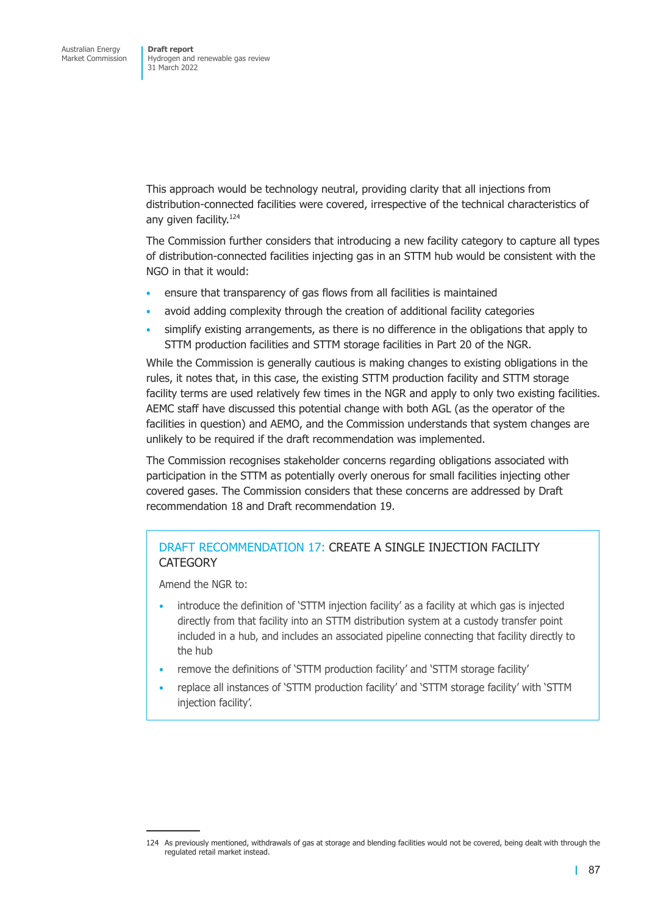This approach would be technology neutral, providing clarity that all injections from distribution-connected facilities were covered, irrespective of the technical characteristics of any given facility.[124]

The Commission further considers that introducing a new facility category to capture all types of distribution-connected facilities injecting gas in an STTM hub would be consistent with the NGO in that it would:

- ensure that transparency of gas flows from all facilities is maintained
- avoid adding complexity through the creation of additional facility categories
- simplify existing arrangements, as there is no difference in the obligations that apply to STTM production facilities and STTM storage facilities in Part 20 of the NGR.

While the Commission is generally cautious is making changes to existing obligations in the rules, it notes that, in this case, the existing STTM production facility and STTM storage facility terms are used relatively few times in the NGR and apply to only two existing facilities. AEMC staff have discussed this potential change with both AGL (as the operator of the facilities in question) and AEMO, and the Commission understands that system changes are unlikely to be required if the draft recommendation was implemented.

The Commission recognises stakeholder concerns regarding obligations associated with participation in the STTM as potentially overly onerous for small facilities injecting other covered gases. The Commission considers that these concerns are addressed by Draft recommendation 18 and Draft recommendation 19.

### DRAFT RECOMMENDATION 17: CREATE A SINGLE INJECTION FACILITY CATEGORY

Amend the NGR to:

- introduce the definition of 'STTM injection facility' as a facility at which gas is injected directly from that facility into an STTM distribution system at a custody transfer point included in a hub, and includes an associated pipeline connecting that facility directly to the hub
- remove the definitions of 'STTM production facility' and 'STTM storage facility'
- replace all instances of 'STTM production facility' and 'STTM storage facility' with 'STTM injection facility'.

---

124 As previously mentioned, withdrawals of gas at storage and blending facilities would not be covered, being dealt with through the regulated retail market instead.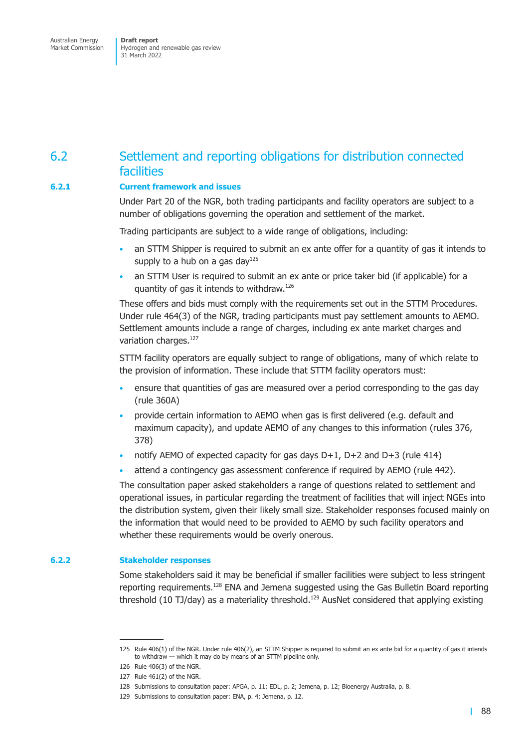## 6.2 Settlement and reporting obligations for distribution connected facilities

### 6.2.1 Current framework and issues

Under Part 20 of the NGR, both trading participants and facility operators are subject to a number of obligations governing the operation and settlement of the market.

Trading participants are subject to a wide range of obligations, including:

- an STTM Shipper is required to submit an ex ante offer for a quantity of gas it intends to supply to a hub on a gas day[125]
- an STTM User is required to submit an ex ante or price taker bid (if applicable) for a quantity of gas it intends to withdraw.[126]

These offers and bids must comply with the requirements set out in the STTM Procedures. Under rule 464(3) of the NGR, trading participants must pay settlement amounts to AEMO. Settlement amounts include a range of charges, including ex ante market charges and variation charges.[127]

STTM facility operators are equally subject to range of obligations, many of which relate to the provision of information. These include that STTM facility operators must:

- ensure that quantities of gas are measured over a period corresponding to the gas day (rule 360A)
- provide certain information to AEMO when gas is first delivered (e.g. default and maximum capacity), and update AEMO of any changes to this information (rules 376, 378)
- notify AEMO of expected capacity for gas days D+1, D+2 and D+3 (rule 414)
- attend a contingency gas assessment conference if required by AEMO (rule 442).

The consultation paper asked stakeholders a range of questions related to settlement and operational issues, in particular regarding the treatment of facilities that will inject NGEs into the distribution system, given their likely small size. Stakeholder responses focused mainly on the information that would need to be provided to AEMO by such facility operators and whether these requirements would be overly onerous.

### 6.2.2 Stakeholder responses

Some stakeholders said it may be beneficial if smaller facilities were subject to less stringent reporting requirements.[128] ENA and Jemena suggested using the Gas Bulletin Board reporting threshold (10 TJ/day) as a materiality threshold.[129] AusNet considered that applying existing

---

125 Rule 406(1) of the NGR. Under rule 406(2), an STTM Shipper is required to submit an ex ante bid for a quantity of gas it intends to withdraw — which it may do by means of an STTM pipeline only.

126 Rule 406(3) of the NGR.

127 Rule 461(2) of the NGR.

128 Submissions to consultation paper: APGA, p. 11; EDL, p. 2; Jemena, p. 12; Bioenergy Australia, p. 8.

129 Submissions to consultation paper: ENA, p. 4; Jemena, p. 12.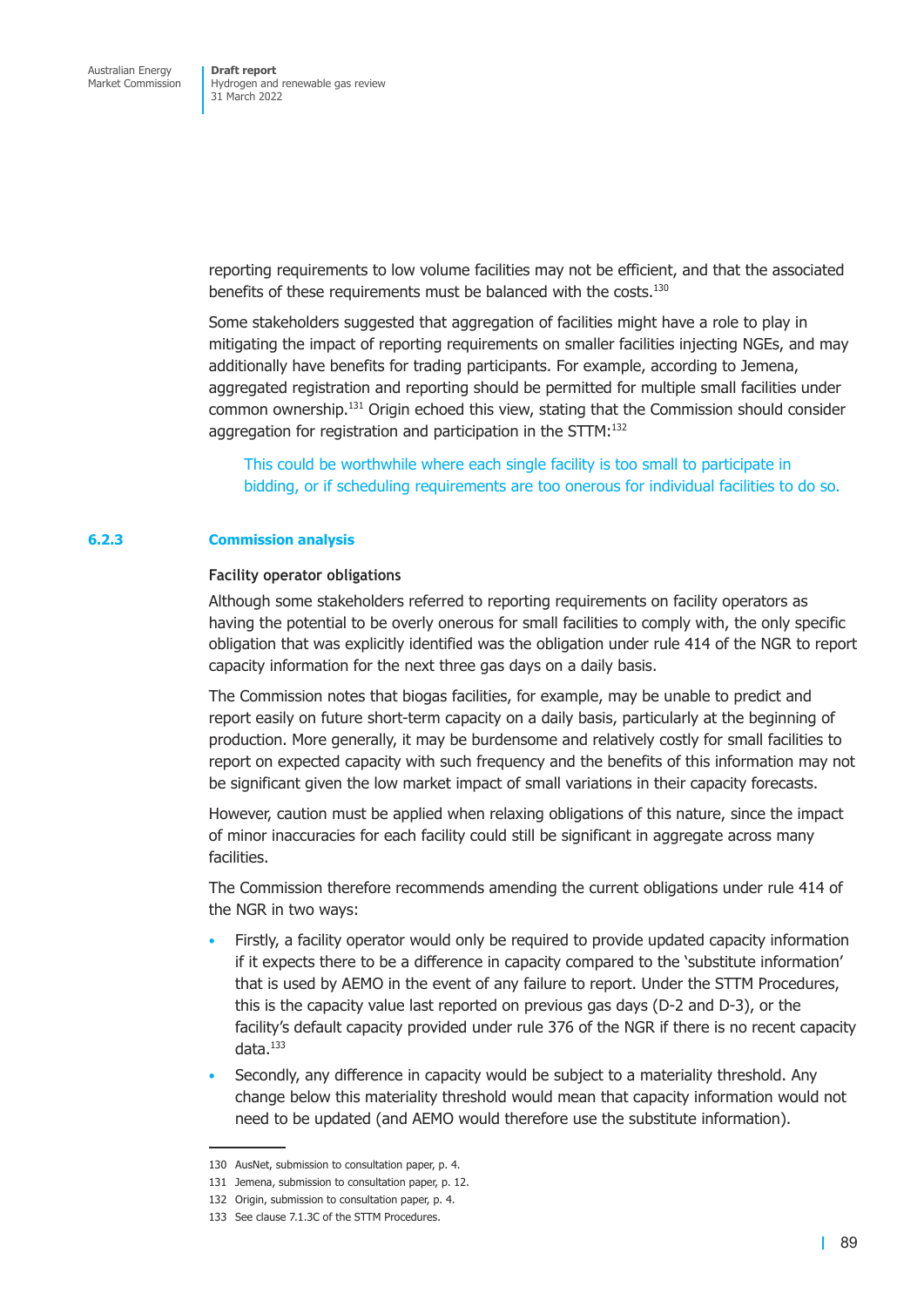reporting requirements to low volume facilities may not be efficient, and that the associated benefits of these requirements must be balanced with the costs.[130]

Some stakeholders suggested that aggregation of facilities might have a role to play in mitigating the impact of reporting requirements on smaller facilities injecting NGEs, and may additionally have benefits for trading participants. For example, according to Jemena, aggregated registration and reporting should be permitted for multiple small facilities under common ownership.[131] Origin echoed this view, stating that the Commission should consider aggregation for registration and participation in the STTM:[132]

> This could be worthwhile where each single facility is too small to participate in bidding, or if scheduling requirements are too onerous for individual facilities to do so.

### 6.2.3 Commission analysis

#### Facility operator obligations

Although some stakeholders referred to reporting requirements on facility operators as having the potential to be overly onerous for small facilities to comply with, the only specific obligation that was explicitly identified was the obligation under rule 414 of the NGR to report capacity information for the next three gas days on a daily basis.

The Commission notes that biogas facilities, for example, may be unable to predict and report easily on future short-term capacity on a daily basis, particularly at the beginning of production. More generally, it may be burdensome and relatively costly for small facilities to report on expected capacity with such frequency and the benefits of this information may not be significant given the low market impact of small variations in their capacity forecasts.

However, caution must be applied when relaxing obligations of this nature, since the impact of minor inaccuracies for each facility could still be significant in aggregate across many facilities.

The Commission therefore recommends amending the current obligations under rule 414 of the NGR in two ways:

- Firstly, a facility operator would only be required to provide updated capacity information if it expects there to be a difference in capacity compared to the 'substitute information' that is used by AEMO in the event of any failure to report. Under the STTM Procedures, this is the capacity value last reported on previous gas days (D-2 and D-3), or the facility's default capacity provided under rule 376 of the NGR if there is no recent capacity data.[133]
- Secondly, any difference in capacity would be subject to a materiality threshold. Any change below this materiality threshold would mean that capacity information would not need to be updated (and AEMO would therefore use the substitute information).

---

130 AusNet, submission to consultation paper, p. 4.

131 Jemena, submission to consultation paper, p. 12.

132 Origin, submission to consultation paper, p. 4.

133 See clause 7.1.3C of the STTM Procedures.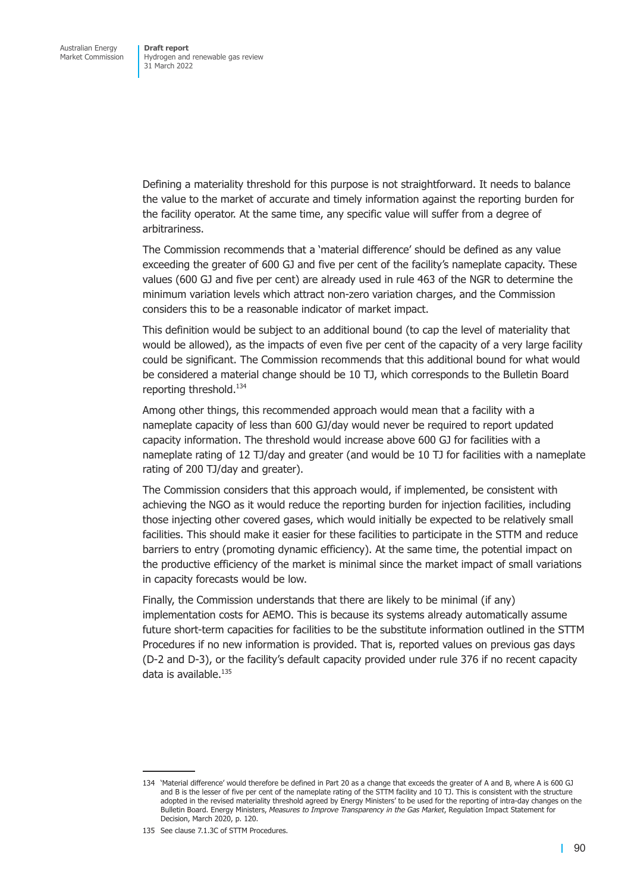Defining a materiality threshold for this purpose is not straightforward. It needs to balance the value to the market of accurate and timely information against the reporting burden for the facility operator. At the same time, any specific value will suffer from a degree of arbitrariness.

The Commission recommends that a 'material difference' should be defined as any value exceeding the greater of 600 GJ and five per cent of the facility's nameplate capacity. These values (600 GJ and five per cent) are already used in rule 463 of the NGR to determine the minimum variation levels which attract non-zero variation charges, and the Commission considers this to be a reasonable indicator of market impact.

This definition would be subject to an additional bound (to cap the level of materiality that would be allowed), as the impacts of even five per cent of the capacity of a very large facility could be significant. The Commission recommends that this additional bound for what would be considered a material change should be 10 TJ, which corresponds to the Bulletin Board reporting threshold.[134]

Among other things, this recommended approach would mean that a facility with a nameplate capacity of less than 600 GJ/day would never be required to report updated capacity information. The threshold would increase above 600 GJ for facilities with a nameplate rating of 12 TJ/day and greater (and would be 10 TJ for facilities with a nameplate rating of 200 TJ/day and greater).

The Commission considers that this approach would, if implemented, be consistent with achieving the NGO as it would reduce the reporting burden for injection facilities, including those injecting other covered gases, which would initially be expected to be relatively small facilities. This should make it easier for these facilities to participate in the STTM and reduce barriers to entry (promoting dynamic efficiency). At the same time, the potential impact on the productive efficiency of the market is minimal since the market impact of small variations in capacity forecasts would be low.

Finally, the Commission understands that there are likely to be minimal (if any) implementation costs for AEMO. This is because its systems already automatically assume future short-term capacities for facilities to be the substitute information outlined in the STTM Procedures if no new information is provided. That is, reported values on previous gas days (D-2 and D-3), or the facility's default capacity provided under rule 376 if no recent capacity data is available.[135]

---

134 'Material difference' would therefore be defined in Part 20 as a change that exceeds the greater of A and B, where A is 600 GJ and B is the lesser of five per cent of the nameplate rating of the STTM facility and 10 TJ. This is consistent with the structure adopted in the revised materiality threshold agreed by Energy Ministers' to be used for the reporting of intra-day changes on the Bulletin Board. Energy Ministers, *Measures to Improve Transparency in the Gas Market*, Regulation Impact Statement for Decision, March 2020, p. 120.

135 See clause 7.1.3C of STTM Procedures.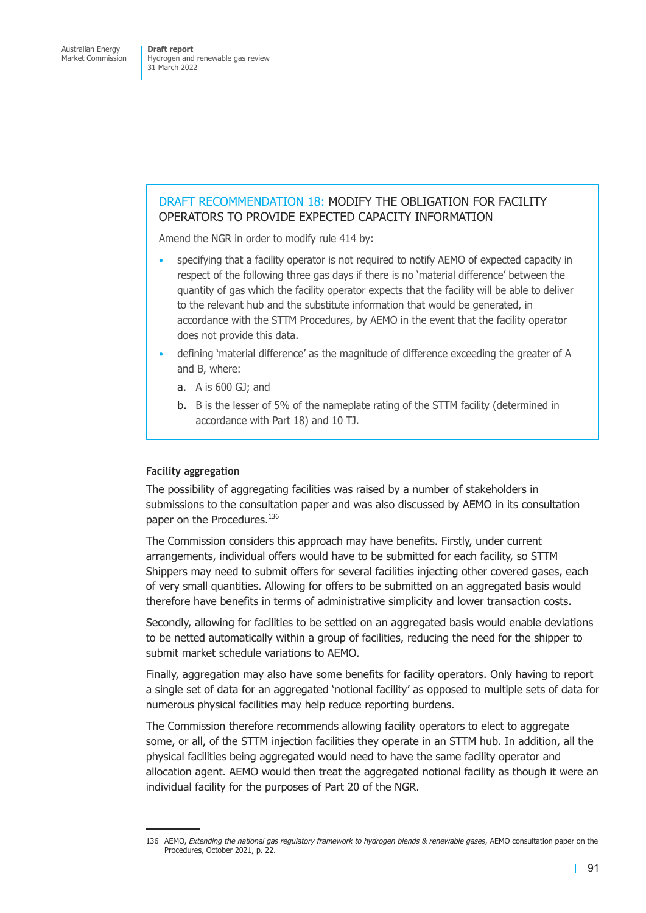### DRAFT RECOMMENDATION 18: MODIFY THE OBLIGATION FOR FACILITY OPERATORS TO PROVIDE EXPECTED CAPACITY INFORMATION

Amend the NGR in order to modify rule 414 by:

- specifying that a facility operator is not required to notify AEMO of expected capacity in respect of the following three gas days if there is no 'material difference' between the quantity of gas which the facility operator expects that the facility will be able to deliver to the relevant hub and the substitute information that would be generated, in accordance with the STTM Procedures, by AEMO in the event that the facility operator does not provide this data.
- defining 'material difference' as the magnitude of difference exceeding the greater of A and B, where:
  a. A is 600 GJ; and
  b. B is the lesser of 5% of the nameplate rating of the STTM facility (determined in accordance with Part 18) and 10 TJ.

**Facility aggregation**

The possibility of aggregating facilities was raised by a number of stakeholders in submissions to the consultation paper and was also discussed by AEMO in its consultation paper on the Procedures.[136]

The Commission considers this approach may have benefits. Firstly, under current arrangements, individual offers would have to be submitted for each facility, so STTM Shippers may need to submit offers for several facilities injecting other covered gases, each of very small quantities. Allowing for offers to be submitted on an aggregated basis would therefore have benefits in terms of administrative simplicity and lower transaction costs.

Secondly, allowing for facilities to be settled on an aggregated basis would enable deviations to be netted automatically within a group of facilities, reducing the need for the shipper to submit market schedule variations to AEMO.

Finally, aggregation may also have some benefits for facility operators. Only having to report a single set of data for an aggregated 'notional facility' as opposed to multiple sets of data for numerous physical facilities may help reduce reporting burdens.

The Commission therefore recommends allowing facility operators to elect to aggregate some, or all, of the STTM injection facilities they operate in an STTM hub. In addition, all the physical facilities being aggregated would need to have the same facility operator and allocation agent. AEMO would then treat the aggregated notional facility as though it were an individual facility for the purposes of Part 20 of the NGR.

136 AEMO, *Extending the national gas regulatory framework to hydrogen blends & renewable gases*, AEMO consultation paper on the Procedures, October 2021, p. 22.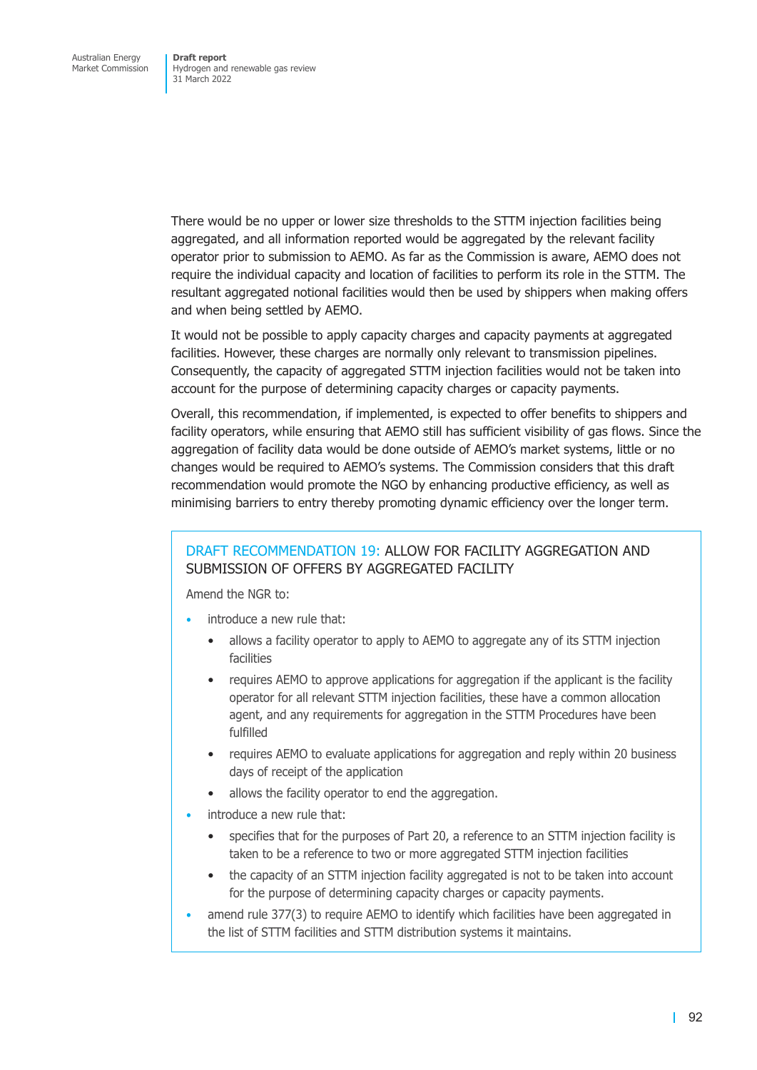There would be no upper or lower size thresholds to the STTM injection facilities being aggregated, and all information reported would be aggregated by the relevant facility operator prior to submission to AEMO. As far as the Commission is aware, AEMO does not require the individual capacity and location of facilities to perform its role in the STTM. The resultant aggregated notional facilities would then be used by shippers when making offers and when being settled by AEMO.

It would not be possible to apply capacity charges and capacity payments at aggregated facilities. However, these charges are normally only relevant to transmission pipelines. Consequently, the capacity of aggregated STTM injection facilities would not be taken into account for the purpose of determining capacity charges or capacity payments.

Overall, this recommendation, if implemented, is expected to offer benefits to shippers and facility operators, while ensuring that AEMO still has sufficient visibility of gas flows. Since the aggregation of facility data would be done outside of AEMO's market systems, little or no changes would be required to AEMO's systems. The Commission considers that this draft recommendation would promote the NGO by enhancing productive efficiency, as well as minimising barriers to entry thereby promoting dynamic efficiency over the longer term.

### DRAFT RECOMMENDATION 19: ALLOW FOR FACILITY AGGREGATION AND SUBMISSION OF OFFERS BY AGGREGATED FACILITY

Amend the NGR to:

- introduce a new rule that:
  - allows a facility operator to apply to AEMO to aggregate any of its STTM injection facilities
  - requires AEMO to approve applications for aggregation if the applicant is the facility operator for all relevant STTM injection facilities, these have a common allocation agent, and any requirements for aggregation in the STTM Procedures have been fulfilled
  - requires AEMO to evaluate applications for aggregation and reply within 20 business days of receipt of the application
  - allows the facility operator to end the aggregation.
- introduce a new rule that:
  - specifies that for the purposes of Part 20, a reference to an STTM injection facility is taken to be a reference to two or more aggregated STTM injection facilities
  - the capacity of an STTM injection facility aggregated is not to be taken into account for the purpose of determining capacity charges or capacity payments.
- amend rule 377(3) to require AEMO to identify which facilities have been aggregated in the list of STTM facilities and STTM distribution systems it maintains.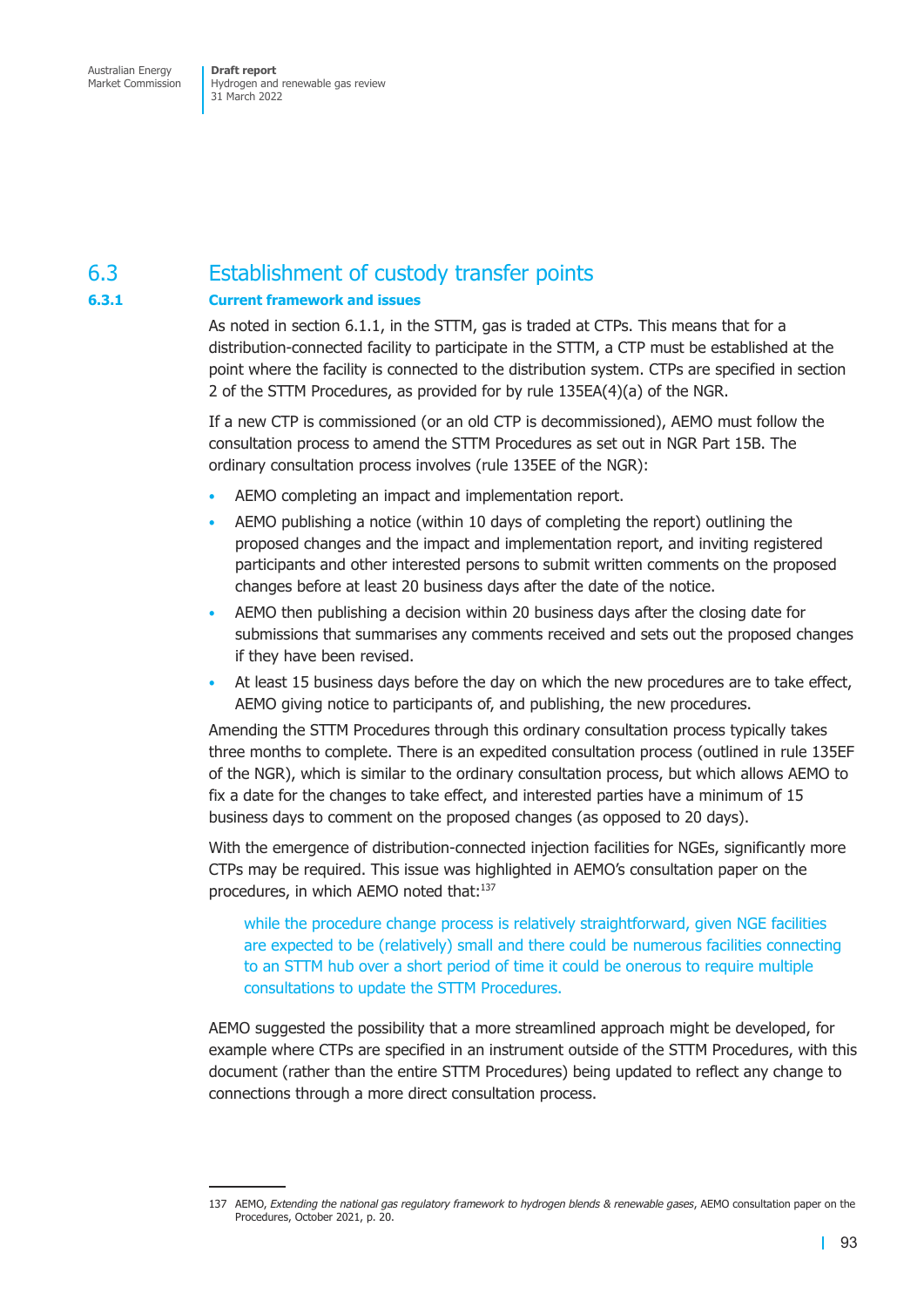## 6.3 Establishment of custody transfer points

### 6.3.1 Current framework and issues

As noted in section 6.1.1, in the STTM, gas is traded at CTPs. This means that for a distribution-connected facility to participate in the STTM, a CTP must be established at the point where the facility is connected to the distribution system. CTPs are specified in section 2 of the STTM Procedures, as provided for by rule 135EA(4)(a) of the NGR.

If a new CTP is commissioned (or an old CTP is decommissioned), AEMO must follow the consultation process to amend the STTM Procedures as set out in NGR Part 15B. The ordinary consultation process involves (rule 135EE of the NGR):

- AEMO completing an impact and implementation report.
- AEMO publishing a notice (within 10 days of completing the report) outlining the proposed changes and the impact and implementation report, and inviting registered participants and other interested persons to submit written comments on the proposed changes before at least 20 business days after the date of the notice.
- AEMO then publishing a decision within 20 business days after the closing date for submissions that summarises any comments received and sets out the proposed changes if they have been revised.
- At least 15 business days before the day on which the new procedures are to take effect, AEMO giving notice to participants of, and publishing, the new procedures.

Amending the STTM Procedures through this ordinary consultation process typically takes three months to complete. There is an expedited consultation process (outlined in rule 135EF of the NGR), which is similar to the ordinary consultation process, but which allows AEMO to fix a date for the changes to take effect, and interested parties have a minimum of 15 business days to comment on the proposed changes (as opposed to 20 days).

With the emergence of distribution-connected injection facilities for NGEs, significantly more CTPs may be required. This issue was highlighted in AEMO's consultation paper on the procedures, in which AEMO noted that:[137]

> while the procedure change process is relatively straightforward, given NGE facilities are expected to be (relatively) small and there could be numerous facilities connecting to an STTM hub over a short period of time it could be onerous to require multiple consultations to update the STTM Procedures.

AEMO suggested the possibility that a more streamlined approach might be developed, for example where CTPs are specified in an instrument outside of the STTM Procedures, with this document (rather than the entire STTM Procedures) being updated to reflect any change to connections through a more direct consultation process.

---

137 AEMO, *Extending the national gas regulatory framework to hydrogen blends & renewable gases*, AEMO consultation paper on the Procedures, October 2021, p. 20.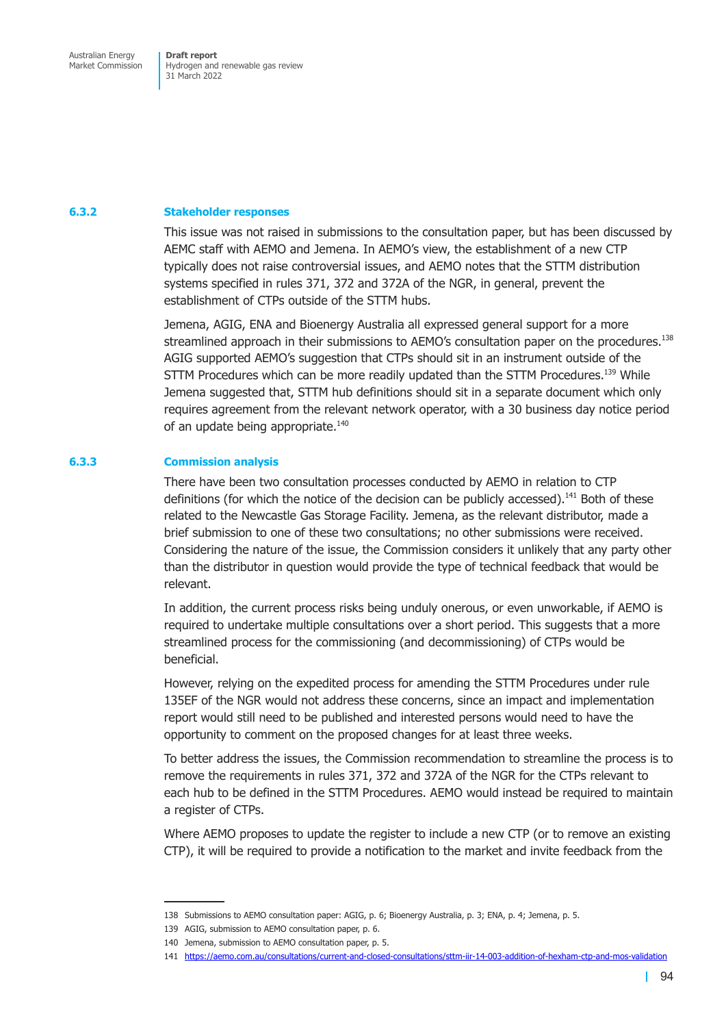### 6.3.2 Stakeholder responses

This issue was not raised in submissions to the consultation paper, but has been discussed by AEMC staff with AEMO and Jemena. In AEMO's view, the establishment of a new CTP typically does not raise controversial issues, and AEMO notes that the STTM distribution systems specified in rules 371, 372 and 372A of the NGR, in general, prevent the establishment of CTPs outside of the STTM hubs.

Jemena, AGIG, ENA and Bioenergy Australia all expressed general support for a more streamlined approach in their submissions to AEMO's consultation paper on the procedures.[138] AGIG supported AEMO's suggestion that CTPs should sit in an instrument outside of the STTM Procedures which can be more readily updated than the STTM Procedures.[139] While Jemena suggested that, STTM hub definitions should sit in a separate document which only requires agreement from the relevant network operator, with a 30 business day notice period of an update being appropriate.[140]

### 6.3.3 Commission analysis

There have been two consultation processes conducted by AEMO in relation to CTP definitions (for which the notice of the decision can be publicly accessed).[141] Both of these related to the Newcastle Gas Storage Facility. Jemena, as the relevant distributor, made a brief submission to one of these two consultations; no other submissions were received. Considering the nature of the issue, the Commission considers it unlikely that any party other than the distributor in question would provide the type of technical feedback that would be relevant.

In addition, the current process risks being unduly onerous, or even unworkable, if AEMO is required to undertake multiple consultations over a short period. This suggests that a more streamlined process for the commissioning (and decommissioning) of CTPs would be beneficial.

However, relying on the expedited process for amending the STTM Procedures under rule 135EF of the NGR would not address these concerns, since an impact and implementation report would still need to be published and interested persons would need to have the opportunity to comment on the proposed changes for at least three weeks.

To better address the issues, the Commission recommendation to streamline the process is to remove the requirements in rules 371, 372 and 372A of the NGR for the CTPs relevant to each hub to be defined in the STTM Procedures. AEMO would instead be required to maintain a register of CTPs.

Where AEMO proposes to update the register to include a new CTP (or to remove an existing CTP), it will be required to provide a notification to the market and invite feedback from the

---

138 Submissions to AEMO consultation paper: AGIG, p. 6; Bioenergy Australia, p. 3; ENA, p. 4; Jemena, p. 5.

139 AGIG, submission to AEMO consultation paper, p. 6.

140 Jemena, submission to AEMO consultation paper, p. 5.

141 https://aemo.com.au/consultations/current-and-closed-consultations/sttm-iir-14-003-addition-of-hexham-ctp-and-mos-validation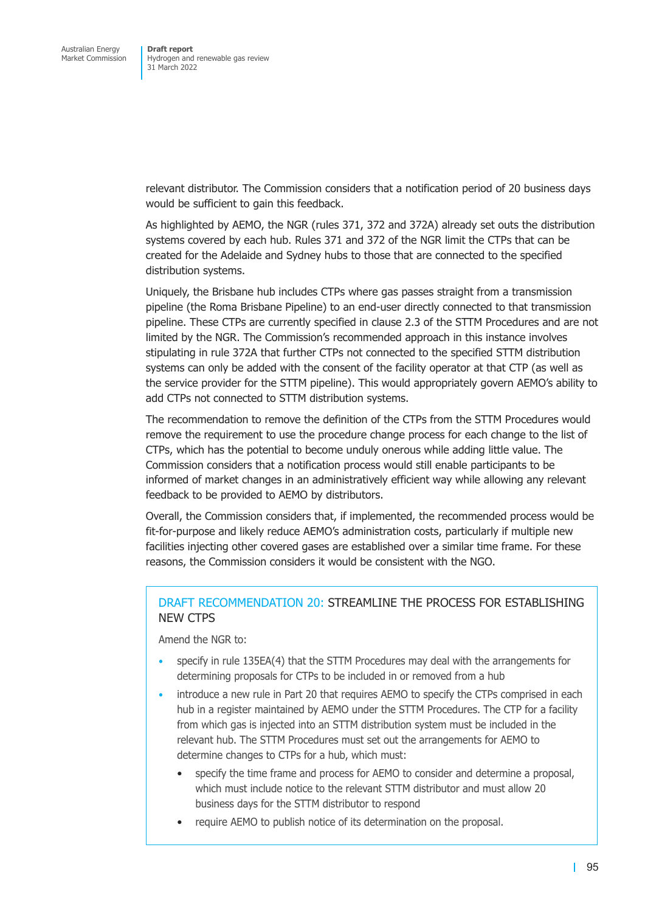relevant distributor. The Commission considers that a notification period of 20 business days would be sufficient to gain this feedback.

As highlighted by AEMO, the NGR (rules 371, 372 and 372A) already set outs the distribution systems covered by each hub. Rules 371 and 372 of the NGR limit the CTPs that can be created for the Adelaide and Sydney hubs to those that are connected to the specified distribution systems.

Uniquely, the Brisbane hub includes CTPs where gas passes straight from a transmission pipeline (the Roma Brisbane Pipeline) to an end-user directly connected to that transmission pipeline. These CTPs are currently specified in clause 2.3 of the STTM Procedures and are not limited by the NGR. The Commission's recommended approach in this instance involves stipulating in rule 372A that further CTPs not connected to the specified STTM distribution systems can only be added with the consent of the facility operator at that CTP (as well as the service provider for the STTM pipeline). This would appropriately govern AEMO's ability to add CTPs not connected to STTM distribution systems.

The recommendation to remove the definition of the CTPs from the STTM Procedures would remove the requirement to use the procedure change process for each change to the list of CTPs, which has the potential to become unduly onerous while adding little value. The Commission considers that a notification process would still enable participants to be informed of market changes in an administratively efficient way while allowing any relevant feedback to be provided to AEMO by distributors.

Overall, the Commission considers that, if implemented, the recommended process would be fit-for-purpose and likely reduce AEMO's administration costs, particularly if multiple new facilities injecting other covered gases are established over a similar time frame. For these reasons, the Commission considers it would be consistent with the NGO.

### DRAFT RECOMMENDATION 20: STREAMLINE THE PROCESS FOR ESTABLISHING NEW CTPS

Amend the NGR to:

- specify in rule 135EA(4) that the STTM Procedures may deal with the arrangements for determining proposals for CTPs to be included in or removed from a hub
- introduce a new rule in Part 20 that requires AEMO to specify the CTPs comprised in each hub in a register maintained by AEMO under the STTM Procedures. The CTP for a facility from which gas is injected into an STTM distribution system must be included in the relevant hub. The STTM Procedures must set out the arrangements for AEMO to determine changes to CTPs for a hub, which must:
  - specify the time frame and process for AEMO to consider and determine a proposal, which must include notice to the relevant STTM distributor and must allow 20 business days for the STTM distributor to respond
  - require AEMO to publish notice of its determination on the proposal.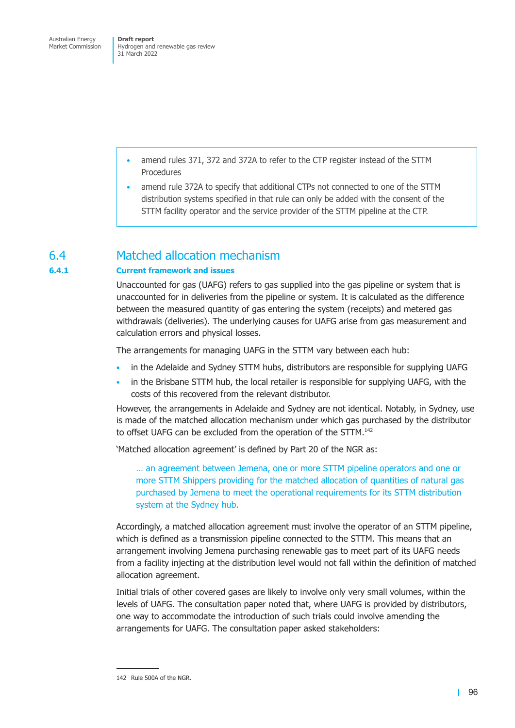- amend rules 371, 372 and 372A to refer to the CTP register instead of the STTM Procedures
- amend rule 372A to specify that additional CTPs not connected to one of the STTM distribution systems specified in that rule can only be added with the consent of the STTM facility operator and the service provider of the STTM pipeline at the CTP.

## 6.4 Matched allocation mechanism

### 6.4.1 Current framework and issues

Unaccounted for gas (UAFG) refers to gas supplied into the gas pipeline or system that is unaccounted for in deliveries from the pipeline or system. It is calculated as the difference between the measured quantity of gas entering the system (receipts) and metered gas withdrawals (deliveries). The underlying causes for UAFG arise from gas measurement and calculation errors and physical losses.

The arrangements for managing UAFG in the STTM vary between each hub:

- in the Adelaide and Sydney STTM hubs, distributors are responsible for supplying UAFG
- in the Brisbane STTM hub, the local retailer is responsible for supplying UAFG, with the costs of this recovered from the relevant distributor.

However, the arrangements in Adelaide and Sydney are not identical. Notably, in Sydney, use is made of the matched allocation mechanism under which gas purchased by the distributor to offset UAFG can be excluded from the operation of the STTM.[142]

'Matched allocation agreement' is defined by Part 20 of the NGR as:

> … an agreement between Jemena, one or more STTM pipeline operators and one or more STTM Shippers providing for the matched allocation of quantities of natural gas purchased by Jemena to meet the operational requirements for its STTM distribution system at the Sydney hub.

Accordingly, a matched allocation agreement must involve the operator of an STTM pipeline, which is defined as a transmission pipeline connected to the STTM. This means that an arrangement involving Jemena purchasing renewable gas to meet part of its UAFG needs from a facility injecting at the distribution level would not fall within the definition of matched allocation agreement.

Initial trials of other covered gases are likely to involve only very small volumes, within the levels of UAFG. The consultation paper noted that, where UAFG is provided by distributors, one way to accommodate the introduction of such trials could involve amending the arrangements for UAFG. The consultation paper asked stakeholders:

142 Rule 500A of the NGR.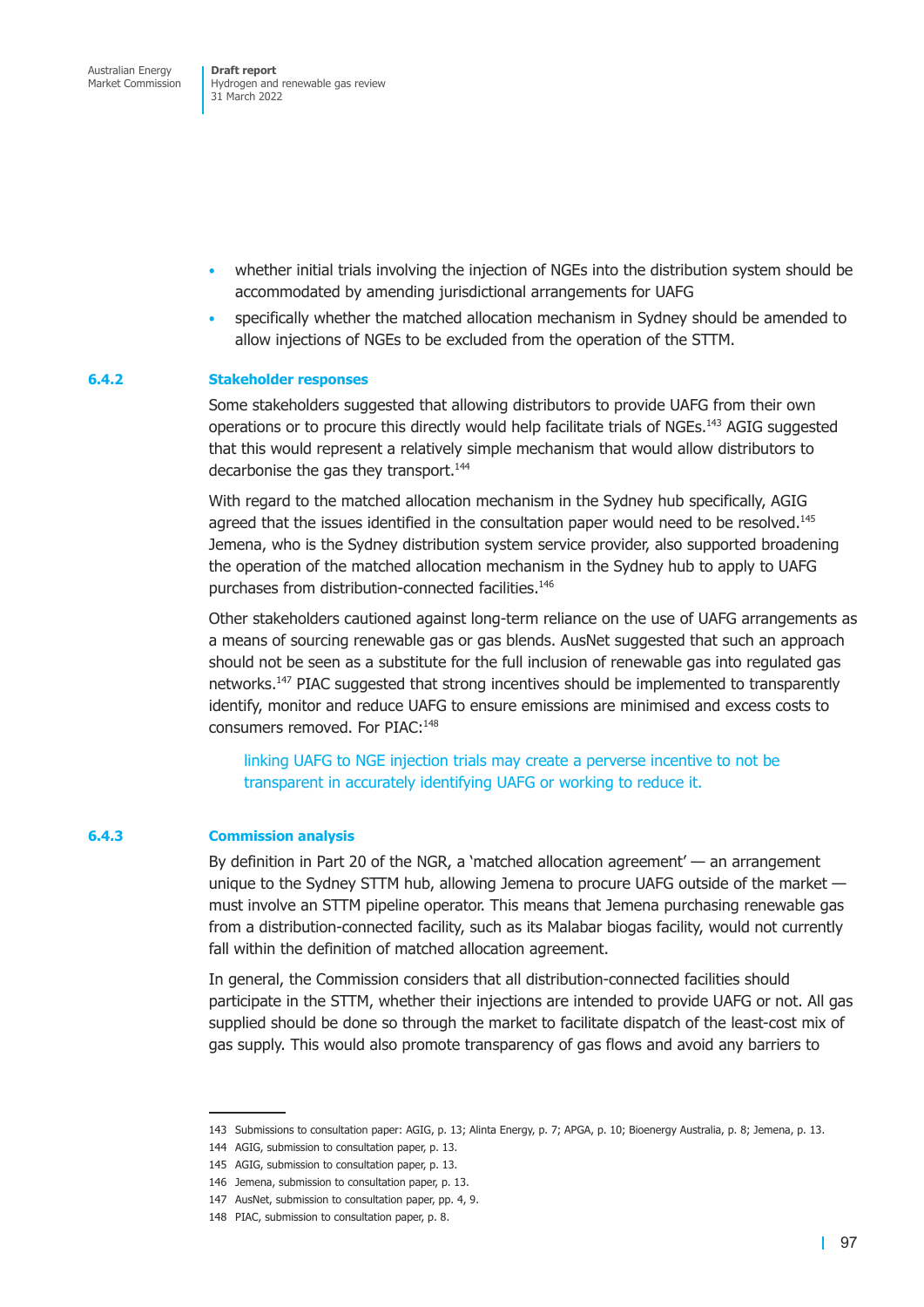- whether initial trials involving the injection of NGEs into the distribution system should be accommodated by amending jurisdictional arrangements for UAFG
- specifically whether the matched allocation mechanism in Sydney should be amended to allow injections of NGEs to be excluded from the operation of the STTM.

### 6.4.2 Stakeholder responses

Some stakeholders suggested that allowing distributors to provide UAFG from their own operations or to procure this directly would help facilitate trials of NGEs.[143] AGIG suggested that this would represent a relatively simple mechanism that would allow distributors to decarbonise the gas they transport.[144]

With regard to the matched allocation mechanism in the Sydney hub specifically, AGIG agreed that the issues identified in the consultation paper would need to be resolved.[145] Jemena, who is the Sydney distribution system service provider, also supported broadening the operation of the matched allocation mechanism in the Sydney hub to apply to UAFG purchases from distribution-connected facilities.[146]

Other stakeholders cautioned against long-term reliance on the use of UAFG arrangements as a means of sourcing renewable gas or gas blends. AusNet suggested that such an approach should not be seen as a substitute for the full inclusion of renewable gas into regulated gas networks.[147] PIAC suggested that strong incentives should be implemented to transparently identify, monitor and reduce UAFG to ensure emissions are minimised and excess costs to consumers removed. For PIAC:[148]

> linking UAFG to NGE injection trials may create a perverse incentive to not be transparent in accurately identifying UAFG or working to reduce it.

### 6.4.3 Commission analysis

By definition in Part 20 of the NGR, a 'matched allocation agreement' — an arrangement unique to the Sydney STTM hub, allowing Jemena to procure UAFG outside of the market — must involve an STTM pipeline operator. This means that Jemena purchasing renewable gas from a distribution-connected facility, such as its Malabar biogas facility, would not currently fall within the definition of matched allocation agreement.

In general, the Commission considers that all distribution-connected facilities should participate in the STTM, whether their injections are intended to provide UAFG or not. All gas supplied should be done so through the market to facilitate dispatch of the least-cost mix of gas supply. This would also promote transparency of gas flows and avoid any barriers to

---

143 Submissions to consultation paper: AGIG, p. 13; Alinta Energy, p. 7; APGA, p. 10; Bioenergy Australia, p. 8; Jemena, p. 13.

144 AGIG, submission to consultation paper, p. 13.

145 AGIG, submission to consultation paper, p. 13.

146 Jemena, submission to consultation paper, p. 13.

147 AusNet, submission to consultation paper, pp. 4, 9.

148 PIAC, submission to consultation paper, p. 8.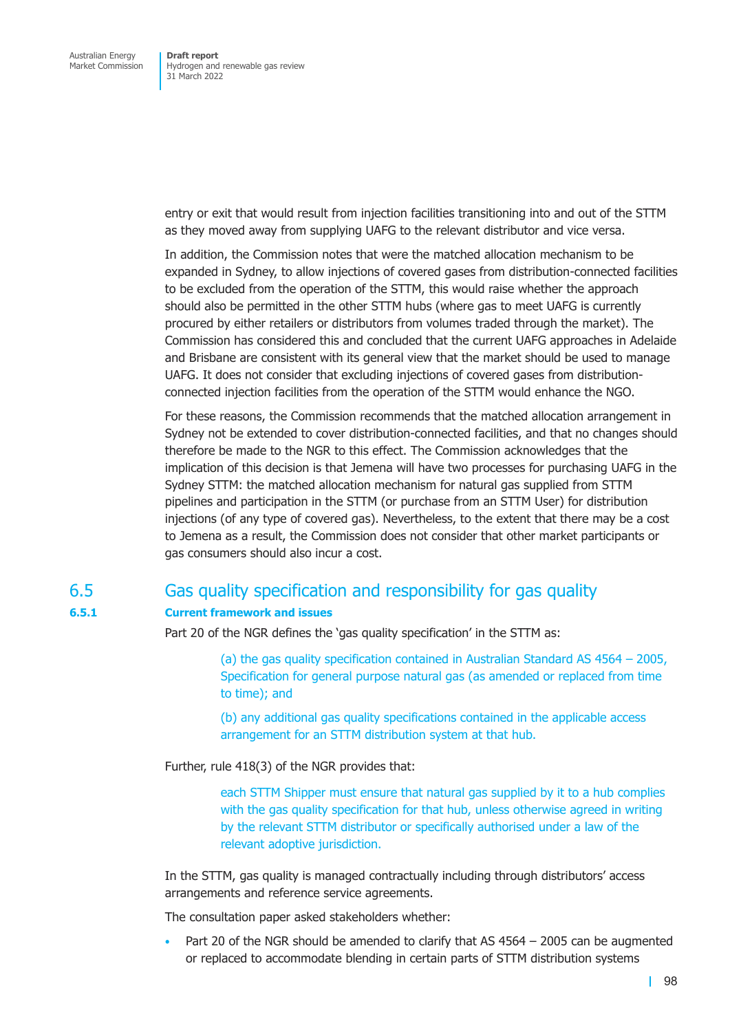entry or exit that would result from injection facilities transitioning into and out of the STTM as they moved away from supplying UAFG to the relevant distributor and vice versa.

In addition, the Commission notes that were the matched allocation mechanism to be expanded in Sydney, to allow injections of covered gases from distribution-connected facilities to be excluded from the operation of the STTM, this would raise whether the approach should also be permitted in the other STTM hubs (where gas to meet UAFG is currently procured by either retailers or distributors from volumes traded through the market). The Commission has considered this and concluded that the current UAFG approaches in Adelaide and Brisbane are consistent with its general view that the market should be used to manage UAFG. It does not consider that excluding injections of covered gases from distribution-connected injection facilities from the operation of the STTM would enhance the NGO.

For these reasons, the Commission recommends that the matched allocation arrangement in Sydney not be extended to cover distribution-connected facilities, and that no changes should therefore be made to the NGR to this effect. The Commission acknowledges that the implication of this decision is that Jemena will have two processes for purchasing UAFG in the Sydney STTM: the matched allocation mechanism for natural gas supplied from STTM pipelines and participation in the STTM (or purchase from an STTM User) for distribution injections (of any type of covered gas). Nevertheless, to the extent that there may be a cost to Jemena as a result, the Commission does not consider that other market participants or gas consumers should also incur a cost.

## 6.5 Gas quality specification and responsibility for gas quality

### 6.5.1 Current framework and issues

Part 20 of the NGR defines the 'gas quality specification' in the STTM as:

> (a) the gas quality specification contained in Australian Standard AS 4564 – 2005, Specification for general purpose natural gas (as amended or replaced from time to time); and
>
> (b) any additional gas quality specifications contained in the applicable access arrangement for an STTM distribution system at that hub.

Further, rule 418(3) of the NGR provides that:

> each STTM Shipper must ensure that natural gas supplied by it to a hub complies with the gas quality specification for that hub, unless otherwise agreed in writing by the relevant STTM distributor or specifically authorised under a law of the relevant adoptive jurisdiction.

In the STTM, gas quality is managed contractually including through distributors' access arrangements and reference service agreements.

The consultation paper asked stakeholders whether:

- Part 20 of the NGR should be amended to clarify that AS 4564 – 2005 can be augmented or replaced to accommodate blending in certain parts of STTM distribution systems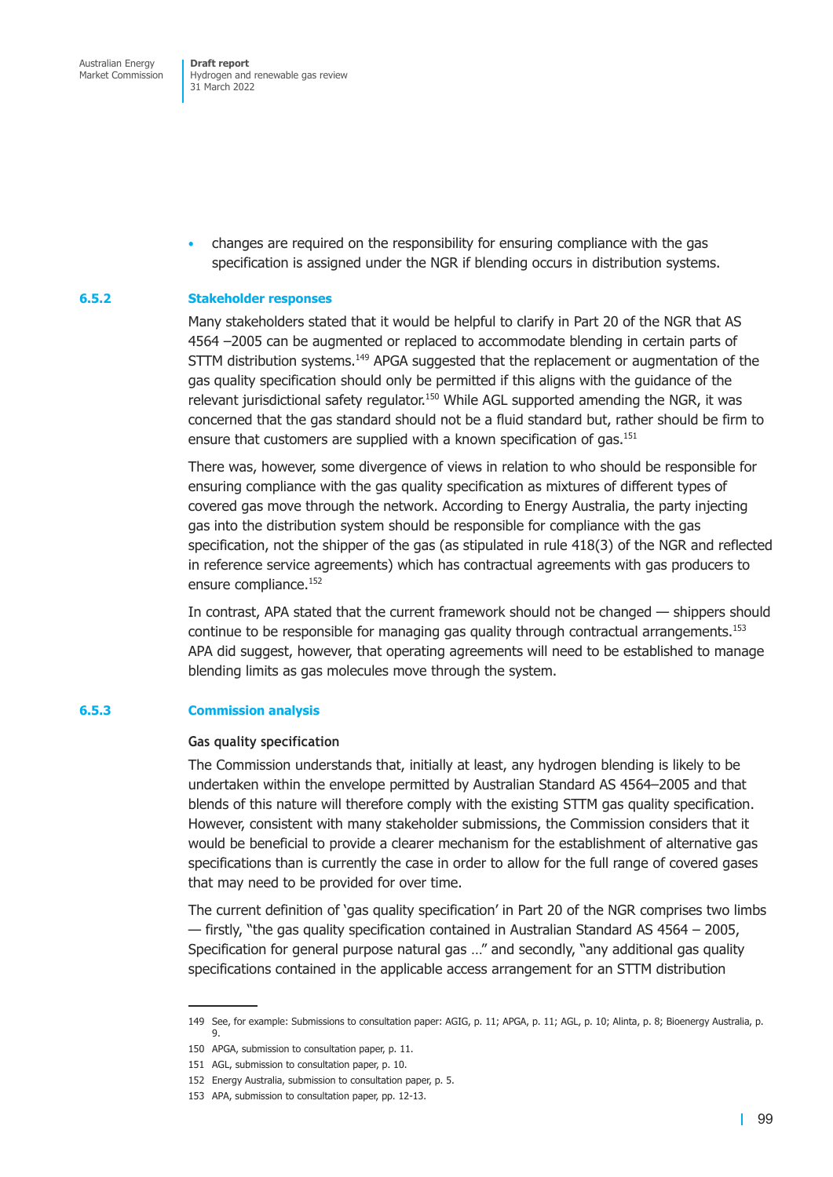- changes are required on the responsibility for ensuring compliance with the gas specification is assigned under the NGR if blending occurs in distribution systems.

### 6.5.2 Stakeholder responses

Many stakeholders stated that it would be helpful to clarify in Part 20 of the NGR that AS 4564 –2005 can be augmented or replaced to accommodate blending in certain parts of STTM distribution systems.[149] APGA suggested that the replacement or augmentation of the gas quality specification should only be permitted if this aligns with the guidance of the relevant jurisdictional safety regulator.[150] While AGL supported amending the NGR, it was concerned that the gas standard should not be a fluid standard but, rather should be firm to ensure that customers are supplied with a known specification of gas.[151]

There was, however, some divergence of views in relation to who should be responsible for ensuring compliance with the gas quality specification as mixtures of different types of covered gas move through the network. According to Energy Australia, the party injecting gas into the distribution system should be responsible for compliance with the gas specification, not the shipper of the gas (as stipulated in rule 418(3) of the NGR and reflected in reference service agreements) which has contractual agreements with gas producers to ensure compliance.[152]

In contrast, APA stated that the current framework should not be changed — shippers should continue to be responsible for managing gas quality through contractual arrangements.[153] APA did suggest, however, that operating agreements will need to be established to manage blending limits as gas molecules move through the system.

### 6.5.3 Commission analysis

#### Gas quality specification

The Commission understands that, initially at least, any hydrogen blending is likely to be undertaken within the envelope permitted by Australian Standard AS 4564–2005 and that blends of this nature will therefore comply with the existing STTM gas quality specification. However, consistent with many stakeholder submissions, the Commission considers that it would be beneficial to provide a clearer mechanism for the establishment of alternative gas specifications than is currently the case in order to allow for the full range of covered gases that may need to be provided for over time.

The current definition of 'gas quality specification' in Part 20 of the NGR comprises two limbs — firstly, "the gas quality specification contained in Australian Standard AS 4564 – 2005, Specification for general purpose natural gas …" and secondly, "any additional gas quality specifications contained in the applicable access arrangement for an STTM distribution

---

149 See, for example: Submissions to consultation paper: AGIG, p. 11; APGA, p. 11; AGL, p. 10; Alinta, p. 8; Bioenergy Australia, p. 9.

150 APGA, submission to consultation paper, p. 11.

151 AGL, submission to consultation paper, p. 10.

152 Energy Australia, submission to consultation paper, p. 5.

153 APA, submission to consultation paper, pp. 12-13.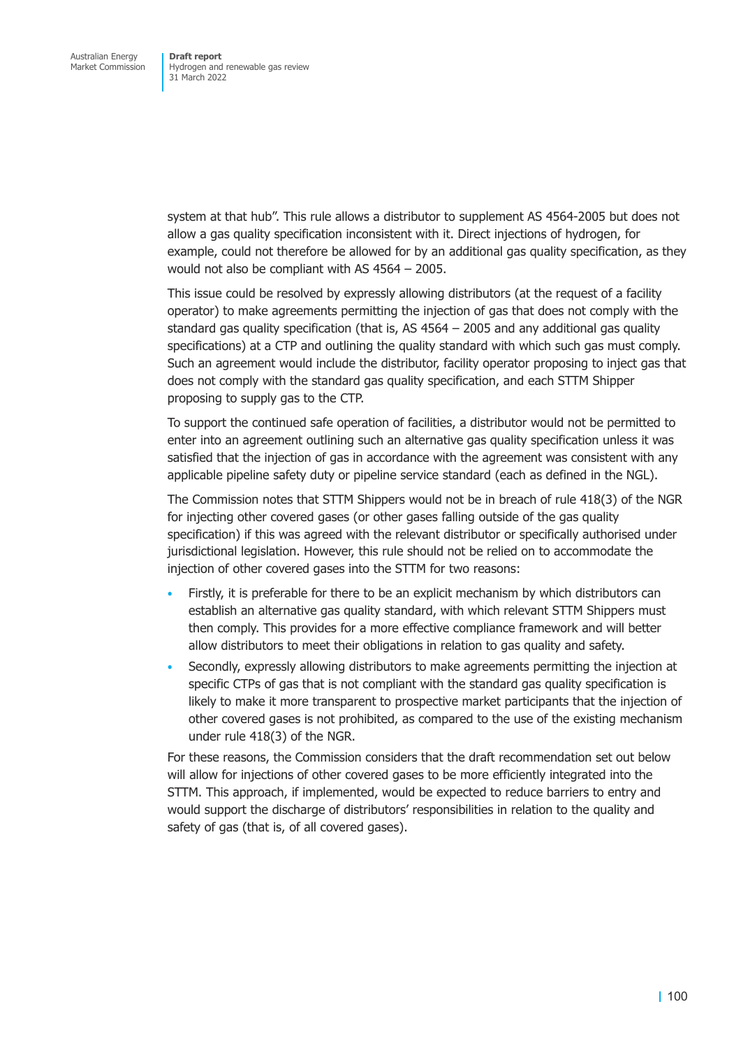system at that hub". This rule allows a distributor to supplement AS 4564-2005 but does not allow a gas quality specification inconsistent with it. Direct injections of hydrogen, for example, could not therefore be allowed for by an additional gas quality specification, as they would not also be compliant with AS 4564 – 2005.

This issue could be resolved by expressly allowing distributors (at the request of a facility operator) to make agreements permitting the injection of gas that does not comply with the standard gas quality specification (that is, AS 4564 – 2005 and any additional gas quality specifications) at a CTP and outlining the quality standard with which such gas must comply. Such an agreement would include the distributor, facility operator proposing to inject gas that does not comply with the standard gas quality specification, and each STTM Shipper proposing to supply gas to the CTP.

To support the continued safe operation of facilities, a distributor would not be permitted to enter into an agreement outlining such an alternative gas quality specification unless it was satisfied that the injection of gas in accordance with the agreement was consistent with any applicable pipeline safety duty or pipeline service standard (each as defined in the NGL).

The Commission notes that STTM Shippers would not be in breach of rule 418(3) of the NGR for injecting other covered gases (or other gases falling outside of the gas quality specification) if this was agreed with the relevant distributor or specifically authorised under jurisdictional legislation. However, this rule should not be relied on to accommodate the injection of other covered gases into the STTM for two reasons:

- Firstly, it is preferable for there to be an explicit mechanism by which distributors can establish an alternative gas quality standard, with which relevant STTM Shippers must then comply. This provides for a more effective compliance framework and will better allow distributors to meet their obligations in relation to gas quality and safety.
- Secondly, expressly allowing distributors to make agreements permitting the injection at specific CTPs of gas that is not compliant with the standard gas quality specification is likely to make it more transparent to prospective market participants that the injection of other covered gases is not prohibited, as compared to the use of the existing mechanism under rule 418(3) of the NGR.

For these reasons, the Commission considers that the draft recommendation set out below will allow for injections of other covered gases to be more efficiently integrated into the STTM. This approach, if implemented, would be expected to reduce barriers to entry and would support the discharge of distributors' responsibilities in relation to the quality and safety of gas (that is, of all covered gases).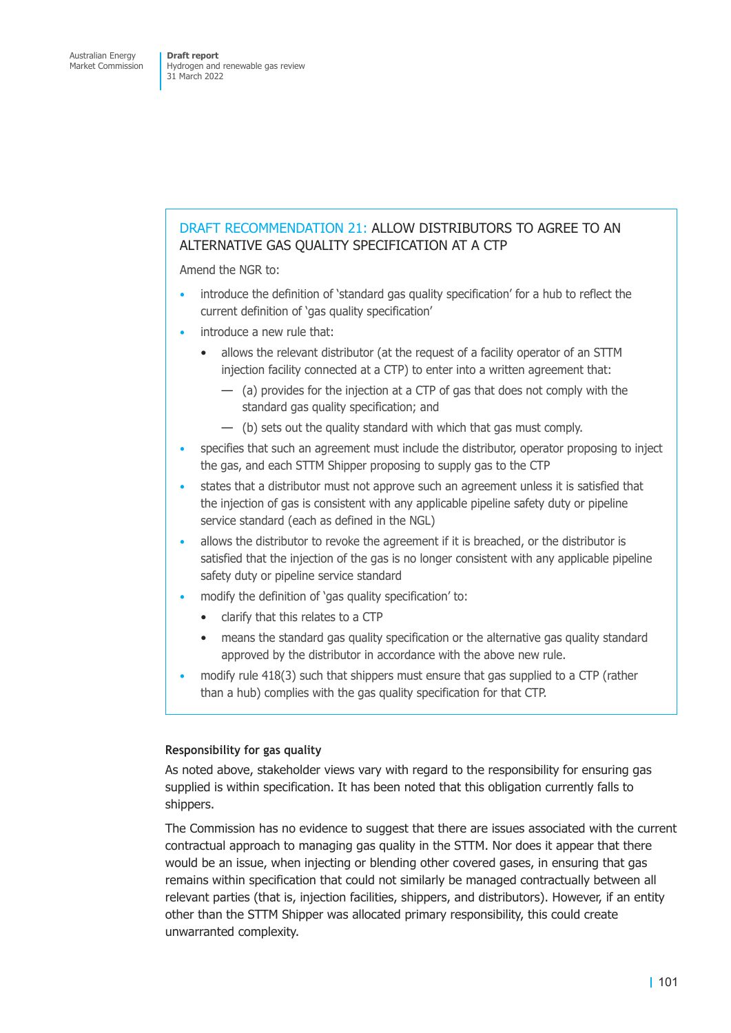## DRAFT RECOMMENDATION 21: ALLOW DISTRIBUTORS TO AGREE TO AN ALTERNATIVE GAS QUALITY SPECIFICATION AT A CTP

Amend the NGR to:

- introduce the definition of 'standard gas quality specification' for a hub to reflect the current definition of 'gas quality specification'
- introduce a new rule that:
  - allows the relevant distributor (at the request of a facility operator of an STTM injection facility connected at a CTP) to enter into a written agreement that:
    - (a) provides for the injection at a CTP of gas that does not comply with the standard gas quality specification; and
    - (b) sets out the quality standard with which that gas must comply.
- specifies that such an agreement must include the distributor, operator proposing to inject the gas, and each STTM Shipper proposing to supply gas to the CTP
- states that a distributor must not approve such an agreement unless it is satisfied that the injection of gas is consistent with any applicable pipeline safety duty or pipeline service standard (each as defined in the NGL)
- allows the distributor to revoke the agreement if it is breached, or the distributor is satisfied that the injection of the gas is no longer consistent with any applicable pipeline safety duty or pipeline service standard
- modify the definition of 'gas quality specification' to:
  - clarify that this relates to a CTP
  - means the standard gas quality specification or the alternative gas quality standard approved by the distributor in accordance with the above new rule.
- modify rule 418(3) such that shippers must ensure that gas supplied to a CTP (rather than a hub) complies with the gas quality specification for that CTP.

#### Responsibility for gas quality

As noted above, stakeholder views vary with regard to the responsibility for ensuring gas supplied is within specification. It has been noted that this obligation currently falls to shippers.

The Commission has no evidence to suggest that there are issues associated with the current contractual approach to managing gas quality in the STTM. Nor does it appear that there would be an issue, when injecting or blending other covered gases, in ensuring that gas remains within specification that could not similarly be managed contractually between all relevant parties (that is, injection facilities, shippers, and distributors). However, if an entity other than the STTM Shipper was allocated primary responsibility, this could create unwarranted complexity.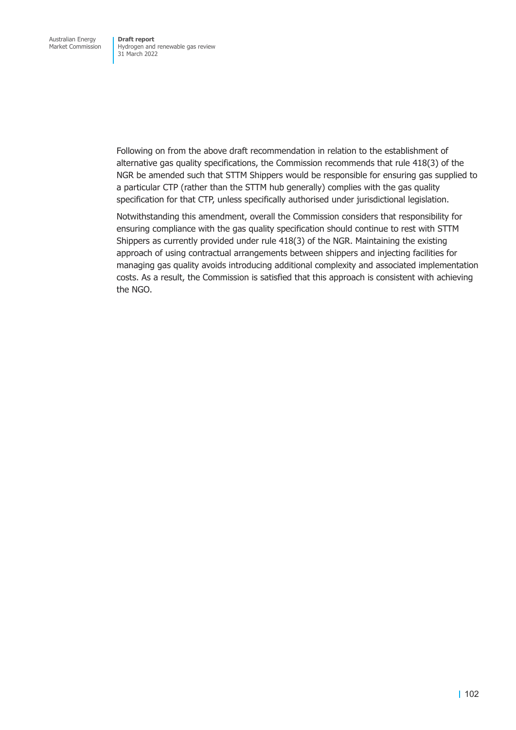Following on from the above draft recommendation in relation to the establishment of alternative gas quality specifications, the Commission recommends that rule 418(3) of the NGR be amended such that STTM Shippers would be responsible for ensuring gas supplied to a particular CTP (rather than the STTM hub generally) complies with the gas quality specification for that CTP, unless specifically authorised under jurisdictional legislation.

Notwithstanding this amendment, overall the Commission considers that responsibility for ensuring compliance with the gas quality specification should continue to rest with STTM Shippers as currently provided under rule 418(3) of the NGR. Maintaining the existing approach of using contractual arrangements between shippers and injecting facilities for managing gas quality avoids introducing additional complexity and associated implementation costs. As a result, the Commission is satisfied that this approach is consistent with achieving the NGO.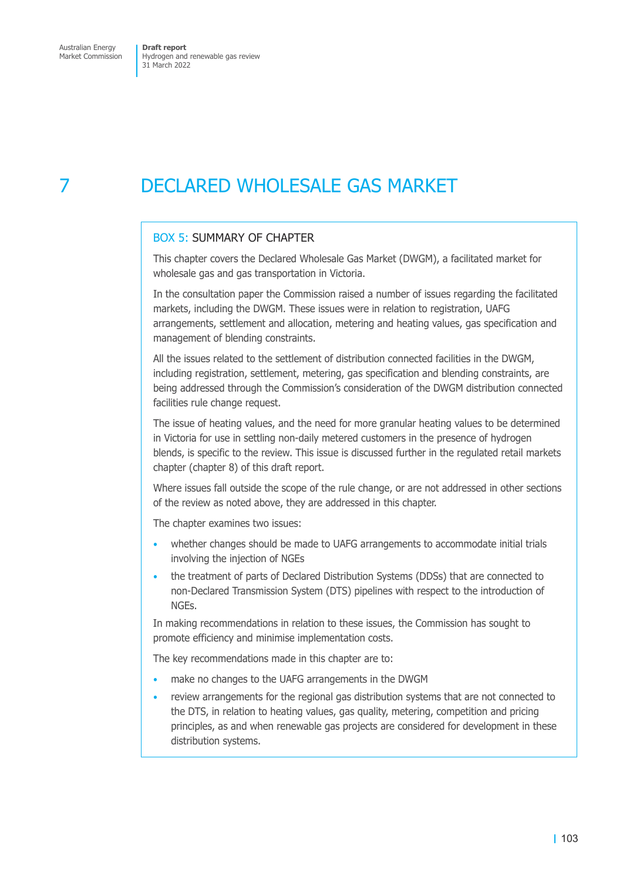# 7 DECLARED WHOLESALE GAS MARKET

## BOX 5: SUMMARY OF CHAPTER

This chapter covers the Declared Wholesale Gas Market (DWGM), a facilitated market for wholesale gas and gas transportation in Victoria.

In the consultation paper the Commission raised a number of issues regarding the facilitated markets, including the DWGM. These issues were in relation to registration, UAFG arrangements, settlement and allocation, metering and heating values, gas specification and management of blending constraints.

All the issues related to the settlement of distribution connected facilities in the DWGM, including registration, settlement, metering, gas specification and blending constraints, are being addressed through the Commission's consideration of the DWGM distribution connected facilities rule change request.

The issue of heating values, and the need for more granular heating values to be determined in Victoria for use in settling non-daily metered customers in the presence of hydrogen blends, is specific to the review. This issue is discussed further in the regulated retail markets chapter (chapter 8) of this draft report.

Where issues fall outside the scope of the rule change, or are not addressed in other sections of the review as noted above, they are addressed in this chapter.

The chapter examines two issues:

- whether changes should be made to UAFG arrangements to accommodate initial trials involving the injection of NGEs
- the treatment of parts of Declared Distribution Systems (DDSs) that are connected to non-Declared Transmission System (DTS) pipelines with respect to the introduction of NGEs.

In making recommendations in relation to these issues, the Commission has sought to promote efficiency and minimise implementation costs.

The key recommendations made in this chapter are to:

- make no changes to the UAFG arrangements in the DWGM
- review arrangements for the regional gas distribution systems that are not connected to the DTS, in relation to heating values, gas quality, metering, competition and pricing principles, as and when renewable gas projects are considered for development in these distribution systems.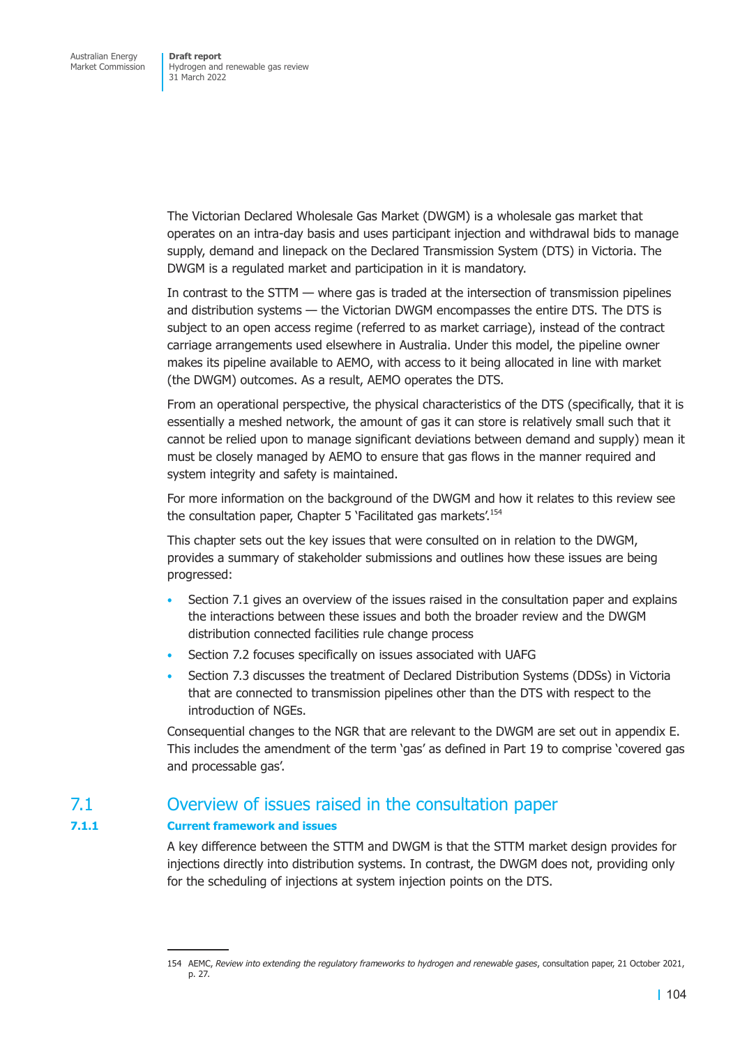The Victorian Declared Wholesale Gas Market (DWGM) is a wholesale gas market that operates on an intra-day basis and uses participant injection and withdrawal bids to manage supply, demand and linepack on the Declared Transmission System (DTS) in Victoria. The DWGM is a regulated market and participation in it is mandatory.

In contrast to the STTM — where gas is traded at the intersection of transmission pipelines and distribution systems — the Victorian DWGM encompasses the entire DTS. The DTS is subject to an open access regime (referred to as market carriage), instead of the contract carriage arrangements used elsewhere in Australia. Under this model, the pipeline owner makes its pipeline available to AEMO, with access to it being allocated in line with market (the DWGM) outcomes. As a result, AEMO operates the DTS.

From an operational perspective, the physical characteristics of the DTS (specifically, that it is essentially a meshed network, the amount of gas it can store is relatively small such that it cannot be relied upon to manage significant deviations between demand and supply) mean it must be closely managed by AEMO to ensure that gas flows in the manner required and system integrity and safety is maintained.

For more information on the background of the DWGM and how it relates to this review see the consultation paper, Chapter 5 'Facilitated gas markets'.[154]

This chapter sets out the key issues that were consulted on in relation to the DWGM, provides a summary of stakeholder submissions and outlines how these issues are being progressed:

- Section 7.1 gives an overview of the issues raised in the consultation paper and explains the interactions between these issues and both the broader review and the DWGM distribution connected facilities rule change process
- Section 7.2 focuses specifically on issues associated with UAFG
- Section 7.3 discusses the treatment of Declared Distribution Systems (DDSs) in Victoria that are connected to transmission pipelines other than the DTS with respect to the introduction of NGEs.

Consequential changes to the NGR that are relevant to the DWGM are set out in appendix E. This includes the amendment of the term 'gas' as defined in Part 19 to comprise 'covered gas and processable gas'.

## 7.1 Overview of issues raised in the consultation paper

### 7.1.1 Current framework and issues

A key difference between the STTM and DWGM is that the STTM market design provides for injections directly into distribution systems. In contrast, the DWGM does not, providing only for the scheduling of injections at system injection points on the DTS.

154 AEMC, *Review into extending the regulatory frameworks to hydrogen and renewable gases*, consultation paper, 21 October 2021, p. 27.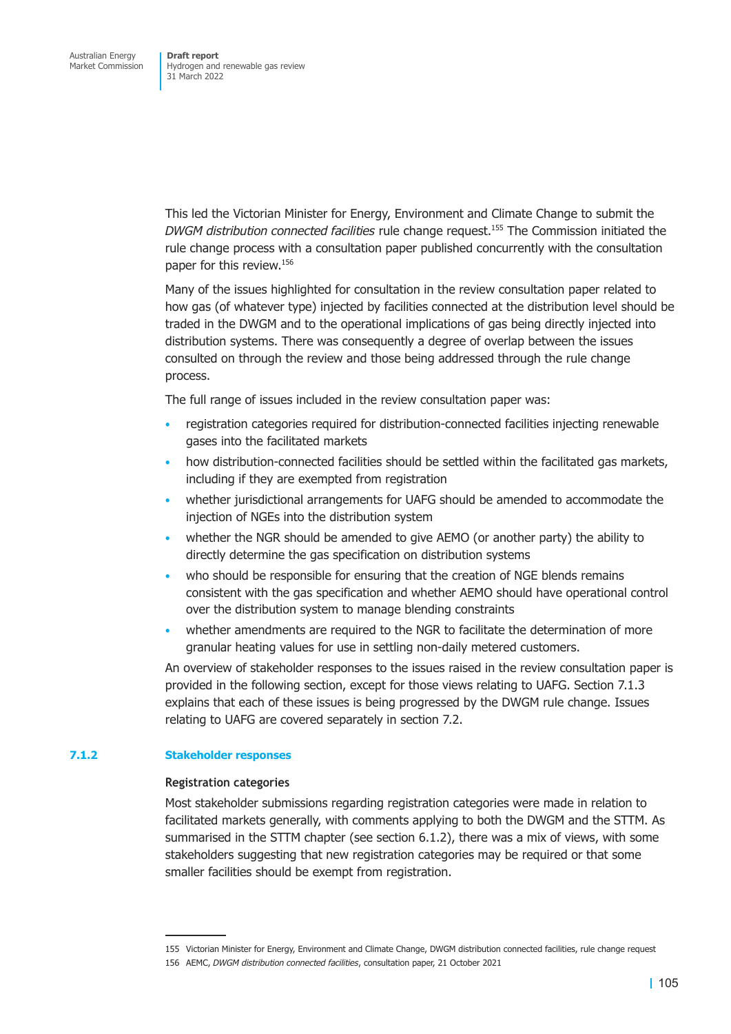This led the Victorian Minister for Energy, Environment and Climate Change to submit the *DWGM distribution connected facilities* rule change request.[155] The Commission initiated the rule change process with a consultation paper published concurrently with the consultation paper for this review.[156]

Many of the issues highlighted for consultation in the review consultation paper related to how gas (of whatever type) injected by facilities connected at the distribution level should be traded in the DWGM and to the operational implications of gas being directly injected into distribution systems. There was consequently a degree of overlap between the issues consulted on through the review and those being addressed through the rule change process.

The full range of issues included in the review consultation paper was:

- registration categories required for distribution-connected facilities injecting renewable gases into the facilitated markets
- how distribution-connected facilities should be settled within the facilitated gas markets, including if they are exempted from registration
- whether jurisdictional arrangements for UAFG should be amended to accommodate the injection of NGEs into the distribution system
- whether the NGR should be amended to give AEMO (or another party) the ability to directly determine the gas specification on distribution systems
- who should be responsible for ensuring that the creation of NGE blends remains consistent with the gas specification and whether AEMO should have operational control over the distribution system to manage blending constraints
- whether amendments are required to the NGR to facilitate the determination of more granular heating values for use in settling non-daily metered customers.

An overview of stakeholder responses to the issues raised in the review consultation paper is provided in the following section, except for those views relating to UAFG. Section 7.1.3 explains that each of these issues is being progressed by the DWGM rule change. Issues relating to UAFG are covered separately in section 7.2.

### 7.1.2 Stakeholder responses

#### Registration categories

Most stakeholder submissions regarding registration categories were made in relation to facilitated markets generally, with comments applying to both the DWGM and the STTM. As summarised in the STTM chapter (see section 6.1.2), there was a mix of views, with some stakeholders suggesting that new registration categories may be required or that some smaller facilities should be exempt from registration.

---

155 Victorian Minister for Energy, Environment and Climate Change, DWGM distribution connected facilities, rule change request

156 AEMC, *DWGM distribution connected facilities*, consultation paper, 21 October 2021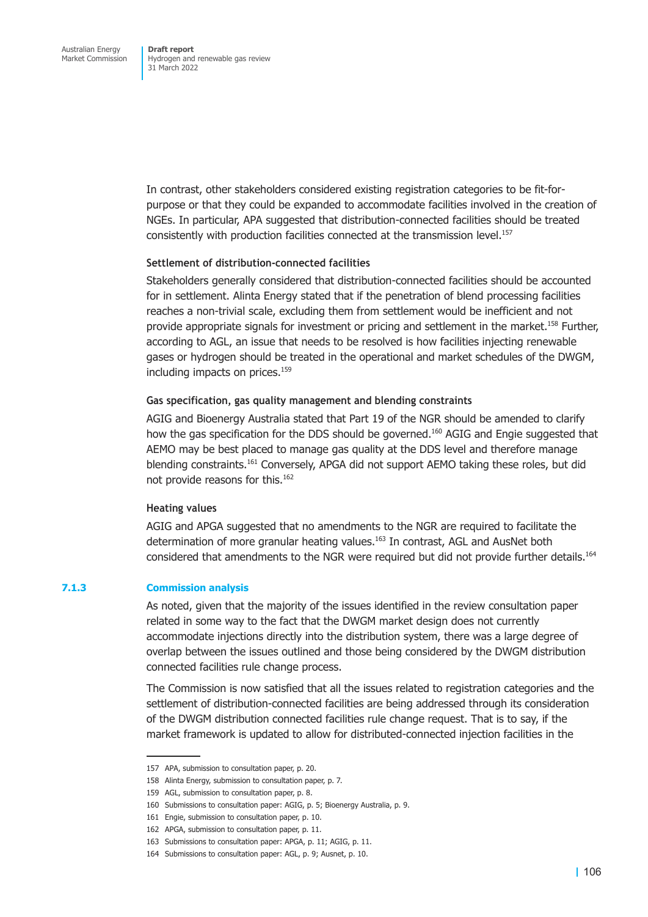In contrast, other stakeholders considered existing registration categories to be fit-for-purpose or that they could be expanded to accommodate facilities involved in the creation of NGEs. In particular, APA suggested that distribution-connected facilities should be treated consistently with production facilities connected at the transmission level.[157]

#### Settlement of distribution-connected facilities

Stakeholders generally considered that distribution-connected facilities should be accounted for in settlement. Alinta Energy stated that if the penetration of blend processing facilities reaches a non-trivial scale, excluding them from settlement would be inefficient and not provide appropriate signals for investment or pricing and settlement in the market.[158] Further, according to AGL, an issue that needs to be resolved is how facilities injecting renewable gases or hydrogen should be treated in the operational and market schedules of the DWGM, including impacts on prices.[159]

#### Gas specification, gas quality management and blending constraints

AGIG and Bioenergy Australia stated that Part 19 of the NGR should be amended to clarify how the gas specification for the DDS should be governed.[160] AGIG and Engie suggested that AEMO may be best placed to manage gas quality at the DDS level and therefore manage blending constraints.[161] Conversely, APGA did not support AEMO taking these roles, but did not provide reasons for this.[162]

#### Heating values

AGIG and APGA suggested that no amendments to the NGR are required to facilitate the determination of more granular heating values.[163] In contrast, AGL and AusNet both considered that amendments to the NGR were required but did not provide further details.[164]

### 7.1.3 Commission analysis

As noted, given that the majority of the issues identified in the review consultation paper related in some way to the fact that the DWGM market design does not currently accommodate injections directly into the distribution system, there was a large degree of overlap between the issues outlined and those being considered by the DWGM distribution connected facilities rule change process.

The Commission is now satisfied that all the issues related to registration categories and the settlement of distribution-connected facilities are being addressed through its consideration of the DWGM distribution connected facilities rule change request. That is to say, if the market framework is updated to allow for distributed-connected injection facilities in the

---

157 APA, submission to consultation paper, p. 20.

158 Alinta Energy, submission to consultation paper, p. 7.

159 AGL, submission to consultation paper, p. 8.

160 Submissions to consultation paper: AGIG, p. 5; Bioenergy Australia, p. 9.

161 Engie, submission to consultation paper, p. 10.

162 APGA, submission to consultation paper, p. 11.

163 Submissions to consultation paper: APGA, p. 11; AGIG, p. 11.

164 Submissions to consultation paper: AGL, p. 9; Ausnet, p. 10.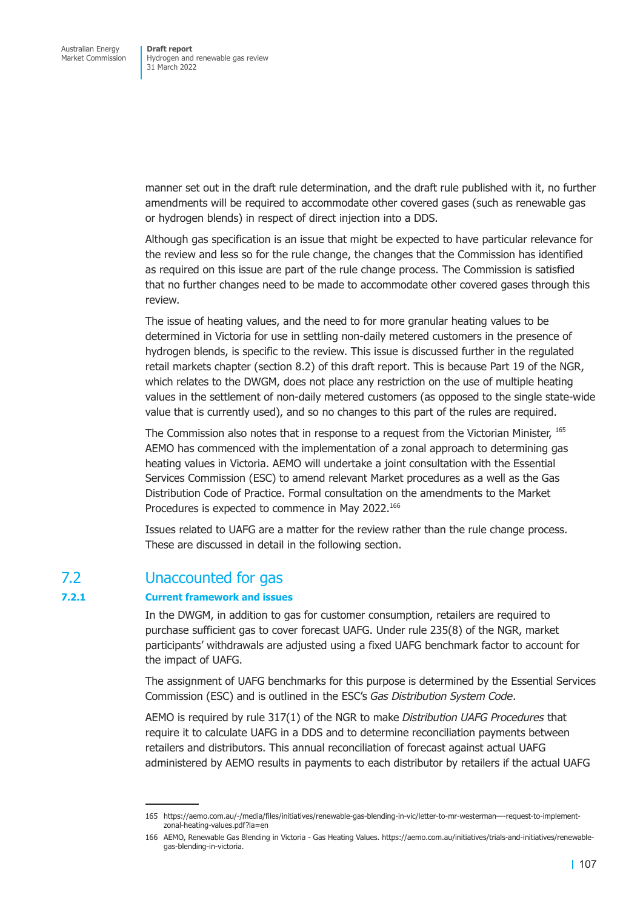manner set out in the draft rule determination, and the draft rule published with it, no further amendments will be required to accommodate other covered gases (such as renewable gas or hydrogen blends) in respect of direct injection into a DDS.

Although gas specification is an issue that might be expected to have particular relevance for the review and less so for the rule change, the changes that the Commission has identified as required on this issue are part of the rule change process. The Commission is satisfied that no further changes need to be made to accommodate other covered gases through this review.

The issue of heating values, and the need to for more granular heating values to be determined in Victoria for use in settling non-daily metered customers in the presence of hydrogen blends, is specific to the review. This issue is discussed further in the regulated retail markets chapter (section 8.2) of this draft report. This is because Part 19 of the NGR, which relates to the DWGM, does not place any restriction on the use of multiple heating values in the settlement of non-daily metered customers (as opposed to the single state-wide value that is currently used), and so no changes to this part of the rules are required.

The Commission also notes that in response to a request from the Victorian Minister, [165] AEMO has commenced with the implementation of a zonal approach to determining gas heating values in Victoria. AEMO will undertake a joint consultation with the Essential Services Commission (ESC) to amend relevant Market procedures as a well as the Gas Distribution Code of Practice. Formal consultation on the amendments to the Market Procedures is expected to commence in May 2022.[166]

Issues related to UAFG are a matter for the review rather than the rule change process. These are discussed in detail in the following section.

## 7.2 Unaccounted for gas

### 7.2.1 Current framework and issues

In the DWGM, in addition to gas for customer consumption, retailers are required to purchase sufficient gas to cover forecast UAFG. Under rule 235(8) of the NGR, market participants' withdrawals are adjusted using a fixed UAFG benchmark factor to account for the impact of UAFG.

The assignment of UAFG benchmarks for this purpose is determined by the Essential Services Commission (ESC) and is outlined in the ESC's *Gas Distribution System Code*.

AEMO is required by rule 317(1) of the NGR to make *Distribution UAFG Procedures* that require it to calculate UAFG in a DDS and to determine reconciliation payments between retailers and distributors. This annual reconciliation of forecast against actual UAFG administered by AEMO results in payments to each distributor by retailers if the actual UAFG

---

165 https://aemo.com.au/-/media/files/initiatives/renewable-gas-blending-in-vic/letter-to-mr-westerman—-request-to-implement-zonal-heating-values.pdf?la=en

166 AEMO, Renewable Gas Blending in Victoria - Gas Heating Values. https://aemo.com.au/initiatives/trials-and-initiatives/renewable-gas-blending-in-victoria.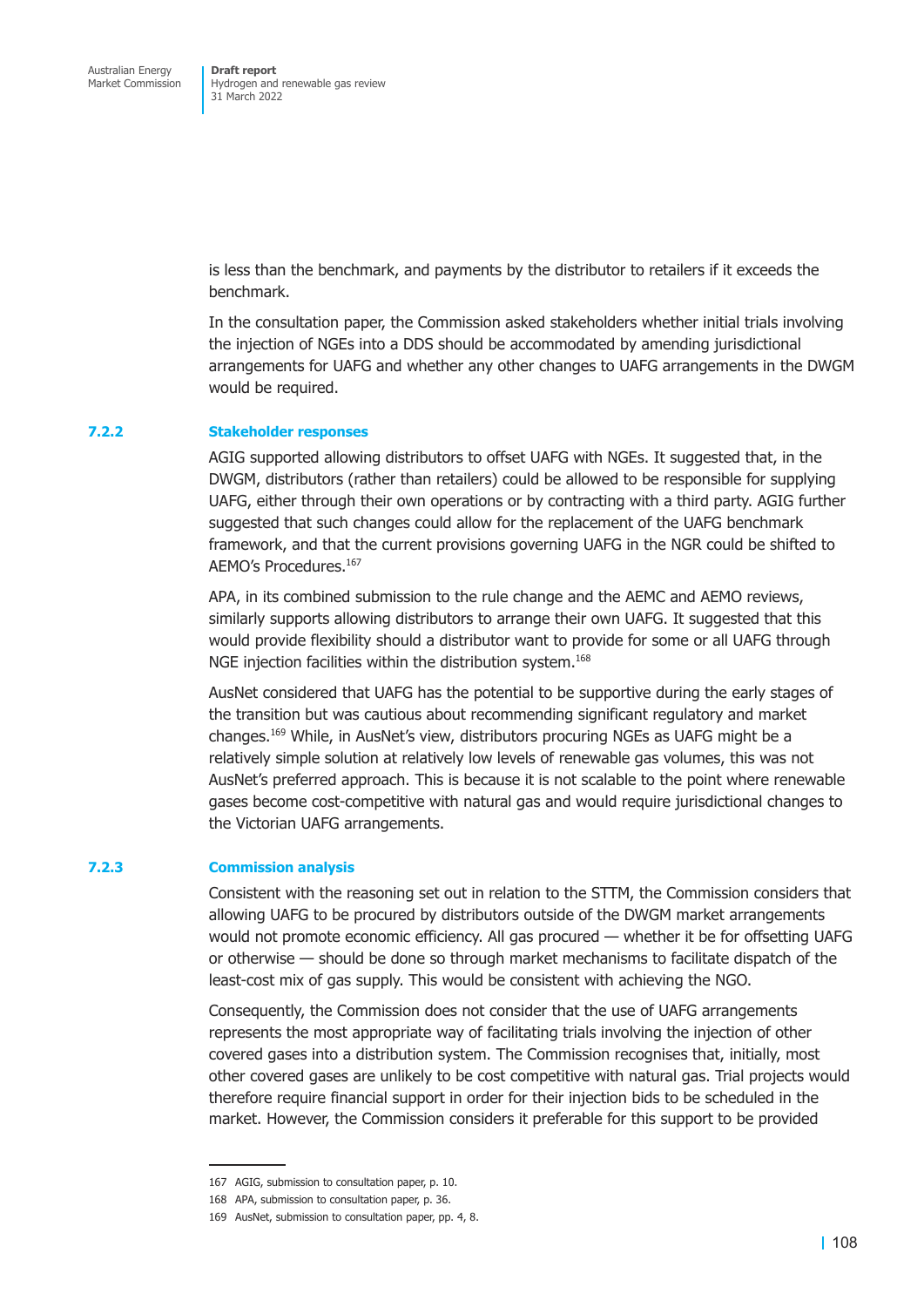is less than the benchmark, and payments by the distributor to retailers if it exceeds the benchmark.

In the consultation paper, the Commission asked stakeholders whether initial trials involving the injection of NGEs into a DDS should be accommodated by amending jurisdictional arrangements for UAFG and whether any other changes to UAFG arrangements in the DWGM would be required.

### 7.2.2 Stakeholder responses

AGIG supported allowing distributors to offset UAFG with NGEs. It suggested that, in the DWGM, distributors (rather than retailers) could be allowed to be responsible for supplying UAFG, either through their own operations or by contracting with a third party. AGIG further suggested that such changes could allow for the replacement of the UAFG benchmark framework, and that the current provisions governing UAFG in the NGR could be shifted to AEMO's Procedures.[167]

APA, in its combined submission to the rule change and the AEMC and AEMO reviews, similarly supports allowing distributors to arrange their own UAFG. It suggested that this would provide flexibility should a distributor want to provide for some or all UAFG through NGE injection facilities within the distribution system.[168]

AusNet considered that UAFG has the potential to be supportive during the early stages of the transition but was cautious about recommending significant regulatory and market changes.[169] While, in AusNet's view, distributors procuring NGEs as UAFG might be a relatively simple solution at relatively low levels of renewable gas volumes, this was not AusNet's preferred approach. This is because it is not scalable to the point where renewable gases become cost-competitive with natural gas and would require jurisdictional changes to the Victorian UAFG arrangements.

### 7.2.3 Commission analysis

Consistent with the reasoning set out in relation to the STTM, the Commission considers that allowing UAFG to be procured by distributors outside of the DWGM market arrangements would not promote economic efficiency. All gas procured — whether it be for offsetting UAFG or otherwise — should be done so through market mechanisms to facilitate dispatch of the least-cost mix of gas supply. This would be consistent with achieving the NGO.

Consequently, the Commission does not consider that the use of UAFG arrangements represents the most appropriate way of facilitating trials involving the injection of other covered gases into a distribution system. The Commission recognises that, initially, most other covered gases are unlikely to be cost competitive with natural gas. Trial projects would therefore require financial support in order for their injection bids to be scheduled in the market. However, the Commission considers it preferable for this support to be provided

167 AGIG, submission to consultation paper, p. 10.

168 APA, submission to consultation paper, p. 36.

169 AusNet, submission to consultation paper, pp. 4, 8.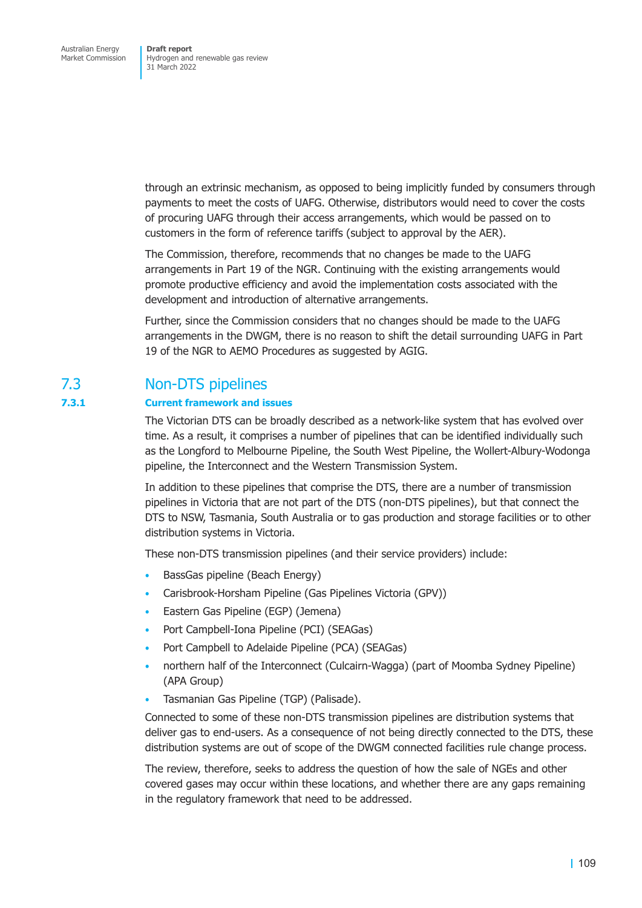through an extrinsic mechanism, as opposed to being implicitly funded by consumers through payments to meet the costs of UAFG. Otherwise, distributors would need to cover the costs of procuring UAFG through their access arrangements, which would be passed on to customers in the form of reference tariffs (subject to approval by the AER).

The Commission, therefore, recommends that no changes be made to the UAFG arrangements in Part 19 of the NGR. Continuing with the existing arrangements would promote productive efficiency and avoid the implementation costs associated with the development and introduction of alternative arrangements.

Further, since the Commission considers that no changes should be made to the UAFG arrangements in the DWGM, there is no reason to shift the detail surrounding UAFG in Part 19 of the NGR to AEMO Procedures as suggested by AGIG.

## 7.3 Non-DTS pipelines

### 7.3.1 Current framework and issues

The Victorian DTS can be broadly described as a network-like system that has evolved over time. As a result, it comprises a number of pipelines that can be identified individually such as the Longford to Melbourne Pipeline, the South West Pipeline, the Wollert-Albury-Wodonga pipeline, the Interconnect and the Western Transmission System.

In addition to these pipelines that comprise the DTS, there are a number of transmission pipelines in Victoria that are not part of the DTS (non-DTS pipelines), but that connect the DTS to NSW, Tasmania, South Australia or to gas production and storage facilities or to other distribution systems in Victoria.

These non-DTS transmission pipelines (and their service providers) include:

- BassGas pipeline (Beach Energy)
- Carisbrook-Horsham Pipeline (Gas Pipelines Victoria (GPV))
- Eastern Gas Pipeline (EGP) (Jemena)
- Port Campbell-Iona Pipeline (PCI) (SEAGas)
- Port Campbell to Adelaide Pipeline (PCA) (SEAGas)
- northern half of the Interconnect (Culcairn-Wagga) (part of Moomba Sydney Pipeline) (APA Group)
- Tasmanian Gas Pipeline (TGP) (Palisade).

Connected to some of these non-DTS transmission pipelines are distribution systems that deliver gas to end-users. As a consequence of not being directly connected to the DTS, these distribution systems are out of scope of the DWGM connected facilities rule change process.

The review, therefore, seeks to address the question of how the sale of NGEs and other covered gases may occur within these locations, and whether there are any gaps remaining in the regulatory framework that need to be addressed.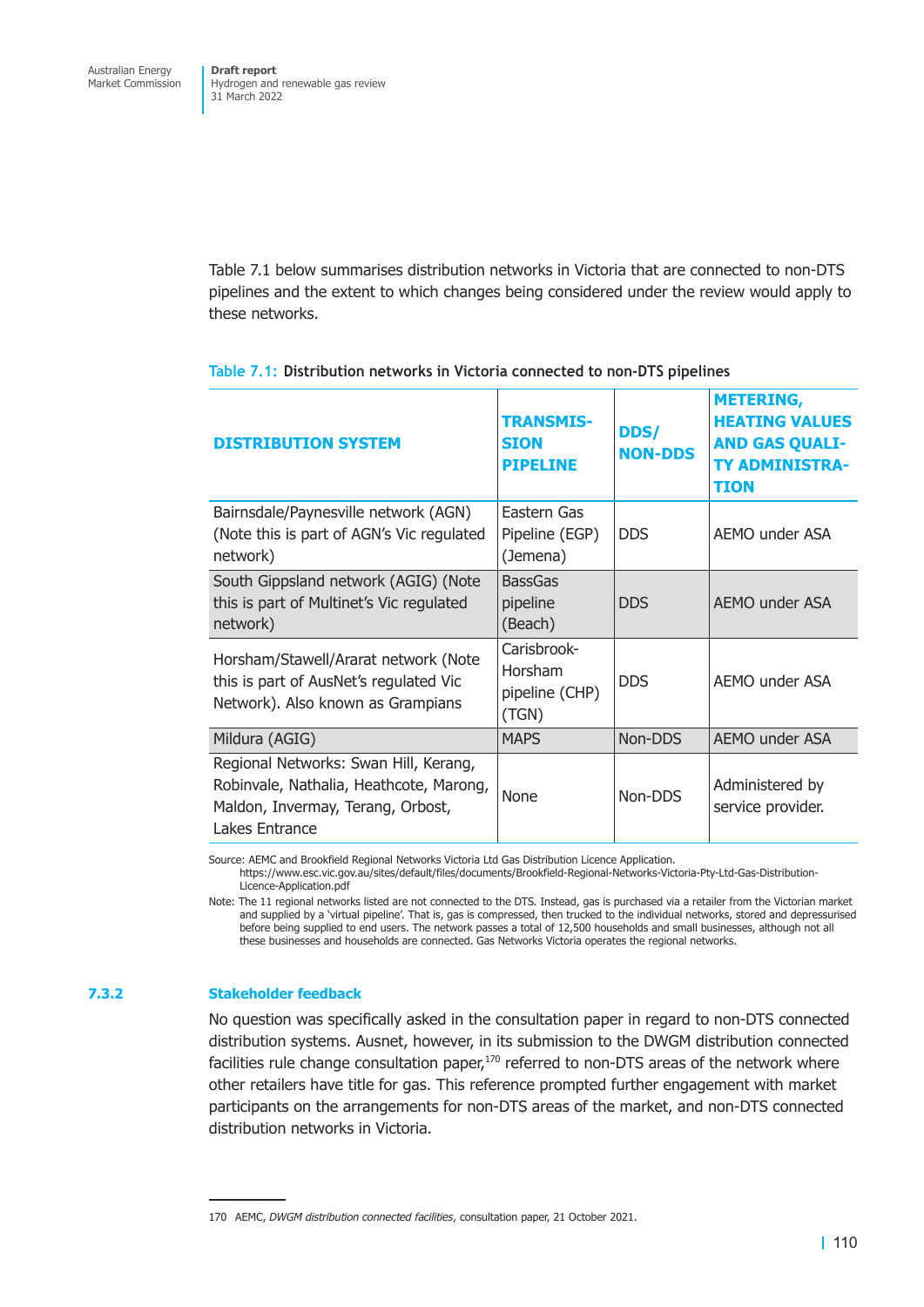Table 7.1 below summarises distribution networks in Victoria that are connected to non-DTS pipelines and the extent to which changes being considered under the review would apply to these networks.

Table 7.1: **Distribution networks in Victoria connected to non-DTS pipelines**

| DISTRIBUTION SYSTEM | TRANSMISSION PIPELINE | DDS/ NON-DDS | METERING, HEATING VALUES AND GAS QUALITY ADMINISTRATION |
|---|---|---|---|
| Bairnsdale/Paynesville network (AGN) (Note this is part of AGN's Vic regulated network) | Eastern Gas Pipeline (EGP) (Jemena) | DDS | AEMO under ASA |
| South Gippsland network (AGIG) (Note this is part of Multinet's Vic regulated network) | BassGas pipeline (Beach) | DDS | AEMO under ASA |
| Horsham/Stawell/Ararat network (Note this is part of AusNet's regulated Vic Network). Also known as Grampians | Carisbrook-Horsham pipeline (CHP) (TGN) | DDS | AEMO under ASA |
| Mildura (AGIG) | MAPS | Non-DDS | AEMO under ASA |
| Regional Networks: Swan Hill, Kerang, Robinvale, Nathalia, Heathcote, Marong, Maldon, Invermay, Terang, Orbost, Lakes Entrance | None | Non-DDS | Administered by service provider. |

Source: AEMC and Brookfield Regional Networks Victoria Ltd Gas Distribution Licence Application. https://www.esc.vic.gov.au/sites/default/files/documents/Brookfield-Regional-Networks-Victoria-Pty-Ltd-Gas-Distribution-Licence-Application.pdf

Note: The 11 regional networks listed are not connected to the DTS. Instead, gas is purchased via a retailer from the Victorian market and supplied by a 'virtual pipeline'. That is, gas is compressed, then trucked to the individual networks, stored and depressurised before being supplied to end users. The network passes a total of 12,500 households and small businesses, although not all these businesses and households are connected. Gas Networks Victoria operates the regional networks.

### 7.3.2 Stakeholder feedback

No question was specifically asked in the consultation paper in regard to non-DTS connected distribution systems. Ausnet, however, in its submission to the DWGM distribution connected facilities rule change consultation paper,[170] referred to non-DTS areas of the network where other retailers have title for gas. This reference prompted further engagement with market participants on the arrangements for non-DTS areas of the market, and non-DTS connected distribution networks in Victoria.

170 AEMC, *DWGM distribution connected facilities*, consultation paper, 21 October 2021.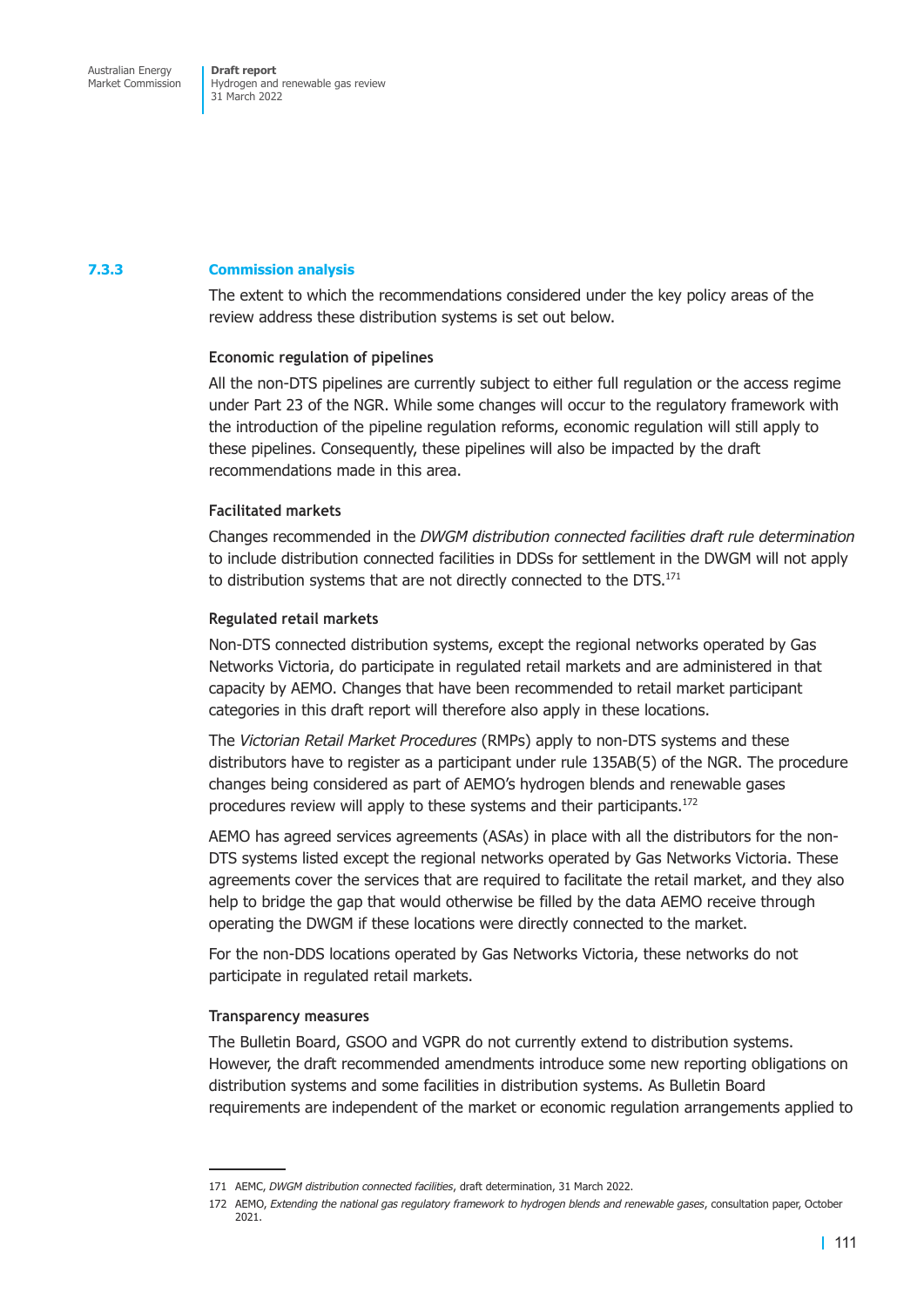### 7.3.3 Commission analysis

The extent to which the recommendations considered under the key policy areas of the review address these distribution systems is set out below.

#### Economic regulation of pipelines

All the non-DTS pipelines are currently subject to either full regulation or the access regime under Part 23 of the NGR. While some changes will occur to the regulatory framework with the introduction of the pipeline regulation reforms, economic regulation will still apply to these pipelines. Consequently, these pipelines will also be impacted by the draft recommendations made in this area.

#### Facilitated markets

Changes recommended in the *DWGM distribution connected facilities draft rule determination* to include distribution connected facilities in DDSs for settlement in the DWGM will not apply to distribution systems that are not directly connected to the DTS.[171]

#### Regulated retail markets

Non-DTS connected distribution systems, except the regional networks operated by Gas Networks Victoria, do participate in regulated retail markets and are administered in that capacity by AEMO. Changes that have been recommended to retail market participant categories in this draft report will therefore also apply in these locations.

The *Victorian Retail Market Procedures* (RMPs) apply to non-DTS systems and these distributors have to register as a participant under rule 135AB(5) of the NGR. The procedure changes being considered as part of AEMO's hydrogen blends and renewable gases procedures review will apply to these systems and their participants.[172]

AEMO has agreed services agreements (ASAs) in place with all the distributors for the non-DTS systems listed except the regional networks operated by Gas Networks Victoria. These agreements cover the services that are required to facilitate the retail market, and they also help to bridge the gap that would otherwise be filled by the data AEMO receive through operating the DWGM if these locations were directly connected to the market.

For the non-DDS locations operated by Gas Networks Victoria, these networks do not participate in regulated retail markets.

#### Transparency measures

The Bulletin Board, GSOO and VGPR do not currently extend to distribution systems. However, the draft recommended amendments introduce some new reporting obligations on distribution systems and some facilities in distribution systems. As Bulletin Board requirements are independent of the market or economic regulation arrangements applied to

---

171 AEMC, *DWGM distribution connected facilities*, draft determination, 31 March 2022.

172 AEMO, *Extending the national gas regulatory framework to hydrogen blends and renewable gases*, consultation paper, October 2021.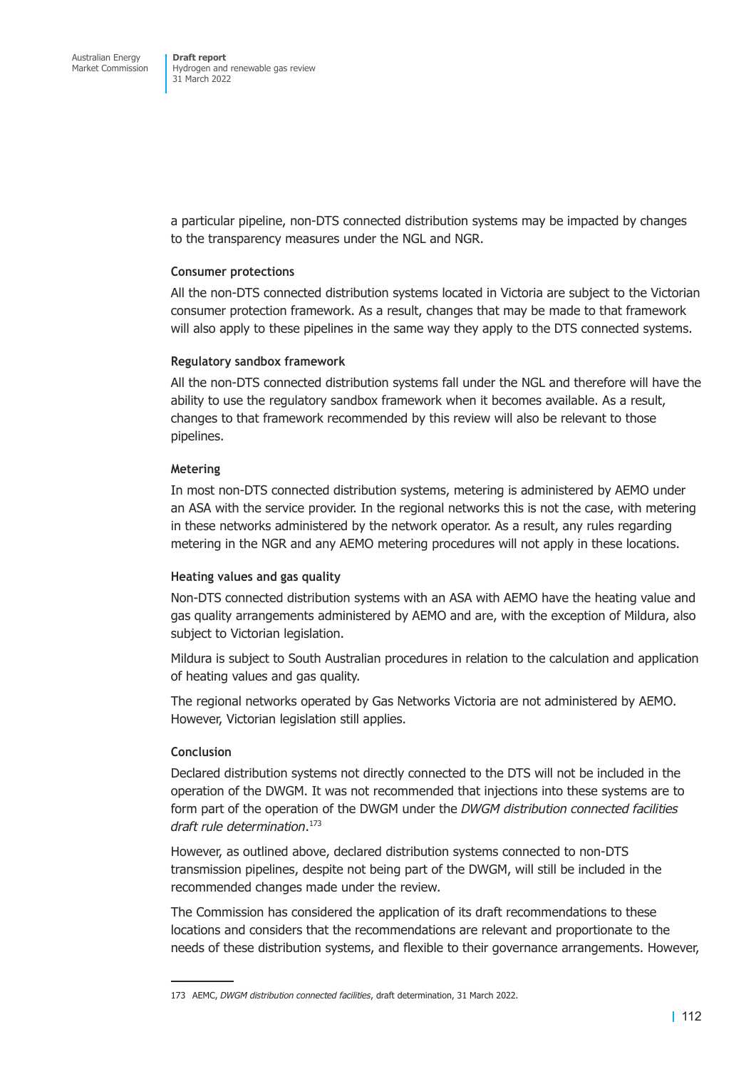a particular pipeline, non-DTS connected distribution systems may be impacted by changes to the transparency measures under the NGL and NGR.

#### Consumer protections

All the non-DTS connected distribution systems located in Victoria are subject to the Victorian consumer protection framework. As a result, changes that may be made to that framework will also apply to these pipelines in the same way they apply to the DTS connected systems.

#### Regulatory sandbox framework

All the non-DTS connected distribution systems fall under the NGL and therefore will have the ability to use the regulatory sandbox framework when it becomes available. As a result, changes to that framework recommended by this review will also be relevant to those pipelines.

#### Metering

In most non-DTS connected distribution systems, metering is administered by AEMO under an ASA with the service provider. In the regional networks this is not the case, with metering in these networks administered by the network operator. As a result, any rules regarding metering in the NGR and any AEMO metering procedures will not apply in these locations.

#### Heating values and gas quality

Non-DTS connected distribution systems with an ASA with AEMO have the heating value and gas quality arrangements administered by AEMO and are, with the exception of Mildura, also subject to Victorian legislation.

Mildura is subject to South Australian procedures in relation to the calculation and application of heating values and gas quality.

The regional networks operated by Gas Networks Victoria are not administered by AEMO. However, Victorian legislation still applies.

#### Conclusion

Declared distribution systems not directly connected to the DTS will not be included in the operation of the DWGM. It was not recommended that injections into these systems are to form part of the operation of the DWGM under the *DWGM distribution connected facilities draft rule determination*.[173]

However, as outlined above, declared distribution systems connected to non-DTS transmission pipelines, despite not being part of the DWGM, will still be included in the recommended changes made under the review.

The Commission has considered the application of its draft recommendations to these locations and considers that the recommendations are relevant and proportionate to the needs of these distribution systems, and flexible to their governance arrangements. However,

---

173 AEMC, *DWGM distribution connected facilities*, draft determination, 31 March 2022.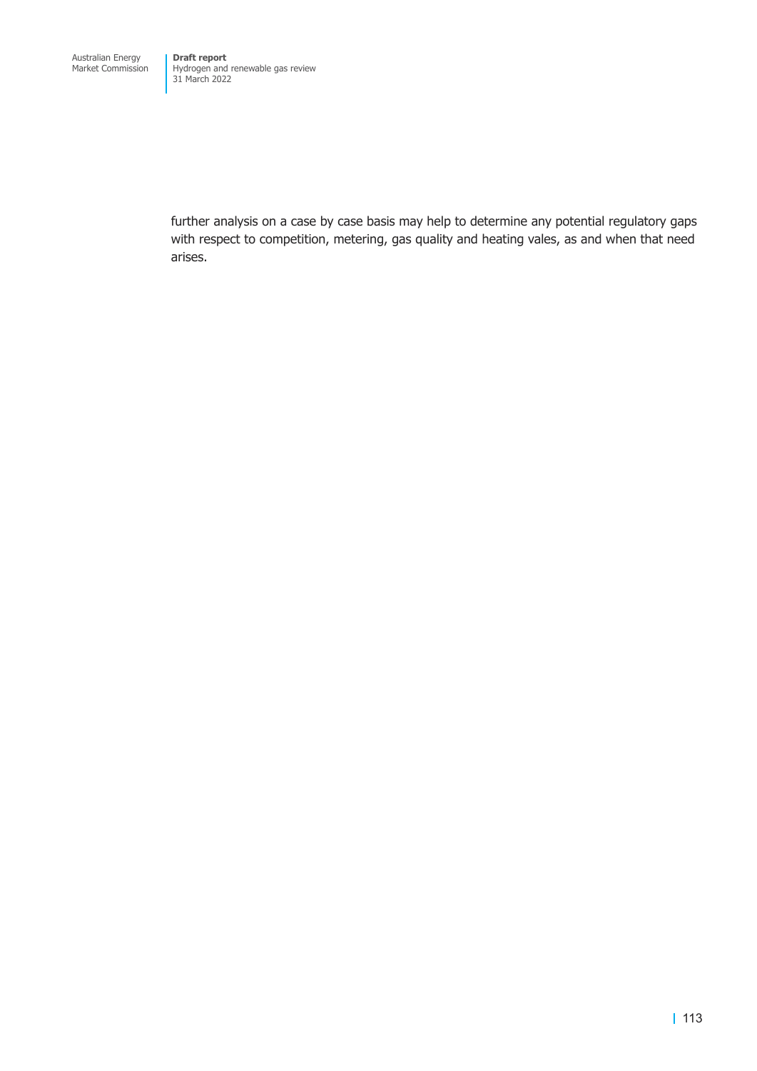further analysis on a case by case basis may help to determine any potential regulatory gaps with respect to competition, metering, gas quality and heating vales, as and when that need arises.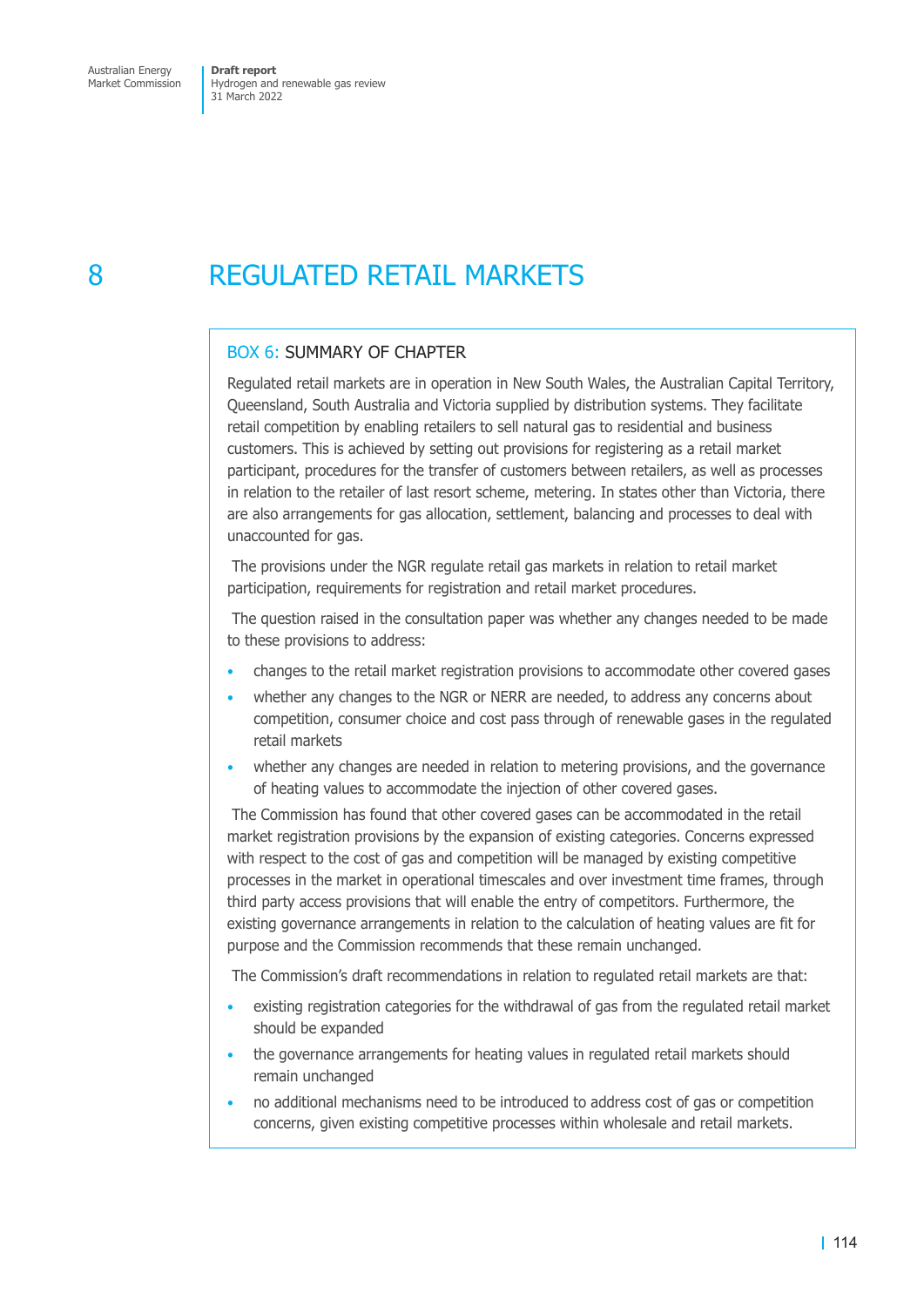# 8 REGULATED RETAIL MARKETS

## BOX 6: SUMMARY OF CHAPTER

Regulated retail markets are in operation in New South Wales, the Australian Capital Territory, Queensland, South Australia and Victoria supplied by distribution systems. They facilitate retail competition by enabling retailers to sell natural gas to residential and business customers. This is achieved by setting out provisions for registering as a retail market participant, procedures for the transfer of customers between retailers, as well as processes in relation to the retailer of last resort scheme, metering. In states other than Victoria, there are also arrangements for gas allocation, settlement, balancing and processes to deal with unaccounted for gas.

The provisions under the NGR regulate retail gas markets in relation to retail market participation, requirements for registration and retail market procedures.

The question raised in the consultation paper was whether any changes needed to be made to these provisions to address:

- changes to the retail market registration provisions to accommodate other covered gases
- whether any changes to the NGR or NERR are needed, to address any concerns about competition, consumer choice and cost pass through of renewable gases in the regulated retail markets
- whether any changes are needed in relation to metering provisions, and the governance of heating values to accommodate the injection of other covered gases.

The Commission has found that other covered gases can be accommodated in the retail market registration provisions by the expansion of existing categories. Concerns expressed with respect to the cost of gas and competition will be managed by existing competitive processes in the market in operational timescales and over investment time frames, through third party access provisions that will enable the entry of competitors. Furthermore, the existing governance arrangements in relation to the calculation of heating values are fit for purpose and the Commission recommends that these remain unchanged.

The Commission's draft recommendations in relation to regulated retail markets are that:

- existing registration categories for the withdrawal of gas from the regulated retail market should be expanded
- the governance arrangements for heating values in regulated retail markets should remain unchanged
- no additional mechanisms need to be introduced to address cost of gas or competition concerns, given existing competitive processes within wholesale and retail markets.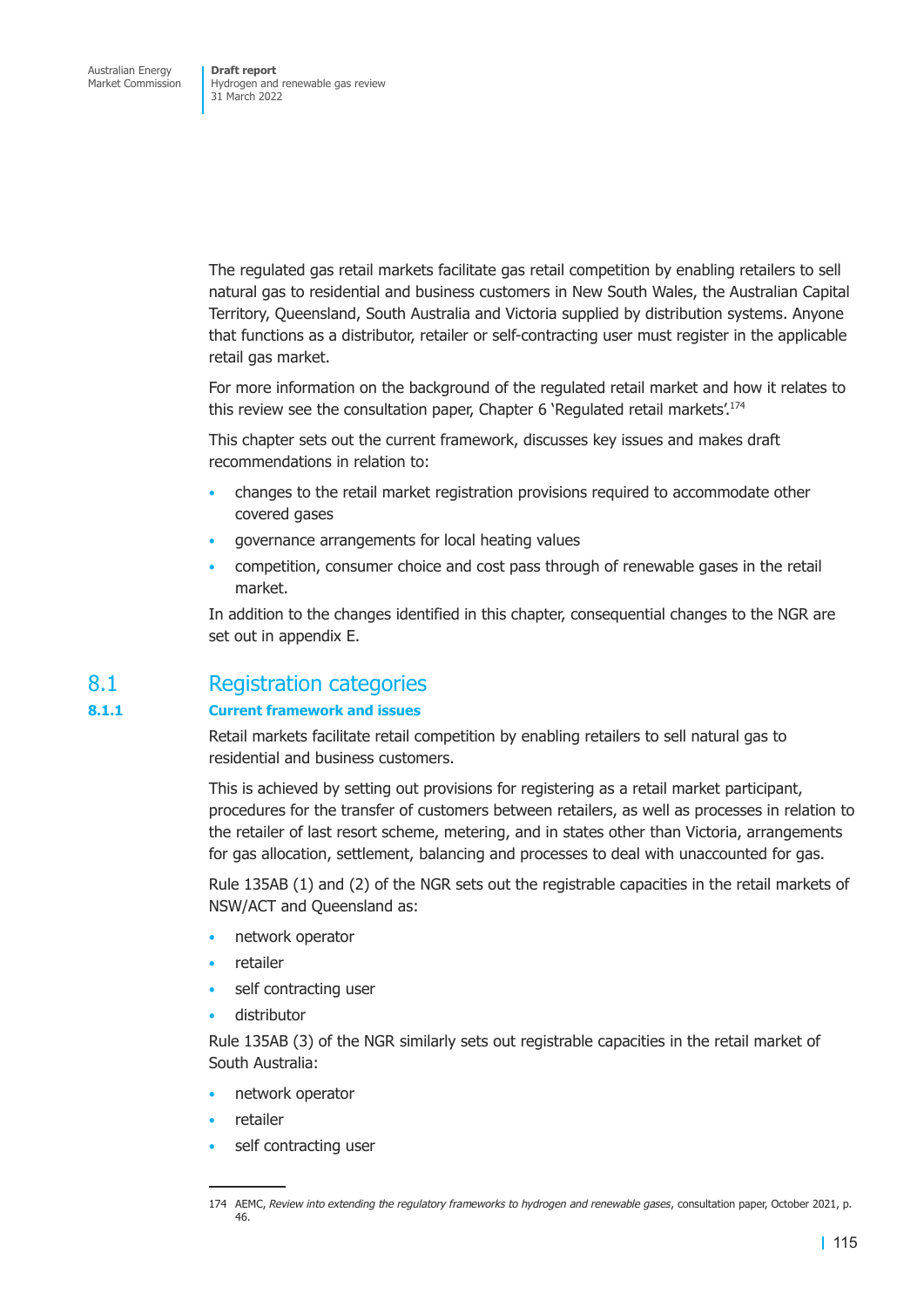The regulated gas retail markets facilitate gas retail competition by enabling retailers to sell natural gas to residential and business customers in New South Wales, the Australian Capital Territory, Queensland, South Australia and Victoria supplied by distribution systems. Anyone that functions as a distributor, retailer or self-contracting user must register in the applicable retail gas market.

For more information on the background of the regulated retail market and how it relates to this review see the consultation paper, Chapter 6 'Regulated retail markets'.[174]

This chapter sets out the current framework, discusses key issues and makes draft recommendations in relation to:

- changes to the retail market registration provisions required to accommodate other covered gases
- governance arrangements for local heating values
- competition, consumer choice and cost pass through of renewable gases in the retail market.

In addition to the changes identified in this chapter, consequential changes to the NGR are set out in appendix E.

## 8.1 Registration categories

### 8.1.1 Current framework and issues

Retail markets facilitate retail competition by enabling retailers to sell natural gas to residential and business customers.

This is achieved by setting out provisions for registering as a retail market participant, procedures for the transfer of customers between retailers, as well as processes in relation to the retailer of last resort scheme, metering, and in states other than Victoria, arrangements for gas allocation, settlement, balancing and processes to deal with unaccounted for gas.

Rule 135AB (1) and (2) of the NGR sets out the registrable capacities in the retail markets of NSW/ACT and Queensland as:

- network operator
- retailer
- self contracting user
- distributor

Rule 135AB (3) of the NGR similarly sets out registrable capacities in the retail market of South Australia:

- network operator
- retailer
- self contracting user

174 AEMC, *Review into extending the regulatory frameworks to hydrogen and renewable gases*, consultation paper, October 2021, p. 46.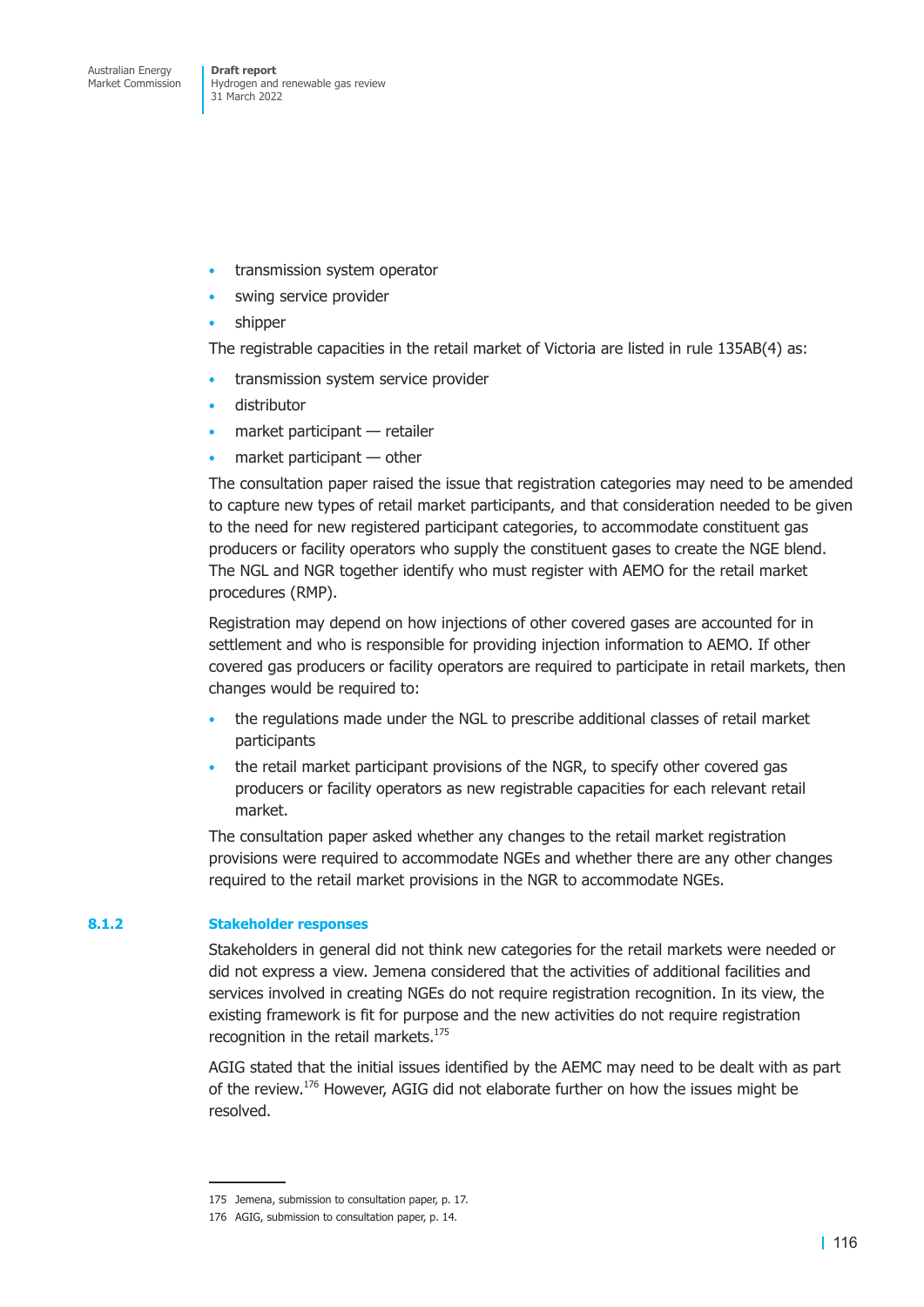- transmission system operator
- swing service provider
- shipper

The registrable capacities in the retail market of Victoria are listed in rule 135AB(4) as:

- transmission system service provider
- distributor
- market participant — retailer
- market participant — other

The consultation paper raised the issue that registration categories may need to be amended to capture new types of retail market participants, and that consideration needed to be given to the need for new registered participant categories, to accommodate constituent gas producers or facility operators who supply the constituent gases to create the NGE blend. The NGL and NGR together identify who must register with AEMO for the retail market procedures (RMP).

Registration may depend on how injections of other covered gases are accounted for in settlement and who is responsible for providing injection information to AEMO. If other covered gas producers or facility operators are required to participate in retail markets, then changes would be required to:

- the regulations made under the NGL to prescribe additional classes of retail market participants
- the retail market participant provisions of the NGR, to specify other covered gas producers or facility operators as new registrable capacities for each relevant retail market.

The consultation paper asked whether any changes to the retail market registration provisions were required to accommodate NGEs and whether there are any other changes required to the retail market provisions in the NGR to accommodate NGEs.

### 8.1.2 Stakeholder responses

Stakeholders in general did not think new categories for the retail markets were needed or did not express a view. Jemena considered that the activities of additional facilities and services involved in creating NGEs do not require registration recognition. In its view, the existing framework is fit for purpose and the new activities do not require registration recognition in the retail markets.[175]

AGIG stated that the initial issues identified by the AEMC may need to be dealt with as part of the review.[176] However, AGIG did not elaborate further on how the issues might be resolved.

175 Jemena, submission to consultation paper, p. 17.

176 AGIG, submission to consultation paper, p. 14.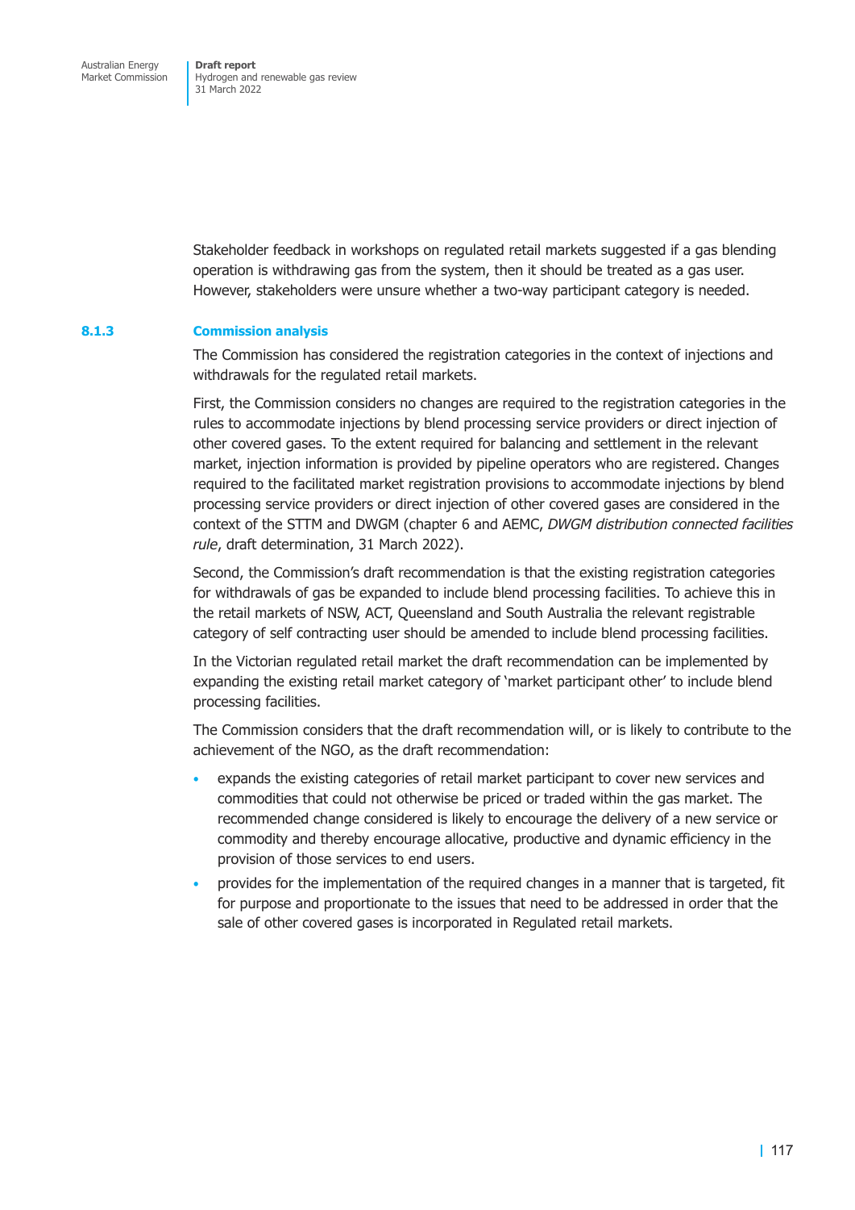Stakeholder feedback in workshops on regulated retail markets suggested if a gas blending operation is withdrawing gas from the system, then it should be treated as a gas user. However, stakeholders were unsure whether a two-way participant category is needed.

### 8.1.3 Commission analysis

The Commission has considered the registration categories in the context of injections and withdrawals for the regulated retail markets.

First, the Commission considers no changes are required to the registration categories in the rules to accommodate injections by blend processing service providers or direct injection of other covered gases. To the extent required for balancing and settlement in the relevant market, injection information is provided by pipeline operators who are registered. Changes required to the facilitated market registration provisions to accommodate injections by blend processing service providers or direct injection of other covered gases are considered in the context of the STTM and DWGM (chapter 6 and AEMC, *DWGM distribution connected facilities rule*, draft determination, 31 March 2022).

Second, the Commission's draft recommendation is that the existing registration categories for withdrawals of gas be expanded to include blend processing facilities. To achieve this in the retail markets of NSW, ACT, Queensland and South Australia the relevant registrable category of self contracting user should be amended to include blend processing facilities.

In the Victorian regulated retail market the draft recommendation can be implemented by expanding the existing retail market category of 'market participant other' to include blend processing facilities.

The Commission considers that the draft recommendation will, or is likely to contribute to the achievement of the NGO, as the draft recommendation:

- expands the existing categories of retail market participant to cover new services and commodities that could not otherwise be priced or traded within the gas market. The recommended change considered is likely to encourage the delivery of a new service or commodity and thereby encourage allocative, productive and dynamic efficiency in the provision of those services to end users.
- provides for the implementation of the required changes in a manner that is targeted, fit for purpose and proportionate to the issues that need to be addressed in order that the sale of other covered gases is incorporated in Regulated retail markets.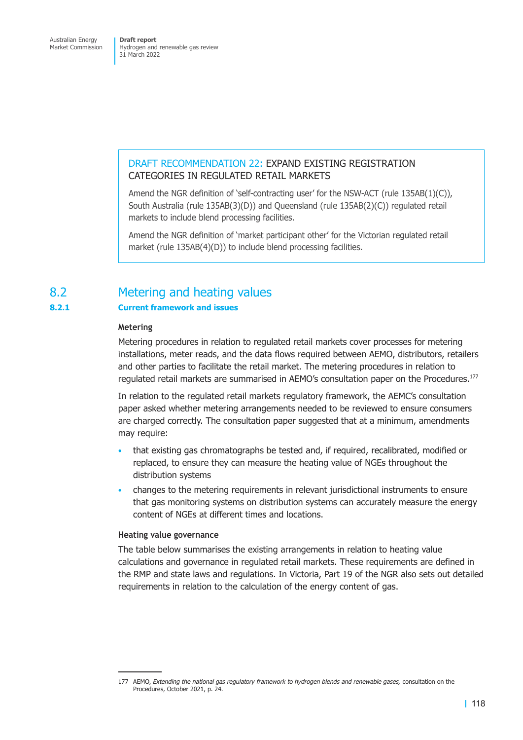> **DRAFT RECOMMENDATION 22: EXPAND EXISTING REGISTRATION CATEGORIES IN REGULATED RETAIL MARKETS**
>
> Amend the NGR definition of 'self-contracting user' for the NSW-ACT (rule 135AB(1)(C)), South Australia (rule 135AB(3)(D)) and Queensland (rule 135AB(2)(C)) regulated retail markets to include blend processing facilities.
>
> Amend the NGR definition of 'market participant other' for the Victorian regulated retail market (rule 135AB(4)(D)) to include blend processing facilities.

## 8.2 Metering and heating values

### 8.2.1 Current framework and issues

#### Metering

Metering procedures in relation to regulated retail markets cover processes for metering installations, meter reads, and the data flows required between AEMO, distributors, retailers and other parties to facilitate the retail market. The metering procedures in relation to regulated retail markets are summarised in AEMO's consultation paper on the Procedures.[177]

In relation to the regulated retail markets regulatory framework, the AEMC's consultation paper asked whether metering arrangements needed to be reviewed to ensure consumers are charged correctly. The consultation paper suggested that at a minimum, amendments may require:

- that existing gas chromatographs be tested and, if required, recalibrated, modified or replaced, to ensure they can measure the heating value of NGEs throughout the distribution systems
- changes to the metering requirements in relevant jurisdictional instruments to ensure that gas monitoring systems on distribution systems can accurately measure the energy content of NGEs at different times and locations.

#### Heating value governance

The table below summarises the existing arrangements in relation to heating value calculations and governance in regulated retail markets. These requirements are defined in the RMP and state laws and regulations. In Victoria, Part 19 of the NGR also sets out detailed requirements in relation to the calculation of the energy content of gas.

177 AEMO, *Extending the national gas regulatory framework to hydrogen blends and renewable gases,* consultation on the Procedures, October 2021, p. 24.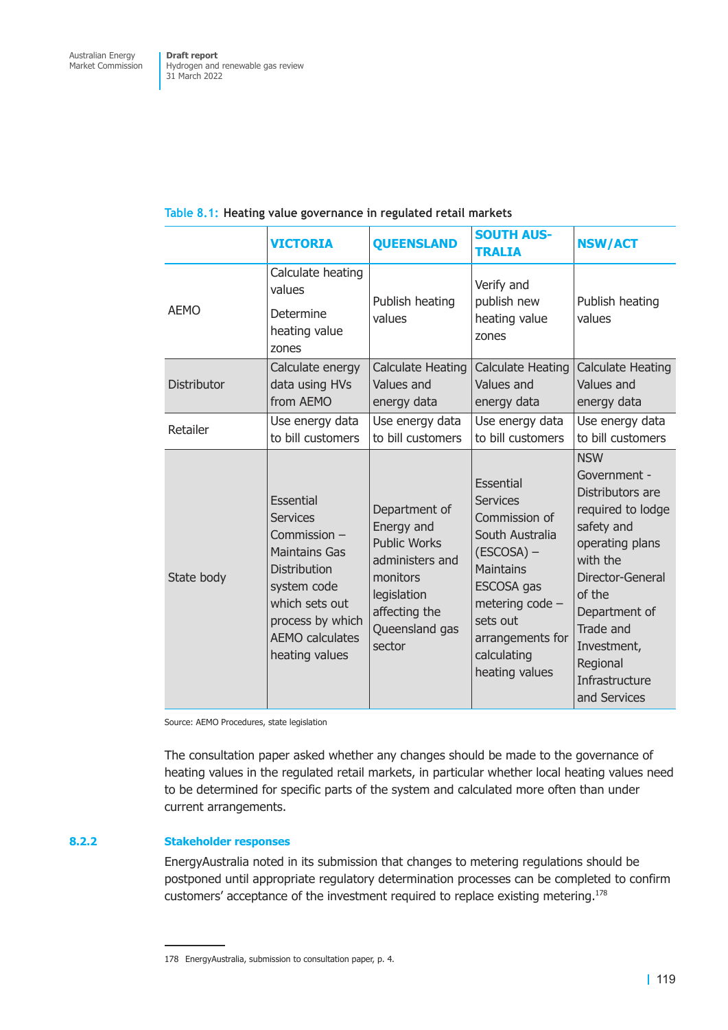Table 8.1: **Heating value governance in regulated retail markets**

| | VICTORIA | QUEENSLAND | SOUTH AUSTRALIA | NSW/ACT |
|---|---|---|---|---|
| AEMO | Calculate heating values<br>Determine heating value zones | Publish heating values | Verify and publish new heating value zones | Publish heating values |
| Distributor | Calculate energy data using HVs from AEMO | Calculate Heating Values and energy data | Calculate Heating Values and energy data | Calculate Heating Values and energy data |
| Retailer | Use energy data to bill customers | Use energy data to bill customers | Use energy data to bill customers | Use energy data to bill customers |
| State body | Essential Services Commission – Maintains Gas Distribution system code which sets out process by which AEMO calculates heating values | Department of Energy and Public Works administers and monitors legislation affecting the Queensland gas sector | Essential Services Commission of South Australia (ESCOSA) – Maintains ESCOSA gas metering code – sets out arrangements for calculating heating values | NSW Government - Distributors are required to lodge safety and operating plans with the Director-General of the Department of Trade and Investment, Regional Infrastructure and Services |

Source: AEMO Procedures, state legislation

The consultation paper asked whether any changes should be made to the governance of heating values in the regulated retail markets, in particular whether local heating values need to be determined for specific parts of the system and calculated more often than under current arrangements.

### 8.2.2 Stakeholder responses

EnergyAustralia noted in its submission that changes to metering regulations should be postponed until appropriate regulatory determination processes can be completed to confirm customers' acceptance of the investment required to replace existing metering.[178]

178 EnergyAustralia, submission to consultation paper, p. 4.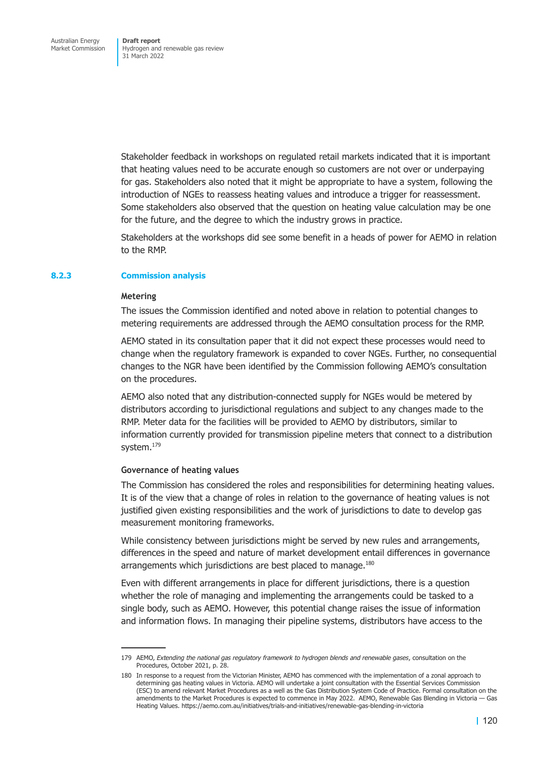Stakeholder feedback in workshops on regulated retail markets indicated that it is important that heating values need to be accurate enough so customers are not over or underpaying for gas. Stakeholders also noted that it might be appropriate to have a system, following the introduction of NGEs to reassess heating values and introduce a trigger for reassessment. Some stakeholders also observed that the question on heating value calculation may be one for the future, and the degree to which the industry grows in practice.

Stakeholders at the workshops did see some benefit in a heads of power for AEMO in relation to the RMP.

### 8.2.3 Commission analysis

#### Metering

The issues the Commission identified and noted above in relation to potential changes to metering requirements are addressed through the AEMO consultation process for the RMP.

AEMO stated in its consultation paper that it did not expect these processes would need to change when the regulatory framework is expanded to cover NGEs. Further, no consequential changes to the NGR have been identified by the Commission following AEMO's consultation on the procedures.

AEMO also noted that any distribution-connected supply for NGEs would be metered by distributors according to jurisdictional regulations and subject to any changes made to the RMP. Meter data for the facilities will be provided to AEMO by distributors, similar to information currently provided for transmission pipeline meters that connect to a distribution system.[179]

#### Governance of heating values

The Commission has considered the roles and responsibilities for determining heating values. It is of the view that a change of roles in relation to the governance of heating values is not justified given existing responsibilities and the work of jurisdictions to date to develop gas measurement monitoring frameworks.

While consistency between jurisdictions might be served by new rules and arrangements, differences in the speed and nature of market development entail differences in governance arrangements which jurisdictions are best placed to manage.[180]

Even with different arrangements in place for different jurisdictions, there is a question whether the role of managing and implementing the arrangements could be tasked to a single body, such as AEMO. However, this potential change raises the issue of information and information flows. In managing their pipeline systems, distributors have access to the

---

179 AEMO, *Extending the national gas regulatory framework to hydrogen blends and renewable gases*, consultation on the Procedures, October 2021, p. 28.

180 In response to a request from the Victorian Minister, AEMO has commenced with the implementation of a zonal approach to determining gas heating values in Victoria. AEMO will undertake a joint consultation with the Essential Services Commission (ESC) to amend relevant Market Procedures as well as the Gas Distribution System Code of Practice. Formal consultation on the amendments to the Market Procedures is expected to commence in May 2022. AEMO, Renewable Gas Blending in Victoria — Gas Heating Values. https://aemo.com.au/initiatives/trials-and-initiatives/renewable-gas-blending-in-victoria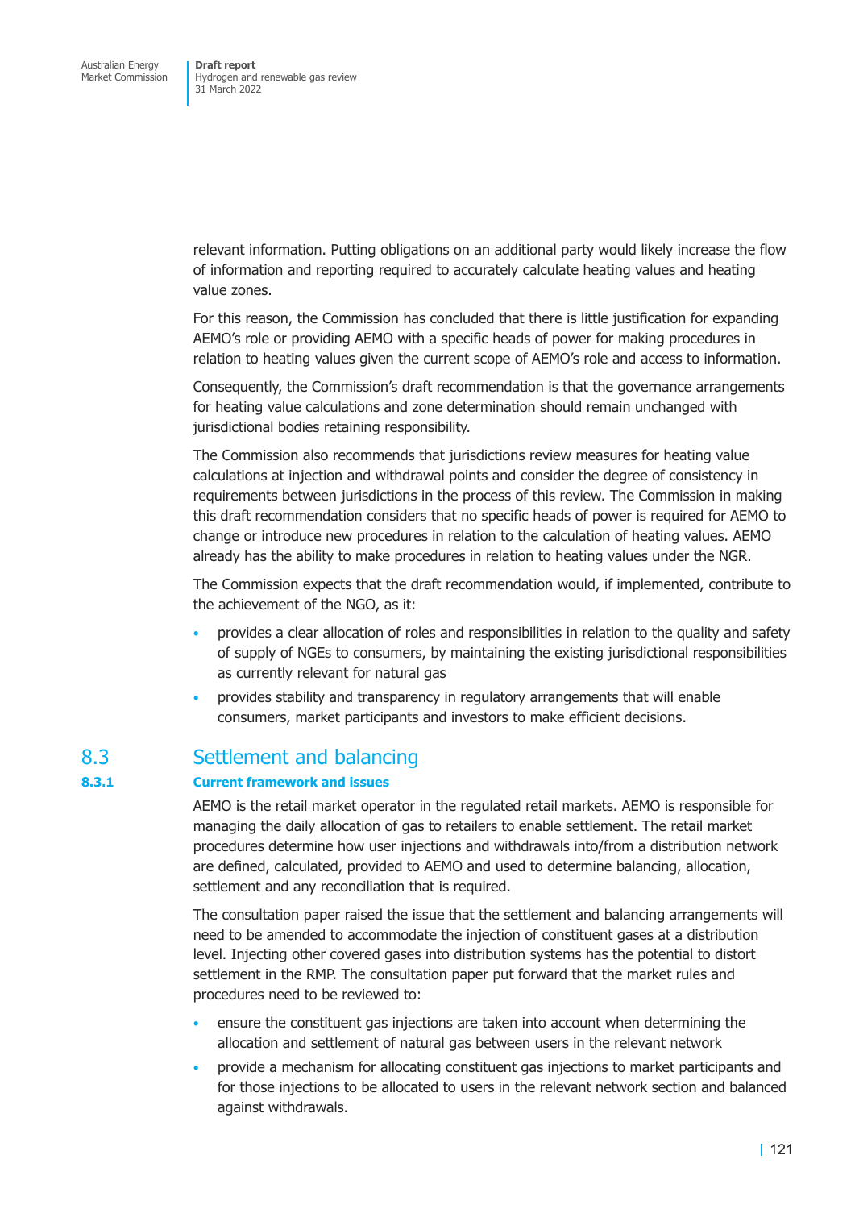relevant information. Putting obligations on an additional party would likely increase the flow of information and reporting required to accurately calculate heating values and heating value zones.

For this reason, the Commission has concluded that there is little justification for expanding AEMO's role or providing AEMO with a specific heads of power for making procedures in relation to heating values given the current scope of AEMO's role and access to information.

Consequently, the Commission's draft recommendation is that the governance arrangements for heating value calculations and zone determination should remain unchanged with jurisdictional bodies retaining responsibility.

The Commission also recommends that jurisdictions review measures for heating value calculations at injection and withdrawal points and consider the degree of consistency in requirements between jurisdictions in the process of this review. The Commission in making this draft recommendation considers that no specific heads of power is required for AEMO to change or introduce new procedures in relation to the calculation of heating values. AEMO already has the ability to make procedures in relation to heating values under the NGR.

The Commission expects that the draft recommendation would, if implemented, contribute to the achievement of the NGO, as it:

- provides a clear allocation of roles and responsibilities in relation to the quality and safety of supply of NGEs to consumers, by maintaining the existing jurisdictional responsibilities as currently relevant for natural gas
- provides stability and transparency in regulatory arrangements that will enable consumers, market participants and investors to make efficient decisions.

## 8.3 Settlement and balancing

### 8.3.1 Current framework and issues

AEMO is the retail market operator in the regulated retail markets. AEMO is responsible for managing the daily allocation of gas to retailers to enable settlement. The retail market procedures determine how user injections and withdrawals into/from a distribution network are defined, calculated, provided to AEMO and used to determine balancing, allocation, settlement and any reconciliation that is required.

The consultation paper raised the issue that the settlement and balancing arrangements will need to be amended to accommodate the injection of constituent gases at a distribution level. Injecting other covered gases into distribution systems has the potential to distort settlement in the RMP. The consultation paper put forward that the market rules and procedures need to be reviewed to:

- ensure the constituent gas injections are taken into account when determining the allocation and settlement of natural gas between users in the relevant network
- provide a mechanism for allocating constituent gas injections to market participants and for those injections to be allocated to users in the relevant network section and balanced against withdrawals.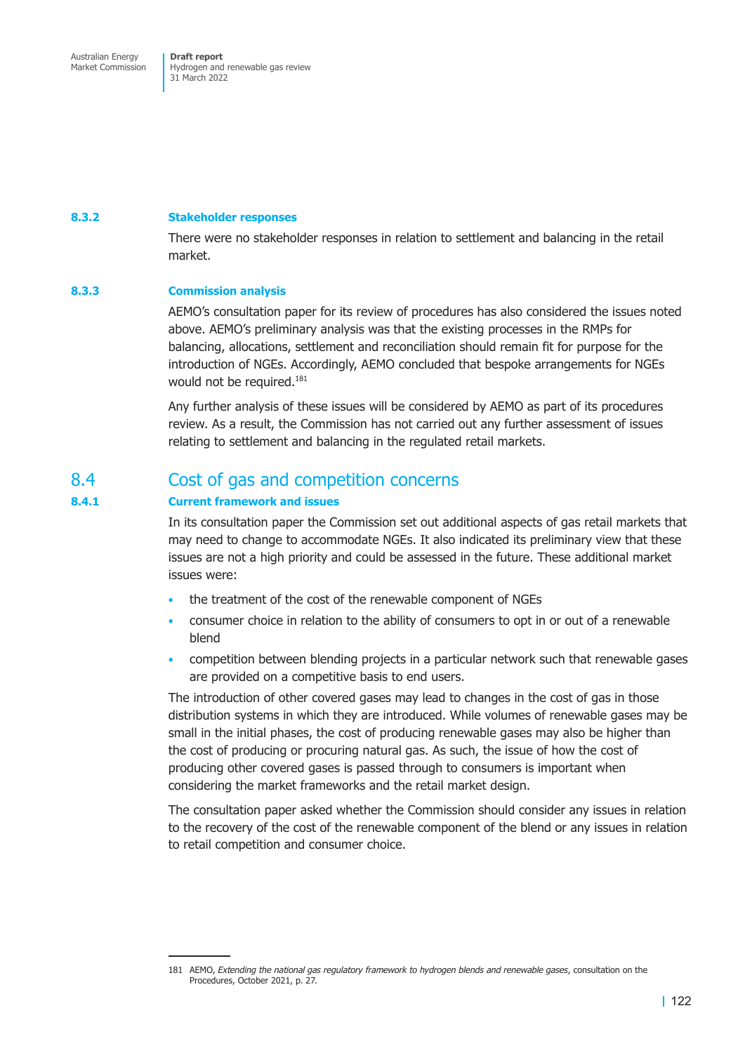### 8.3.2 Stakeholder responses

There were no stakeholder responses in relation to settlement and balancing in the retail market.

### 8.3.3 Commission analysis

AEMO's consultation paper for its review of procedures has also considered the issues noted above. AEMO's preliminary analysis was that the existing processes in the RMPs for balancing, allocations, settlement and reconciliation should remain fit for purpose for the introduction of NGEs. Accordingly, AEMO concluded that bespoke arrangements for NGEs would not be required.[181]

Any further analysis of these issues will be considered by AEMO as part of its procedures review. As a result, the Commission has not carried out any further assessment of issues relating to settlement and balancing in the regulated retail markets.

## 8.4 Cost of gas and competition concerns

### 8.4.1 Current framework and issues

In its consultation paper the Commission set out additional aspects of gas retail markets that may need to change to accommodate NGEs. It also indicated its preliminary view that these issues are not a high priority and could be assessed in the future. These additional market issues were:

- the treatment of the cost of the renewable component of NGEs
- consumer choice in relation to the ability of consumers to opt in or out of a renewable blend
- competition between blending projects in a particular network such that renewable gases are provided on a competitive basis to end users.

The introduction of other covered gases may lead to changes in the cost of gas in those distribution systems in which they are introduced. While volumes of renewable gases may be small in the initial phases, the cost of producing renewable gases may also be higher than the cost of producing or procuring natural gas. As such, the issue of how the cost of producing other covered gases is passed through to consumers is important when considering the market frameworks and the retail market design.

The consultation paper asked whether the Commission should consider any issues in relation to the recovery of the cost of the renewable component of the blend or any issues in relation to retail competition and consumer choice.

---

181 AEMO, *Extending the national gas regulatory framework to hydrogen blends and renewable gases*, consultation on the Procedures, October 2021, p. 27.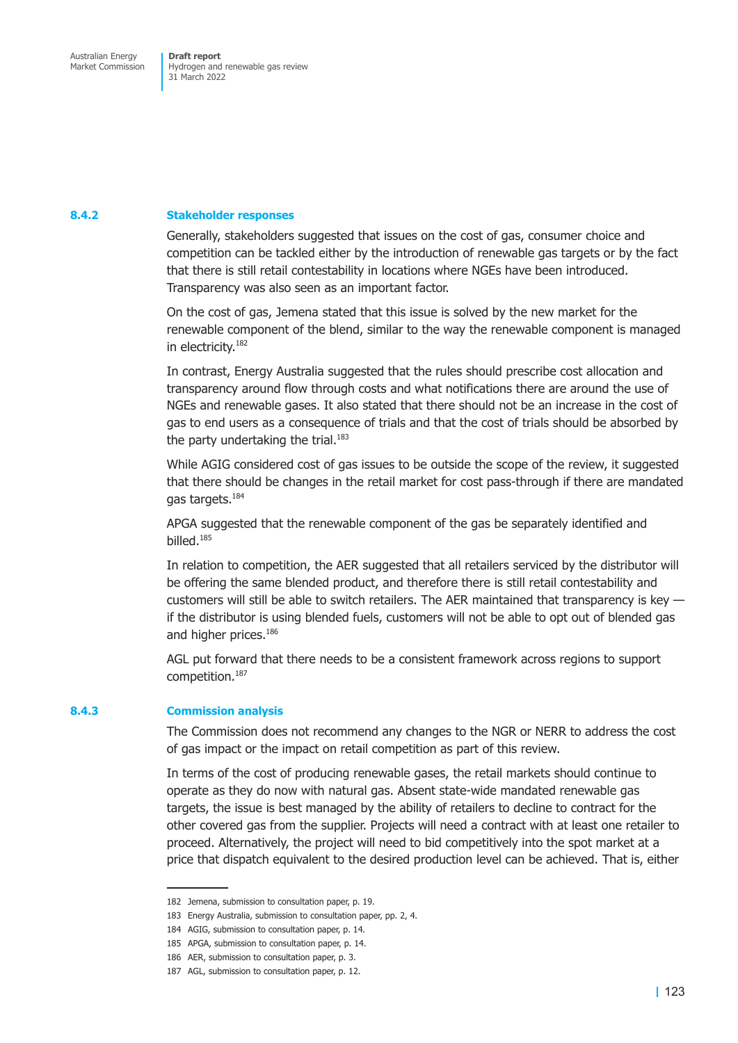### 8.4.2 Stakeholder responses

Generally, stakeholders suggested that issues on the cost of gas, consumer choice and competition can be tackled either by the introduction of renewable gas targets or by the fact that there is still retail contestability in locations where NGEs have been introduced. Transparency was also seen as an important factor.

On the cost of gas, Jemena stated that this issue is solved by the new market for the renewable component of the blend, similar to the way the renewable component is managed in electricity.[182]

In contrast, Energy Australia suggested that the rules should prescribe cost allocation and transparency around flow through costs and what notifications there are around the use of NGEs and renewable gases. It also stated that there should not be an increase in the cost of gas to end users as a consequence of trials and that the cost of trials should be absorbed by the party undertaking the trial.[183]

While AGIG considered cost of gas issues to be outside the scope of the review, it suggested that there should be changes in the retail market for cost pass-through if there are mandated gas targets.[184]

APGA suggested that the renewable component of the gas be separately identified and billed.[185]

In relation to competition, the AER suggested that all retailers serviced by the distributor will be offering the same blended product, and therefore there is still retail contestability and customers will still be able to switch retailers. The AER maintained that transparency is key — if the distributor is using blended fuels, customers will not be able to opt out of blended gas and higher prices.[186]

AGL put forward that there needs to be a consistent framework across regions to support competition.[187]

### 8.4.3 Commission analysis

The Commission does not recommend any changes to the NGR or NERR to address the cost of gas impact or the impact on retail competition as part of this review.

In terms of the cost of producing renewable gases, the retail markets should continue to operate as they do now with natural gas. Absent state-wide mandated renewable gas targets, the issue is best managed by the ability of retailers to decline to contract for the other covered gas from the supplier. Projects will need a contract with at least one retailer to proceed. Alternatively, the project will need to bid competitively into the spot market at a price that dispatch equivalent to the desired production level can be achieved. That is, either

---

182 Jemena, submission to consultation paper, p. 19.

183 Energy Australia, submission to consultation paper, pp. 2, 4.

184 AGIG, submission to consultation paper, p. 14.

185 APGA, submission to consultation paper, p. 14.

186 AER, submission to consultation paper, p. 3.

187 AGL, submission to consultation paper, p. 12.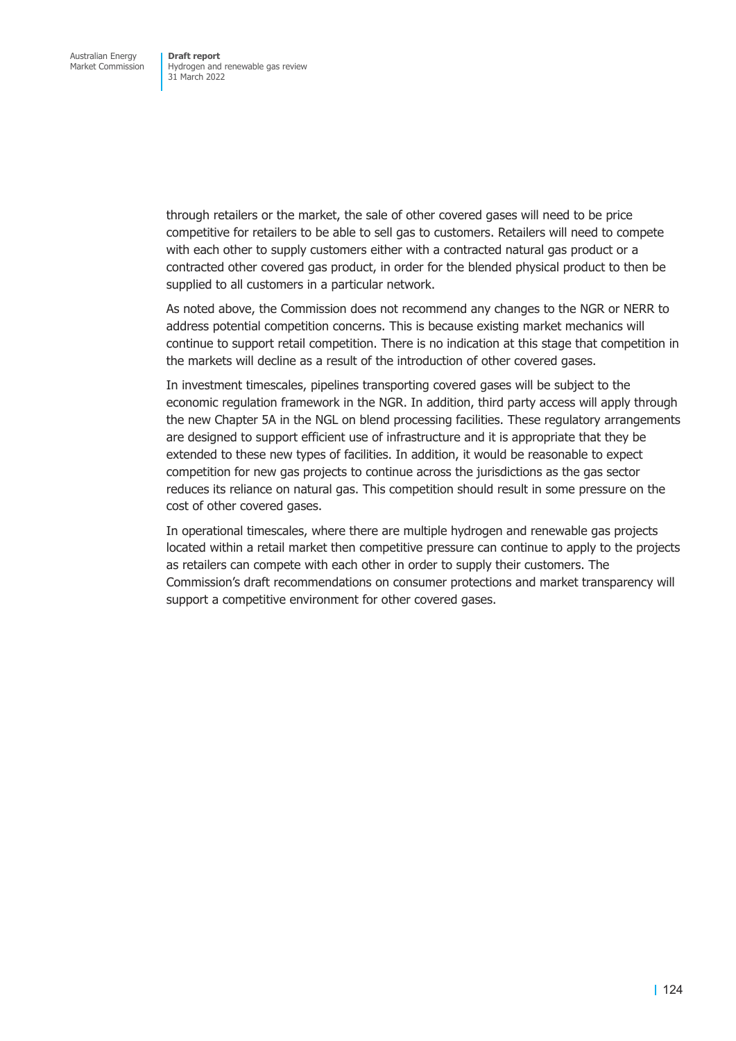through retailers or the market, the sale of other covered gases will need to be price competitive for retailers to be able to sell gas to customers. Retailers will need to compete with each other to supply customers either with a contracted natural gas product or a contracted other covered gas product, in order for the blended physical product to then be supplied to all customers in a particular network.

As noted above, the Commission does not recommend any changes to the NGR or NERR to address potential competition concerns. This is because existing market mechanics will continue to support retail competition. There is no indication at this stage that competition in the markets will decline as a result of the introduction of other covered gases.

In investment timescales, pipelines transporting covered gases will be subject to the economic regulation framework in the NGR. In addition, third party access will apply through the new Chapter 5A in the NGL on blend processing facilities. These regulatory arrangements are designed to support efficient use of infrastructure and it is appropriate that they be extended to these new types of facilities. In addition, it would be reasonable to expect competition for new gas projects to continue across the jurisdictions as the gas sector reduces its reliance on natural gas. This competition should result in some pressure on the cost of other covered gases.

In operational timescales, where there are multiple hydrogen and renewable gas projects located within a retail market then competitive pressure can continue to apply to the projects as retailers can compete with each other in order to supply their customers. The Commission's draft recommendations on consumer protections and market transparency will support a competitive environment for other covered gases.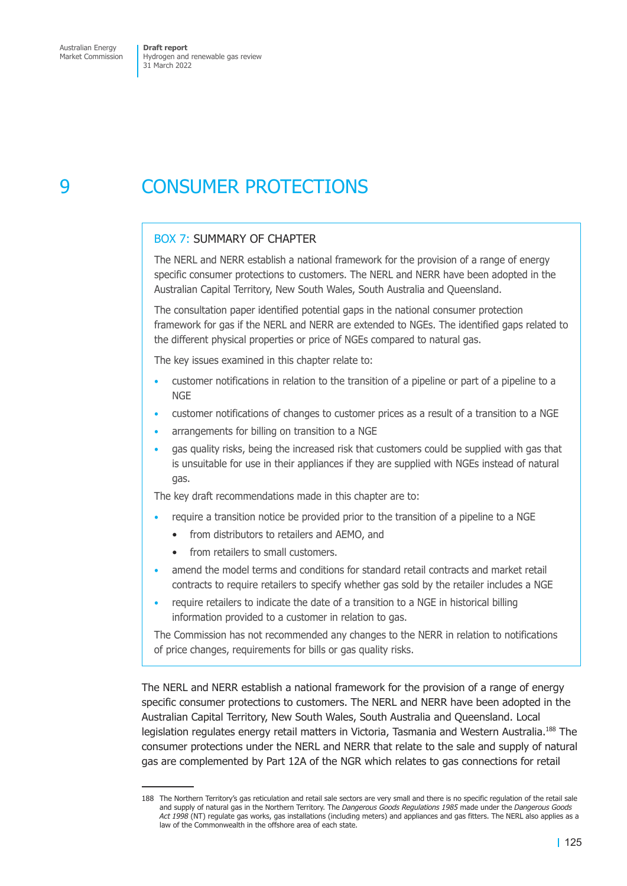# 9 CONSUMER PROTECTIONS

> **BOX 7: SUMMARY OF CHAPTER**
>
> The NERL and NERR establish a national framework for the provision of a range of energy specific consumer protections to customers. The NERL and NERR have been adopted in the Australian Capital Territory, New South Wales, South Australia and Queensland.
>
> The consultation paper identified potential gaps in the national consumer protection framework for gas if the NERL and NERR are extended to NGEs. The identified gaps related to the different physical properties or price of NGEs compared to natural gas.
>
> The key issues examined in this chapter relate to:
>
> - customer notifications in relation to the transition of a pipeline or part of a pipeline to a NGE
> - customer notifications of changes to customer prices as a result of a transition to a NGE
> - arrangements for billing on transition to a NGE
> - gas quality risks, being the increased risk that customers could be supplied with gas that is unsuitable for use in their appliances if they are supplied with NGEs instead of natural gas.
>
> The key draft recommendations made in this chapter are to:
>
> - require a transition notice be provided prior to the transition of a pipeline to a NGE
>   - from distributors to retailers and AEMO, and
>   - from retailers to small customers.
> - amend the model terms and conditions for standard retail contracts and market retail contracts to require retailers to specify whether gas sold by the retailer includes a NGE
> - require retailers to indicate the date of a transition to a NGE in historical billing information provided to a customer in relation to gas.
>
> The Commission has not recommended any changes to the NERR in relation to notifications of price changes, requirements for bills or gas quality risks.

The NERL and NERR establish a national framework for the provision of a range of energy specific consumer protections to customers. The NERL and NERR have been adopted in the Australian Capital Territory, New South Wales, South Australia and Queensland. Local legislation regulates energy retail matters in Victoria, Tasmania and Western Australia.[188] The consumer protections under the NERL and NERR that relate to the sale and supply of natural gas are complemented by Part 12A of the NGR which relates to gas connections for retail

---

188 The Northern Territory's gas reticulation and retail sale sectors are very small and there is no specific regulation of the retail sale and supply of natural gas in the Northern Territory. The *Dangerous Goods Regulations 1985* made under the *Dangerous Goods Act 1998* (NT) regulate gas works, gas installations (including meters) and appliances and gas fitters. The NERL also applies as a law of the Commonwealth in the offshore area of each state.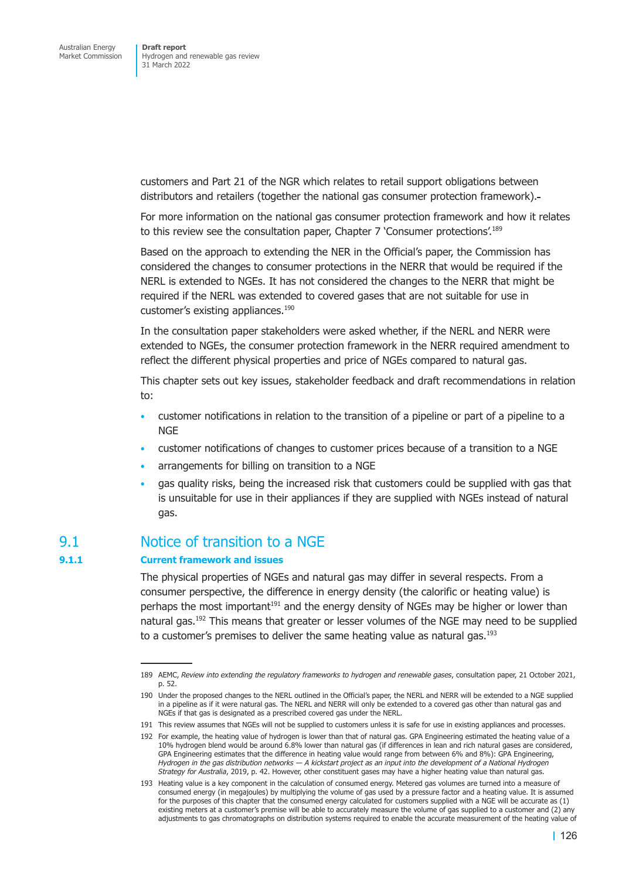customers and Part 21 of the NGR which relates to retail support obligations between distributors and retailers (together the national gas consumer protection framework).

For more information on the national gas consumer protection framework and how it relates to this review see the consultation paper, Chapter 7 'Consumer protections'.[189]

Based on the approach to extending the NER in the Official's paper, the Commission has considered the changes to consumer protections in the NERR that would be required if the NERL is extended to NGEs. It has not considered the changes to the NERR that might be required if the NERL was extended to covered gases that are not suitable for use in customer's existing appliances.[190]

In the consultation paper stakeholders were asked whether, if the NERL and NERR were extended to NGEs, the consumer protection framework in the NERR required amendment to reflect the different physical properties and price of NGEs compared to natural gas.

This chapter sets out key issues, stakeholder feedback and draft recommendations in relation to:

- customer notifications in relation to the transition of a pipeline or part of a pipeline to a NGE
- customer notifications of changes to customer prices because of a transition to a NGE
- arrangements for billing on transition to a NGE
- gas quality risks, being the increased risk that customers could be supplied with gas that is unsuitable for use in their appliances if they are supplied with NGEs instead of natural gas.

## 9.1 Notice of transition to a NGE

### 9.1.1 Current framework and issues

The physical properties of NGEs and natural gas may differ in several respects. From a consumer perspective, the difference in energy density (the calorific or heating value) is perhaps the most important[191] and the energy density of NGEs may be higher or lower than natural gas.[192] This means that greater or lesser volumes of the NGE may need to be supplied to a customer's premises to deliver the same heating value as natural gas.[193]

---

189 AEMC, *Review into extending the regulatory frameworks to hydrogen and renewable gases*, consultation paper, 21 October 2021, p. 52.

190 Under the proposed changes to the NERL outlined in the Official's paper, the NERL and NERR will be extended to a NGE supplied in a pipeline as if it were natural gas. The NERL and NERR will only be extended to a covered gas other than natural gas and NGEs if that gas is designated as a prescribed covered gas under the NERL.

191 This review assumes that NGEs will not be supplied to customers unless it is safe for use in existing appliances and processes.

192 For example, the heating value of hydrogen is lower than that of natural gas. GPA Engineering estimated the heating value of a 10% hydrogen blend would be around 6.8% lower than natural gas (if differences in lean and rich natural gases are considered, GPA Engineering estimates that the difference in heating value would range from between 6% and 8%): GPA Engineering, *Hydrogen in the gas distribution networks — A kickstart project as an input into the development of a National Hydrogen Strategy for Australia*, 2019, p. 42. However, other constituent gases may have a higher heating value than natural gas.

193 Heating value is a key component in the calculation of consumed energy. Metered gas volumes are turned into a measure of consumed energy (in megajoules) by multiplying the volume of gas used by a pressure factor and a heating value. It is assumed for the purposes of this chapter that the consumed energy calculated for customers supplied with a NGE will be accurate as (1) existing meters at a customer's premise will be able to accurately measure the volume of gas supplied to a customer and (2) any adjustments to gas chromatographs on distribution systems required to enable the accurate measurement of the heating value of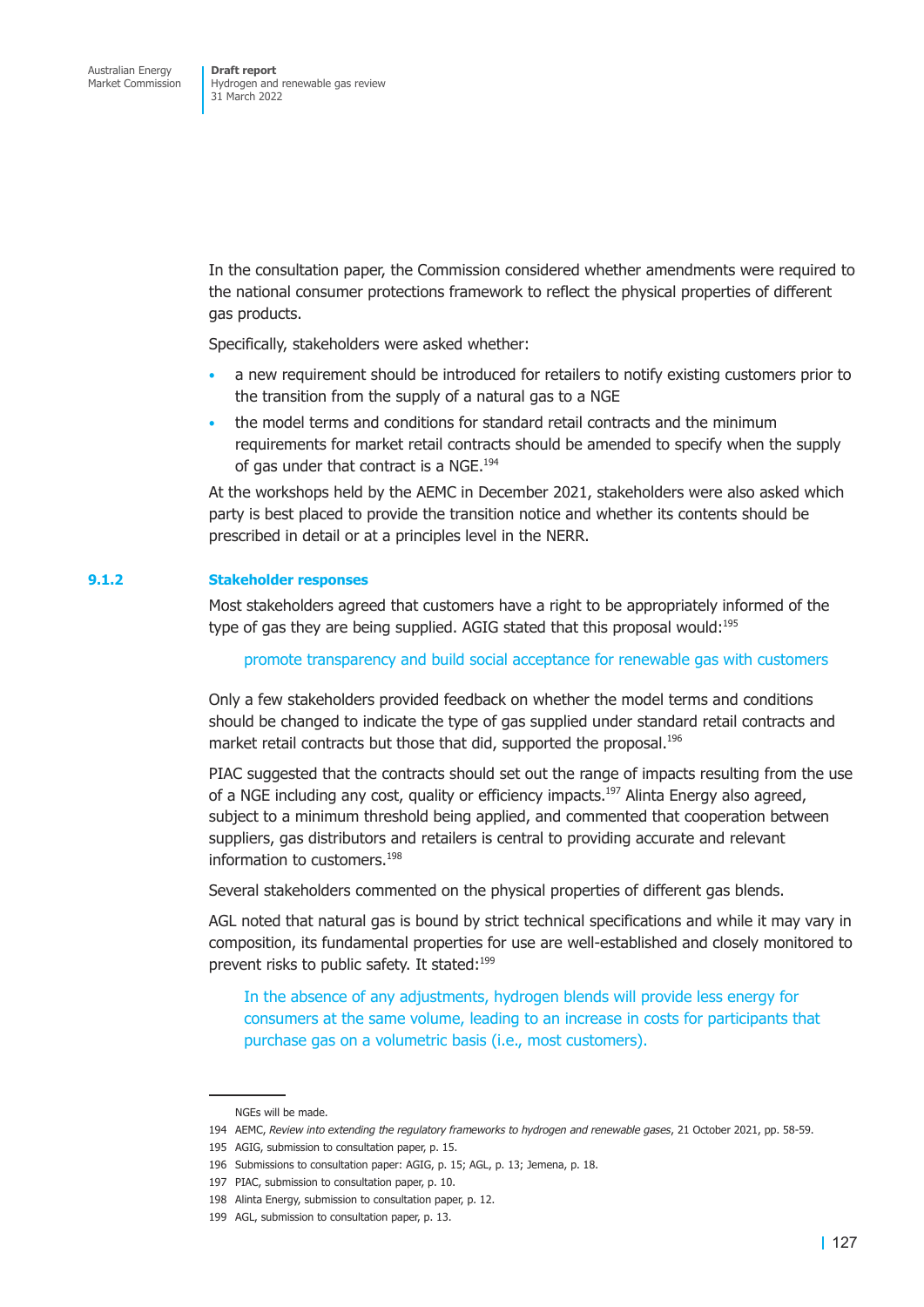In the consultation paper, the Commission considered whether amendments were required to the national consumer protections framework to reflect the physical properties of different gas products.

Specifically, stakeholders were asked whether:

- a new requirement should be introduced for retailers to notify existing customers prior to the transition from the supply of a natural gas to a NGE
- the model terms and conditions for standard retail contracts and the minimum requirements for market retail contracts should be amended to specify when the supply of gas under that contract is a NGE.[194]

At the workshops held by the AEMC in December 2021, stakeholders were also asked which party is best placed to provide the transition notice and whether its contents should be prescribed in detail or at a principles level in the NERR.

### 9.1.2 Stakeholder responses

Most stakeholders agreed that customers have a right to be appropriately informed of the type of gas they are being supplied. AGIG stated that this proposal would:[195]

> promote transparency and build social acceptance for renewable gas with customers

Only a few stakeholders provided feedback on whether the model terms and conditions should be changed to indicate the type of gas supplied under standard retail contracts and market retail contracts but those that did, supported the proposal.[196]

PIAC suggested that the contracts should set out the range of impacts resulting from the use of a NGE including any cost, quality or efficiency impacts.[197] Alinta Energy also agreed, subject to a minimum threshold being applied, and commented that cooperation between suppliers, gas distributors and retailers is central to providing accurate and relevant information to customers.[198]

Several stakeholders commented on the physical properties of different gas blends.

AGL noted that natural gas is bound by strict technical specifications and while it may vary in composition, its fundamental properties for use are well-established and closely monitored to prevent risks to public safety. It stated:[199]

> In the absence of any adjustments, hydrogen blends will provide less energy for consumers at the same volume, leading to an increase in costs for participants that purchase gas on a volumetric basis (i.e., most customers).

---

NGEs will be made.

194 AEMC, *Review into extending the regulatory frameworks to hydrogen and renewable gases*, 21 October 2021, pp. 58-59.

195 AGIG, submission to consultation paper, p. 15.

196 Submissions to consultation paper: AGIG, p. 15; AGL, p. 13; Jemena, p. 18.

197 PIAC, submission to consultation paper, p. 10.

198 Alinta Energy, submission to consultation paper, p. 12.

199 AGL, submission to consultation paper, p. 13.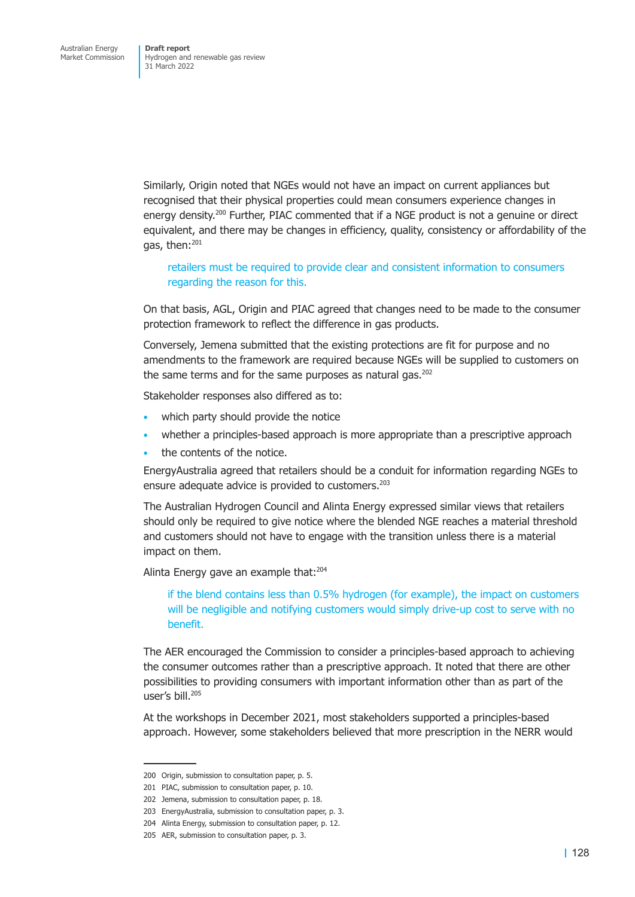Similarly, Origin noted that NGEs would not have an impact on current appliances but recognised that their physical properties could mean consumers experience changes in energy density.[200] Further, PIAC commented that if a NGE product is not a genuine or direct equivalent, and there may be changes in efficiency, quality, consistency or affordability of the gas, then:[201]

> retailers must be required to provide clear and consistent information to consumers regarding the reason for this.

On that basis, AGL, Origin and PIAC agreed that changes need to be made to the consumer protection framework to reflect the difference in gas products.

Conversely, Jemena submitted that the existing protections are fit for purpose and no amendments to the framework are required because NGEs will be supplied to customers on the same terms and for the same purposes as natural gas.[202]

Stakeholder responses also differed as to:

- which party should provide the notice
- whether a principles-based approach is more appropriate than a prescriptive approach
- the contents of the notice.

EnergyAustralia agreed that retailers should be a conduit for information regarding NGEs to ensure adequate advice is provided to customers.[203]

The Australian Hydrogen Council and Alinta Energy expressed similar views that retailers should only be required to give notice where the blended NGE reaches a material threshold and customers should not have to engage with the transition unless there is a material impact on them.

Alinta Energy gave an example that:[204]

> if the blend contains less than 0.5% hydrogen (for example), the impact on customers will be negligible and notifying customers would simply drive-up cost to serve with no benefit.

The AER encouraged the Commission to consider a principles-based approach to achieving the consumer outcomes rather than a prescriptive approach. It noted that there are other possibilities to providing consumers with important information other than as part of the user's bill.[205]

At the workshops in December 2021, most stakeholders supported a principles-based approach. However, some stakeholders believed that more prescription in the NERR would

---

200 Origin, submission to consultation paper, p. 5.

201 PIAC, submission to consultation paper, p. 10.

202 Jemena, submission to consultation paper, p. 18.

203 EnergyAustralia, submission to consultation paper, p. 3.

204 Alinta Energy, submission to consultation paper, p. 12.

205 AER, submission to consultation paper, p. 3.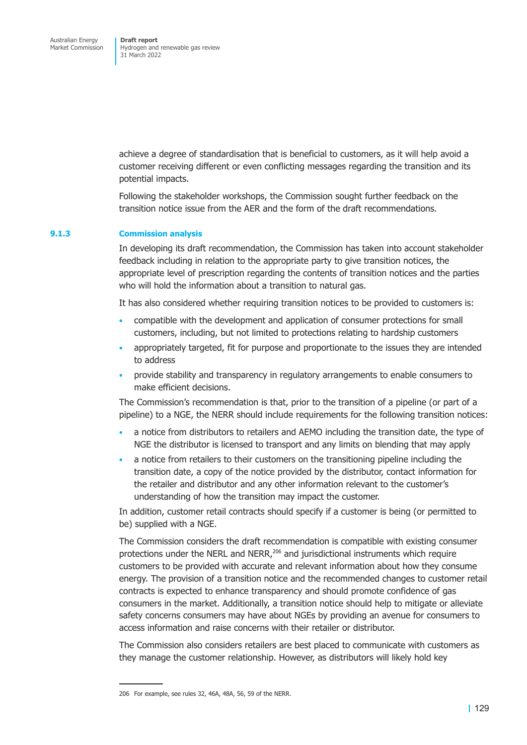achieve a degree of standardisation that is beneficial to customers, as it will help avoid a customer receiving different or even conflicting messages regarding the transition and its potential impacts.

Following the stakeholder workshops, the Commission sought further feedback on the transition notice issue from the AER and the form of the draft recommendations.

### 9.1.3 Commission analysis

In developing its draft recommendation, the Commission has taken into account stakeholder feedback including in relation to the appropriate party to give transition notices, the appropriate level of prescription regarding the contents of transition notices and the parties who will hold the information about a transition to natural gas.

It has also considered whether requiring transition notices to be provided to customers is:

- compatible with the development and application of consumer protections for small customers, including, but not limited to protections relating to hardship customers
- appropriately targeted, fit for purpose and proportionate to the issues they are intended to address
- provide stability and transparency in regulatory arrangements to enable consumers to make efficient decisions.

The Commission's recommendation is that, prior to the transition of a pipeline (or part of a pipeline) to a NGE, the NERR should include requirements for the following transition notices:

- a notice from distributors to retailers and AEMO including the transition date, the type of NGE the distributor is licensed to transport and any limits on blending that may apply
- a notice from retailers to their customers on the transitioning pipeline including the transition date, a copy of the notice provided by the distributor, contact information for the retailer and distributor and any other information relevant to the customer's understanding of how the transition may impact the customer.

In addition, customer retail contracts should specify if a customer is being (or permitted to be) supplied with a NGE.

The Commission considers the draft recommendation is compatible with existing consumer protections under the NERL and NERR,[206] and jurisdictional instruments which require customers to be provided with accurate and relevant information about how they consume energy. The provision of a transition notice and the recommended changes to customer retail contracts is expected to enhance transparency and should promote confidence of gas consumers in the market. Additionally, a transition notice should help to mitigate or alleviate safety concerns consumers may have about NGEs by providing an avenue for consumers to access information and raise concerns with their retailer or distributor.

The Commission also considers retailers are best placed to communicate with customers as they manage the customer relationship. However, as distributors will likely hold key

206 For example, see rules 32, 46A, 48A, 56, 59 of the NERR.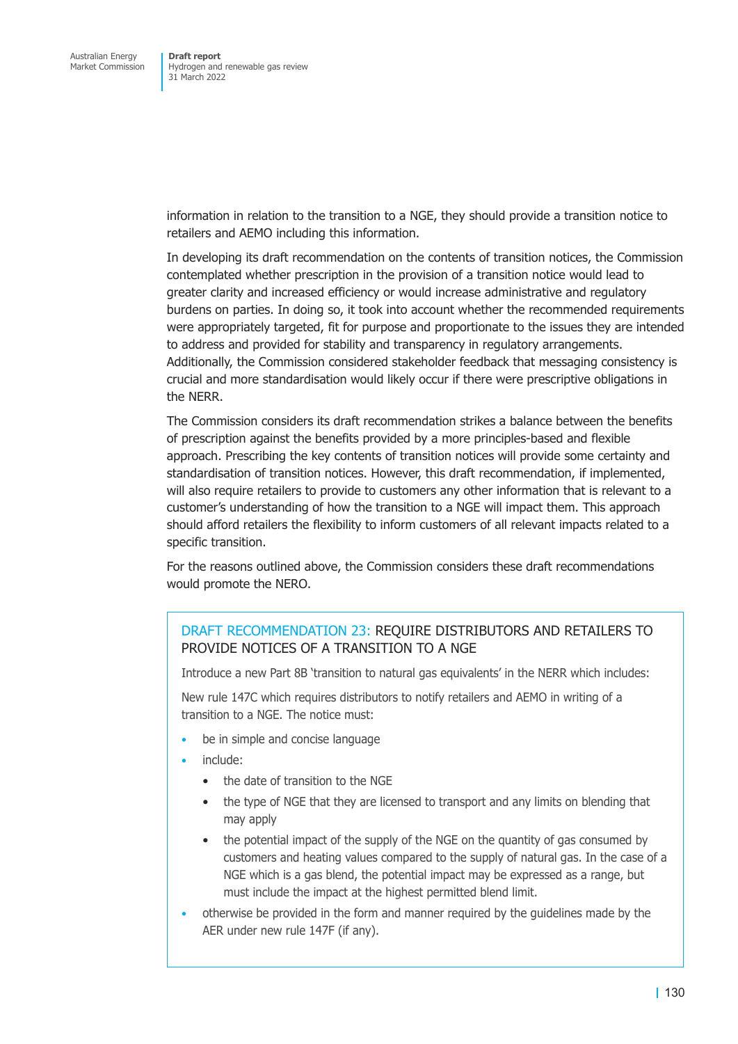information in relation to the transition to a NGE, they should provide a transition notice to retailers and AEMO including this information.

In developing its draft recommendation on the contents of transition notices, the Commission contemplated whether prescription in the provision of a transition notice would lead to greater clarity and increased efficiency or would increase administrative and regulatory burdens on parties. In doing so, it took into account whether the recommended requirements were appropriately targeted, fit for purpose and proportionate to the issues they are intended to address and provided for stability and transparency in regulatory arrangements. Additionally, the Commission considered stakeholder feedback that messaging consistency is crucial and more standardisation would likely occur if there were prescriptive obligations in the NERR.

The Commission considers its draft recommendation strikes a balance between the benefits of prescription against the benefits provided by a more principles-based and flexible approach. Prescribing the key contents of transition notices will provide some certainty and standardisation of transition notices. However, this draft recommendation, if implemented, will also require retailers to provide to customers any other information that is relevant to a customer's understanding of how the transition to a NGE will impact them. This approach should afford retailers the flexibility to inform customers of all relevant impacts related to a specific transition.

For the reasons outlined above, the Commission considers these draft recommendations would promote the NERO.

### DRAFT RECOMMENDATION 23: REQUIRE DISTRIBUTORS AND RETAILERS TO PROVIDE NOTICES OF A TRANSITION TO A NGE

Introduce a new Part 8B 'transition to natural gas equivalents' in the NERR which includes:

New rule 147C which requires distributors to notify retailers and AEMO in writing of a transition to a NGE. The notice must:

- be in simple and concise language
- include:
  - the date of transition to the NGE
  - the type of NGE that they are licensed to transport and any limits on blending that may apply
  - the potential impact of the supply of the NGE on the quantity of gas consumed by customers and heating values compared to the supply of natural gas. In the case of a NGE which is a gas blend, the potential impact may be expressed as a range, but must include the impact at the highest permitted blend limit.
- otherwise be provided in the form and manner required by the guidelines made by the AER under new rule 147F (if any).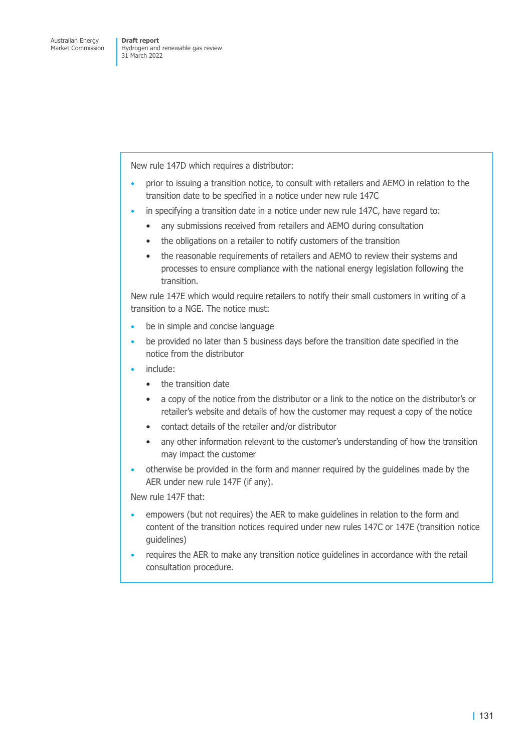New rule 147D which requires a distributor:

- prior to issuing a transition notice, to consult with retailers and AEMO in relation to the transition date to be specified in a notice under new rule 147C
- in specifying a transition date in a notice under new rule 147C, have regard to:
  - any submissions received from retailers and AEMO during consultation
  - the obligations on a retailer to notify customers of the transition
  - the reasonable requirements of retailers and AEMO to review their systems and processes to ensure compliance with the national energy legislation following the transition.

New rule 147E which would require retailers to notify their small customers in writing of a transition to a NGE. The notice must:

- be in simple and concise language
- be provided no later than 5 business days before the transition date specified in the notice from the distributor
- include:
  - the transition date
  - a copy of the notice from the distributor or a link to the notice on the distributor's or retailer's website and details of how the customer may request a copy of the notice
  - contact details of the retailer and/or distributor
  - any other information relevant to the customer's understanding of how the transition may impact the customer
- otherwise be provided in the form and manner required by the guidelines made by the AER under new rule 147F (if any).

New rule 147F that:

- empowers (but not requires) the AER to make guidelines in relation to the form and content of the transition notices required under new rules 147C or 147E (transition notice guidelines)
- requires the AER to make any transition notice guidelines in accordance with the retail consultation procedure.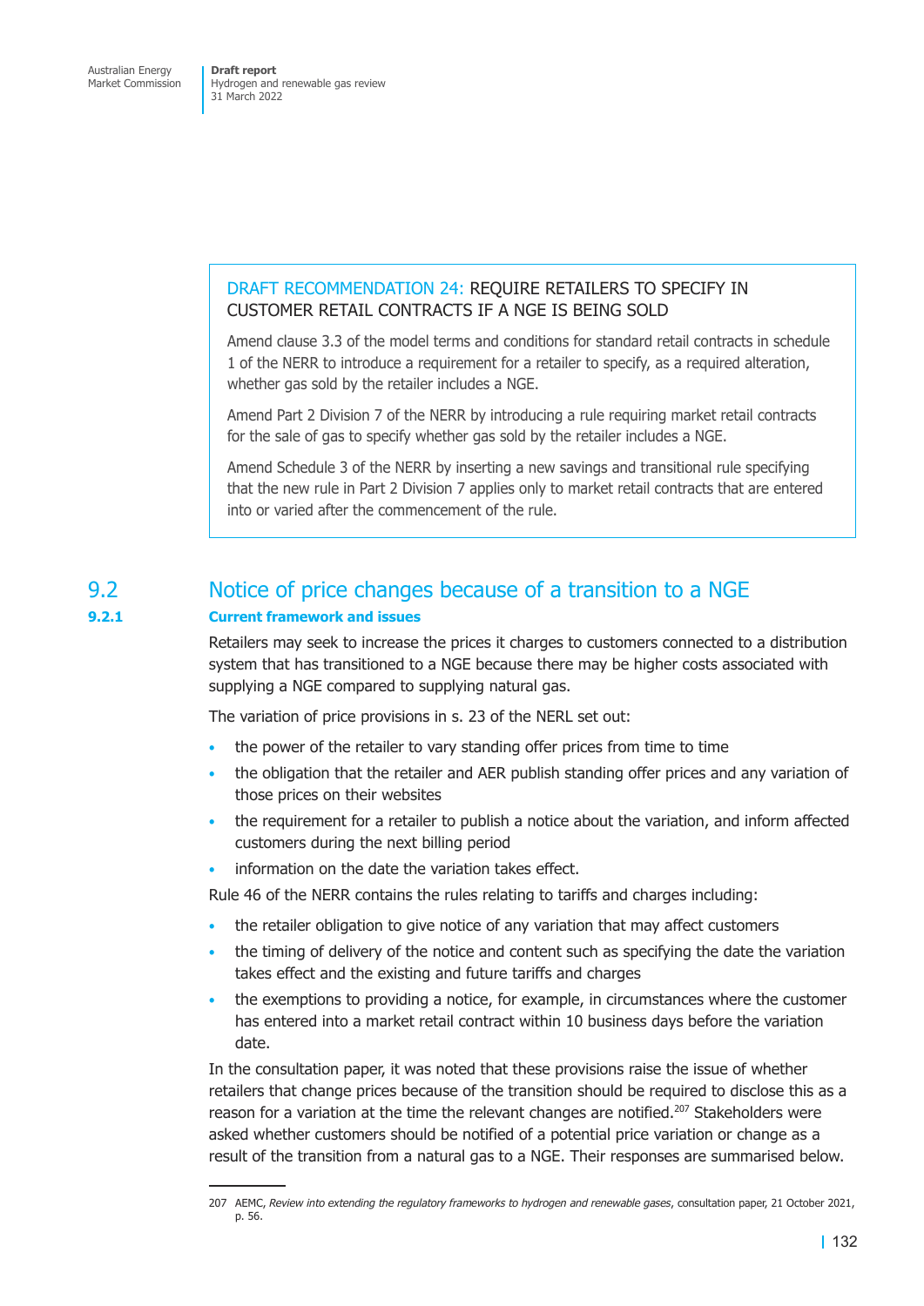> **DRAFT RECOMMENDATION 24: REQUIRE RETAILERS TO SPECIFY IN CUSTOMER RETAIL CONTRACTS IF A NGE IS BEING SOLD**
>
> Amend clause 3.3 of the model terms and conditions for standard retail contracts in schedule 1 of the NERR to introduce a requirement for a retailer to specify, as a required alteration, whether gas sold by the retailer includes a NGE.
>
> Amend Part 2 Division 7 of the NERR by introducing a rule requiring market retail contracts for the sale of gas to specify whether gas sold by the retailer includes a NGE.
>
> Amend Schedule 3 of the NERR by inserting a new savings and transitional rule specifying that the new rule in Part 2 Division 7 applies only to market retail contracts that are entered into or varied after the commencement of the rule.

## 9.2 Notice of price changes because of a transition to a NGE

### 9.2.1 Current framework and issues

Retailers may seek to increase the prices it charges to customers connected to a distribution system that has transitioned to a NGE because there may be higher costs associated with supplying a NGE compared to supplying natural gas.

The variation of price provisions in s. 23 of the NERL set out:

- the power of the retailer to vary standing offer prices from time to time
- the obligation that the retailer and AER publish standing offer prices and any variation of those prices on their websites
- the requirement for a retailer to publish a notice about the variation, and inform affected customers during the next billing period
- information on the date the variation takes effect.

Rule 46 of the NERR contains the rules relating to tariffs and charges including:

- the retailer obligation to give notice of any variation that may affect customers
- the timing of delivery of the notice and content such as specifying the date the variation takes effect and the existing and future tariffs and charges
- the exemptions to providing a notice, for example, in circumstances where the customer has entered into a market retail contract within 10 business days before the variation date.

In the consultation paper, it was noted that these provisions raise the issue of whether retailers that change prices because of the transition should be required to disclose this as a reason for a variation at the time the relevant changes are notified.[207] Stakeholders were asked whether customers should be notified of a potential price variation or change as a result of the transition from a natural gas to a NGE. Their responses are summarised below.

---

207 AEMC, *Review into extending the regulatory frameworks to hydrogen and renewable gases*, consultation paper, 21 October 2021, p. 56.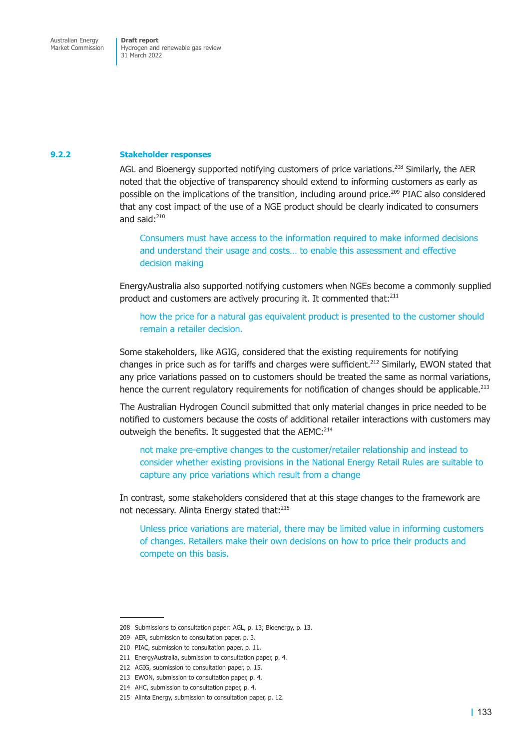### 9.2.2 Stakeholder responses

AGL and Bioenergy supported notifying customers of price variations.[208] Similarly, the AER noted that the objective of transparency should extend to informing customers as early as possible on the implications of the transition, including around price.[209] PIAC also considered that any cost impact of the use of a NGE product should be clearly indicated to consumers and said:[210]

> Consumers must have access to the information required to make informed decisions and understand their usage and costs… to enable this assessment and effective decision making

EnergyAustralia also supported notifying customers when NGEs become a commonly supplied product and customers are actively procuring it. It commented that:[211]

> how the price for a natural gas equivalent product is presented to the customer should remain a retailer decision.

Some stakeholders, like AGIG, considered that the existing requirements for notifying changes in price such as for tariffs and charges were sufficient.[212] Similarly, EWON stated that any price variations passed on to customers should be treated the same as normal variations, hence the current regulatory requirements for notification of changes should be applicable.[213]

The Australian Hydrogen Council submitted that only material changes in price needed to be notified to customers because the costs of additional retailer interactions with customers may outweigh the benefits. It suggested that the AEMC:[214]

> not make pre-emptive changes to the customer/retailer relationship and instead to consider whether existing provisions in the National Energy Retail Rules are suitable to capture any price variations which result from a change

In contrast, some stakeholders considered that at this stage changes to the framework are not necessary. Alinta Energy stated that:[215]

> Unless price variations are material, there may be limited value in informing customers of changes. Retailers make their own decisions on how to price their products and compete on this basis.

---

208 Submissions to consultation paper: AGL, p. 13; Bioenergy, p. 13.

209 AER, submission to consultation paper, p. 3.

210 PIAC, submission to consultation paper, p. 11.

211 EnergyAustralia, submission to consultation paper, p. 4.

212 AGIG, submission to consultation paper, p. 15.

213 EWON, submission to consultation paper, p. 4.

214 AHC, submission to consultation paper, p. 4.

215 Alinta Energy, submission to consultation paper, p. 12.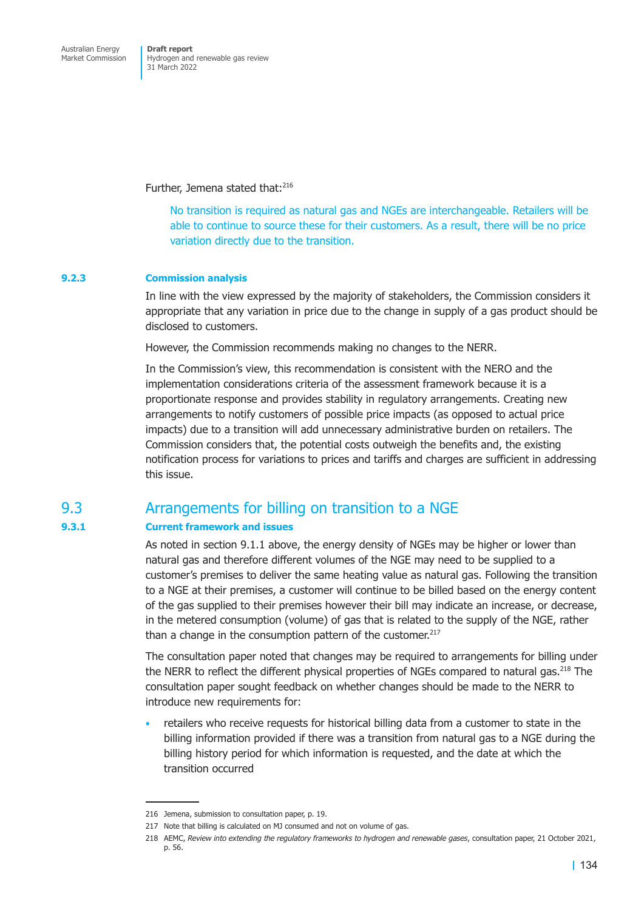Further, Jemena stated that:[216]

> No transition is required as natural gas and NGEs are interchangeable. Retailers will be able to continue to source these for their customers. As a result, there will be no price variation directly due to the transition.

### 9.2.3 Commission analysis

In line with the view expressed by the majority of stakeholders, the Commission considers it appropriate that any variation in price due to the change in supply of a gas product should be disclosed to customers.

However, the Commission recommends making no changes to the NERR.

In the Commission's view, this recommendation is consistent with the NERO and the implementation considerations criteria of the assessment framework because it is a proportionate response and provides stability in regulatory arrangements. Creating new arrangements to notify customers of possible price impacts (as opposed to actual price impacts) due to a transition will add unnecessary administrative burden on retailers. The Commission considers that, the potential costs outweigh the benefits and, the existing notification process for variations to prices and tariffs and charges are sufficient in addressing this issue.

## 9.3 Arrangements for billing on transition to a NGE

### 9.3.1 Current framework and issues

As noted in section 9.1.1 above, the energy density of NGEs may be higher or lower than natural gas and therefore different volumes of the NGE may need to be supplied to a customer's premises to deliver the same heating value as natural gas. Following the transition to a NGE at their premises, a customer will continue to be billed based on the energy content of the gas supplied to their premises however their bill may indicate an increase, or decrease, in the metered consumption (volume) of gas that is related to the supply of the NGE, rather than a change in the consumption pattern of the customer.[217]

The consultation paper noted that changes may be required to arrangements for billing under the NERR to reflect the different physical properties of NGEs compared to natural gas.[218] The consultation paper sought feedback on whether changes should be made to the NERR to introduce new requirements for:

- retailers who receive requests for historical billing data from a customer to state in the billing information provided if there was a transition from natural gas to a NGE during the billing history period for which information is requested, and the date at which the transition occurred

---

216 Jemena, submission to consultation paper, p. 19.

217 Note that billing is calculated on MJ consumed and not on volume of gas.

218 AEMC, *Review into extending the regulatory frameworks to hydrogen and renewable gases*, consultation paper, 21 October 2021, p. 56.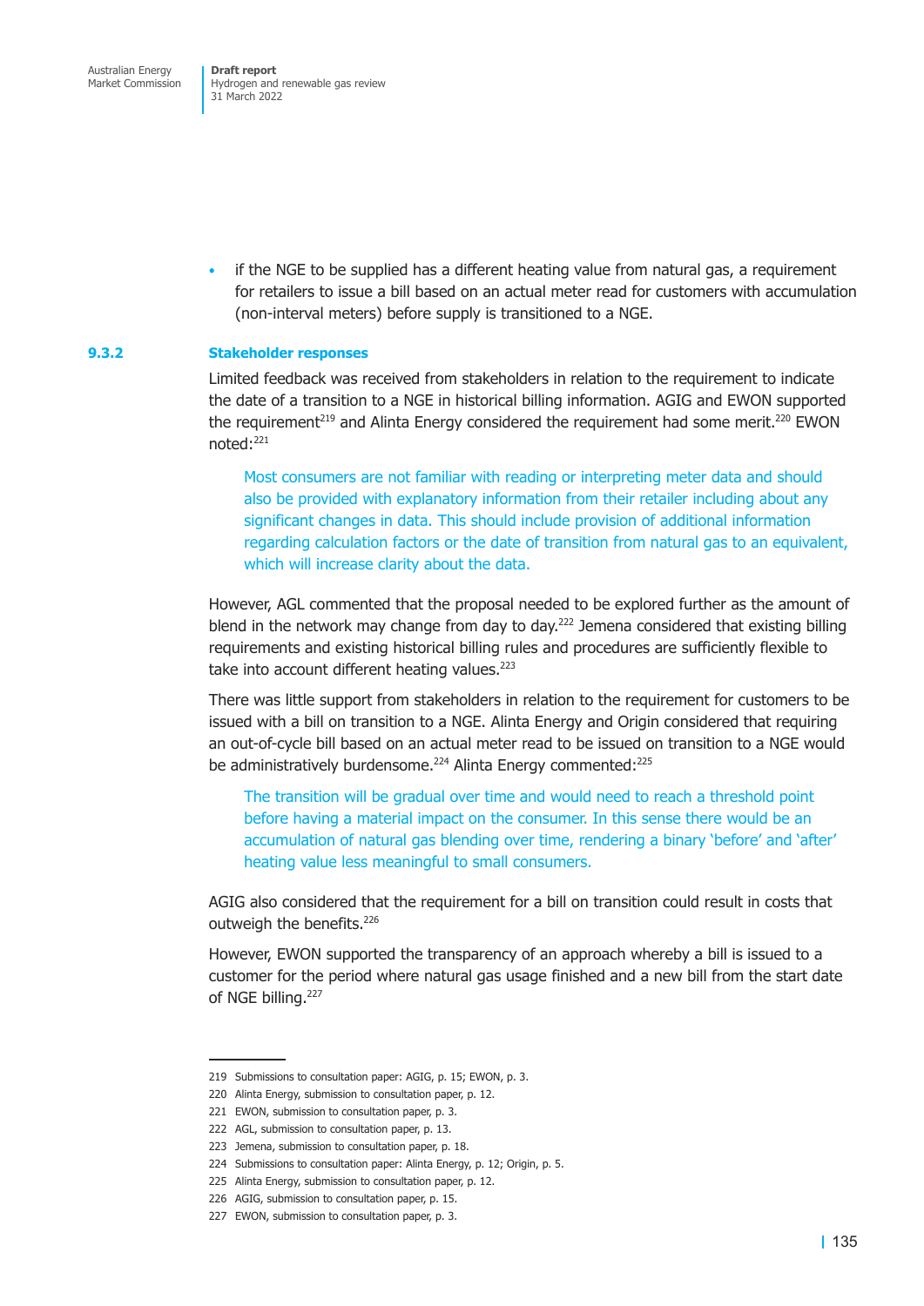- if the NGE to be supplied has a different heating value from natural gas, a requirement for retailers to issue a bill based on an actual meter read for customers with accumulation (non-interval meters) before supply is transitioned to a NGE.

### 9.3.2 Stakeholder responses

Limited feedback was received from stakeholders in relation to the requirement to indicate the date of a transition to a NGE in historical billing information. AGIG and EWON supported the requirement[219] and Alinta Energy considered the requirement had some merit.[220] EWON noted:[221]

> Most consumers are not familiar with reading or interpreting meter data and should also be provided with explanatory information from their retailer including about any significant changes in data. This should include provision of additional information regarding calculation factors or the date of transition from natural gas to an equivalent, which will increase clarity about the data.

However, AGL commented that the proposal needed to be explored further as the amount of blend in the network may change from day to day.[222] Jemena considered that existing billing requirements and existing historical billing rules and procedures are sufficiently flexible to take into account different heating values.[223]

There was little support from stakeholders in relation to the requirement for customers to be issued with a bill on transition to a NGE. Alinta Energy and Origin considered that requiring an out-of-cycle bill based on an actual meter read to be issued on transition to a NGE would be administratively burdensome.[224] Alinta Energy commented:[225]

> The transition will be gradual over time and would need to reach a threshold point before having a material impact on the consumer. In this sense there would be an accumulation of natural gas blending over time, rendering a binary 'before' and 'after' heating value less meaningful to small consumers.

AGIG also considered that the requirement for a bill on transition could result in costs that outweigh the benefits.[226]

However, EWON supported the transparency of an approach whereby a bill is issued to a customer for the period where natural gas usage finished and a new bill from the start date of NGE billing.[227]

---

219 Submissions to consultation paper: AGIG, p. 15; EWON, p. 3.

220 Alinta Energy, submission to consultation paper, p. 12.

221 EWON, submission to consultation paper, p. 3.

222 AGL, submission to consultation paper, p. 13.

223 Jemena, submission to consultation paper, p. 18.

224 Submissions to consultation paper: Alinta Energy, p. 12; Origin, p. 5.

225 Alinta Energy, submission to consultation paper, p. 12.

226 AGIG, submission to consultation paper, p. 15.

227 EWON, submission to consultation paper, p. 3.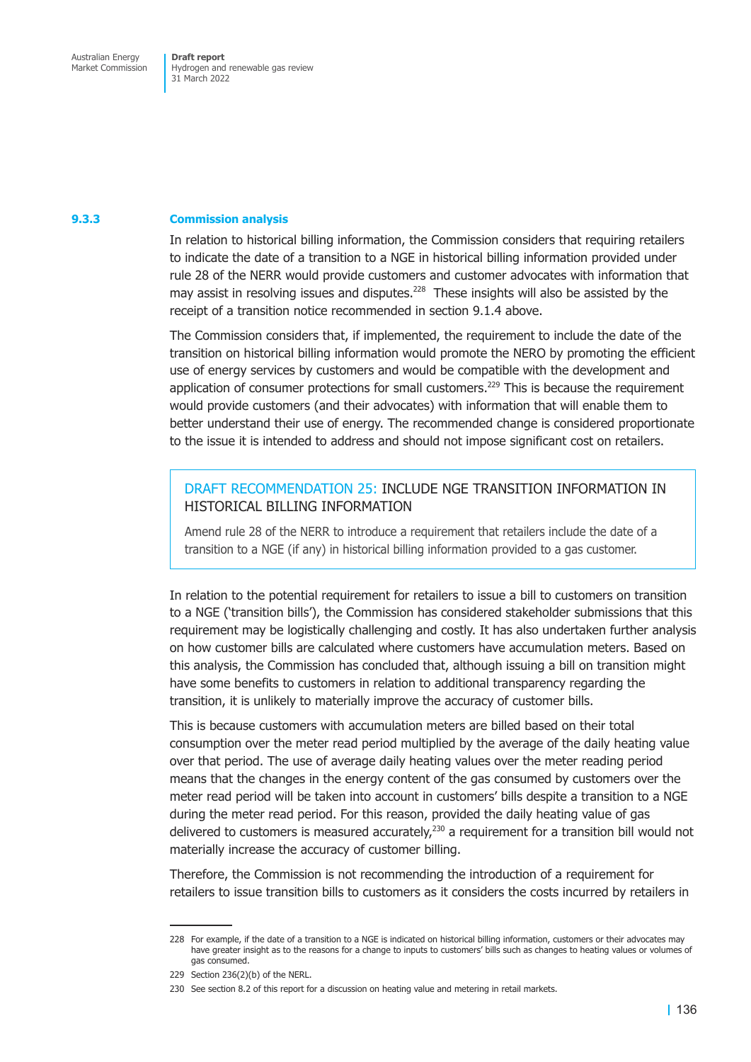### 9.3.3 Commission analysis

In relation to historical billing information, the Commission considers that requiring retailers to indicate the date of a transition to a NGE in historical billing information provided under rule 28 of the NERR would provide customers and customer advocates with information that may assist in resolving issues and disputes.[228] These insights will also be assisted by the receipt of a transition notice recommended in section 9.1.4 above.

The Commission considers that, if implemented, the requirement to include the date of the transition on historical billing information would promote the NERO by promoting the efficient use of energy services by customers and would be compatible with the development and application of consumer protections for small customers.[229] This is because the requirement would provide customers (and their advocates) with information that will enable them to better understand their use of energy. The recommended change is considered proportionate to the issue it is intended to address and should not impose significant cost on retailers.

> **DRAFT RECOMMENDATION 25: INCLUDE NGE TRANSITION INFORMATION IN HISTORICAL BILLING INFORMATION**
>
> Amend rule 28 of the NERR to introduce a requirement that retailers include the date of a transition to a NGE (if any) in historical billing information provided to a gas customer.

In relation to the potential requirement for retailers to issue a bill to customers on transition to a NGE ('transition bills'), the Commission has considered stakeholder submissions that this requirement may be logistically challenging and costly. It has also undertaken further analysis on how customer bills are calculated where customers have accumulation meters. Based on this analysis, the Commission has concluded that, although issuing a bill on transition might have some benefits to customers in relation to additional transparency regarding the transition, it is unlikely to materially improve the accuracy of customer bills.

This is because customers with accumulation meters are billed based on their total consumption over the meter read period multiplied by the average of the daily heating value over that period. The use of average daily heating values over the meter reading period means that the changes in the energy content of the gas consumed by customers over the meter read period will be taken into account in customers' bills despite a transition to a NGE during the meter read period. For this reason, provided the daily heating value of gas delivered to customers is measured accurately,[230] a requirement for a transition bill would not materially increase the accuracy of customer billing.

Therefore, the Commission is not recommending the introduction of a requirement for retailers to issue transition bills to customers as it considers the costs incurred by retailers in

---

228 For example, if the date of a transition to a NGE is indicated on historical billing information, customers or their advocates may have greater insight as to the reasons for a change to inputs to customers' bills such as changes to heating values or volumes of gas consumed.

229 Section 236(2)(b) of the NERL.

230 See section 8.2 of this report for a discussion on heating value and metering in retail markets.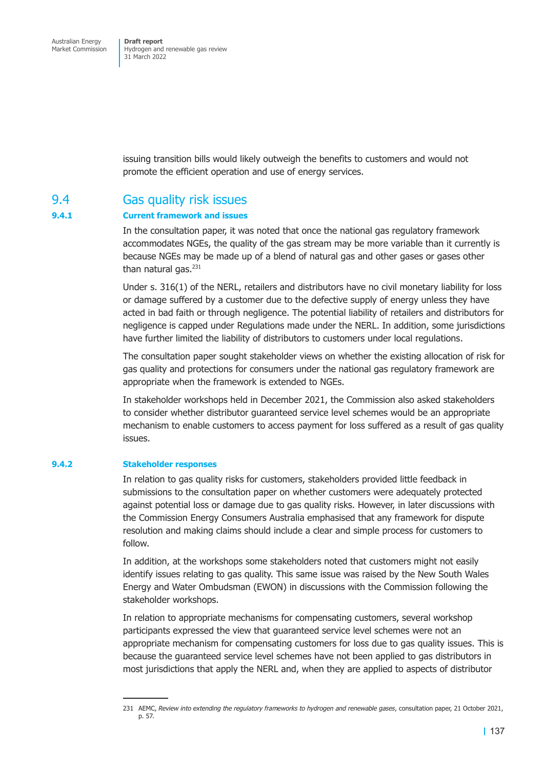issuing transition bills would likely outweigh the benefits to customers and would not promote the efficient operation and use of energy services.

## 9.4 Gas quality risk issues

### 9.4.1 Current framework and issues

In the consultation paper, it was noted that once the national gas regulatory framework accommodates NGEs, the quality of the gas stream may be more variable than it currently is because NGEs may be made up of a blend of natural gas and other gases or gases other than natural gas.[231]

Under s. 316(1) of the NERL, retailers and distributors have no civil monetary liability for loss or damage suffered by a customer due to the defective supply of energy unless they have acted in bad faith or through negligence. The potential liability of retailers and distributors for negligence is capped under Regulations made under the NERL. In addition, some jurisdictions have further limited the liability of distributors to customers under local regulations.

The consultation paper sought stakeholder views on whether the existing allocation of risk for gas quality and protections for consumers under the national gas regulatory framework are appropriate when the framework is extended to NGEs.

In stakeholder workshops held in December 2021, the Commission also asked stakeholders to consider whether distributor guaranteed service level schemes would be an appropriate mechanism to enable customers to access payment for loss suffered as a result of gas quality issues.

### 9.4.2 Stakeholder responses

In relation to gas quality risks for customers, stakeholders provided little feedback in submissions to the consultation paper on whether customers were adequately protected against potential loss or damage due to gas quality risks. However, in later discussions with the Commission Energy Consumers Australia emphasised that any framework for dispute resolution and making claims should include a clear and simple process for customers to follow.

In addition, at the workshops some stakeholders noted that customers might not easily identify issues relating to gas quality. This same issue was raised by the New South Wales Energy and Water Ombudsman (EWON) in discussions with the Commission following the stakeholder workshops.

In relation to appropriate mechanisms for compensating customers, several workshop participants expressed the view that guaranteed service level schemes were not an appropriate mechanism for compensating customers for loss due to gas quality issues. This is because the guaranteed service level schemes have not been applied to gas distributors in most jurisdictions that apply the NERL and, when they are applied to aspects of distributor

---

231 AEMC, *Review into extending the regulatory frameworks to hydrogen and renewable gases*, consultation paper, 21 October 2021, p. 57.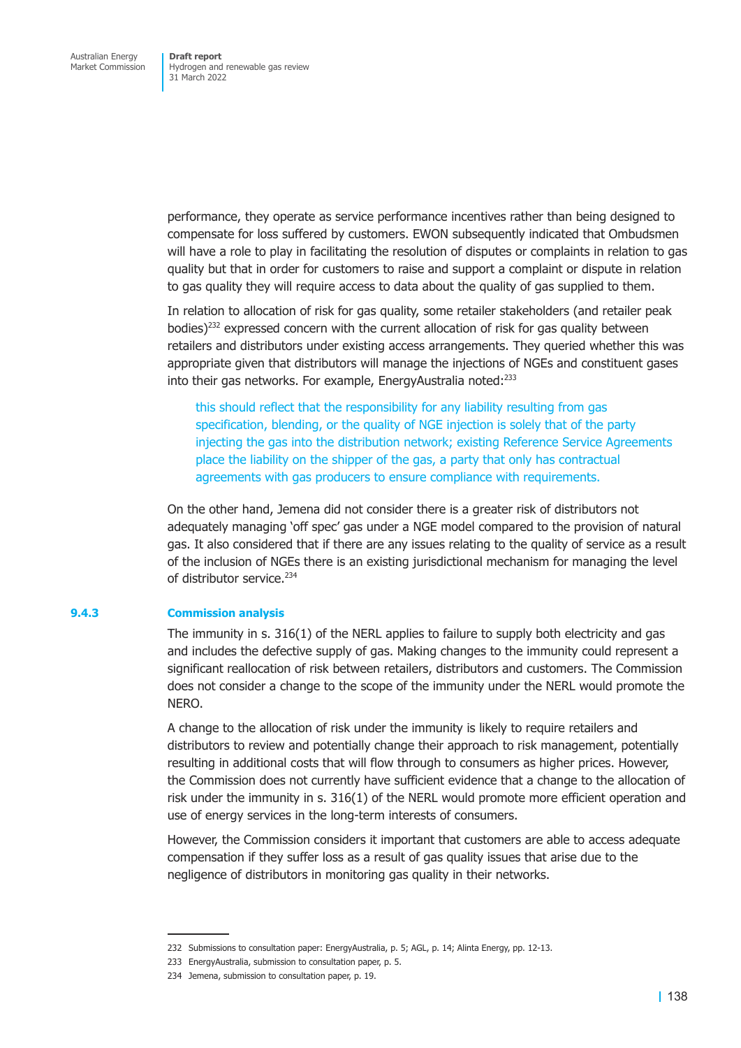performance, they operate as service performance incentives rather than being designed to compensate for loss suffered by customers. EWON subsequently indicated that Ombudsmen will have a role to play in facilitating the resolution of disputes or complaints in relation to gas quality but that in order for customers to raise and support a complaint or dispute in relation to gas quality they will require access to data about the quality of gas supplied to them.

In relation to allocation of risk for gas quality, some retailer stakeholders (and retailer peak bodies)[232] expressed concern with the current allocation of risk for gas quality between retailers and distributors under existing access arrangements. They queried whether this was appropriate given that distributors will manage the injections of NGEs and constituent gases into their gas networks. For example, EnergyAustralia noted:[233]

> this should reflect that the responsibility for any liability resulting from gas specification, blending, or the quality of NGE injection is solely that of the party injecting the gas into the distribution network; existing Reference Service Agreements place the liability on the shipper of the gas, a party that only has contractual agreements with gas producers to ensure compliance with requirements.

On the other hand, Jemena did not consider there is a greater risk of distributors not adequately managing 'off spec' gas under a NGE model compared to the provision of natural gas. It also considered that if there are any issues relating to the quality of service as a result of the inclusion of NGEs there is an existing jurisdictional mechanism for managing the level of distributor service.[234]

### 9.4.3 Commission analysis

The immunity in s. 316(1) of the NERL applies to failure to supply both electricity and gas and includes the defective supply of gas. Making changes to the immunity could represent a significant reallocation of risk between retailers, distributors and customers. The Commission does not consider a change to the scope of the immunity under the NERL would promote the NERO.

A change to the allocation of risk under the immunity is likely to require retailers and distributors to review and potentially change their approach to risk management, potentially resulting in additional costs that will flow through to consumers as higher prices. However, the Commission does not currently have sufficient evidence that a change to the allocation of risk under the immunity in s. 316(1) of the NERL would promote more efficient operation and use of energy services in the long-term interests of consumers.

However, the Commission considers it important that customers are able to access adequate compensation if they suffer loss as a result of gas quality issues that arise due to the negligence of distributors in monitoring gas quality in their networks.

---

232 Submissions to consultation paper: EnergyAustralia, p. 5; AGL, p. 14; Alinta Energy, pp. 12-13.

233 EnergyAustralia, submission to consultation paper, p. 5.

234 Jemena, submission to consultation paper, p. 19.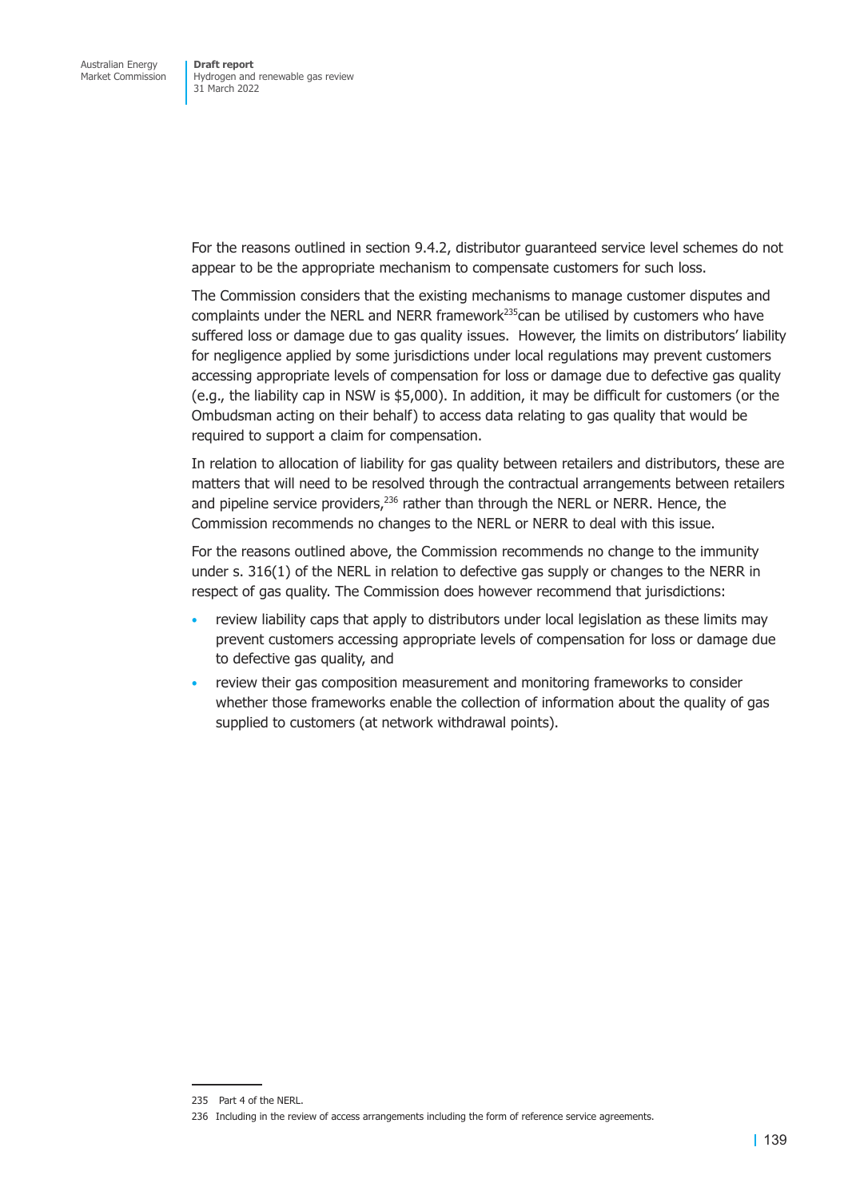For the reasons outlined in section 9.4.2, distributor guaranteed service level schemes do not appear to be the appropriate mechanism to compensate customers for such loss.

The Commission considers that the existing mechanisms to manage customer disputes and complaints under the NERL and NERR framework[235] can be utilised by customers who have suffered loss or damage due to gas quality issues. However, the limits on distributors' liability for negligence applied by some jurisdictions under local regulations may prevent customers accessing appropriate levels of compensation for loss or damage due to defective gas quality (e.g., the liability cap in NSW is $5,000). In addition, it may be difficult for customers (or the Ombudsman acting on their behalf) to access data relating to gas quality that would be required to support a claim for compensation.

In relation to allocation of liability for gas quality between retailers and distributors, these are matters that will need to be resolved through the contractual arrangements between retailers and pipeline service providers,[236] rather than through the NERL or NERR. Hence, the Commission recommends no changes to the NERL or NERR to deal with this issue.

For the reasons outlined above, the Commission recommends no change to the immunity under s. 316(1) of the NERL in relation to defective gas supply or changes to the NERR in respect of gas quality. The Commission does however recommend that jurisdictions:

- review liability caps that apply to distributors under local legislation as these limits may prevent customers accessing appropriate levels of compensation for loss or damage due to defective gas quality, and
- review their gas composition measurement and monitoring frameworks to consider whether those frameworks enable the collection of information about the quality of gas supplied to customers (at network withdrawal points).

---

235 Part 4 of the NERL.

236 Including in the review of access arrangements including the form of reference service agreements.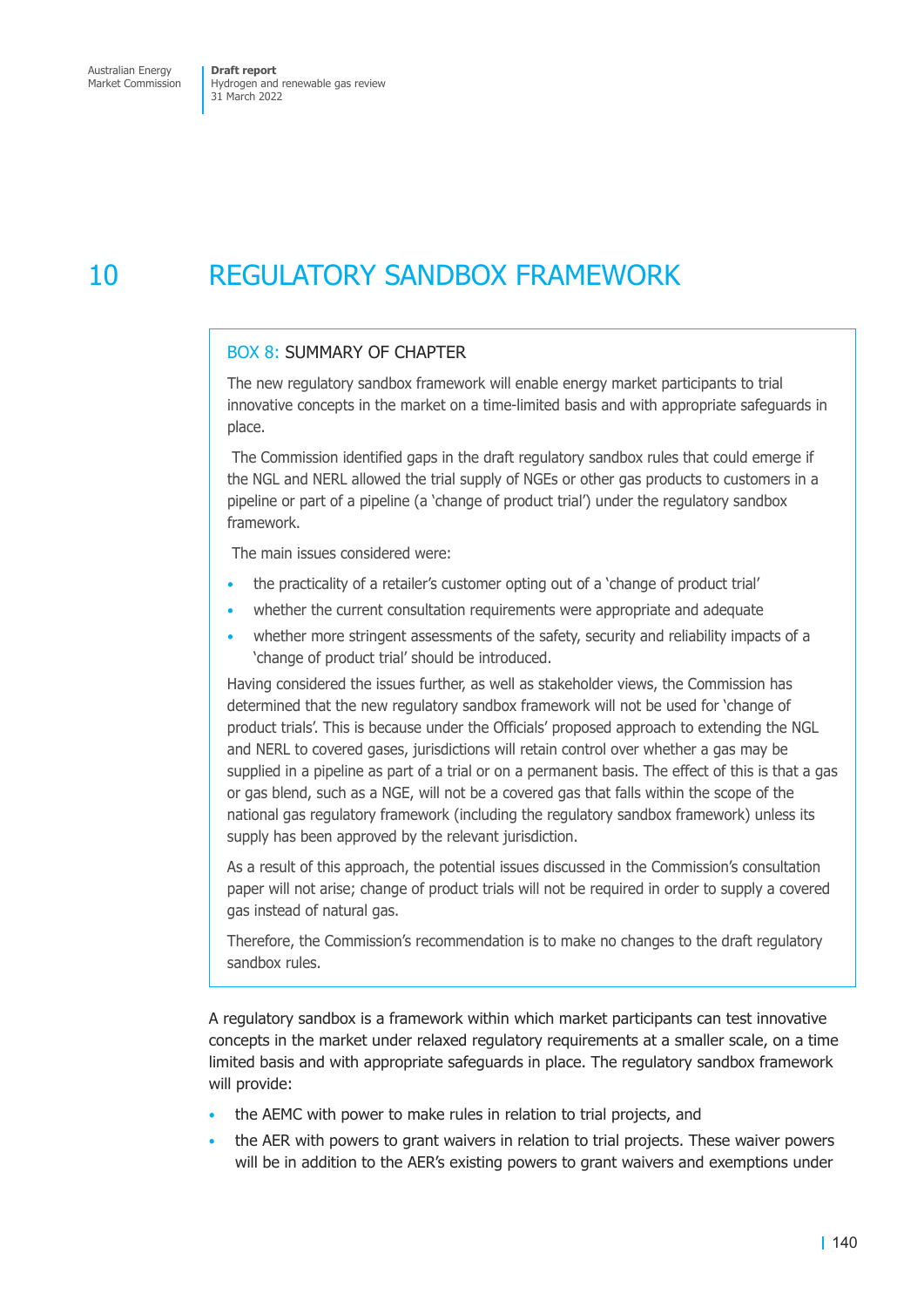# 10 REGULATORY SANDBOX FRAMEWORK

> **BOX 8: SUMMARY OF CHAPTER**
>
> The new regulatory sandbox framework will enable energy market participants to trial innovative concepts in the market on a time-limited basis and with appropriate safeguards in place.
>
> The Commission identified gaps in the draft regulatory sandbox rules that could emerge if the NGL and NERL allowed the trial supply of NGEs or other gas products to customers in a pipeline or part of a pipeline (a 'change of product trial') under the regulatory sandbox framework.
>
> The main issues considered were:
>
> - the practicality of a retailer's customer opting out of a 'change of product trial'
> - whether the current consultation requirements were appropriate and adequate
> - whether more stringent assessments of the safety, security and reliability impacts of a 'change of product trial' should be introduced.
>
> Having considered the issues further, as well as stakeholder views, the Commission has determined that the new regulatory sandbox framework will not be used for 'change of product trials'. This is because under the Officials' proposed approach to extending the NGL and NERL to covered gases, jurisdictions will retain control over whether a gas may be supplied in a pipeline as part of a trial or on a permanent basis. The effect of this is that a gas or gas blend, such as a NGE, will not be a covered gas that falls within the scope of the national gas regulatory framework (including the regulatory sandbox framework) unless its supply has been approved by the relevant jurisdiction.
>
> As a result of this approach, the potential issues discussed in the Commission's consultation paper will not arise; change of product trials will not be required in order to supply a covered gas instead of natural gas.
>
> Therefore, the Commission's recommendation is to make no changes to the draft regulatory sandbox rules.

A regulatory sandbox is a framework within which market participants can test innovative concepts in the market under relaxed regulatory requirements at a smaller scale, on a time limited basis and with appropriate safeguards in place. The regulatory sandbox framework will provide:

- the AEMC with power to make rules in relation to trial projects, and
- the AER with powers to grant waivers in relation to trial projects. These waiver powers will be in addition to the AER's existing powers to grant waivers and exemptions under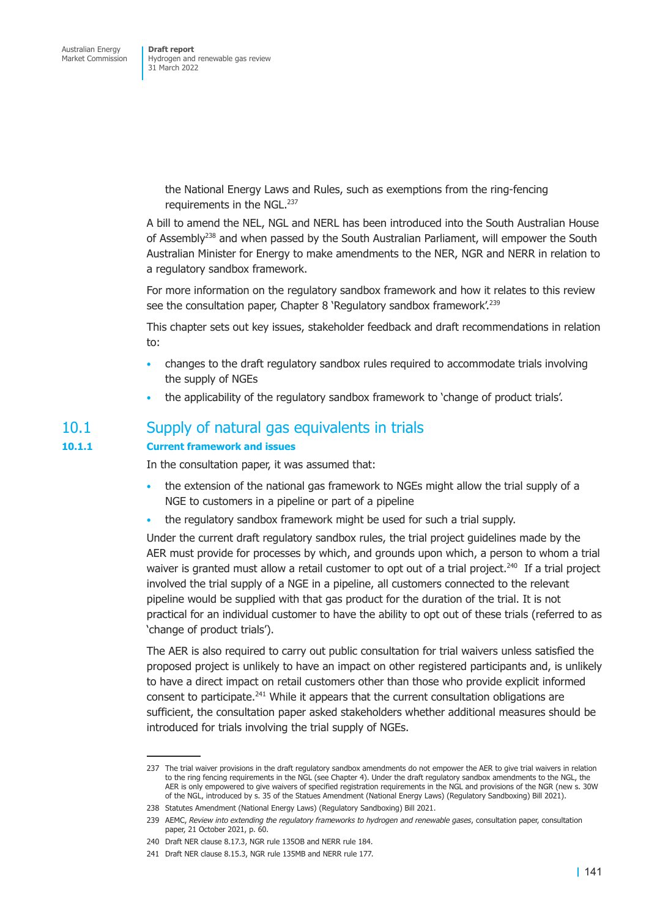the National Energy Laws and Rules, such as exemptions from the ring-fencing requirements in the NGL.[237]

A bill to amend the NEL, NGL and NERL has been introduced into the South Australian House of Assembly[238] and when passed by the South Australian Parliament, will empower the South Australian Minister for Energy to make amendments to the NER, NGR and NERR in relation to a regulatory sandbox framework.

For more information on the regulatory sandbox framework and how it relates to this review see the consultation paper, Chapter 8 'Regulatory sandbox framework'.[239]

This chapter sets out key issues, stakeholder feedback and draft recommendations in relation to:

- changes to the draft regulatory sandbox rules required to accommodate trials involving the supply of NGEs
- the applicability of the regulatory sandbox framework to 'change of product trials'.

## 10.1 Supply of natural gas equivalents in trials

### 10.1.1 Current framework and issues

In the consultation paper, it was assumed that:

- the extension of the national gas framework to NGEs might allow the trial supply of a NGE to customers in a pipeline or part of a pipeline
- the regulatory sandbox framework might be used for such a trial supply.

Under the current draft regulatory sandbox rules, the trial project guidelines made by the AER must provide for processes by which, and grounds upon which, a person to whom a trial waiver is granted must allow a retail customer to opt out of a trial project.[240] If a trial project involved the trial supply of a NGE in a pipeline, all customers connected to the relevant pipeline would be supplied with that gas product for the duration of the trial. It is not practical for an individual customer to have the ability to opt out of these trials (referred to as 'change of product trials').

The AER is also required to carry out public consultation for trial waivers unless satisfied the proposed project is unlikely to have an impact on other registered participants and, is unlikely to have a direct impact on retail customers other than those who provide explicit informed consent to participate.[241] While it appears that the current consultation obligations are sufficient, the consultation paper asked stakeholders whether additional measures should be introduced for trials involving the trial supply of NGEs.

---

237 The trial waiver provisions in the draft regulatory sandbox amendments do not empower the AER to give trial waivers in relation to the ring fencing requirements in the NGL (see Chapter 4). Under the draft regulatory sandbox amendments to the NGL, the AER is only empowered to give waivers of specified registration requirements in the NGL and provisions of the NGR (new s. 30W of the NGL, introduced by s. 35 of the Statues Amendment (National Energy Laws) (Regulatory Sandboxing) Bill 2021).

238 Statutes Amendment (National Energy Laws) (Regulatory Sandboxing) Bill 2021.

239 AEMC, *Review into extending the regulatory frameworks to hydrogen and renewable gases*, consultation paper, consultation paper, 21 October 2021, p. 60.

240 Draft NER clause 8.17.3, NGR rule 135OB and NERR rule 184.

241 Draft NER clause 8.15.3, NGR rule 135MB and NERR rule 177.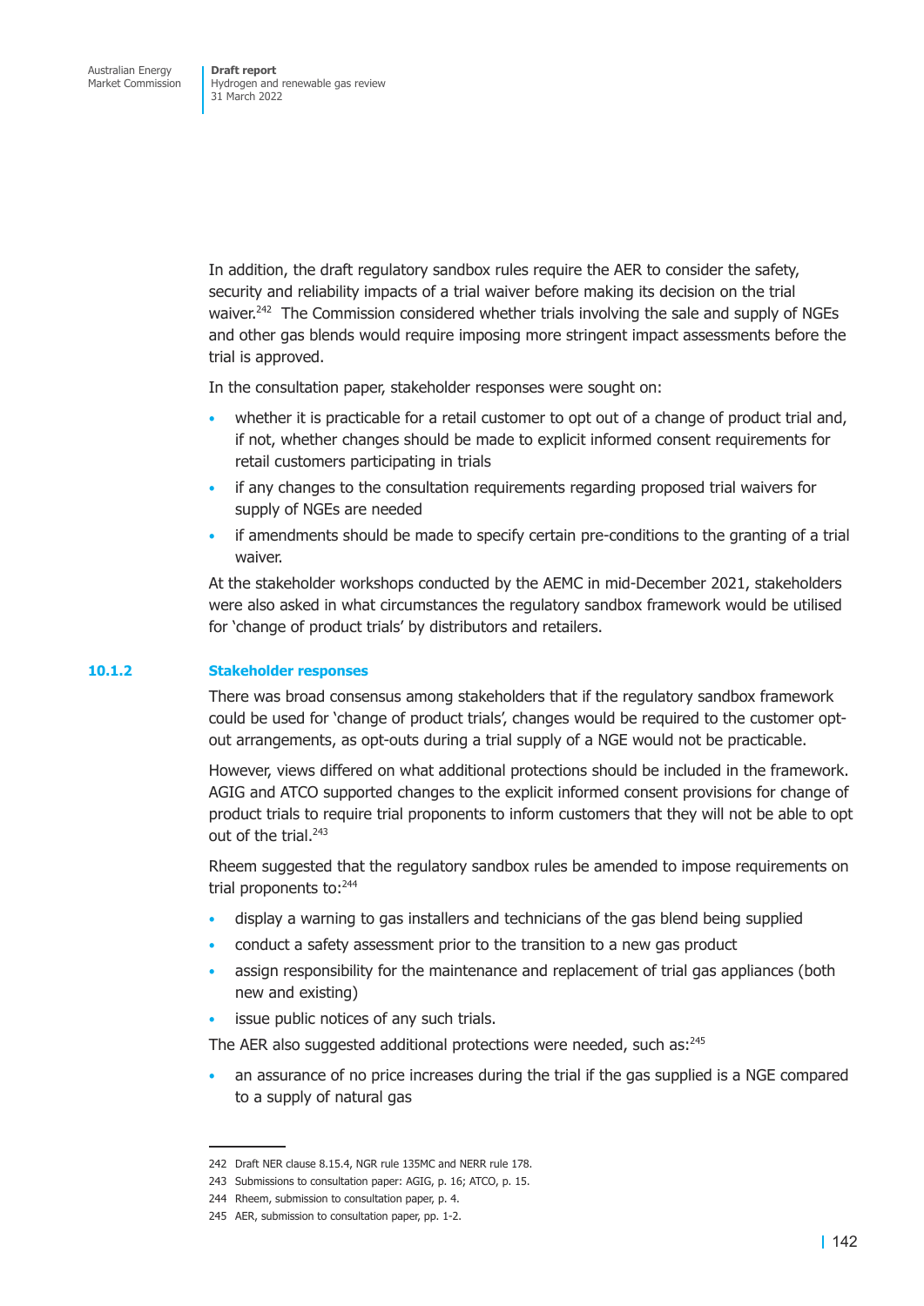In addition, the draft regulatory sandbox rules require the AER to consider the safety, security and reliability impacts of a trial waiver before making its decision on the trial waiver.[242] The Commission considered whether trials involving the sale and supply of NGEs and other gas blends would require imposing more stringent impact assessments before the trial is approved.

In the consultation paper, stakeholder responses were sought on:

- whether it is practicable for a retail customer to opt out of a change of product trial and, if not, whether changes should be made to explicit informed consent requirements for retail customers participating in trials
- if any changes to the consultation requirements regarding proposed trial waivers for supply of NGEs are needed
- if amendments should be made to specify certain pre-conditions to the granting of a trial waiver.

At the stakeholder workshops conducted by the AEMC in mid-December 2021, stakeholders were also asked in what circumstances the regulatory sandbox framework would be utilised for 'change of product trials' by distributors and retailers.

### 10.1.2 Stakeholder responses

There was broad consensus among stakeholders that if the regulatory sandbox framework could be used for 'change of product trials', changes would be required to the customer opt-out arrangements, as opt-outs during a trial supply of a NGE would not be practicable.

However, views differed on what additional protections should be included in the framework. AGIG and ATCO supported changes to the explicit informed consent provisions for change of product trials to require trial proponents to inform customers that they will not be able to opt out of the trial.[243]

Rheem suggested that the regulatory sandbox rules be amended to impose requirements on trial proponents to:[244]

- display a warning to gas installers and technicians of the gas blend being supplied
- conduct a safety assessment prior to the transition to a new gas product
- assign responsibility for the maintenance and replacement of trial gas appliances (both new and existing)
- issue public notices of any such trials.

The AER also suggested additional protections were needed, such as:[245]

- an assurance of no price increases during the trial if the gas supplied is a NGE compared to a supply of natural gas

242 Draft NER clause 8.15.4, NGR rule 135MC and NERR rule 178.

243 Submissions to consultation paper: AGIG, p. 16; ATCO, p. 15.

244 Rheem, submission to consultation paper, p. 4.

245 AER, submission to consultation paper, pp. 1-2.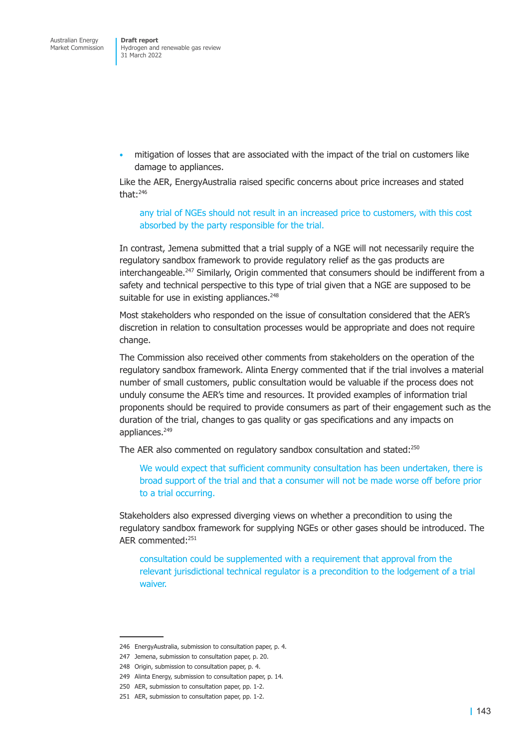- mitigation of losses that are associated with the impact of the trial on customers like damage to appliances.

Like the AER, EnergyAustralia raised specific concerns about price increases and stated that:[246]

> any trial of NGEs should not result in an increased price to customers, with this cost absorbed by the party responsible for the trial.

In contrast, Jemena submitted that a trial supply of a NGE will not necessarily require the regulatory sandbox framework to provide regulatory relief as the gas products are interchangeable.[247] Similarly, Origin commented that consumers should be indifferent from a safety and technical perspective to this type of trial given that a NGE are supposed to be suitable for use in existing appliances.[248]

Most stakeholders who responded on the issue of consultation considered that the AER's discretion in relation to consultation processes would be appropriate and does not require change.

The Commission also received other comments from stakeholders on the operation of the regulatory sandbox framework. Alinta Energy commented that if the trial involves a material number of small customers, public consultation would be valuable if the process does not unduly consume the AER's time and resources. It provided examples of information trial proponents should be required to provide consumers as part of their engagement such as the duration of the trial, changes to gas quality or gas specifications and any impacts on appliances.[249]

The AER also commented on regulatory sandbox consultation and stated:[250]

> We would expect that sufficient community consultation has been undertaken, there is broad support of the trial and that a consumer will not be made worse off before prior to a trial occurring.

Stakeholders also expressed diverging views on whether a precondition to using the regulatory sandbox framework for supplying NGEs or other gases should be introduced. The AER commented:[251]

> consultation could be supplemented with a requirement that approval from the relevant jurisdictional technical regulator is a precondition to the lodgement of a trial waiver.

---

246 EnergyAustralia, submission to consultation paper, p. 4.

247 Jemena, submission to consultation paper, p. 20.

248 Origin, submission to consultation paper, p. 4.

249 Alinta Energy, submission to consultation paper, p. 14.

250 AER, submission to consultation paper, pp. 1-2.

251 AER, submission to consultation paper, pp. 1-2.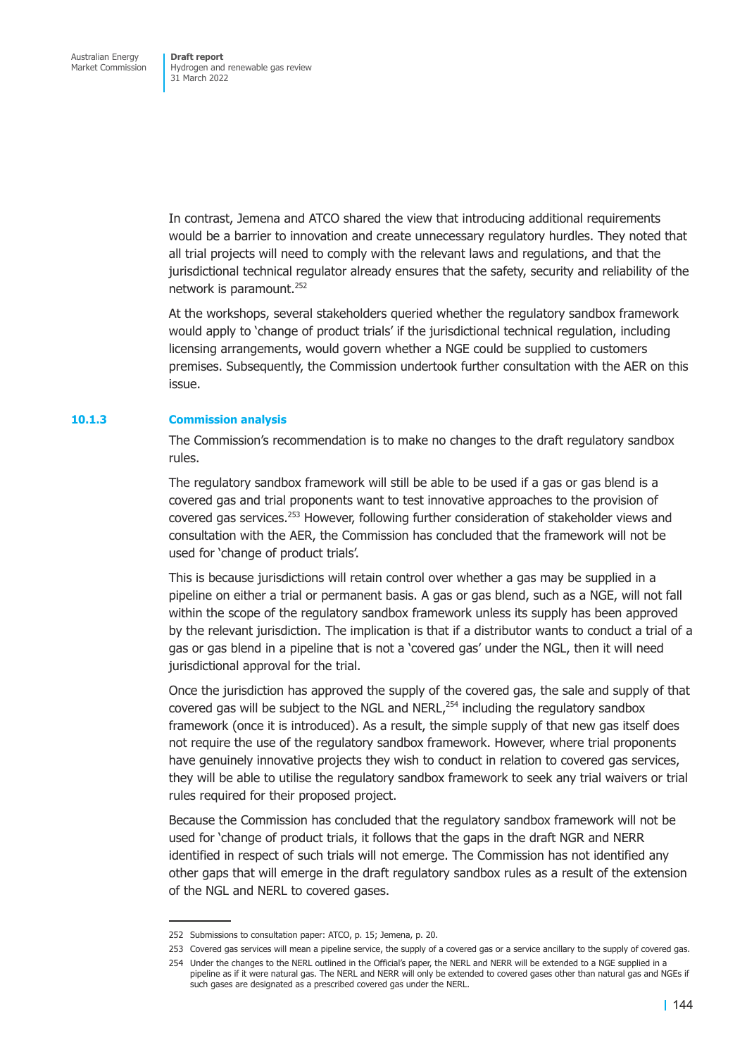In contrast, Jemena and ATCO shared the view that introducing additional requirements would be a barrier to innovation and create unnecessary regulatory hurdles. They noted that all trial projects will need to comply with the relevant laws and regulations, and that the jurisdictional technical regulator already ensures that the safety, security and reliability of the network is paramount.[252]

At the workshops, several stakeholders queried whether the regulatory sandbox framework would apply to 'change of product trials' if the jurisdictional technical regulation, including licensing arrangements, would govern whether a NGE could be supplied to customers premises. Subsequently, the Commission undertook further consultation with the AER on this issue.

### 10.1.3 Commission analysis

The Commission's recommendation is to make no changes to the draft regulatory sandbox rules.

The regulatory sandbox framework will still be able to be used if a gas or gas blend is a covered gas and trial proponents want to test innovative approaches to the provision of covered gas services.[253] However, following further consideration of stakeholder views and consultation with the AER, the Commission has concluded that the framework will not be used for 'change of product trials'.

This is because jurisdictions will retain control over whether a gas may be supplied in a pipeline on either a trial or permanent basis. A gas or gas blend, such as a NGE, will not fall within the scope of the regulatory sandbox framework unless its supply has been approved by the relevant jurisdiction. The implication is that if a distributor wants to conduct a trial of a gas or gas blend in a pipeline that is not a 'covered gas' under the NGL, then it will need jurisdictional approval for the trial.

Once the jurisdiction has approved the supply of the covered gas, the sale and supply of that covered gas will be subject to the NGL and NERL,[254] including the regulatory sandbox framework (once it is introduced). As a result, the simple supply of that new gas itself does not require the use of the regulatory sandbox framework. However, where trial proponents have genuinely innovative projects they wish to conduct in relation to covered gas services, they will be able to utilise the regulatory sandbox framework to seek any trial waivers or trial rules required for their proposed project.

Because the Commission has concluded that the regulatory sandbox framework will not be used for 'change of product trials, it follows that the gaps in the draft NGR and NERR identified in respect of such trials will not emerge. The Commission has not identified any other gaps that will emerge in the draft regulatory sandbox rules as a result of the extension of the NGL and NERL to covered gases.

---

252 Submissions to consultation paper: ATCO, p. 15; Jemena, p. 20.

253 Covered gas services will mean a pipeline service, the supply of a covered gas or a service ancillary to the supply of covered gas.

254 Under the changes to the NERL outlined in the Official's paper, the NERL and NERR will be extended to a NGE supplied in a pipeline as if it were natural gas. The NERL and NERR will only be extended to covered gases other than natural gas and NGEs if such gases are designated as a prescribed covered gas under the NERL.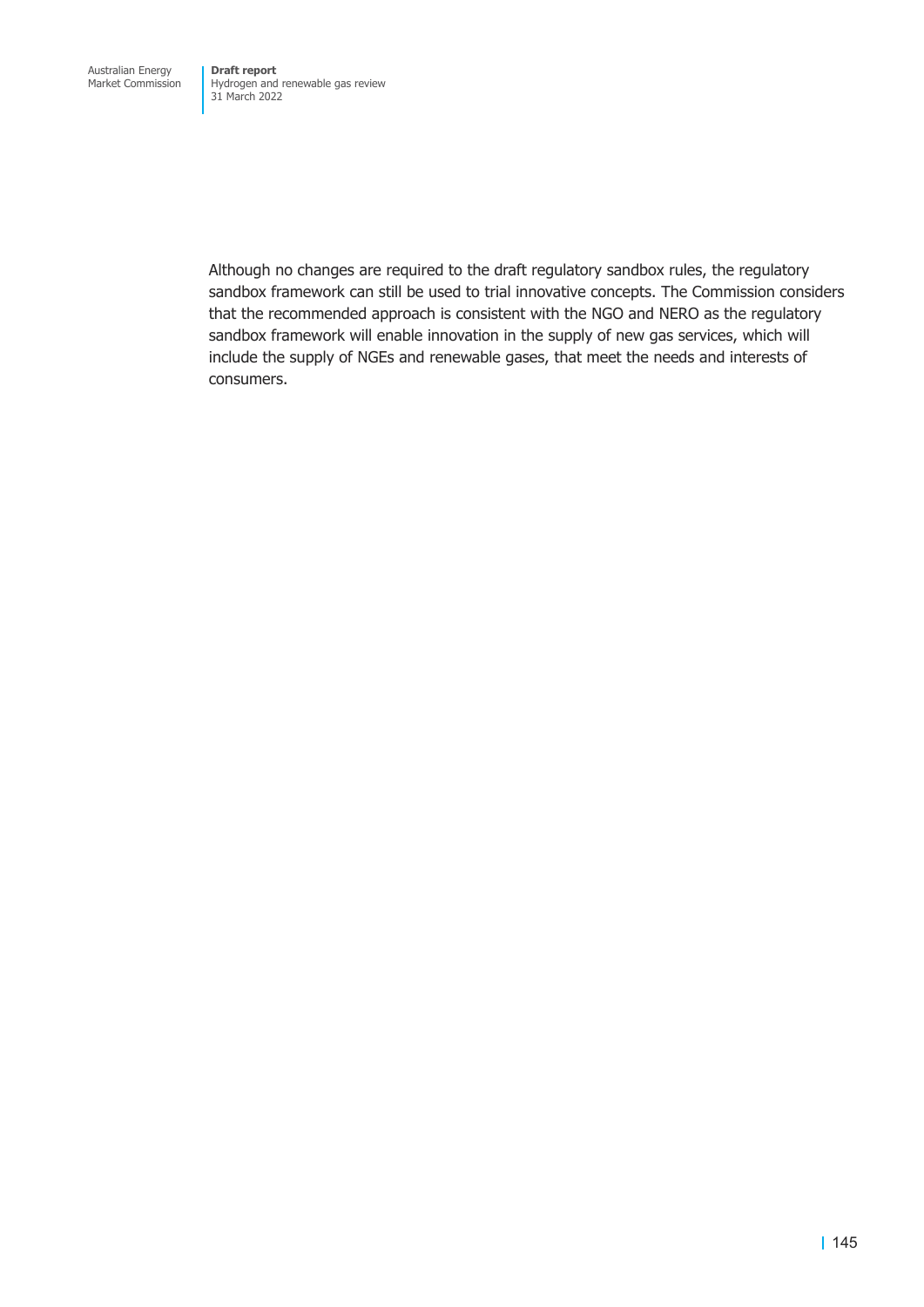Although no changes are required to the draft regulatory sandbox rules, the regulatory sandbox framework can still be used to trial innovative concepts. The Commission considers that the recommended approach is consistent with the NGO and NERO as the regulatory sandbox framework will enable innovation in the supply of new gas services, which will include the supply of NGEs and renewable gases, that meet the needs and interests of consumers.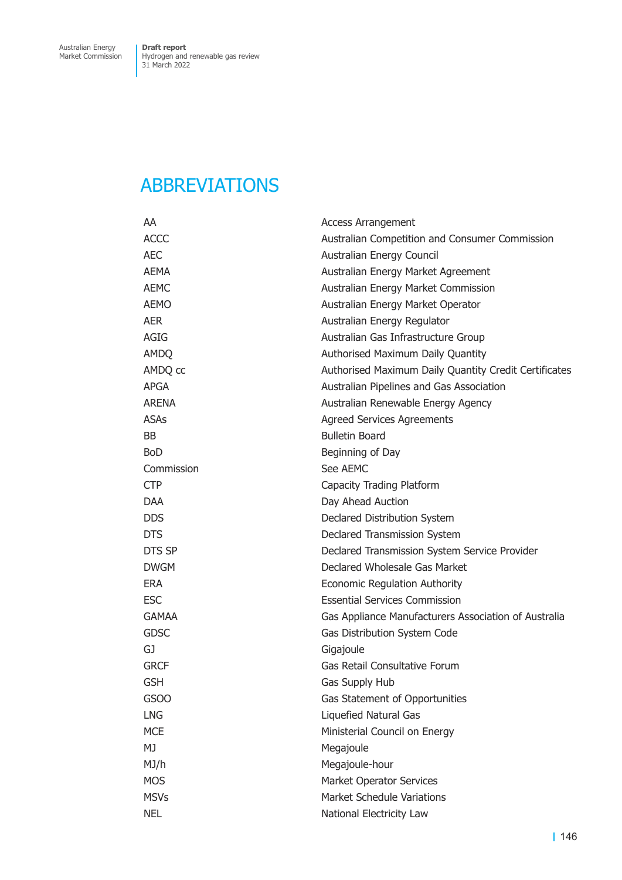# ABBREVIATIONS

| | |
|---|---|
| AA | Access Arrangement |
| ACCC | Australian Competition and Consumer Commission |
| AEC | Australian Energy Council |
| AEMA | Australian Energy Market Agreement |
| AEMC | Australian Energy Market Commission |
| AEMO | Australian Energy Market Operator |
| AER | Australian Energy Regulator |
| AGIG | Australian Gas Infrastructure Group |
| AMDQ | Authorised Maximum Daily Quantity |
| AMDQ cc | Authorised Maximum Daily Quantity Credit Certificates |
| APGA | Australian Pipelines and Gas Association |
| ARENA | Australian Renewable Energy Agency |
| ASAs | Agreed Services Agreements |
| BB | Bulletin Board |
| BoD | Beginning of Day |
| Commission | See AEMC |
| CTP | Capacity Trading Platform |
| DAA | Day Ahead Auction |
| DDS | Declared Distribution System |
| DTS | Declared Transmission System |
| DTS SP | Declared Transmission System Service Provider |
| DWGM | Declared Wholesale Gas Market |
| ERA | Economic Regulation Authority |
| ESC | Essential Services Commission |
| GAMAA | Gas Appliance Manufacturers Association of Australia |
| GDSC | Gas Distribution System Code |
| GJ | Gigajoule |
| GRCF | Gas Retail Consultative Forum |
| GSH | Gas Supply Hub |
| GSOO | Gas Statement of Opportunities |
| LNG | Liquefied Natural Gas |
| MCE | Ministerial Council on Energy |
| MJ | Megajoule |
| MJ/h | Megajoule-hour |
| MOS | Market Operator Services |
| MSVs | Market Schedule Variations |
| NEL | National Electricity Law |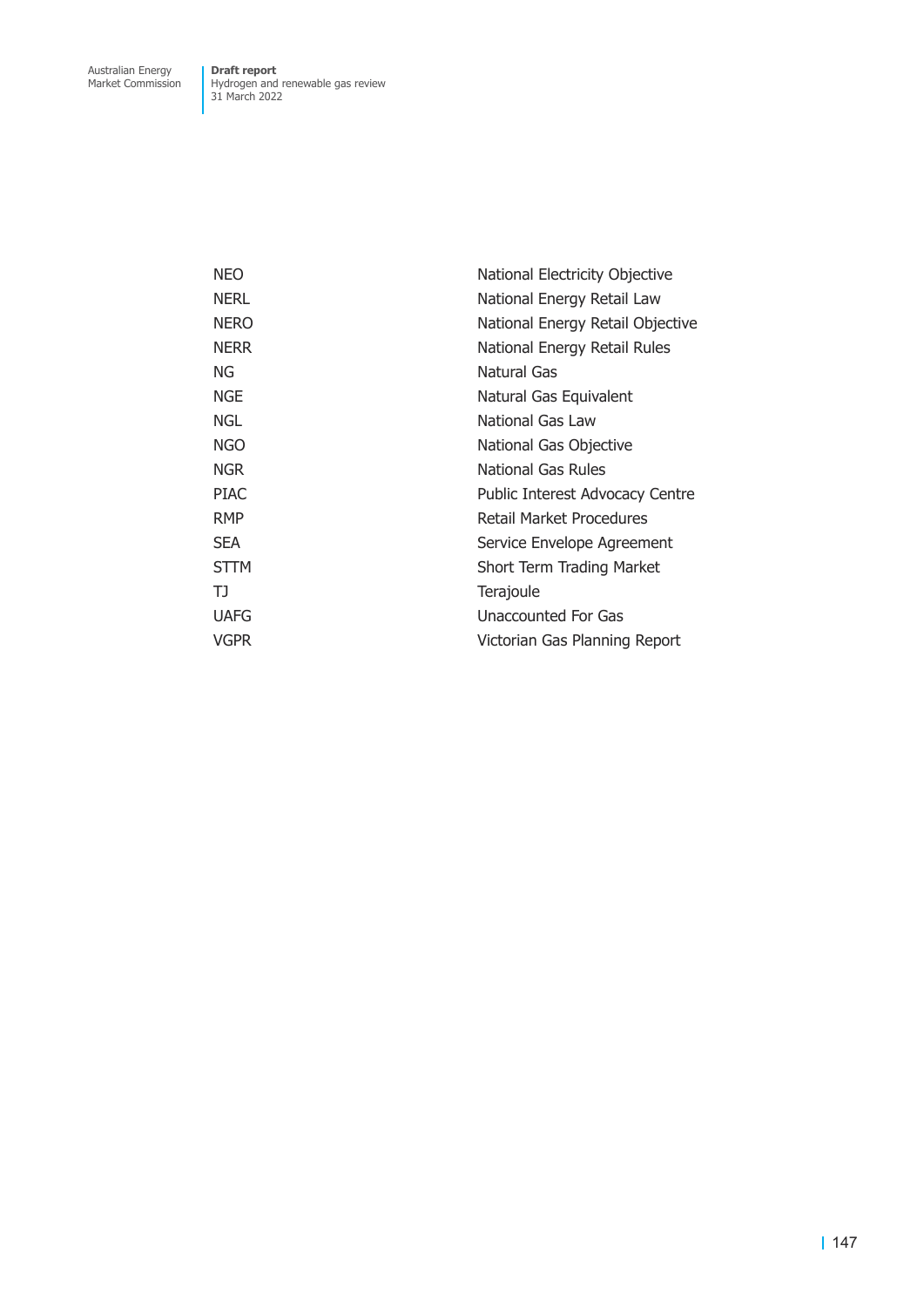| | |
|---|---|
| NEO | National Electricity Objective |
| NERL | National Energy Retail Law |
| NERO | National Energy Retail Objective |
| NERR | National Energy Retail Rules |
| NG | Natural Gas |
| NGE | Natural Gas Equivalent |
| NGL | National Gas Law |
| NGO | National Gas Objective |
| NGR | National Gas Rules |
| PIAC | Public Interest Advocacy Centre |
| RMP | Retail Market Procedures |
| SEA | Service Envelope Agreement |
| STTM | Short Term Trading Market |
| TJ | Terajoule |
| UAFG | Unaccounted For Gas |
| VGPR | Victorian Gas Planning Report |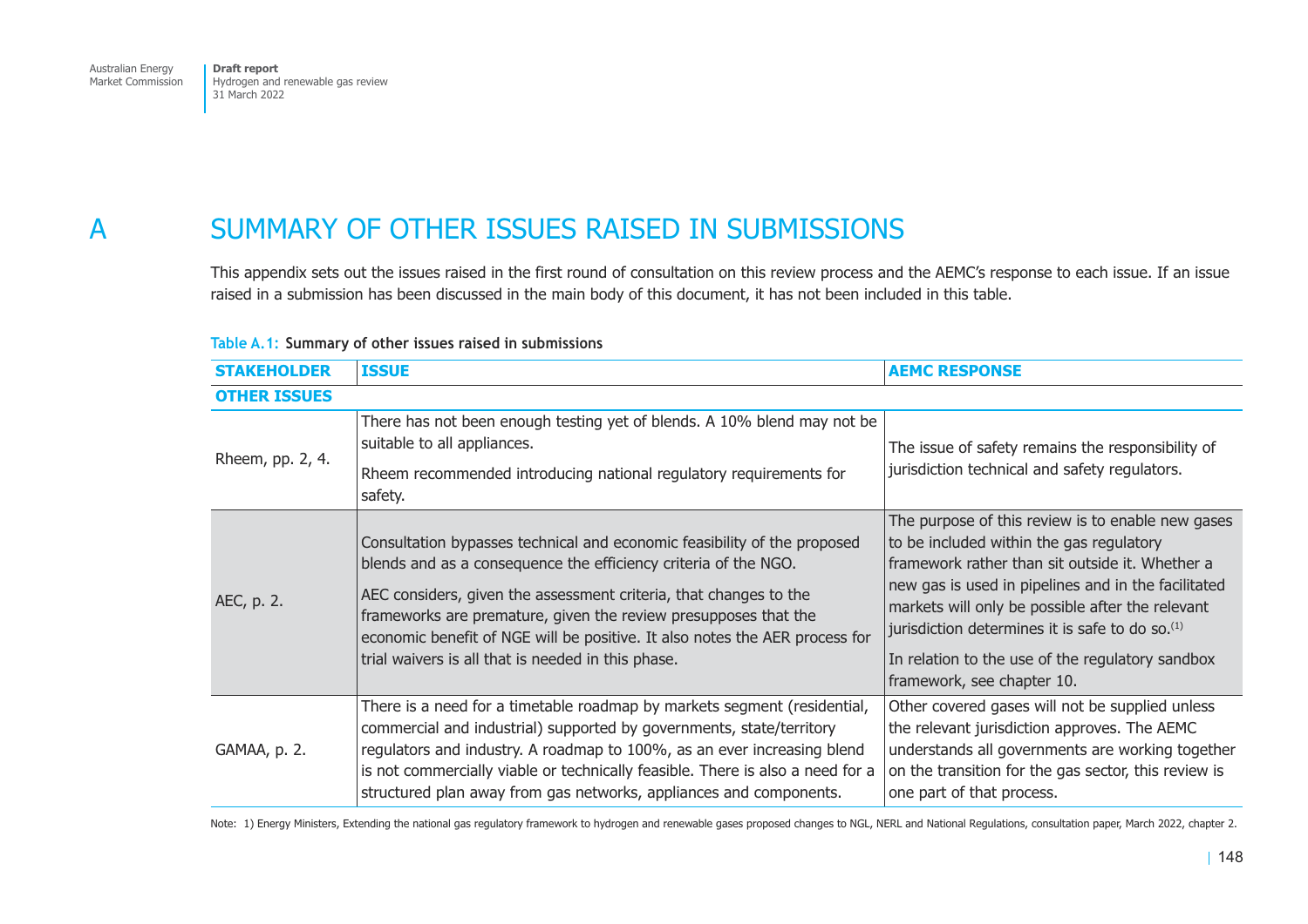# A SUMMARY OF OTHER ISSUES RAISED IN SUBMISSIONS

This appendix sets out the issues raised in the first round of consultation on this review process and the AEMC's response to each issue. If an issue raised in a submission has been discussed in the main body of this document, it has not been included in this table.

**Table A.1: Summary of other issues raised in submissions**

| STAKEHOLDER | ISSUE | AEMC RESPONSE |
|---|---|---|
| **OTHER ISSUES** | | |
| Rheem, pp. 2, 4. | There has not been enough testing yet of blends. A 10% blend may not be suitable to all appliances.<br>Rheem recommended introducing national regulatory requirements for safety. | The issue of safety remains the responsibility of jurisdiction technical and safety regulators. |
| AEC, p. 2. | Consultation bypasses technical and economic feasibility of the proposed blends and as a consequence the efficiency criteria of the NGO.<br>AEC considers, given the assessment criteria, that changes to the frameworks are premature, given the review presupposes that the economic benefit of NGE will be positive. It also notes the AER process for trial waivers is all that is needed in this phase. | The purpose of this review is to enable new gases to be included within the gas regulatory framework rather than sit outside it. Whether a new gas is used in pipelines and in the facilitated markets will only be possible after the relevant jurisdiction determines it is safe to do so.(1)<br>In relation to the use of the regulatory sandbox framework, see chapter 10. |
| GAMAA, p. 2. | There is a need for a timetable roadmap by markets segment (residential, commercial and industrial) supported by governments, state/territory regulators and industry. A roadmap to 100%, as an ever increasing blend is not commercially viable or technically feasible. There is also a need for a structured plan away from gas networks, appliances and components. | Other covered gases will not be supplied unless the relevant jurisdiction approves. The AEMC understands all governments are working together on the transition for the gas sector, this review is one part of that process. |

Note: 1) Energy Ministers, Extending the national gas regulatory framework to hydrogen and renewable gases proposed changes to NGL, NERL and National Regulations, consultation paper, March 2022, chapter 2.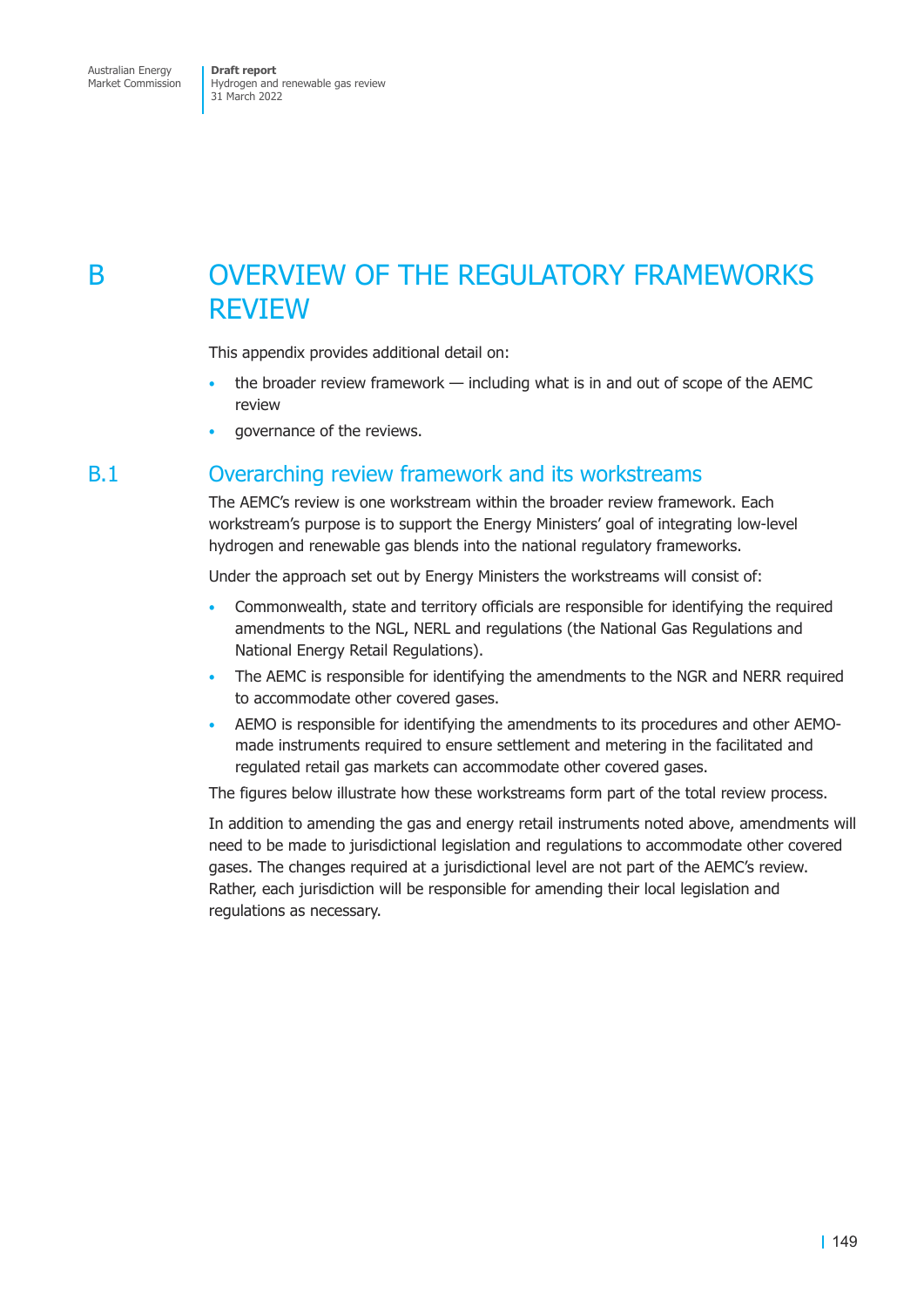# B OVERVIEW OF THE REGULATORY FRAMEWORKS REVIEW

This appendix provides additional detail on:

- the broader review framework — including what is in and out of scope of the AEMC review
- governance of the reviews.

## B.1 Overarching review framework and its workstreams

The AEMC's review is one workstream within the broader review framework. Each workstream's purpose is to support the Energy Ministers' goal of integrating low-level hydrogen and renewable gas blends into the national regulatory frameworks.

Under the approach set out by Energy Ministers the workstreams will consist of:

- Commonwealth, state and territory officials are responsible for identifying the required amendments to the NGL, NERL and regulations (the National Gas Regulations and National Energy Retail Regulations).
- The AEMC is responsible for identifying the amendments to the NGR and NERR required to accommodate other covered gases.
- AEMO is responsible for identifying the amendments to its procedures and other AEMO-made instruments required to ensure settlement and metering in the facilitated and regulated retail gas markets can accommodate other covered gases.

The figures below illustrate how these workstreams form part of the total review process.

In addition to amending the gas and energy retail instruments noted above, amendments will need to be made to jurisdictional legislation and regulations to accommodate other covered gases. The changes required at a jurisdictional level are not part of the AEMC's review. Rather, each jurisdiction will be responsible for amending their local legislation and regulations as necessary.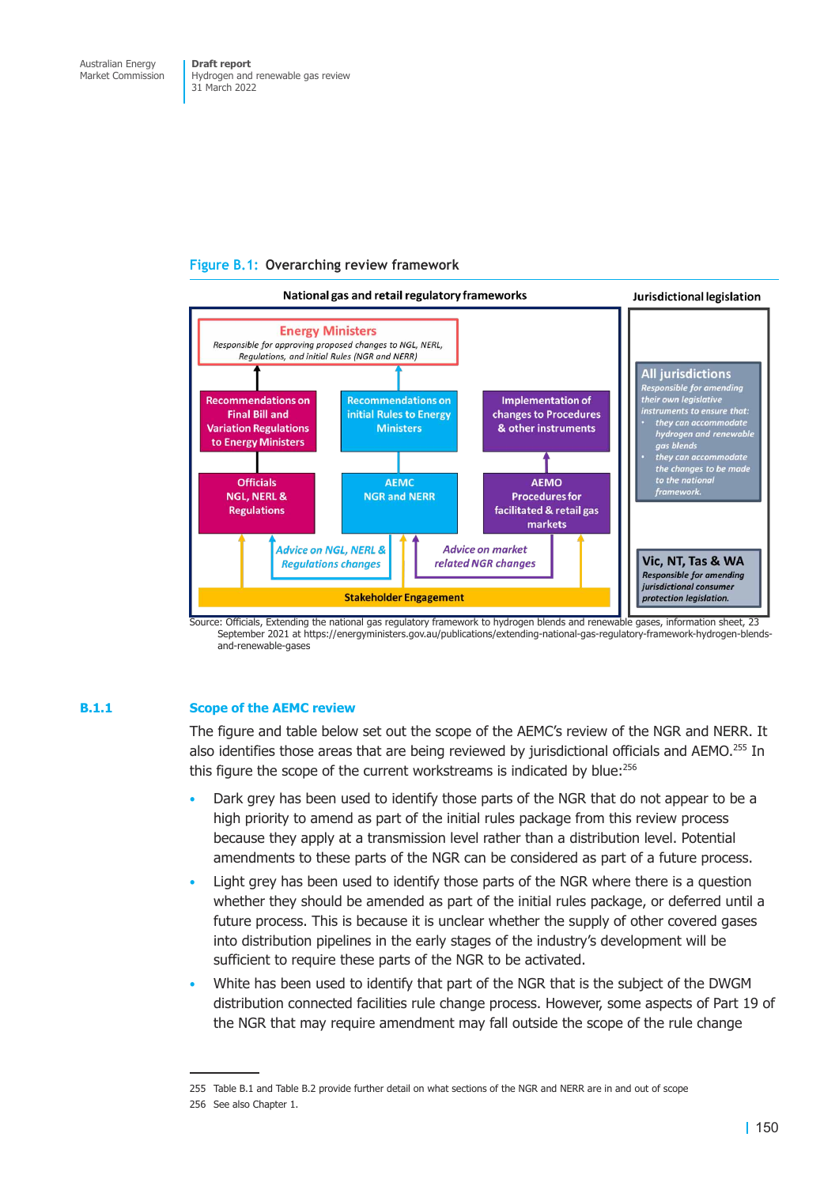Figure B.1: Overarching review framework

**National gas and retail regulatory frameworks**

**Energy Ministers**
*Responsible for approving proposed changes to NGL, NERL, Regulations, and initial Rules (NGR and NERR)*

**Recommendations on Final Bill and Variation Regulations to Energy Ministers**

**Recommendations on initial Rules to Energy Ministers**

**Implementation of changes to Procedures & other instruments**

**Officials**
**NGL, NERL & Regulations**

**AEMC**
**NGR and NERR**

**AEMO**
**Procedures for facilitated & retail gas markets**

*Advice on NGL, NERL & Regulations changes*

*Advice on market related NGR changes*

**Stakeholder Engagement**

**Jurisdictional legislation**

**All jurisdictions**
*Responsible for amending their own legislative instruments to ensure that:*
- *they can accommodate hydrogen and renewable gas blends*
- *they can accommodate the changes to be made to the national framework.*

**Vic, NT, Tas & WA**
*Responsible for amending jurisdictional consumer protection legislation.*

Source: Officials, Extending the national gas regulatory framework to hydrogen blends and renewable gases, information sheet, 23 September 2021 at https://energyministers.gov.au/publications/extending-national-gas-regulatory-framework-hydrogen-blends-and-renewable-gases

### B.1.1 Scope of the AEMC review

The figure and table below set out the scope of the AEMC's review of the NGR and NERR. It also identifies those areas that are being reviewed by jurisdictional officials and AEMO.[255] In this figure the scope of the current workstreams is indicated by blue:[256]

- Dark grey has been used to identify those parts of the NGR that do not appear to be a high priority to amend as part of the initial rules package from this review process because they apply at a transmission level rather than a distribution level. Potential amendments to these parts of the NGR can be considered as part of a future process.
- Light grey has been used to identify those parts of the NGR where there is a question whether they should be amended as part of the initial rules package, or deferred until a future process. This is because it is unclear whether the supply of other covered gases into distribution pipelines in the early stages of the industry's development will be sufficient to require these parts of the NGR to be activated.
- White has been used to identify that part of the NGR that is the subject of the DWGM distribution connected facilities rule change process. However, some aspects of Part 19 of the NGR that may require amendment may fall outside the scope of the rule change

---

255 Table B.1 and Table B.2 provide further detail on what sections of the NGR and NERR are in and out of scope

256 See also Chapter 1.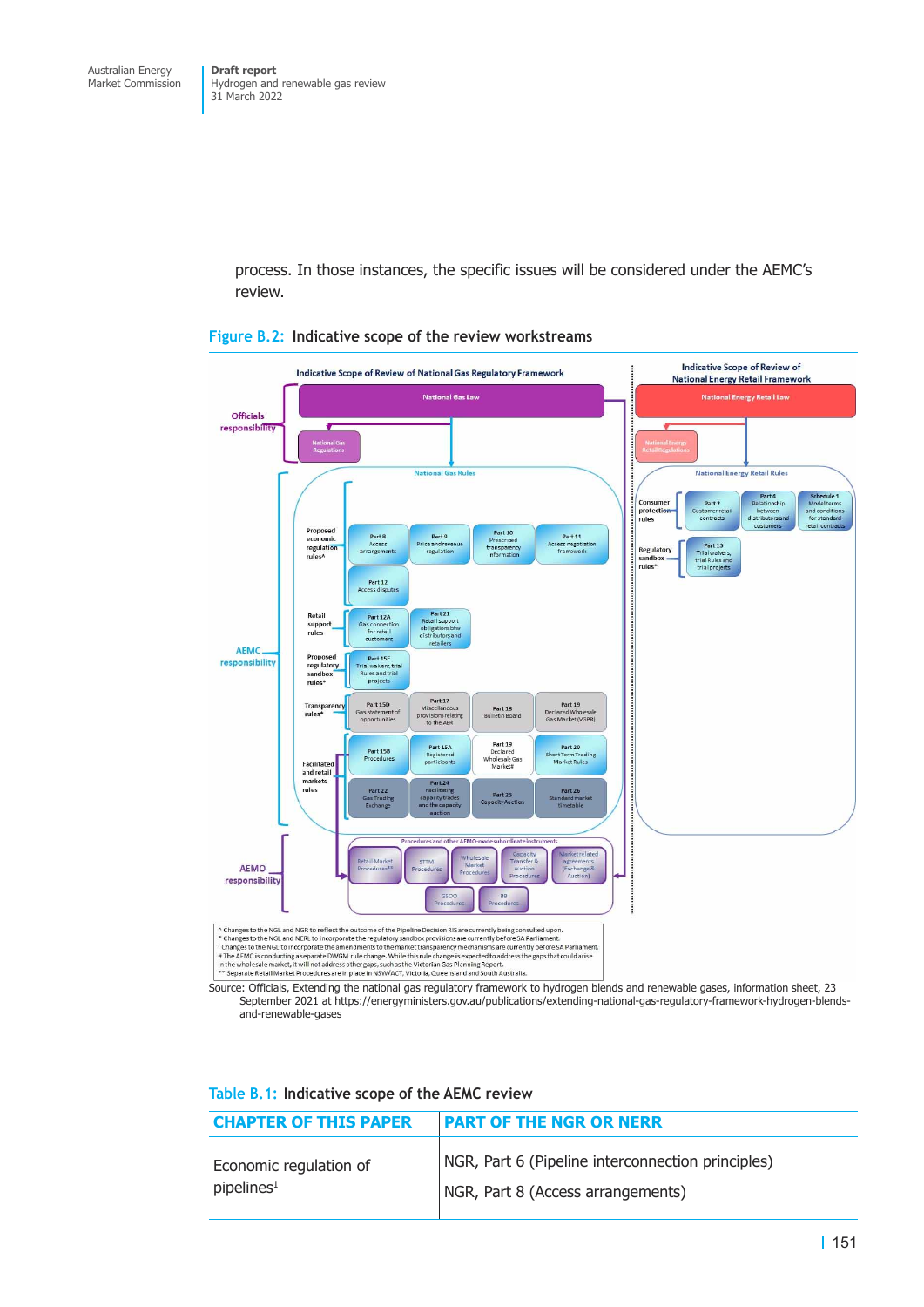process. In those instances, the specific issues will be considered under the AEMC's review.

**Figure B.2: Indicative scope of the review workstreams**

^ Changes to the NGL and NGR to reflect the outcome of the Pipeline Decision RIS are currently being consulted upon.
* Changes to the NGL and NERL to incorporate the regulatory sandbox provisions are currently before SA Parliament.
' Changes to the NGL to incorporate the amendments to the market transparency mechanisms are currently before SA Parliament.
# The AEMC is conducting a separate DWGM rule change. While this rule change is expected to address the gaps that could arise in the wholesale market, it will not address other gaps, such as the Victorian Gas Planning Report.
** Separate Retail Market Procedures are in place in NSW/ACT, Victoria, Queensland and South Australia.

Source: Officials, Extending the national gas regulatory framework to hydrogen blends and renewable gases, information sheet, 23 September 2021 at https://energyministers.gov.au/publications/extending-national-gas-regulatory-framework-hydrogen-blends-and-renewable-gases

**Table B.1: Indicative scope of the AEMC review**

| CHAPTER OF THIS PAPER | PART OF THE NGR OR NERR |
|---|---|
| Economic regulation of pipelines[1] | NGR, Part 6 (Pipeline interconnection principles)<br>NGR, Part 8 (Access arrangements) |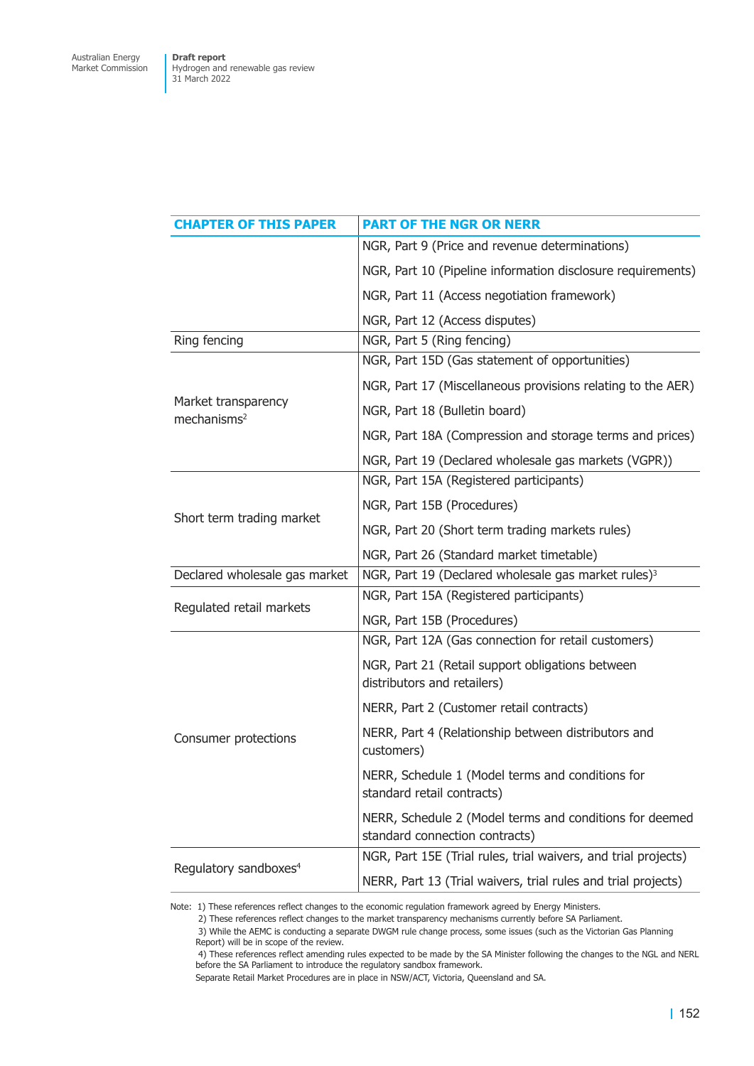| CHAPTER OF THIS PAPER | PART OF THE NGR OR NERR |
|---|---|
| | NGR, Part 9 (Price and revenue determinations) |
| | NGR, Part 10 (Pipeline information disclosure requirements) |
| | NGR, Part 11 (Access negotiation framework) |
| | NGR, Part 12 (Access disputes) |
| Ring fencing | NGR, Part 5 (Ring fencing) |
| Market transparency mechanisms[2] | NGR, Part 15D (Gas statement of opportunities) |
| | NGR, Part 17 (Miscellaneous provisions relating to the AER) |
| | NGR, Part 18 (Bulletin board) |
| | NGR, Part 18A (Compression and storage terms and prices) |
| | NGR, Part 19 (Declared wholesale gas markets (VGPR)) |
| Short term trading market | NGR, Part 15A (Registered participants) |
| | NGR, Part 15B (Procedures) |
| | NGR, Part 20 (Short term trading markets rules) |
| | NGR, Part 26 (Standard market timetable) |
| Declared wholesale gas market | NGR, Part 19 (Declared wholesale gas market rules)[3] |
| Regulated retail markets | NGR, Part 15A (Registered participants) |
| | NGR, Part 15B (Procedures) |
| Consumer protections | NGR, Part 12A (Gas connection for retail customers) |
| | NGR, Part 21 (Retail support obligations between distributors and retailers) |
| | NERR, Part 2 (Customer retail contracts) |
| | NERR, Part 4 (Relationship between distributors and customers) |
| | NERR, Schedule 1 (Model terms and conditions for standard retail contracts) |
| | NERR, Schedule 2 (Model terms and conditions for deemed standard connection contracts) |
| Regulatory sandboxes[4] | NGR, Part 15E (Trial rules, trial waivers, and trial projects) |
| | NERR, Part 13 (Trial waivers, trial rules and trial projects) |

Note: 1) These references reflect changes to the economic regulation framework agreed by Energy Ministers.
2) These references reflect changes to the market transparency mechanisms currently before SA Parliament.
3) While the AEMC is conducting a separate DWGM rule change process, some issues (such as the Victorian Gas Planning Report) will be in scope of the review.
4) These references reflect amending rules expected to be made by the SA Minister following the changes to the NGL and NERL before the SA Parliament to introduce the regulatory sandbox framework.
Separate Retail Market Procedures are in place in NSW/ACT, Victoria, Queensland and SA.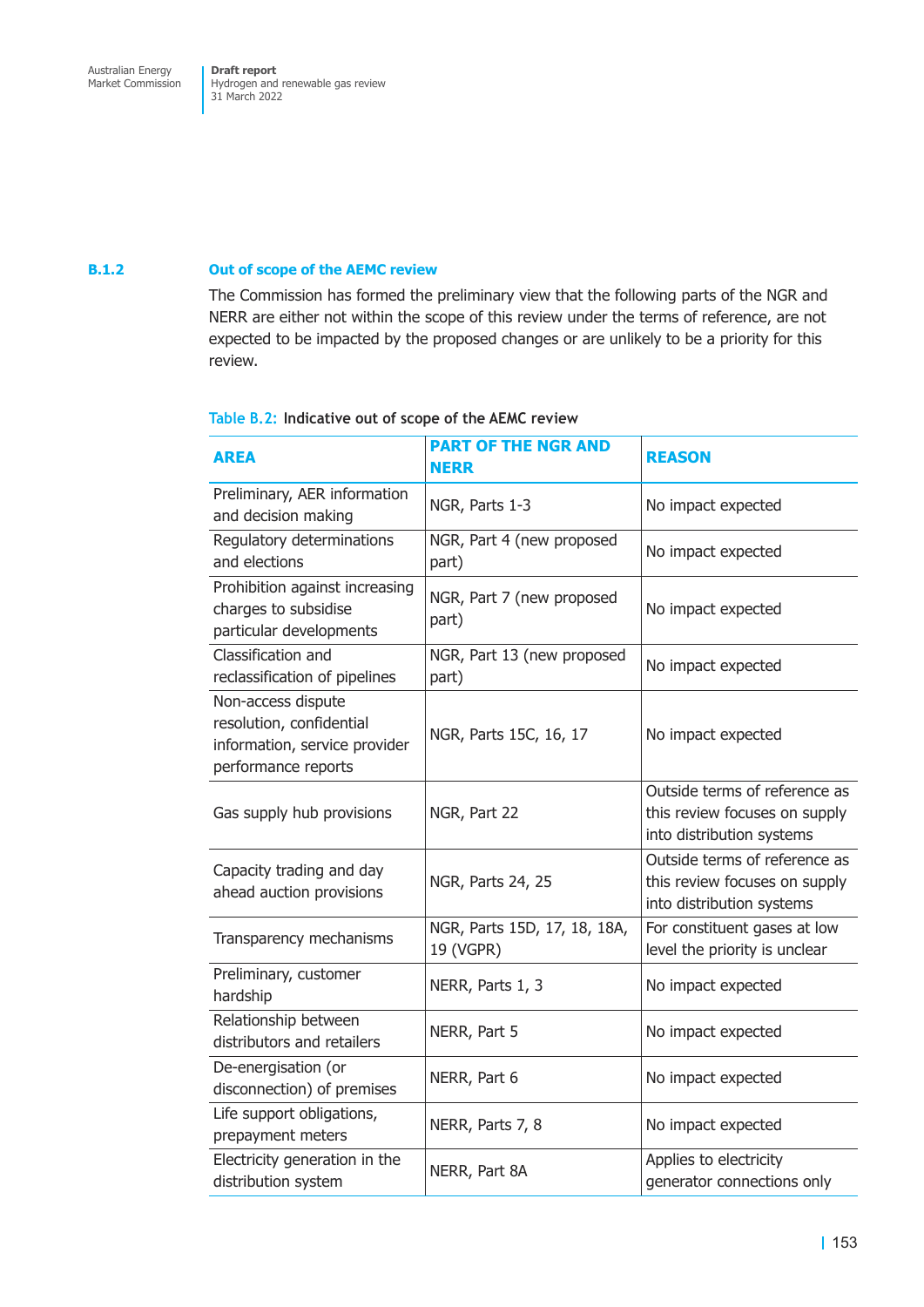### B.1.2 Out of scope of the AEMC review

The Commission has formed the preliminary view that the following parts of the NGR and NERR are either not within the scope of this review under the terms of reference, are not expected to be impacted by the proposed changes or are unlikely to be a priority for this review.

Table B.2: **Indicative out of scope of the AEMC review**

| AREA | PART OF THE NGR AND NERR | REASON |
|---|---|---|
| Preliminary, AER information and decision making | NGR, Parts 1-3 | No impact expected |
| Regulatory determinations and elections | NGR, Part 4 (new proposed part) | No impact expected |
| Prohibition against increasing charges to subsidise particular developments | NGR, Part 7 (new proposed part) | No impact expected |
| Classification and reclassification of pipelines | NGR, Part 13 (new proposed part) | No impact expected |
| Non-access dispute resolution, confidential information, service provider performance reports | NGR, Parts 15C, 16, 17 | No impact expected |
| Gas supply hub provisions | NGR, Part 22 | Outside terms of reference as this review focuses on supply into distribution systems |
| Capacity trading and day ahead auction provisions | NGR, Parts 24, 25 | Outside terms of reference as this review focuses on supply into distribution systems |
| Transparency mechanisms | NGR, Parts 15D, 17, 18, 18A, 19 (VGPR) | For constituent gases at low level the priority is unclear |
| Preliminary, customer hardship | NERR, Parts 1, 3 | No impact expected |
| Relationship between distributors and retailers | NERR, Part 5 | No impact expected |
| De-energisation (or disconnection) of premises | NERR, Part 6 | No impact expected |
| Life support obligations, prepayment meters | NERR, Parts 7, 8 | No impact expected |
| Electricity generation in the distribution system | NERR, Part 8A | Applies to electricity generator connections only |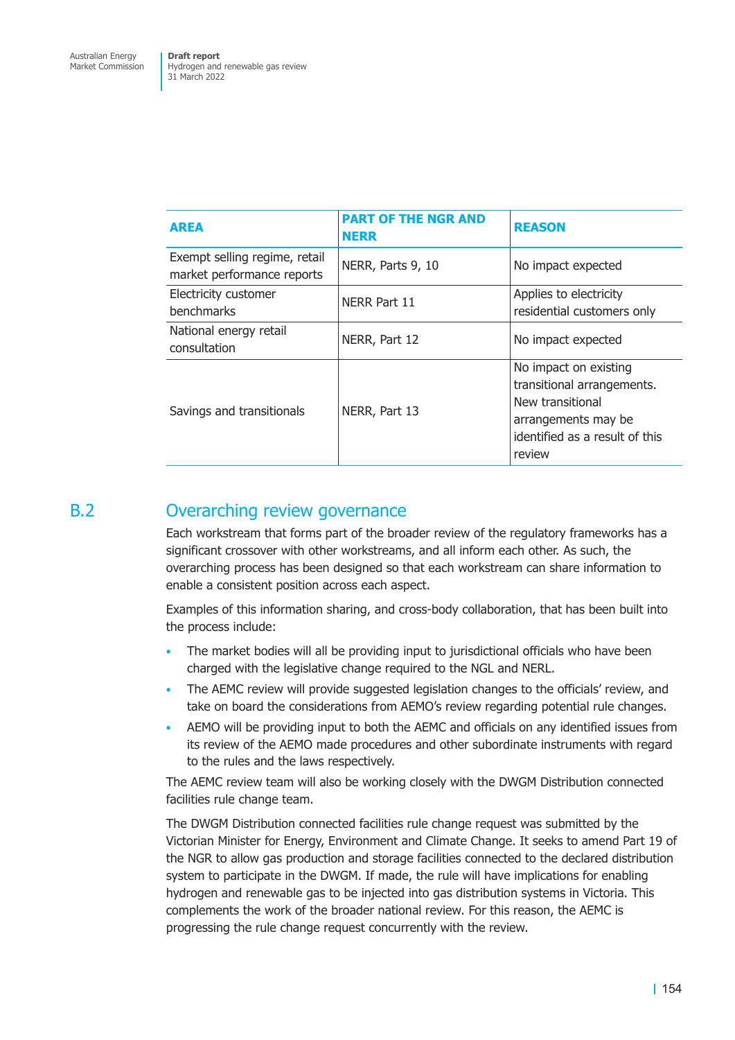| AREA | PART OF THE NGR AND NERR | REASON |
|---|---|---|
| Exempt selling regime, retail market performance reports | NERR, Parts 9, 10 | No impact expected |
| Electricity customer benchmarks | NERR Part 11 | Applies to electricity residential customers only |
| National energy retail consultation | NERR, Part 12 | No impact expected |
| Savings and transitionals | NERR, Part 13 | No impact on existing transitional arrangements. New transitional arrangements may be identified as a result of this review |

## B.2 Overarching review governance

Each workstream that forms part of the broader review of the regulatory frameworks has a significant crossover with other workstreams, and all inform each other. As such, the overarching process has been designed so that each workstream can share information to enable a consistent position across each aspect.

Examples of this information sharing, and cross-body collaboration, that has been built into the process include:

- The market bodies will all be providing input to jurisdictional officials who have been charged with the legislative change required to the NGL and NERL.
- The AEMC review will provide suggested legislation changes to the officials' review, and take on board the considerations from AEMO's review regarding potential rule changes.
- AEMO will be providing input to both the AEMC and officials on any identified issues from its review of the AEMO made procedures and other subordinate instruments with regard to the rules and the laws respectively.

The AEMC review team will also be working closely with the DWGM Distribution connected facilities rule change team.

The DWGM Distribution connected facilities rule change request was submitted by the Victorian Minister for Energy, Environment and Climate Change. It seeks to amend Part 19 of the NGR to allow gas production and storage facilities connected to the declared distribution system to participate in the DWGM. If made, the rule will have implications for enabling hydrogen and renewable gas to be injected into gas distribution systems in Victoria. This complements the work of the broader national review. For this reason, the AEMC is progressing the rule change request concurrently with the review.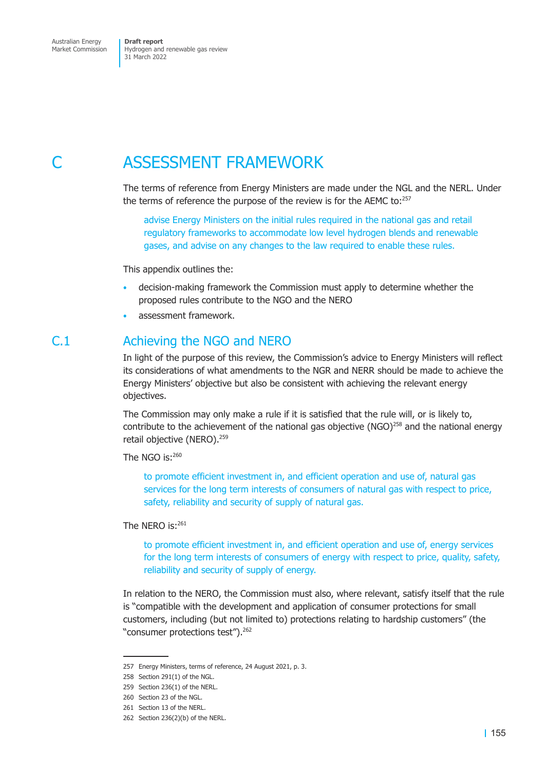# C ASSESSMENT FRAMEWORK

The terms of reference from Energy Ministers are made under the NGL and the NERL. Under the terms of reference the purpose of the review is for the AEMC to:[257]

> advise Energy Ministers on the initial rules required in the national gas and retail regulatory frameworks to accommodate low level hydrogen blends and renewable gases, and advise on any changes to the law required to enable these rules.

This appendix outlines the:

- decision-making framework the Commission must apply to determine whether the proposed rules contribute to the NGO and the NERO
- assessment framework.

## C.1 Achieving the NGO and NERO

In light of the purpose of this review, the Commission's advice to Energy Ministers will reflect its considerations of what amendments to the NGR and NERR should be made to achieve the Energy Ministers' objective but also be consistent with achieving the relevant energy objectives.

The Commission may only make a rule if it is satisfied that the rule will, or is likely to, contribute to the achievement of the national gas objective (NGO)[258] and the national energy retail objective (NERO).[259]

The NGO is:[260]

> to promote efficient investment in, and efficient operation and use of, natural gas services for the long term interests of consumers of natural gas with respect to price, safety, reliability and security of supply of natural gas.

The NERO is:[261]

> to promote efficient investment in, and efficient operation and use of, energy services for the long term interests of consumers of energy with respect to price, quality, safety, reliability and security of supply of energy.

In relation to the NERO, the Commission must also, where relevant, satisfy itself that the rule is "compatible with the development and application of consumer protections for small customers, including (but not limited to) protections relating to hardship customers" (the "consumer protections test").[262]

---

257 Energy Ministers, terms of reference, 24 August 2021, p. 3.

258 Section 291(1) of the NGL.

259 Section 236(1) of the NERL.

260 Section 23 of the NGL.

261 Section 13 of the NERL.

262 Section 236(2)(b) of the NERL.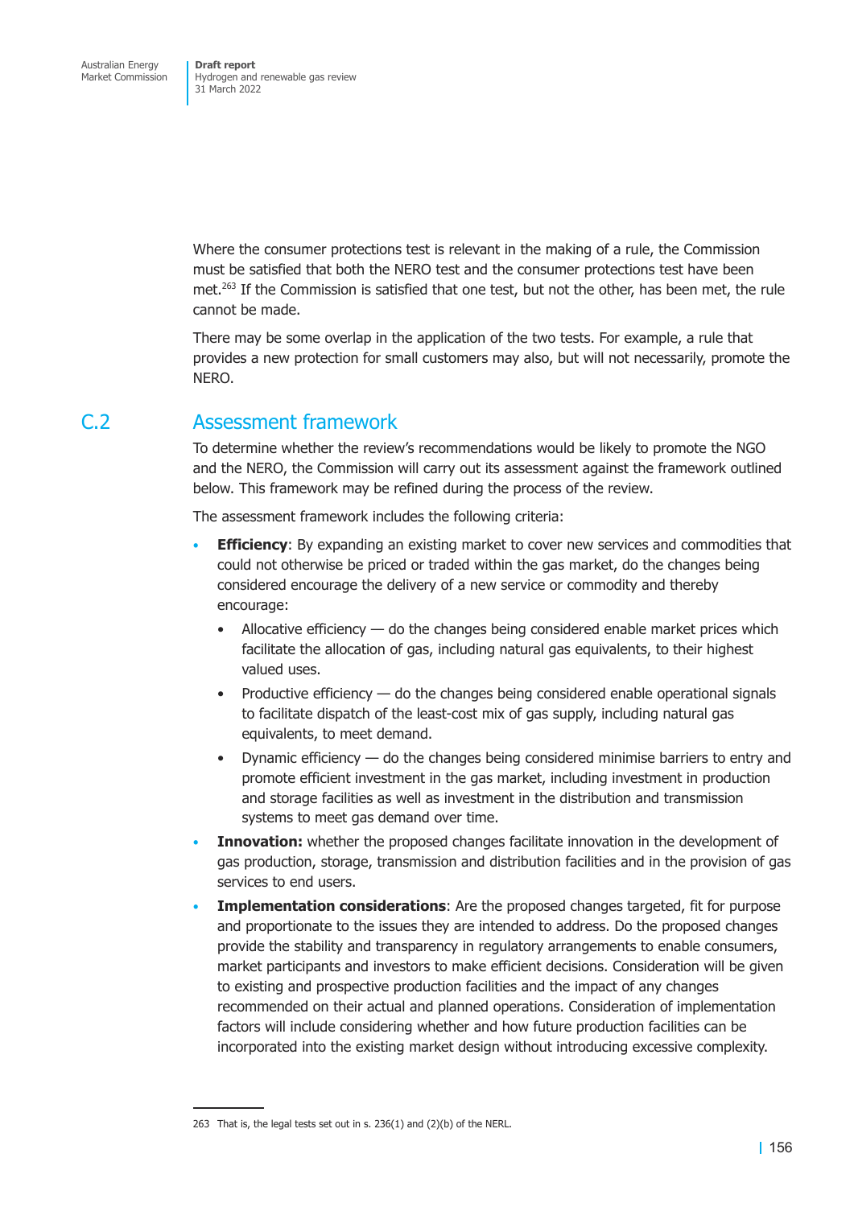Where the consumer protections test is relevant in the making of a rule, the Commission must be satisfied that both the NERO test and the consumer protections test have been met.[263] If the Commission is satisfied that one test, but not the other, has been met, the rule cannot be made.

There may be some overlap in the application of the two tests. For example, a rule that provides a new protection for small customers may also, but will not necessarily, promote the NERO.

## C.2 Assessment framework

To determine whether the review's recommendations would be likely to promote the NGO and the NERO, the Commission will carry out its assessment against the framework outlined below. This framework may be refined during the process of the review.

The assessment framework includes the following criteria:

- **Efficiency**: By expanding an existing market to cover new services and commodities that could not otherwise be priced or traded within the gas market, do the changes being considered encourage the delivery of a new service or commodity and thereby encourage:
  - Allocative efficiency — do the changes being considered enable market prices which facilitate the allocation of gas, including natural gas equivalents, to their highest valued uses.
  - Productive efficiency — do the changes being considered enable operational signals to facilitate dispatch of the least-cost mix of gas supply, including natural gas equivalents, to meet demand.
  - Dynamic efficiency — do the changes being considered minimise barriers to entry and promote efficient investment in the gas market, including investment in production and storage facilities as well as investment in the distribution and transmission systems to meet gas demand over time.
- **Innovation:** whether the proposed changes facilitate innovation in the development of gas production, storage, transmission and distribution facilities and in the provision of gas services to end users.
- **Implementation considerations**: Are the proposed changes targeted, fit for purpose and proportionate to the issues they are intended to address. Do the proposed changes provide the stability and transparency in regulatory arrangements to enable consumers, market participants and investors to make efficient decisions. Consideration will be given to existing and prospective production facilities and the impact of any changes recommended on their actual and planned operations. Consideration of implementation factors will include considering whether and how future production facilities can be incorporated into the existing market design without introducing excessive complexity.

263 That is, the legal tests set out in s. 236(1) and (2)(b) of the NERL.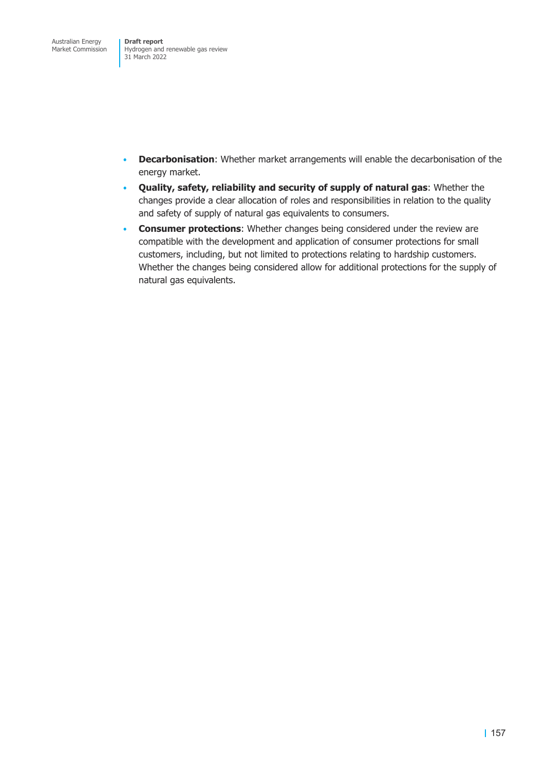- **Decarbonisation**: Whether market arrangements will enable the decarbonisation of the energy market.
- **Quality, safety, reliability and security of supply of natural gas**: Whether the changes provide a clear allocation of roles and responsibilities in relation to the quality and safety of supply of natural gas equivalents to consumers.
- **Consumer protections**: Whether changes being considered under the review are compatible with the development and application of consumer protections for small customers, including, but not limited to protections relating to hardship customers. Whether the changes being considered allow for additional protections for the supply of natural gas equivalents.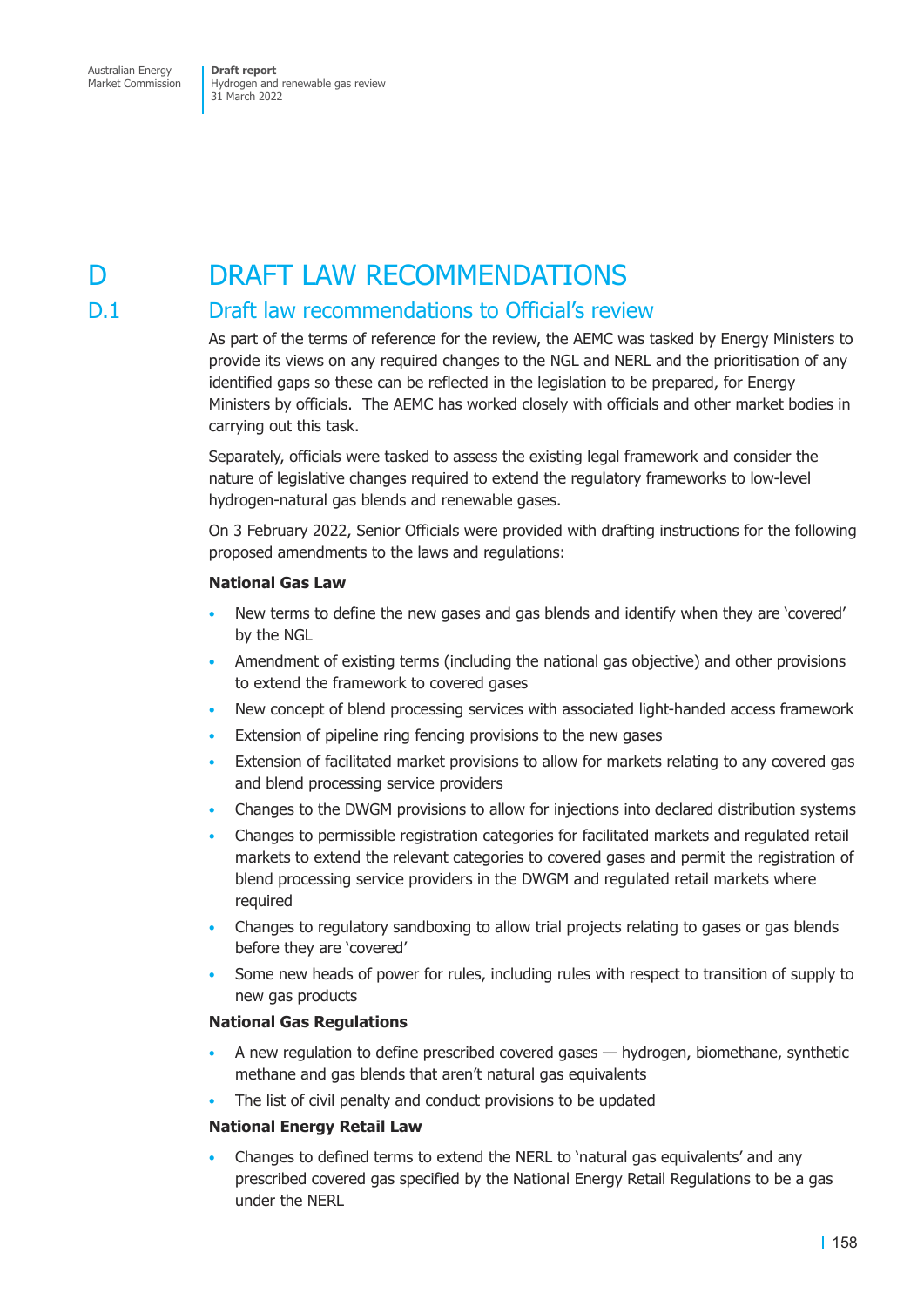# D DRAFT LAW RECOMMENDATIONS

## D.1 Draft law recommendations to Official's review

As part of the terms of reference for the review, the AEMC was tasked by Energy Ministers to provide its views on any required changes to the NGL and NERL and the prioritisation of any identified gaps so these can be reflected in the legislation to be prepared, for Energy Ministers by officials. The AEMC has worked closely with officials and other market bodies in carrying out this task.

Separately, officials were tasked to assess the existing legal framework and consider the nature of legislative changes required to extend the regulatory frameworks to low-level hydrogen-natural gas blends and renewable gases.

On 3 February 2022, Senior Officials were provided with drafting instructions for the following proposed amendments to the laws and regulations:

**National Gas Law**

- New terms to define the new gases and gas blends and identify when they are 'covered' by the NGL
- Amendment of existing terms (including the national gas objective) and other provisions to extend the framework to covered gases
- New concept of blend processing services with associated light-handed access framework
- Extension of pipeline ring fencing provisions to the new gases
- Extension of facilitated market provisions to allow for markets relating to any covered gas and blend processing service providers
- Changes to the DWGM provisions to allow for injections into declared distribution systems
- Changes to permissible registration categories for facilitated markets and regulated retail markets to extend the relevant categories to covered gases and permit the registration of blend processing service providers in the DWGM and regulated retail markets where required
- Changes to regulatory sandboxing to allow trial projects relating to gases or gas blends before they are 'covered'
- Some new heads of power for rules, including rules with respect to transition of supply to new gas products

**National Gas Regulations**

- A new regulation to define prescribed covered gases — hydrogen, biomethane, synthetic methane and gas blends that aren't natural gas equivalents
- The list of civil penalty and conduct provisions to be updated

**National Energy Retail Law**

- Changes to defined terms to extend the NERL to 'natural gas equivalents' and any prescribed covered gas specified by the National Energy Retail Regulations to be a gas under the NERL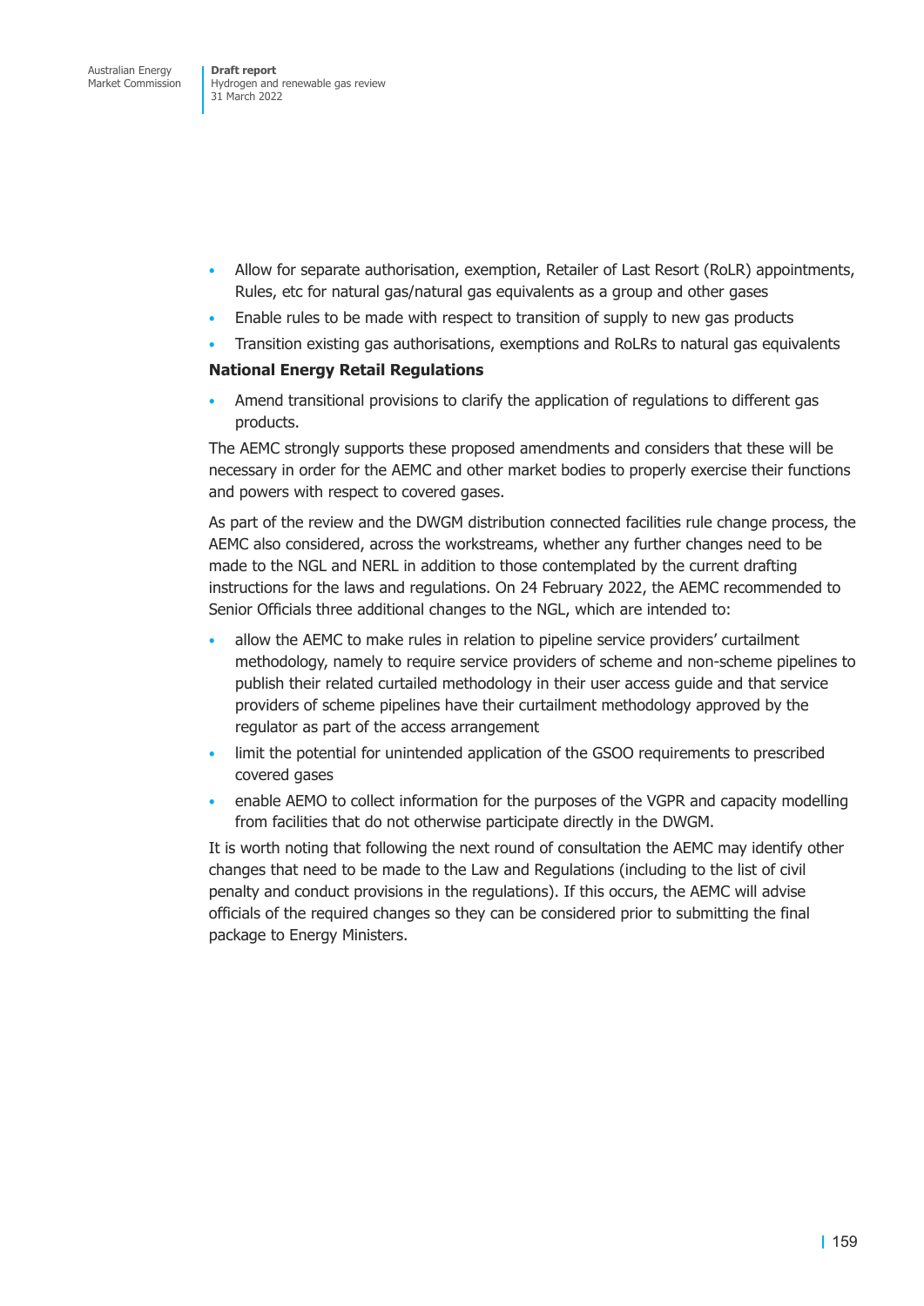- Allow for separate authorisation, exemption, Retailer of Last Resort (RoLR) appointments, Rules, etc for natural gas/natural gas equivalents as a group and other gases
- Enable rules to be made with respect to transition of supply to new gas products
- Transition existing gas authorisations, exemptions and RoLRs to natural gas equivalents

**National Energy Retail Regulations**

- Amend transitional provisions to clarify the application of regulations to different gas products.

The AEMC strongly supports these proposed amendments and considers that these will be necessary in order for the AEMC and other market bodies to properly exercise their functions and powers with respect to covered gases.

As part of the review and the DWGM distribution connected facilities rule change process, the AEMC also considered, across the workstreams, whether any further changes need to be made to the NGL and NERL in addition to those contemplated by the current drafting instructions for the laws and regulations. On 24 February 2022, the AEMC recommended to Senior Officials three additional changes to the NGL, which are intended to:

- allow the AEMC to make rules in relation to pipeline service providers' curtailment methodology, namely to require service providers of scheme and non-scheme pipelines to publish their related curtailed methodology in their user access guide and that service providers of scheme pipelines have their curtailment methodology approved by the regulator as part of the access arrangement
- limit the potential for unintended application of the GSOO requirements to prescribed covered gases
- enable AEMO to collect information for the purposes of the VGPR and capacity modelling from facilities that do not otherwise participate directly in the DWGM.

It is worth noting that following the next round of consultation the AEMC may identify other changes that need to be made to the Law and Regulations (including to the list of civil penalty and conduct provisions in the regulations). If this occurs, the AEMC will advise officials of the required changes so they can be considered prior to submitting the final package to Energy Ministers.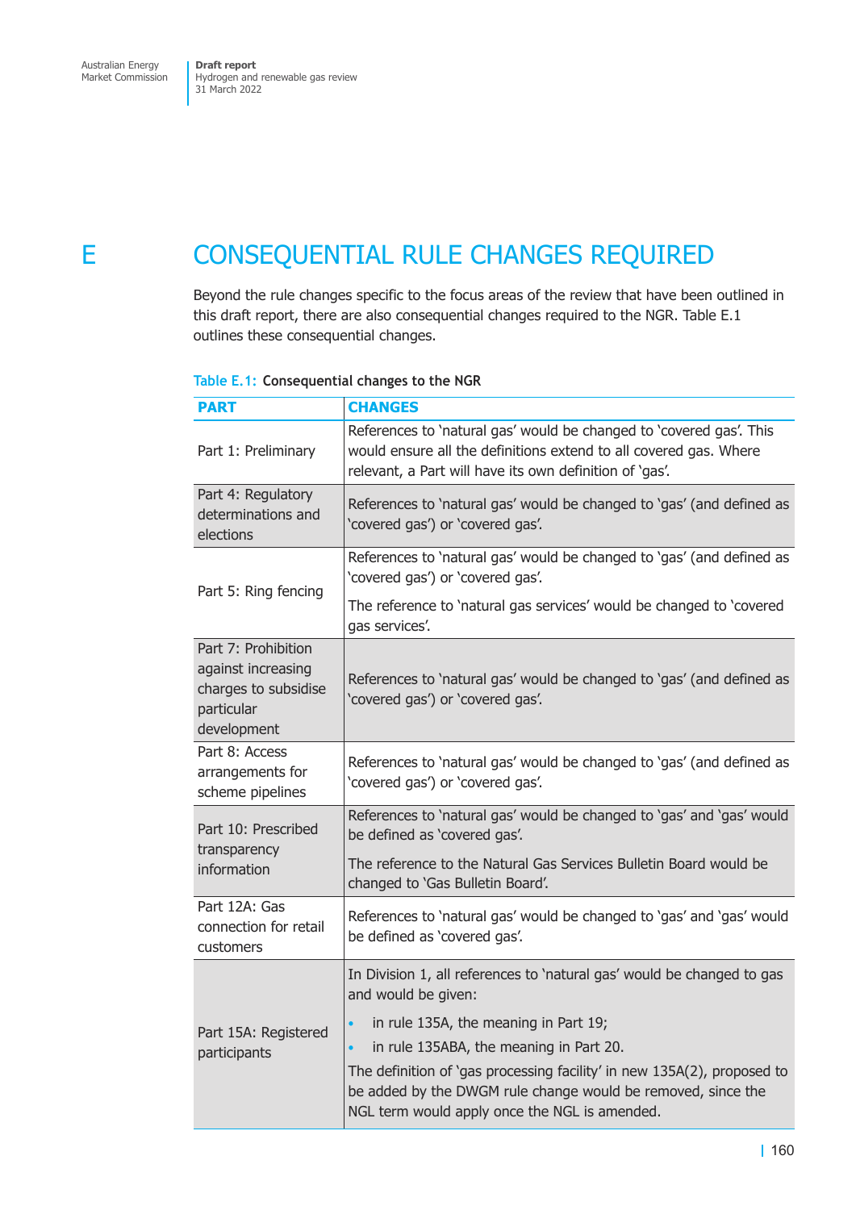# E CONSEQUENTIAL RULE CHANGES REQUIRED

Beyond the rule changes specific to the focus areas of the review that have been outlined in this draft report, there are also consequential changes required to the NGR. Table E.1 outlines these consequential changes.

**Table E.1: Consequential changes to the NGR**

| PART | CHANGES |
|---|---|
| Part 1: Preliminary | References to 'natural gas' would be changed to 'covered gas'. This would ensure all the definitions extend to all covered gas. Where relevant, a Part will have its own definition of 'gas'. |
| Part 4: Regulatory determinations and elections | References to 'natural gas' would be changed to 'gas' (and defined as 'covered gas') or 'covered gas'. |
| Part 5: Ring fencing | References to 'natural gas' would be changed to 'gas' (and defined as 'covered gas') or 'covered gas'.<br><br>The reference to 'natural gas services' would be changed to 'covered gas services'. |
| Part 7: Prohibition against increasing charges to subsidise particular development | References to 'natural gas' would be changed to 'gas' (and defined as 'covered gas') or 'covered gas'. |
| Part 8: Access arrangements for scheme pipelines | References to 'natural gas' would be changed to 'gas' (and defined as 'covered gas') or 'covered gas'. |
| Part 10: Prescribed transparency information | References to 'natural gas' would be changed to 'gas' and 'gas' would be defined as 'covered gas'.<br><br>The reference to the Natural Gas Services Bulletin Board would be changed to 'Gas Bulletin Board'. |
| Part 12A: Gas connection for retail customers | References to 'natural gas' would be changed to 'gas' and 'gas' would be defined as 'covered gas'. |
| Part 15A: Registered participants | In Division 1, all references to 'natural gas' would be changed to gas and would be given:<br>• in rule 135A, the meaning in Part 19;<br>• in rule 135ABA, the meaning in Part 20.<br><br>The definition of 'gas processing facility' in new 135A(2), proposed to be added by the DWGM rule change would be removed, since the NGL term would apply once the NGL is amended. |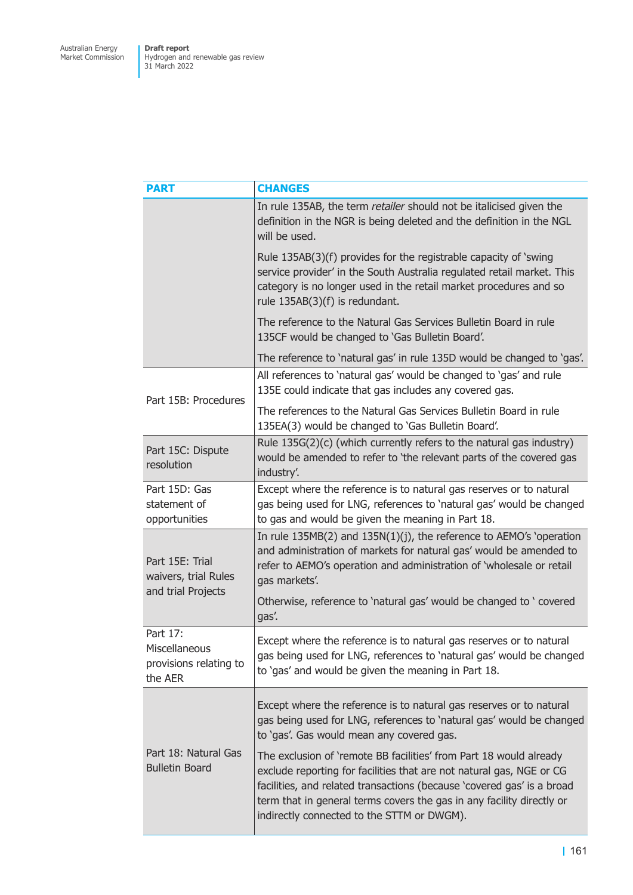| PART | CHANGES |
|---|---|
| | In rule 135AB, the term *retailer* should not be italicised given the definition in the NGR is being deleted and the definition in the NGL will be used.<br><br>Rule 135AB(3)(f) provides for the registrable capacity of 'swing service provider' in the South Australia regulated retail market. This category is no longer used in the retail market procedures and so rule 135AB(3)(f) is redundant.<br><br>The reference to the Natural Gas Services Bulletin Board in rule 135CF would be changed to 'Gas Bulletin Board'.<br><br>The reference to 'natural gas' in rule 135D would be changed to 'gas'. |
| Part 15B: Procedures | All references to 'natural gas' would be changed to 'gas' and rule 135E could indicate that gas includes any covered gas.<br><br>The references to the Natural Gas Services Bulletin Board in rule 135EA(3) would be changed to 'Gas Bulletin Board'. |
| Part 15C: Dispute resolution | Rule 135G(2)(c) (which currently refers to the natural gas industry) would be amended to refer to 'the relevant parts of the covered gas industry'. |
| Part 15D: Gas statement of opportunities | Except where the reference is to natural gas reserves or to natural gas being used for LNG, references to 'natural gas' would be changed to gas and would be given the meaning in Part 18. |
| Part 15E: Trial waivers, trial Rules and trial Projects | In rule 135MB(2) and 135N(1)(j), the reference to AEMO's 'operation and administration of markets for natural gas' would be amended to refer to AEMO's operation and administration of 'wholesale or retail gas markets'.<br><br>Otherwise, reference to 'natural gas' would be changed to ' covered gas'. |
| Part 17: Miscellaneous provisions relating to the AER | Except where the reference is to natural gas reserves or to natural gas being used for LNG, references to 'natural gas' would be changed to 'gas' and would be given the meaning in Part 18. |
| Part 18: Natural Gas Bulletin Board | Except where the reference is to natural gas reserves or to natural gas being used for LNG, references to 'natural gas' would be changed to 'gas'. Gas would mean any covered gas.<br><br>The exclusion of 'remote BB facilities' from Part 18 would already exclude reporting for facilities that are not natural gas, NGE or CG facilities, and related transactions (because 'covered gas' is a broad term that in general terms covers the gas in any facility directly or indirectly connected to the STTM or DWGM). |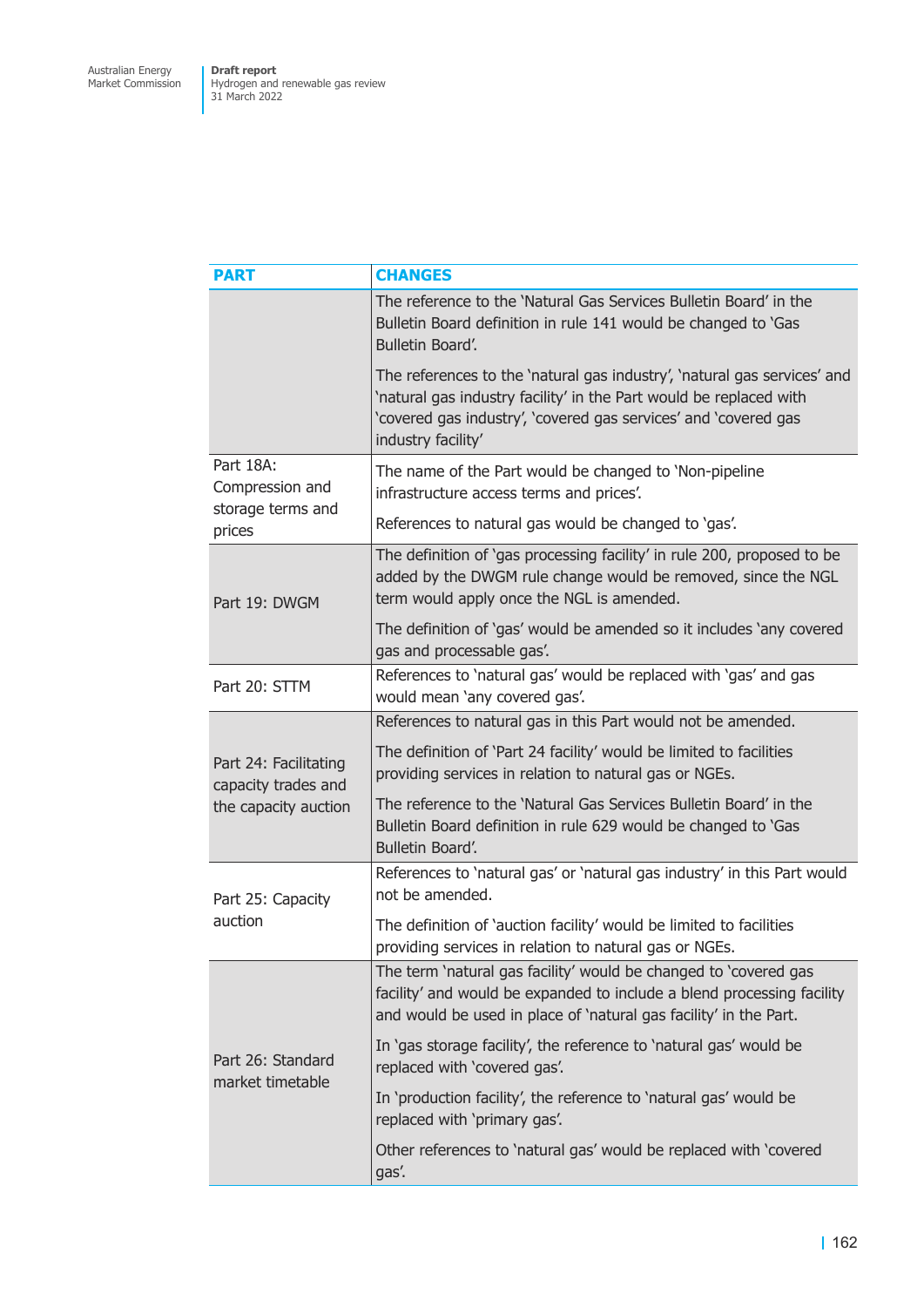| PART | CHANGES |
|---|---|
| | The reference to the 'Natural Gas Services Bulletin Board' in the Bulletin Board definition in rule 141 would be changed to 'Gas Bulletin Board'.<br><br>The references to the 'natural gas industry', 'natural gas services' and 'natural gas industry facility' in the Part would be replaced with 'covered gas industry', 'covered gas services' and 'covered gas industry facility' |
| Part 18A: Compression and storage terms and prices | The name of the Part would be changed to 'Non-pipeline infrastructure access terms and prices'.<br><br>References to natural gas would be changed to 'gas'. |
| Part 19: DWGM | The definition of 'gas processing facility' in rule 200, proposed to be added by the DWGM rule change would be removed, since the NGL term would apply once the NGL is amended.<br><br>The definition of 'gas' would be amended so it includes 'any covered gas and processable gas'. |
| Part 20: STTM | References to 'natural gas' would be replaced with 'gas' and gas would mean 'any covered gas'. |
| Part 24: Facilitating capacity trades and the capacity auction | References to natural gas in this Part would not be amended.<br><br>The definition of 'Part 24 facility' would be limited to facilities providing services in relation to natural gas or NGEs.<br><br>The reference to the 'Natural Gas Services Bulletin Board' in the Bulletin Board definition in rule 629 would be changed to 'Gas Bulletin Board'. |
| Part 25: Capacity auction | References to 'natural gas' or 'natural gas industry' in this Part would not be amended.<br><br>The definition of 'auction facility' would be limited to facilities providing services in relation to natural gas or NGEs. |
| Part 26: Standard market timetable | The term 'natural gas facility' would be changed to 'covered gas facility' and would be expanded to include a blend processing facility and would be used in place of 'natural gas facility' in the Part.<br><br>In 'gas storage facility', the reference to 'natural gas' would be replaced with 'covered gas'.<br><br>In 'production facility', the reference to 'natural gas' would be replaced with 'primary gas'.<br><br>Other references to 'natural gas' would be replaced with 'covered gas'. |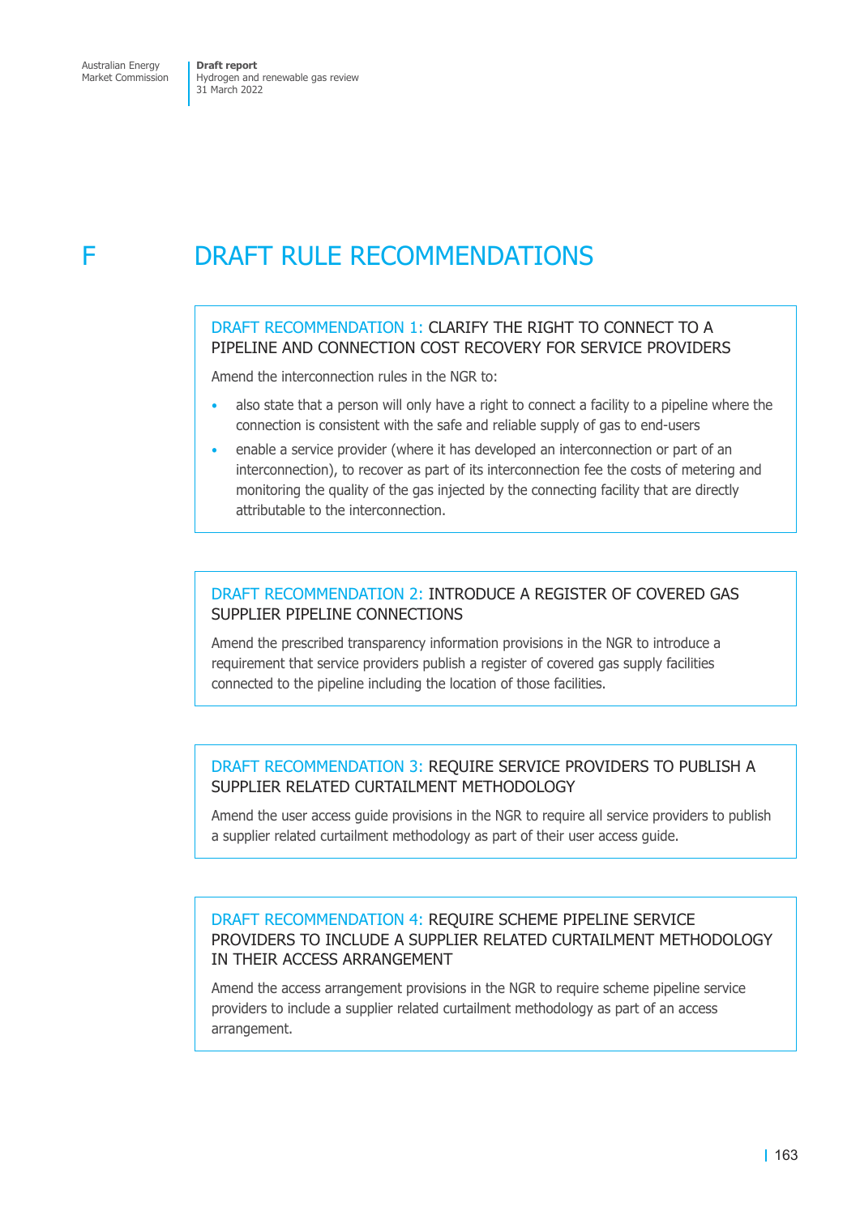# F DRAFT RULE RECOMMENDATIONS

**DRAFT RECOMMENDATION 1: CLARIFY THE RIGHT TO CONNECT TO A PIPELINE AND CONNECTION COST RECOVERY FOR SERVICE PROVIDERS**

Amend the interconnection rules in the NGR to:

- also state that a person will only have a right to connect a facility to a pipeline where the connection is consistent with the safe and reliable supply of gas to end-users
- enable a service provider (where it has developed an interconnection or part of an interconnection), to recover as part of its interconnection fee the costs of metering and monitoring the quality of the gas injected by the connecting facility that are directly attributable to the interconnection.

**DRAFT RECOMMENDATION 2: INTRODUCE A REGISTER OF COVERED GAS SUPPLIER PIPELINE CONNECTIONS**

Amend the prescribed transparency information provisions in the NGR to introduce a requirement that service providers publish a register of covered gas supply facilities connected to the pipeline including the location of those facilities.

**DRAFT RECOMMENDATION 3: REQUIRE SERVICE PROVIDERS TO PUBLISH A SUPPLIER RELATED CURTAILMENT METHODOLOGY**

Amend the user access guide provisions in the NGR to require all service providers to publish a supplier related curtailment methodology as part of their user access guide.

**DRAFT RECOMMENDATION 4: REQUIRE SCHEME PIPELINE SERVICE PROVIDERS TO INCLUDE A SUPPLIER RELATED CURTAILMENT METHODOLOGY IN THEIR ACCESS ARRANGEMENT**

Amend the access arrangement provisions in the NGR to require scheme pipeline service providers to include a supplier related curtailment methodology as part of an access arrangement.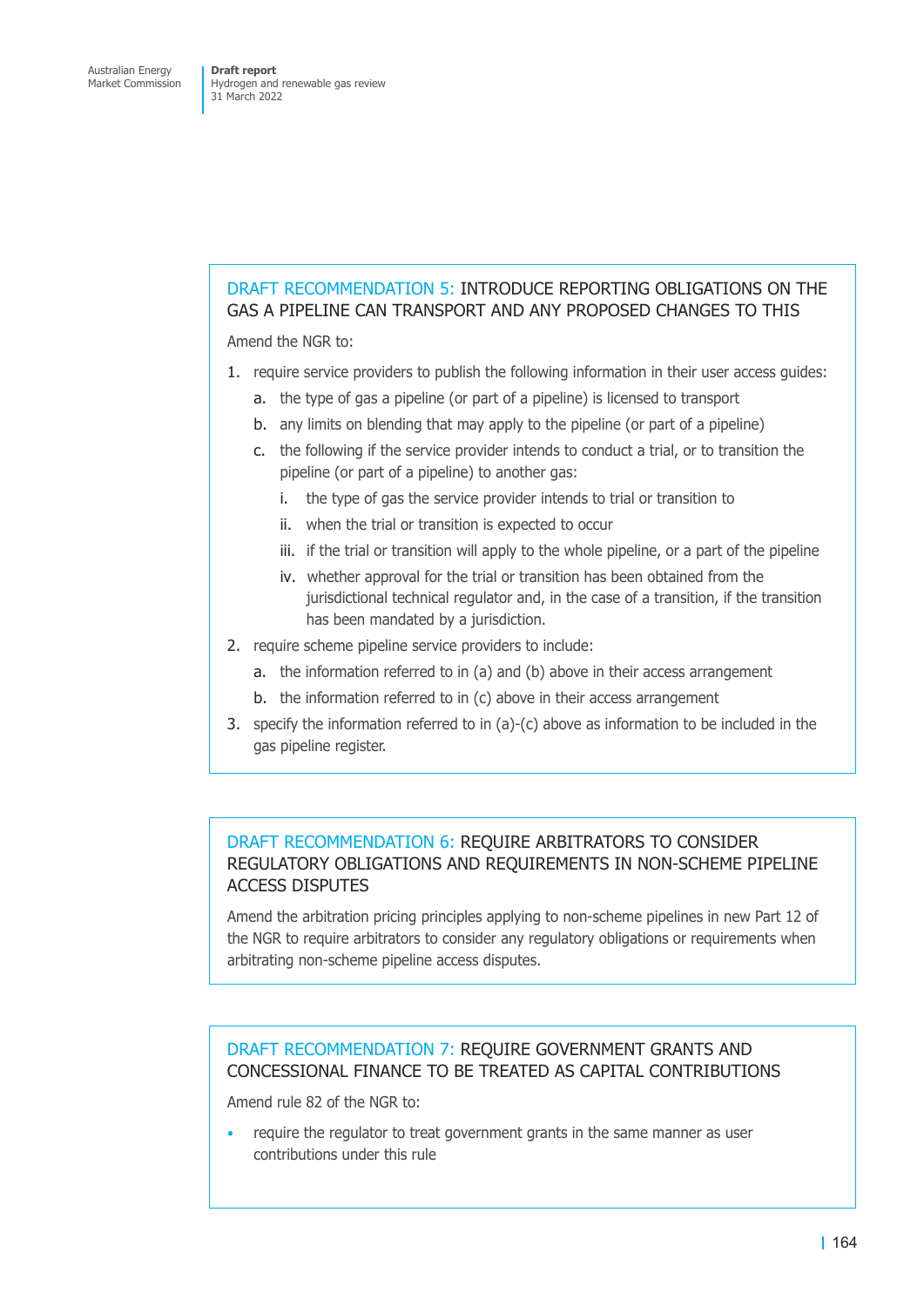### DRAFT RECOMMENDATION 5: INTRODUCE REPORTING OBLIGATIONS ON THE GAS A PIPELINE CAN TRANSPORT AND ANY PROPOSED CHANGES TO THIS

Amend the NGR to:

1. require service providers to publish the following information in their user access guides:
   a. the type of gas a pipeline (or part of a pipeline) is licensed to transport
   b. any limits on blending that may apply to the pipeline (or part of a pipeline)
   c. the following if the service provider intends to conduct a trial, or to transition the pipeline (or part of a pipeline) to another gas:
      i. the type of gas the service provider intends to trial or transition to
      ii. when the trial or transition is expected to occur
      iii. if the trial or transition will apply to the whole pipeline, or a part of the pipeline
      iv. whether approval for the trial or transition has been obtained from the jurisdictional technical regulator and, in the case of a transition, if the transition has been mandated by a jurisdiction.
2. require scheme pipeline service providers to include:
   a. the information referred to in (a) and (b) above in their access arrangement
   b. the information referred to in (c) above in their access arrangement
3. specify the information referred to in (a)-(c) above as information to be included in the gas pipeline register.

### DRAFT RECOMMENDATION 6: REQUIRE ARBITRATORS TO CONSIDER REGULATORY OBLIGATIONS AND REQUIREMENTS IN NON-SCHEME PIPELINE ACCESS DISPUTES

Amend the arbitration pricing principles applying to non-scheme pipelines in new Part 12 of the NGR to require arbitrators to consider any regulatory obligations or requirements when arbitrating non-scheme pipeline access disputes.

### DRAFT RECOMMENDATION 7: REQUIRE GOVERNMENT GRANTS AND CONCESSIONAL FINANCE TO BE TREATED AS CAPITAL CONTRIBUTIONS

Amend rule 82 of the NGR to:

- require the regulator to treat government grants in the same manner as user contributions under this rule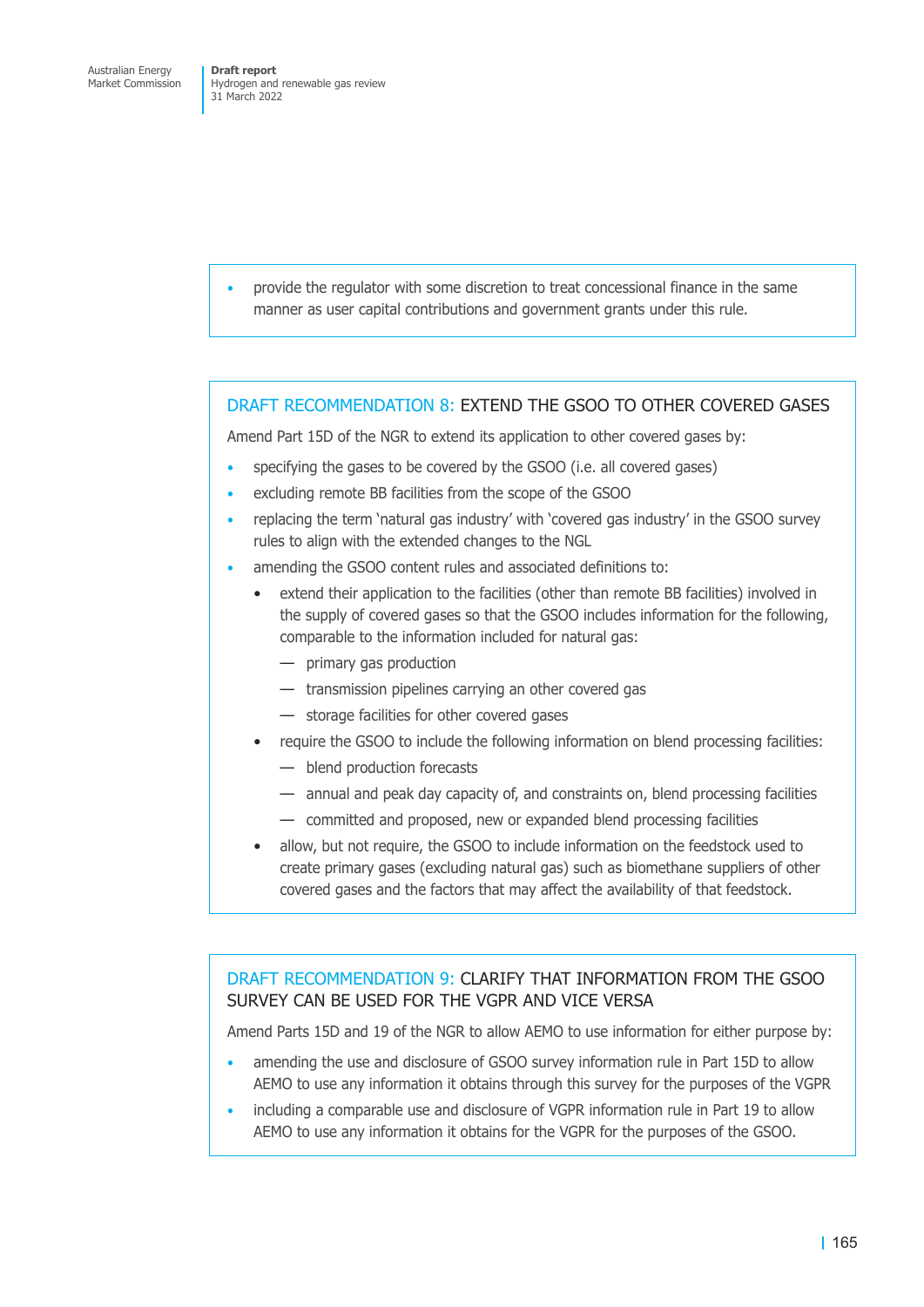- provide the regulator with some discretion to treat concessional finance in the same manner as user capital contributions and government grants under this rule.

## DRAFT RECOMMENDATION 8: EXTEND THE GSOO TO OTHER COVERED GASES

Amend Part 15D of the NGR to extend its application to other covered gases by:

- specifying the gases to be covered by the GSOO (i.e. all covered gases)
- excluding remote BB facilities from the scope of the GSOO
- replacing the term 'natural gas industry' with 'covered gas industry' in the GSOO survey rules to align with the extended changes to the NGL
- amending the GSOO content rules and associated definitions to:
  - extend their application to the facilities (other than remote BB facilities) involved in the supply of covered gases so that the GSOO includes information for the following, comparable to the information included for natural gas:
    - primary gas production
    - transmission pipelines carrying an other covered gas
    - storage facilities for other covered gases
  - require the GSOO to include the following information on blend processing facilities:
    - blend production forecasts
    - annual and peak day capacity of, and constraints on, blend processing facilities
    - committed and proposed, new or expanded blend processing facilities
  - allow, but not require, the GSOO to include information on the feedstock used to create primary gases (excluding natural gas) such as biomethane suppliers of other covered gases and the factors that may affect the availability of that feedstock.

## DRAFT RECOMMENDATION 9: CLARIFY THAT INFORMATION FROM THE GSOO SURVEY CAN BE USED FOR THE VGPR AND VICE VERSA

Amend Parts 15D and 19 of the NGR to allow AEMO to use information for either purpose by:

- amending the use and disclosure of GSOO survey information rule in Part 15D to allow AEMO to use any information it obtains through this survey for the purposes of the VGPR
- including a comparable use and disclosure of VGPR information rule in Part 19 to allow AEMO to use any information it obtains for the VGPR for the purposes of the GSOO.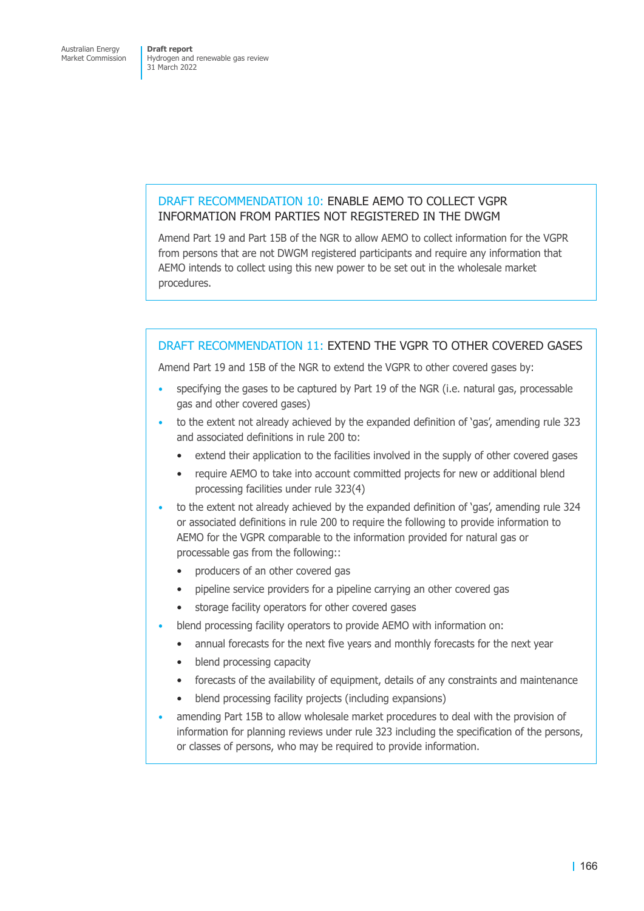### DRAFT RECOMMENDATION 10: ENABLE AEMO TO COLLECT VGPR INFORMATION FROM PARTIES NOT REGISTERED IN THE DWGM

Amend Part 19 and Part 15B of the NGR to allow AEMO to collect information for the VGPR from persons that are not DWGM registered participants and require any information that AEMO intends to collect using this new power to be set out in the wholesale market procedures.

### DRAFT RECOMMENDATION 11: EXTEND THE VGPR TO OTHER COVERED GASES

Amend Part 19 and 15B of the NGR to extend the VGPR to other covered gases by:

- specifying the gases to be captured by Part 19 of the NGR (i.e. natural gas, processable gas and other covered gases)
- to the extent not already achieved by the expanded definition of 'gas', amending rule 323 and associated definitions in rule 200 to:
  - extend their application to the facilities involved in the supply of other covered gases
  - require AEMO to take into account committed projects for new or additional blend processing facilities under rule 323(4)
- to the extent not already achieved by the expanded definition of 'gas', amending rule 324 or associated definitions in rule 200 to require the following to provide information to AEMO for the VGPR comparable to the information provided for natural gas or processable gas from the following::
  - producers of an other covered gas
  - pipeline service providers for a pipeline carrying an other covered gas
  - storage facility operators for other covered gases
- blend processing facility operators to provide AEMO with information on:
  - annual forecasts for the next five years and monthly forecasts for the next year
  - blend processing capacity
  - forecasts of the availability of equipment, details of any constraints and maintenance
  - blend processing facility projects (including expansions)
- amending Part 15B to allow wholesale market procedures to deal with the provision of information for planning reviews under rule 323 including the specification of the persons, or classes of persons, who may be required to provide information.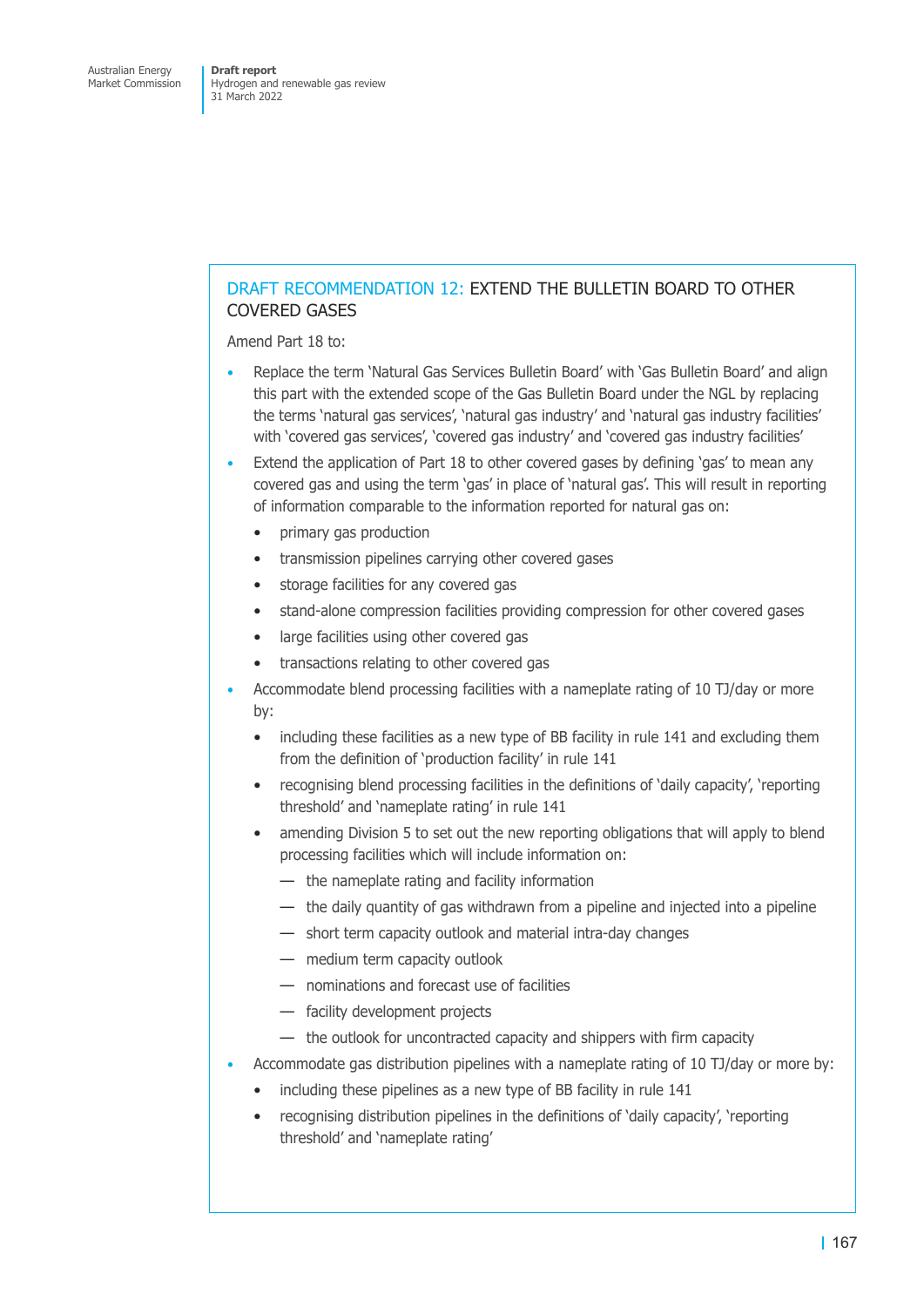## DRAFT RECOMMENDATION 12: EXTEND THE BULLETIN BOARD TO OTHER COVERED GASES

Amend Part 18 to:

- Replace the term 'Natural Gas Services Bulletin Board' with 'Gas Bulletin Board' and align this part with the extended scope of the Gas Bulletin Board under the NGL by replacing the terms 'natural gas services', 'natural gas industry' and 'natural gas industry facilities' with 'covered gas services', 'covered gas industry' and 'covered gas industry facilities'
- Extend the application of Part 18 to other covered gases by defining 'gas' to mean any covered gas and using the term 'gas' in place of 'natural gas'. This will result in reporting of information comparable to the information reported for natural gas on:
  - primary gas production
  - transmission pipelines carrying other covered gases
  - storage facilities for any covered gas
  - stand-alone compression facilities providing compression for other covered gases
  - large facilities using other covered gas
  - transactions relating to other covered gas
- Accommodate blend processing facilities with a nameplate rating of 10 TJ/day or more by:
  - including these facilities as a new type of BB facility in rule 141 and excluding them from the definition of 'production facility' in rule 141
  - recognising blend processing facilities in the definitions of 'daily capacity', 'reporting threshold' and 'nameplate rating' in rule 141
  - amending Division 5 to set out the new reporting obligations that will apply to blend processing facilities which will include information on:
    - the nameplate rating and facility information
    - the daily quantity of gas withdrawn from a pipeline and injected into a pipeline
    - short term capacity outlook and material intra-day changes
    - medium term capacity outlook
    - nominations and forecast use of facilities
    - facility development projects
    - the outlook for uncontracted capacity and shippers with firm capacity
- Accommodate gas distribution pipelines with a nameplate rating of 10 TJ/day or more by:
  - including these pipelines as a new type of BB facility in rule 141
  - recognising distribution pipelines in the definitions of 'daily capacity', 'reporting threshold' and 'nameplate rating'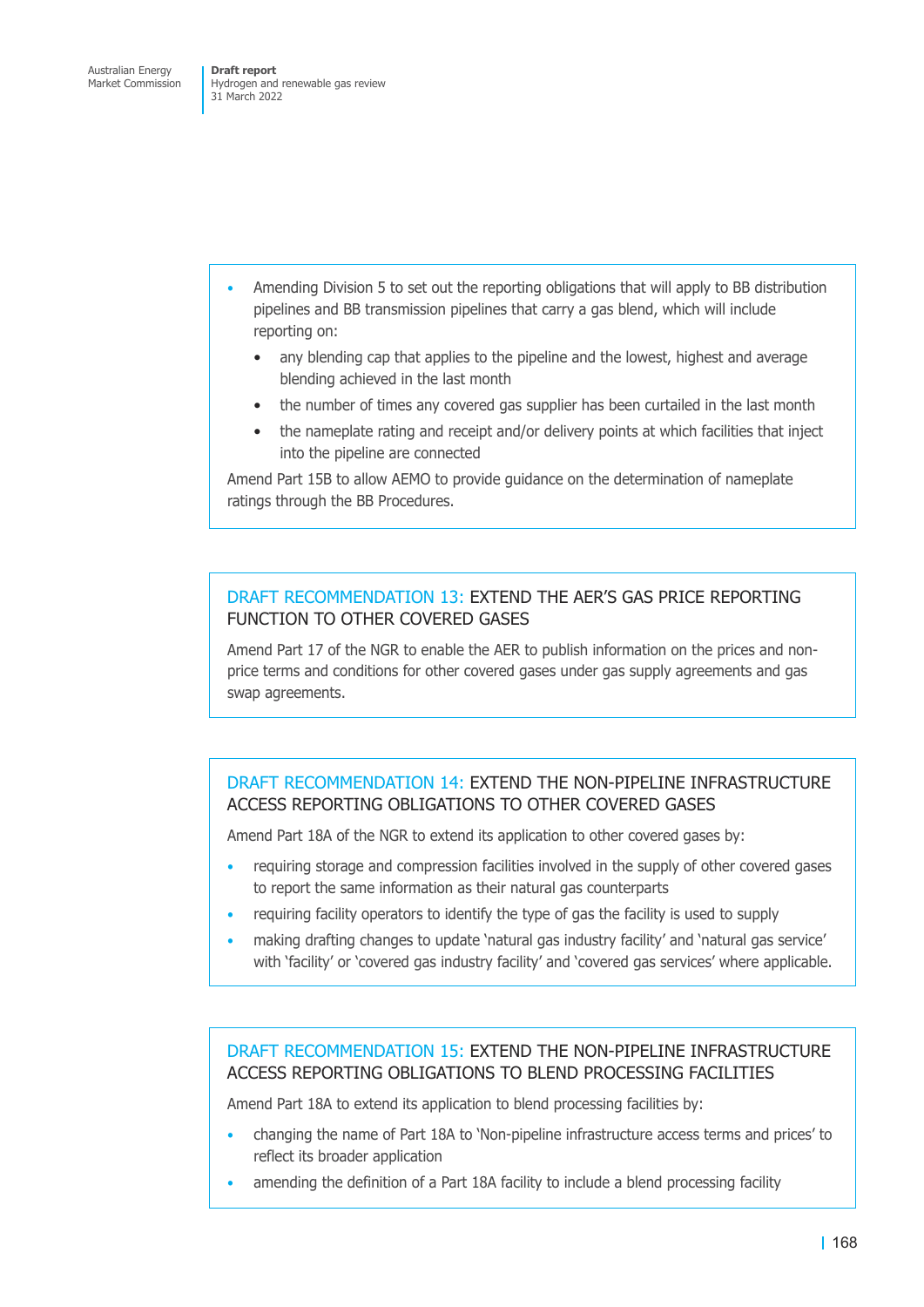- Amending Division 5 to set out the reporting obligations that will apply to BB distribution pipelines and BB transmission pipelines that carry a gas blend, which will include reporting on:
  - any blending cap that applies to the pipeline and the lowest, highest and average blending achieved in the last month
  - the number of times any covered gas supplier has been curtailed in the last month
  - the nameplate rating and receipt and/or delivery points at which facilities that inject into the pipeline are connected

Amend Part 15B to allow AEMO to provide guidance on the determination of nameplate ratings through the BB Procedures.

### DRAFT RECOMMENDATION 13: EXTEND THE AER'S GAS PRICE REPORTING FUNCTION TO OTHER COVERED GASES

Amend Part 17 of the NGR to enable the AER to publish information on the prices and non-price terms and conditions for other covered gases under gas supply agreements and gas swap agreements.

### DRAFT RECOMMENDATION 14: EXTEND THE NON-PIPELINE INFRASTRUCTURE ACCESS REPORTING OBLIGATIONS TO OTHER COVERED GASES

Amend Part 18A of the NGR to extend its application to other covered gases by:

- requiring storage and compression facilities involved in the supply of other covered gases to report the same information as their natural gas counterparts
- requiring facility operators to identify the type of gas the facility is used to supply
- making drafting changes to update 'natural gas industry facility' and 'natural gas service' with 'facility' or 'covered gas industry facility' and 'covered gas services' where applicable.

### DRAFT RECOMMENDATION 15: EXTEND THE NON-PIPELINE INFRASTRUCTURE ACCESS REPORTING OBLIGATIONS TO BLEND PROCESSING FACILITIES

Amend Part 18A to extend its application to blend processing facilities by:

- changing the name of Part 18A to 'Non-pipeline infrastructure access terms and prices' to reflect its broader application
- amending the definition of a Part 18A facility to include a blend processing facility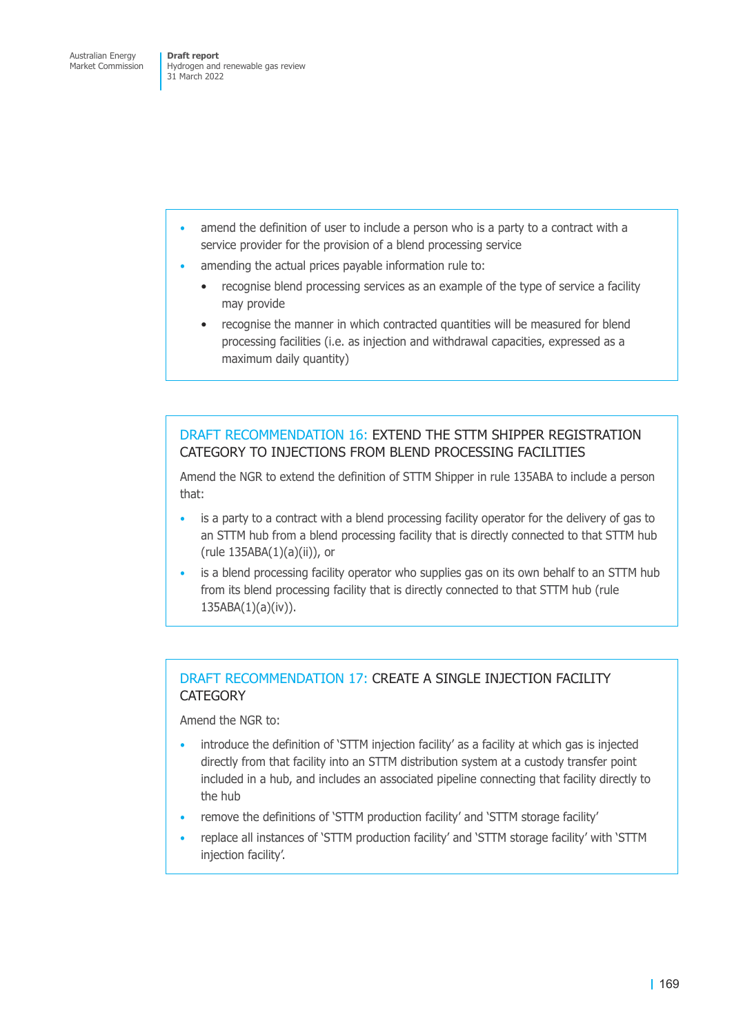- amend the definition of user to include a person who is a party to a contract with a service provider for the provision of a blend processing service
- amending the actual prices payable information rule to:
    - recognise blend processing services as an example of the type of service a facility may provide
    - recognise the manner in which contracted quantities will be measured for blend processing facilities (i.e. as injection and withdrawal capacities, expressed as a maximum daily quantity)

## DRAFT RECOMMENDATION 16: EXTEND THE STTM SHIPPER REGISTRATION CATEGORY TO INJECTIONS FROM BLEND PROCESSING FACILITIES

Amend the NGR to extend the definition of STTM Shipper in rule 135ABA to include a person that:

- is a party to a contract with a blend processing facility operator for the delivery of gas to an STTM hub from a blend processing facility that is directly connected to that STTM hub (rule 135ABA(1)(a)(ii)), or
- is a blend processing facility operator who supplies gas on its own behalf to an STTM hub from its blend processing facility that is directly connected to that STTM hub (rule 135ABA(1)(a)(iv)).

## DRAFT RECOMMENDATION 17: CREATE A SINGLE INJECTION FACILITY CATEGORY

Amend the NGR to:

- introduce the definition of 'STTM injection facility' as a facility at which gas is injected directly from that facility into an STTM distribution system at a custody transfer point included in a hub, and includes an associated pipeline connecting that facility directly to the hub
- remove the definitions of 'STTM production facility' and 'STTM storage facility'
- replace all instances of 'STTM production facility' and 'STTM storage facility' with 'STTM injection facility'.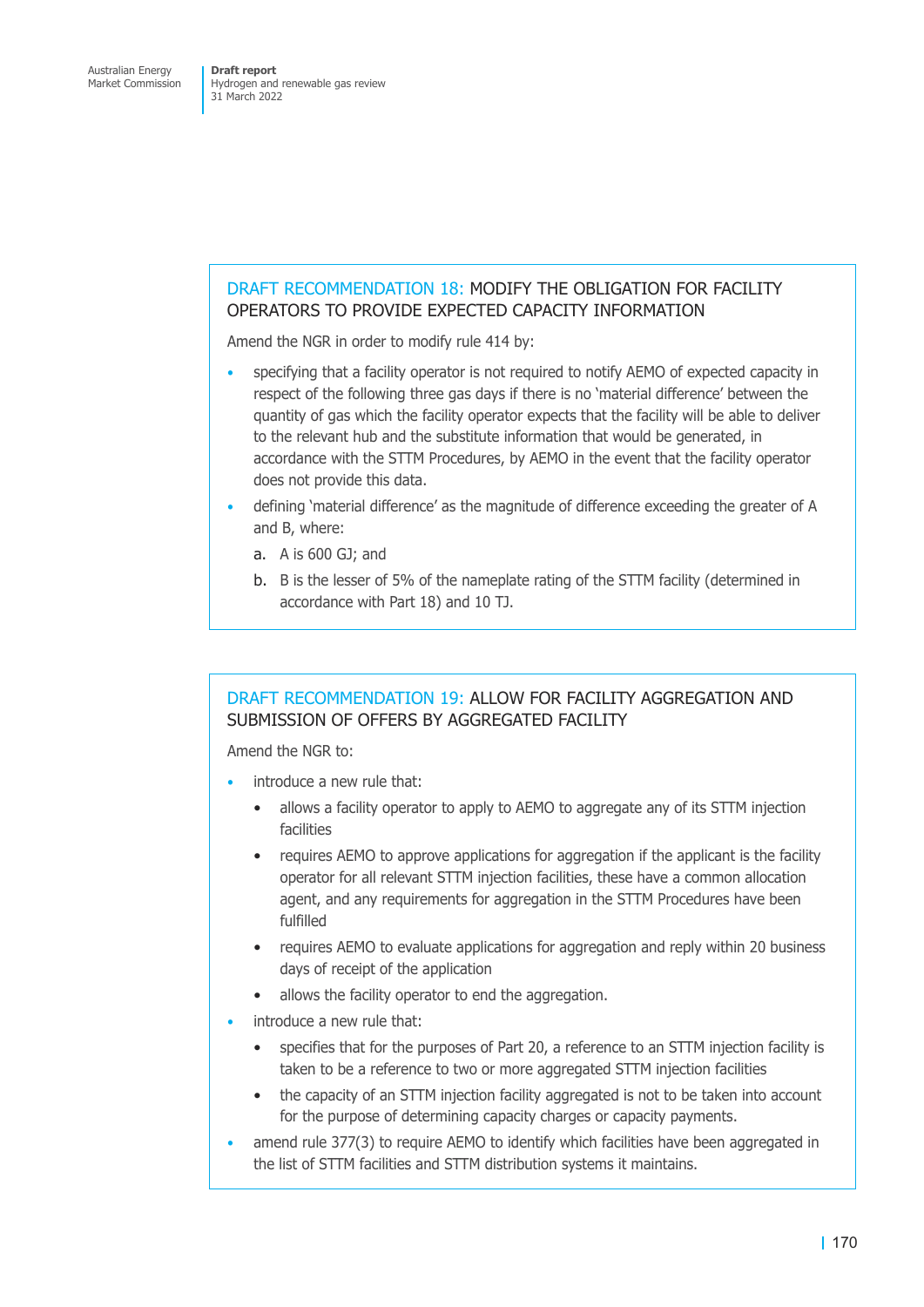## DRAFT RECOMMENDATION 18: MODIFY THE OBLIGATION FOR FACILITY OPERATORS TO PROVIDE EXPECTED CAPACITY INFORMATION

Amend the NGR in order to modify rule 414 by:

- specifying that a facility operator is not required to notify AEMO of expected capacity in respect of the following three gas days if there is no 'material difference' between the quantity of gas which the facility operator expects that the facility will be able to deliver to the relevant hub and the substitute information that would be generated, in accordance with the STTM Procedures, by AEMO in the event that the facility operator does not provide this data.
- defining 'material difference' as the magnitude of difference exceeding the greater of A and B, where:
  a. A is 600 GJ; and
  b. B is the lesser of 5% of the nameplate rating of the STTM facility (determined in accordance with Part 18) and 10 TJ.

## DRAFT RECOMMENDATION 19: ALLOW FOR FACILITY AGGREGATION AND SUBMISSION OF OFFERS BY AGGREGATED FACILITY

Amend the NGR to:

- introduce a new rule that:
  - allows a facility operator to apply to AEMO to aggregate any of its STTM injection facilities
  - requires AEMO to approve applications for aggregation if the applicant is the facility operator for all relevant STTM injection facilities, these have a common allocation agent, and any requirements for aggregation in the STTM Procedures have been fulfilled
  - requires AEMO to evaluate applications for aggregation and reply within 20 business days of receipt of the application
  - allows the facility operator to end the aggregation.
- introduce a new rule that:
  - specifies that for the purposes of Part 20, a reference to an STTM injection facility is taken to be a reference to two or more aggregated STTM injection facilities
  - the capacity of an STTM injection facility aggregated is not to be taken into account for the purpose of determining capacity charges or capacity payments.
- amend rule 377(3) to require AEMO to identify which facilities have been aggregated in the list of STTM facilities and STTM distribution systems it maintains.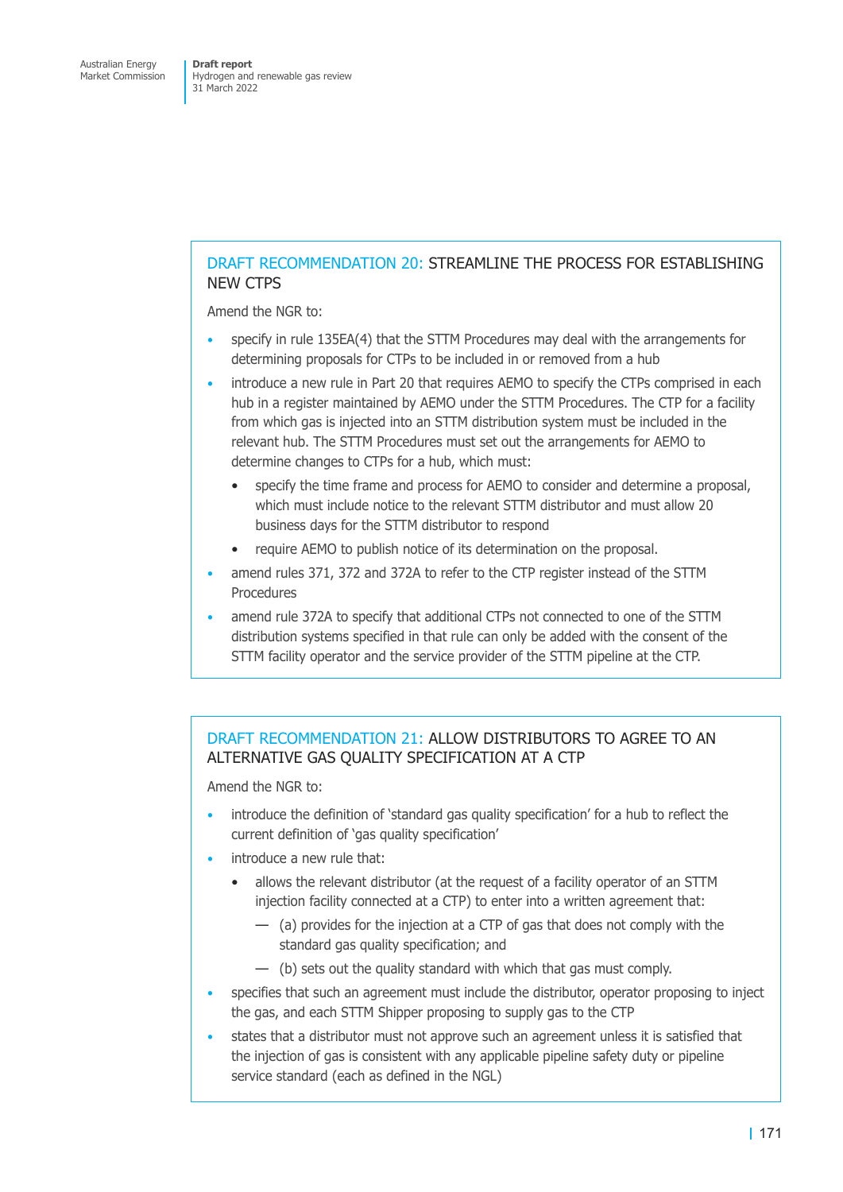## DRAFT RECOMMENDATION 20: STREAMLINE THE PROCESS FOR ESTABLISHING NEW CTPS

Amend the NGR to:

- specify in rule 135EA(4) that the STTM Procedures may deal with the arrangements for determining proposals for CTPs to be included in or removed from a hub
- introduce a new rule in Part 20 that requires AEMO to specify the CTPs comprised in each hub in a register maintained by AEMO under the STTM Procedures. The CTP for a facility from which gas is injected into an STTM distribution system must be included in the relevant hub. The STTM Procedures must set out the arrangements for AEMO to determine changes to CTPs for a hub, which must:
  - specify the time frame and process for AEMO to consider and determine a proposal, which must include notice to the relevant STTM distributor and must allow 20 business days for the STTM distributor to respond
  - require AEMO to publish notice of its determination on the proposal.
- amend rules 371, 372 and 372A to refer to the CTP register instead of the STTM Procedures
- amend rule 372A to specify that additional CTPs not connected to one of the STTM distribution systems specified in that rule can only be added with the consent of the STTM facility operator and the service provider of the STTM pipeline at the CTP.

## DRAFT RECOMMENDATION 21: ALLOW DISTRIBUTORS TO AGREE TO AN ALTERNATIVE GAS QUALITY SPECIFICATION AT A CTP

Amend the NGR to:

- introduce the definition of 'standard gas quality specification' for a hub to reflect the current definition of 'gas quality specification'
- introduce a new rule that:
  - allows the relevant distributor (at the request of a facility operator of an STTM injection facility connected at a CTP) to enter into a written agreement that:
    - (a) provides for the injection at a CTP of gas that does not comply with the standard gas quality specification; and
    - (b) sets out the quality standard with which that gas must comply.
- specifies that such an agreement must include the distributor, operator proposing to inject the gas, and each STTM Shipper proposing to supply gas to the CTP
- states that a distributor must not approve such an agreement unless it is satisfied that the injection of gas is consistent with any applicable pipeline safety duty or pipeline service standard (each as defined in the NGL)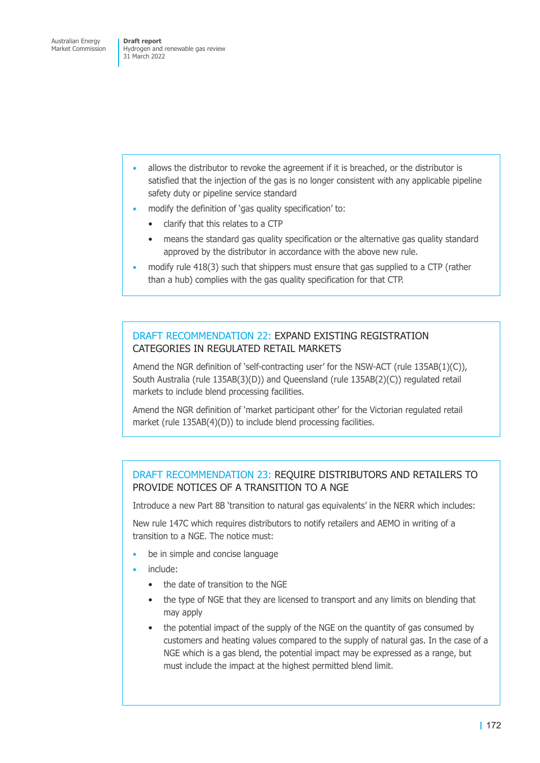- allows the distributor to revoke the agreement if it is breached, or the distributor is satisfied that the injection of the gas is no longer consistent with any applicable pipeline safety duty or pipeline service standard
- modify the definition of 'gas quality specification' to:
  - clarify that this relates to a CTP
  - means the standard gas quality specification or the alternative gas quality standard approved by the distributor in accordance with the above new rule.
- modify rule 418(3) such that shippers must ensure that gas supplied to a CTP (rather than a hub) complies with the gas quality specification for that CTP.

### DRAFT RECOMMENDATION 22: EXPAND EXISTING REGISTRATION CATEGORIES IN REGULATED RETAIL MARKETS

Amend the NGR definition of 'self-contracting user' for the NSW-ACT (rule 135AB(1)(C)), South Australia (rule 135AB(3)(D)) and Queensland (rule 135AB(2)(C)) regulated retail markets to include blend processing facilities.

Amend the NGR definition of 'market participant other' for the Victorian regulated retail market (rule 135AB(4)(D)) to include blend processing facilities.

### DRAFT RECOMMENDATION 23: REQUIRE DISTRIBUTORS AND RETAILERS TO PROVIDE NOTICES OF A TRANSITION TO A NGE

Introduce a new Part 8B 'transition to natural gas equivalents' in the NERR which includes:

New rule 147C which requires distributors to notify retailers and AEMO in writing of a transition to a NGE. The notice must:

- be in simple and concise language
- include:
  - the date of transition to the NGE
  - the type of NGE that they are licensed to transport and any limits on blending that may apply
  - the potential impact of the supply of the NGE on the quantity of gas consumed by customers and heating values compared to the supply of natural gas. In the case of a NGE which is a gas blend, the potential impact may be expressed as a range, but must include the impact at the highest permitted blend limit.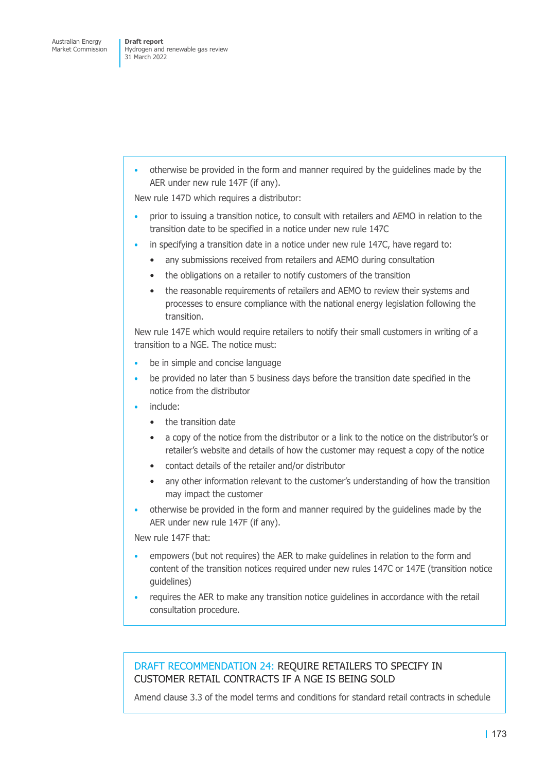- otherwise be provided in the form and manner required by the guidelines made by the AER under new rule 147F (if any).

New rule 147D which requires a distributor:

- prior to issuing a transition notice, to consult with retailers and AEMO in relation to the transition date to be specified in a notice under new rule 147C
- in specifying a transition date in a notice under new rule 147C, have regard to:
  - any submissions received from retailers and AEMO during consultation
  - the obligations on a retailer to notify customers of the transition
  - the reasonable requirements of retailers and AEMO to review their systems and processes to ensure compliance with the national energy legislation following the transition.

New rule 147E which would require retailers to notify their small customers in writing of a transition to a NGE. The notice must:

- be in simple and concise language
- be provided no later than 5 business days before the transition date specified in the notice from the distributor
- include:
  - the transition date
  - a copy of the notice from the distributor or a link to the notice on the distributor's or retailer's website and details of how the customer may request a copy of the notice
  - contact details of the retailer and/or distributor
  - any other information relevant to the customer's understanding of how the transition may impact the customer
- otherwise be provided in the form and manner required by the guidelines made by the AER under new rule 147F (if any).

New rule 147F that:

- empowers (but not requires) the AER to make guidelines in relation to the form and content of the transition notices required under new rules 147C or 147E (transition notice guidelines)
- requires the AER to make any transition notice guidelines in accordance with the retail consultation procedure.

DRAFT RECOMMENDATION 24: REQUIRE RETAILERS TO SPECIFY IN CUSTOMER RETAIL CONTRACTS IF A NGE IS BEING SOLD

Amend clause 3.3 of the model terms and conditions for standard retail contracts in schedule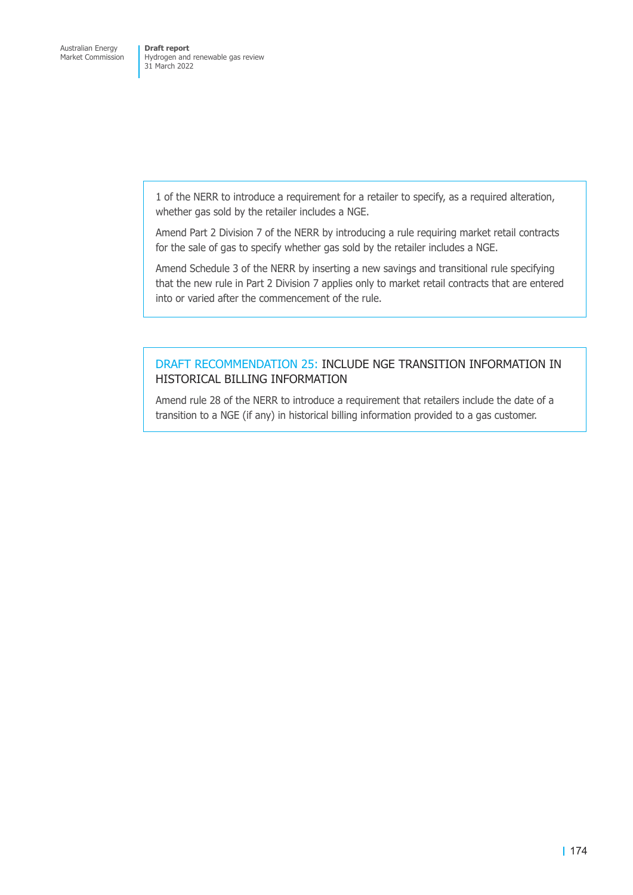1 of the NERR to introduce a requirement for a retailer to specify, as a required alteration, whether gas sold by the retailer includes a NGE.

Amend Part 2 Division 7 of the NERR by introducing a rule requiring market retail contracts for the sale of gas to specify whether gas sold by the retailer includes a NGE.

Amend Schedule 3 of the NERR by inserting a new savings and transitional rule specifying that the new rule in Part 2 Division 7 applies only to market retail contracts that are entered into or varied after the commencement of the rule.

### DRAFT RECOMMENDATION 25: INCLUDE NGE TRANSITION INFORMATION IN HISTORICAL BILLING INFORMATION

Amend rule 28 of the NERR to introduce a requirement that retailers include the date of a transition to a NGE (if any) in historical billing information provided to a gas customer.